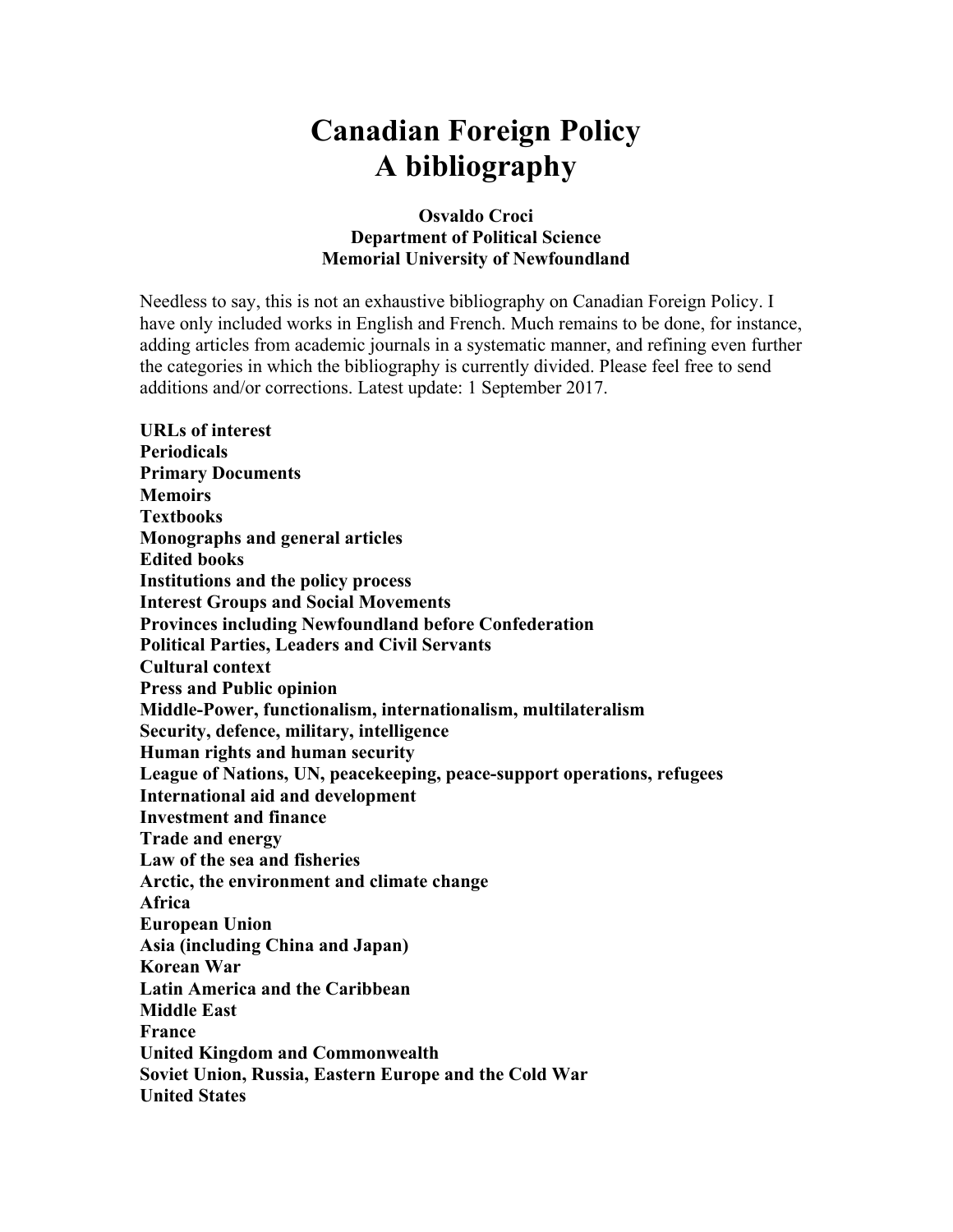# Canadian Foreign Policy
# A bibliography

**Osvaldo Croci**
**Department of Political Science**
**Memorial University of Newfoundland**

Needless to say, this is not an exhaustive bibliography on Canadian Foreign Policy. I have only included works in English and French. Much remains to be done, for instance, adding articles from academic journals in a systematic manner, and refining even further the categories in which the bibliography is currently divided. Please feel free to send additions and/or corrections. Latest update: 1 September 2017.

**URLs of interest**
**Periodicals**
**Primary Documents**
**Memoirs**
**Textbooks**
**Monographs and general articles**
**Edited books**
**Institutions and the policy process**
**Interest Groups and Social Movements**
**Provinces including Newfoundland before Confederation**
**Political Parties, Leaders and Civil Servants**
**Cultural context**
**Press and Public opinion**
**Middle-Power, functionalism, internationalism, multilateralism**
**Security, defence, military, intelligence**
**Human rights and human security**
**League of Nations, UN, peacekeeping, peace-support operations, refugees**
**International aid and development**
**Investment and finance**
**Trade and energy**
**Law of the sea and fisheries**
**Arctic, the environment and climate change**
**Africa**
**European Union**
**Asia (including China and Japan)**
**Korean War**
**Latin America and the Caribbean**
**Middle East**
**France**
**United Kingdom and Commonwealth**
**Soviet Union, Russia, Eastern Europe and the Cold War**
**United States**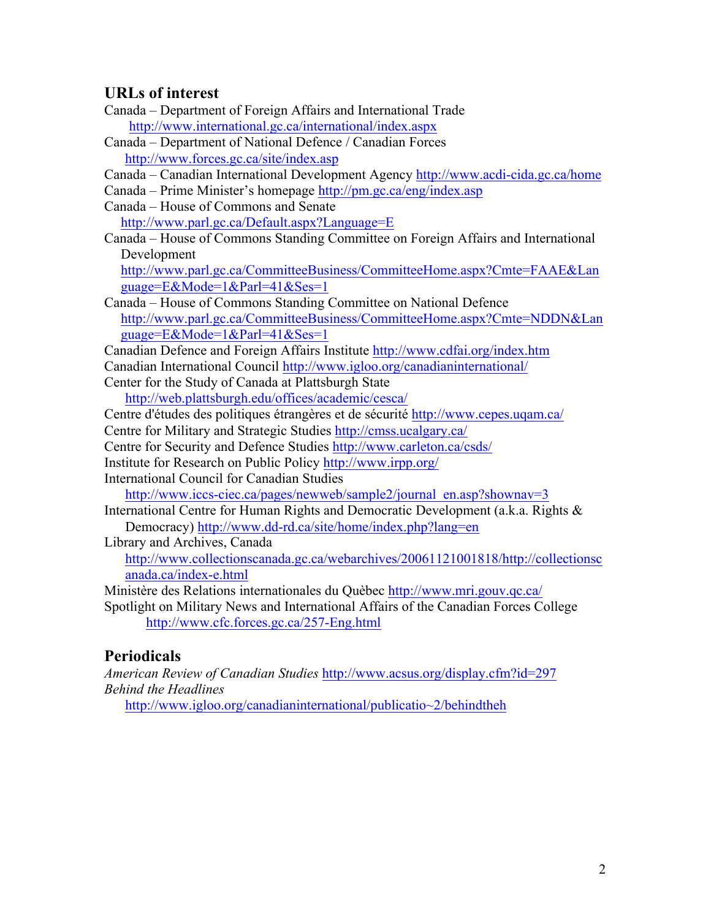## URLs of interest

Canada – Department of Foreign Affairs and International Trade
http://www.international.gc.ca/international/index.aspx

Canada – Department of National Defence / Canadian Forces
http://www.forces.gc.ca/site/index.asp

Canada – Canadian International Development Agency http://www.acdi-cida.gc.ca/home

Canada – Prime Minister's homepage http://pm.gc.ca/eng/index.asp

Canada – House of Commons and Senate
http://www.parl.gc.ca/Default.aspx?Language=E

Canada – House of Commons Standing Committee on Foreign Affairs and International Development
http://www.parl.gc.ca/CommitteeBusiness/CommitteeHome.aspx?Cmte=FAAE&Language=E&Mode=1&Parl=41&Ses=1

Canada – House of Commons Standing Committee on National Defence
http://www.parl.gc.ca/CommitteeBusiness/CommitteeHome.aspx?Cmte=NDDN&Language=E&Mode=1&Parl=41&Ses=1

Canadian Defence and Foreign Affairs Institute http://www.cdfai.org/index.htm

Canadian International Council http://www.igloo.org/canadianinternational/

Center for the Study of Canada at Plattsburgh State
http://web.plattsburgh.edu/offices/academic/cesca/

Centre d'études des politiques étrangères et de sécurité http://www.cepes.uqam.ca/

Centre for Military and Strategic Studies http://cmss.ucalgary.ca/

Centre for Security and Defence Studies http://www.carleton.ca/csds/

Institute for Research on Public Policy http://www.irpp.org/

International Council for Canadian Studies
http://www.iccs-ciec.ca/pages/newweb/sample2/journal_en.asp?shownav=3

International Centre for Human Rights and Democratic Development (a.k.a. Rights & Democracy) http://www.dd-rd.ca/site/home/index.php?lang=en

Library and Archives, Canada
http://www.collectionscanada.gc.ca/webarchives/20061121001818/http://collectionscanada.ca/index-e.html

Ministère des Relations internationales du Quèbec http://www.mri.gouv.qc.ca/

Spotlight on Military News and International Affairs of the Canadian Forces College
http://www.cfc.forces.gc.ca/257-Eng.html

## Periodicals

*American Review of Canadian Studies* http://www.acsus.org/display.cfm?id=297

*Behind the Headlines*
http://www.igloo.org/canadianinternational/publicatio~2/behindtheh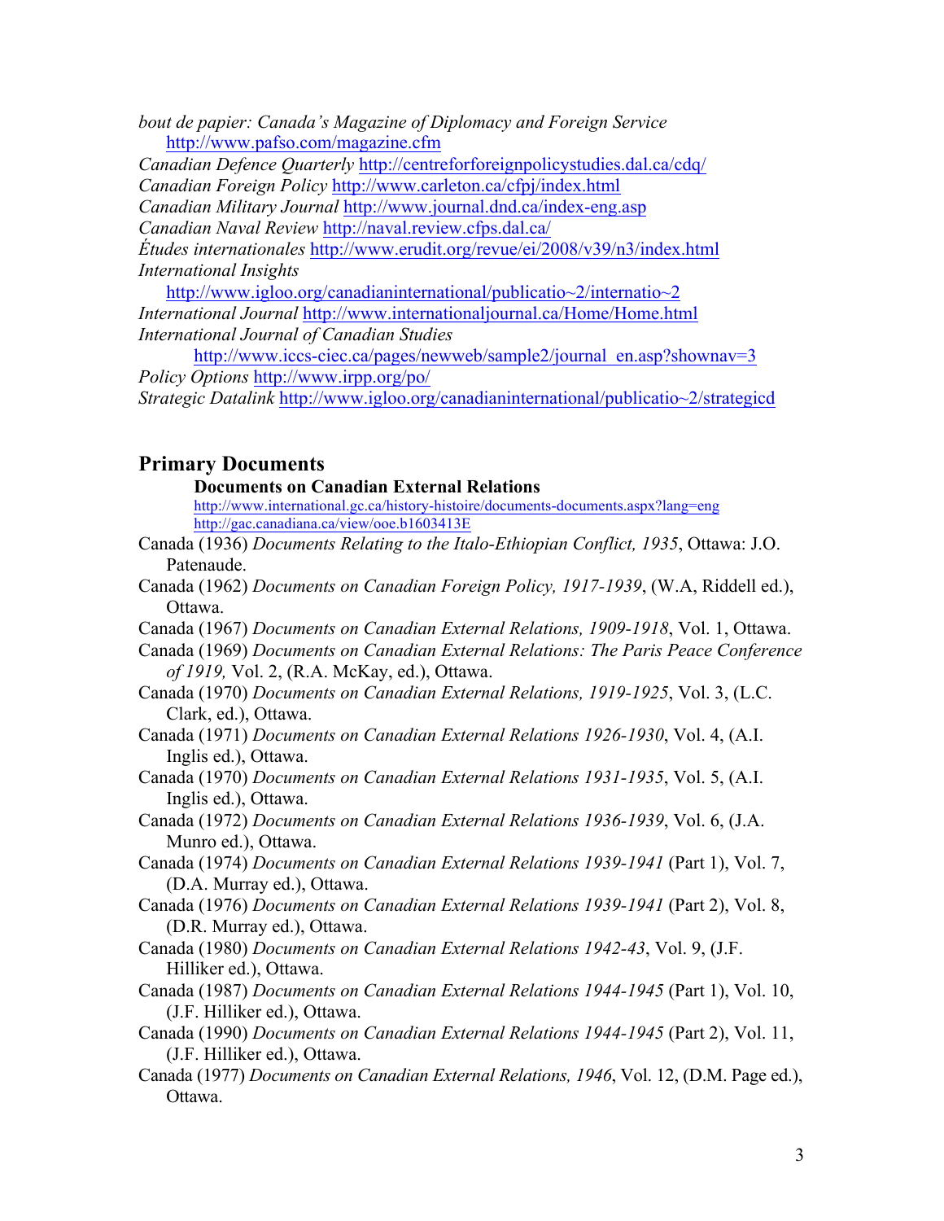*bout de papier: Canada's Magazine of Diplomacy and Foreign Service* http://www.pafso.com/magazine.cfm

*Canadian Defence Quarterly* http://centreforforeignpolicystudies.dal.ca/cdq/

*Canadian Foreign Policy* http://www.carleton.ca/cfpj/index.html

*Canadian Military Journal* http://www.journal.dnd.ca/index-eng.asp

*Canadian Naval Review* http://naval.review.cfps.dal.ca/

*Études internationales* http://www.erudit.org/revue/ei/2008/v39/n3/index.html

*International Insights* http://www.igloo.org/canadianinternational/publicatio~2/internatio~2

*International Journal* http://www.internationaljournal.ca/Home/Home.html

*International Journal of Canadian Studies* http://www.iccs-ciec.ca/pages/newweb/sample2/journal_en.asp?shownav=3

*Policy Options* http://www.irpp.org/po/

*Strategic Datalink* http://www.igloo.org/canadianinternational/publicatio~2/strategicd

## Primary Documents

### Documents on Canadian External Relations

http://www.international.gc.ca/history-histoire/documents-documents.aspx?lang=eng
http://gac.canadiana.ca/view/ooe.b1603413E

Canada (1936) *Documents Relating to the Italo-Ethiopian Conflict, 1935*, Ottawa: J.O. Patenaude.

Canada (1962) *Documents on Canadian Foreign Policy, 1917-1939*, (W.A, Riddell ed.), Ottawa.

Canada (1967) *Documents on Canadian External Relations, 1909-1918*, Vol. 1, Ottawa.

Canada (1969) *Documents on Canadian External Relations: The Paris Peace Conference of 1919,* Vol. 2, (R.A. McKay, ed.), Ottawa.

Canada (1970) *Documents on Canadian External Relations, 1919-1925*, Vol. 3, (L.C. Clark, ed.), Ottawa.

Canada (1971) *Documents on Canadian External Relations 1926-1930*, Vol. 4, (A.I. Inglis ed.), Ottawa.

Canada (1970) *Documents on Canadian External Relations 1931-1935*, Vol. 5, (A.I. Inglis ed.), Ottawa.

Canada (1972) *Documents on Canadian External Relations 1936-1939*, Vol. 6, (J.A. Munro ed.), Ottawa.

Canada (1974) *Documents on Canadian External Relations 1939-1941* (Part 1), Vol. 7, (D.A. Murray ed.), Ottawa.

Canada (1976) *Documents on Canadian External Relations 1939-1941* (Part 2), Vol. 8, (D.R. Murray ed.), Ottawa.

Canada (1980) *Documents on Canadian External Relations 1942-43*, Vol. 9, (J.F. Hilliker ed.), Ottawa.

Canada (1987) *Documents on Canadian External Relations 1944-1945* (Part 1), Vol. 10, (J.F. Hilliker ed.), Ottawa.

Canada (1990) *Documents on Canadian External Relations 1944-1945* (Part 2), Vol. 11, (J.F. Hilliker ed.), Ottawa.

Canada (1977) *Documents on Canadian External Relations, 1946*, Vol. 12, (D.M. Page ed.), Ottawa.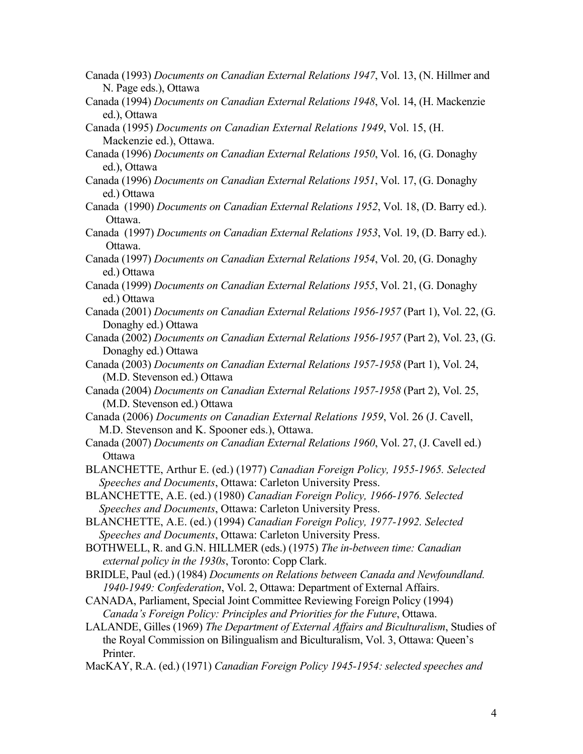Canada (1993) *Documents on Canadian External Relations 1947*, Vol. 13, (N. Hillmer and N. Page eds.), Ottawa

Canada (1994) *Documents on Canadian External Relations 1948*, Vol. 14, (H. Mackenzie ed.), Ottawa

Canada (1995) *Documents on Canadian External Relations 1949*, Vol. 15, (H. Mackenzie ed.), Ottawa.

Canada (1996) *Documents on Canadian External Relations 1950*, Vol. 16, (G. Donaghy ed.), Ottawa

Canada (1996) *Documents on Canadian External Relations 1951*, Vol. 17, (G. Donaghy ed.) Ottawa

Canada (1990) *Documents on Canadian External Relations 1952*, Vol. 18, (D. Barry ed.). Ottawa.

Canada (1997) *Documents on Canadian External Relations 1953*, Vol. 19, (D. Barry ed.). Ottawa.

Canada (1997) *Documents on Canadian External Relations 1954*, Vol. 20, (G. Donaghy ed.) Ottawa

Canada (1999) *Documents on Canadian External Relations 1955*, Vol. 21, (G. Donaghy ed.) Ottawa

Canada (2001) *Documents on Canadian External Relations 1956-1957* (Part 1), Vol. 22, (G. Donaghy ed.) Ottawa

Canada (2002) *Documents on Canadian External Relations 1956-1957* (Part 2), Vol. 23, (G. Donaghy ed.) Ottawa

Canada (2003) *Documents on Canadian External Relations 1957-1958* (Part 1), Vol. 24, (M.D. Stevenson ed.) Ottawa

Canada (2004) *Documents on Canadian External Relations 1957-1958* (Part 2), Vol. 25, (M.D. Stevenson ed.) Ottawa

Canada (2006) *Documents on Canadian External Relations 1959*, Vol. 26 (J. Cavell, M.D. Stevenson and K. Spooner eds.), Ottawa.

Canada (2007) *Documents on Canadian External Relations 1960*, Vol. 27, (J. Cavell ed.) Ottawa

BLANCHETTE, Arthur E. (ed.) (1977) *Canadian Foreign Policy, 1955-1965. Selected Speeches and Documents*, Ottawa: Carleton University Press.

BLANCHETTE, A.E. (ed.) (1980) *Canadian Foreign Policy, 1966-1976. Selected Speeches and Documents*, Ottawa: Carleton University Press.

BLANCHETTE, A.E. (ed.) (1994) *Canadian Foreign Policy, 1977-1992. Selected Speeches and Documents*, Ottawa: Carleton University Press.

BOTHWELL, R. and G.N. HILLMER (eds.) (1975) *The in-between time: Canadian external policy in the 1930s*, Toronto: Copp Clark.

BRIDLE, Paul (ed.) (1984) *Documents on Relations between Canada and Newfoundland. 1940-1949: Confederation*, Vol. 2, Ottawa: Department of External Affairs.

CANADA, Parliament, Special Joint Committee Reviewing Foreign Policy (1994) *Canada's Foreign Policy: Principles and Priorities for the Future*, Ottawa.

LALANDE, Gilles (1969) *The Department of External Affairs and Biculturalism*, Studies of the Royal Commission on Bilingualism and Biculturalism, Vol. 3, Ottawa: Queen's Printer.

MacKAY, R.A. (ed.) (1971) *Canadian Foreign Policy 1945-1954: selected speeches and*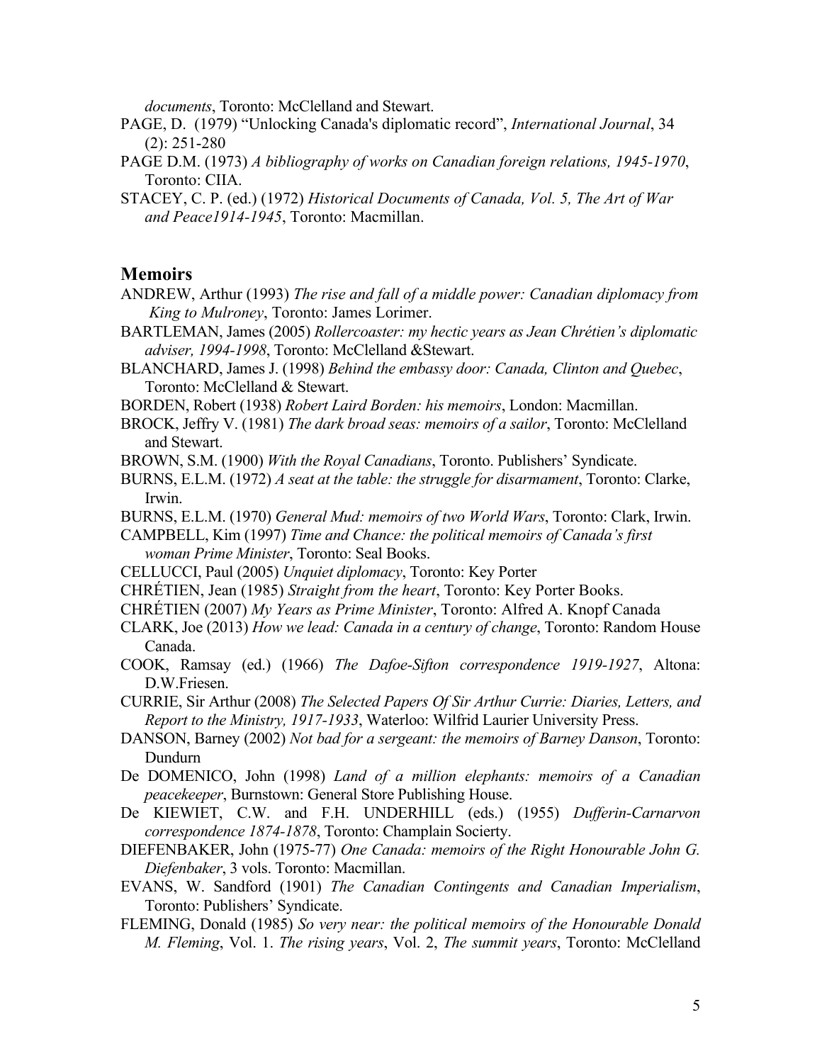*documents*, Toronto: McClelland and Stewart.

PAGE, D. (1979) "Unlocking Canada's diplomatic record", *International Journal*, 34 (2): 251-280

PAGE D.M. (1973) *A bibliography of works on Canadian foreign relations, 1945-1970*, Toronto: CIIA.

STACEY, C. P. (ed.) (1972) *Historical Documents of Canada, Vol. 5, The Art of War and Peace1914-1945*, Toronto: Macmillan.

## Memoirs

ANDREW, Arthur (1993) *The rise and fall of a middle power: Canadian diplomacy from King to Mulroney*, Toronto: James Lorimer.

BARTLEMAN, James (2005) *Rollercoaster: my hectic years as Jean Chrétien's diplomatic adviser, 1994-1998*, Toronto: McClelland &Stewart.

BLANCHARD, James J. (1998) *Behind the embassy door: Canada, Clinton and Quebec*, Toronto: McClelland & Stewart.

BORDEN, Robert (1938) *Robert Laird Borden: his memoirs*, London: Macmillan.

BROCK, Jeffry V. (1981) *The dark broad seas: memoirs of a sailor*, Toronto: McClelland and Stewart.

BROWN, S.M. (1900) *With the Royal Canadians*, Toronto. Publishers' Syndicate.

BURNS, E.L.M. (1972) *A seat at the table: the struggle for disarmament*, Toronto: Clarke, Irwin.

BURNS, E.L.M. (1970) *General Mud: memoirs of two World Wars*, Toronto: Clark, Irwin.

CAMPBELL, Kim (1997) *Time and Chance: the political memoirs of Canada's first woman Prime Minister*, Toronto: Seal Books.

CELLUCCI, Paul (2005) *Unquiet diplomacy*, Toronto: Key Porter

CHRÉTIEN, Jean (1985) *Straight from the heart*, Toronto: Key Porter Books.

CHRÉTIEN (2007) *My Years as Prime Minister*, Toronto: Alfred A. Knopf Canada

CLARK, Joe (2013) *How we lead: Canada in a century of change*, Toronto: Random House Canada.

COOK, Ramsay (ed.) (1966) *The Dafoe-Sifton correspondence 1919-1927*, Altona: D.W.Friesen.

CURRIE, Sir Arthur (2008) *The Selected Papers Of Sir Arthur Currie: Diaries, Letters, and Report to the Ministry, 1917-1933*, Waterloo: Wilfrid Laurier University Press.

DANSON, Barney (2002) *Not bad for a sergeant: the memoirs of Barney Danson*, Toronto: Dundurn

De DOMENICO, John (1998) *Land of a million elephants: memoirs of a Canadian peacekeeper*, Burnstown: General Store Publishing House.

De KIEWIET, C.W. and F.H. UNDERHILL (eds.) (1955) *Dufferin-Carnarvon correspondence 1874-1878*, Toronto: Champlain Socierty.

DIEFENBAKER, John (1975-77) *One Canada: memoirs of the Right Honourable John G. Diefenbaker*, 3 vols. Toronto: Macmillan.

EVANS, W. Sandford (1901) *The Canadian Contingents and Canadian Imperialism*, Toronto: Publishers' Syndicate.

FLEMING, Donald (1985) *So very near: the political memoirs of the Honourable Donald M. Fleming*, Vol. 1. *The rising years*, Vol. 2, *The summit years*, Toronto: McClelland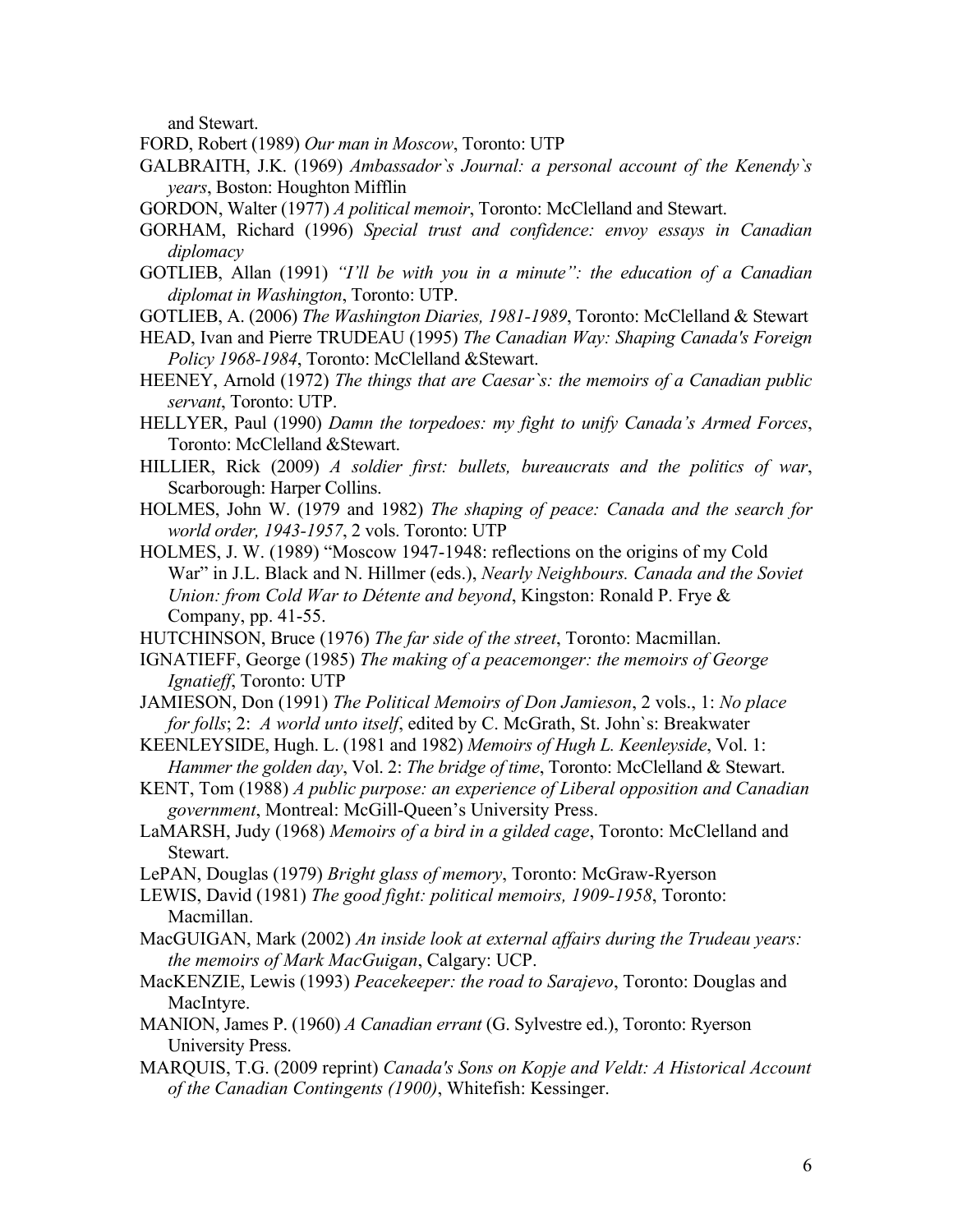and Stewart.

FORD, Robert (1989) *Our man in Moscow*, Toronto: UTP

GALBRAITH, J.K. (1969) *Ambassador`s Journal: a personal account of the Kenedy`s years*, Boston: Houghton Mifflin

GORDON, Walter (1977) *A political memoir*, Toronto: McClelland and Stewart.

GORHAM, Richard (1996) *Special trust and confidence: envoy essays in Canadian diplomacy*

GOTLIEB, Allan (1991) *"I'll be with you in a minute": the education of a Canadian diplomat in Washington*, Toronto: UTP.

GOTLIEB, A. (2006) *The Washington Diaries, 1981-1989*, Toronto: McClelland & Stewart

HEAD, Ivan and Pierre TRUDEAU (1995) *The Canadian Way: Shaping Canada's Foreign Policy 1968-1984*, Toronto: McClelland &Stewart.

HEENEY, Arnold (1972) *The things that are Caesar`s: the memoirs of a Canadian public servant*, Toronto: UTP.

HELLYER, Paul (1990) *Damn the torpedoes: my fight to unify Canada's Armed Forces*, Toronto: McClelland &Stewart.

HILLIER, Rick (2009) *A soldier first: bullets, bureaucrats and the politics of war*, Scarborough: Harper Collins.

HOLMES, John W. (1979 and 1982) *The shaping of peace: Canada and the search for world order, 1943-1957*, 2 vols. Toronto: UTP

HOLMES, J. W. (1989) "Moscow 1947-1948: reflections on the origins of my Cold War" in J.L. Black and N. Hillmer (eds.), *Nearly Neighbours. Canada and the Soviet Union: from Cold War to Détente and beyond*, Kingston: Ronald P. Frye & Company, pp. 41-55.

HUTCHINSON, Bruce (1976) *The far side of the street*, Toronto: Macmillan.

IGNATIEFF, George (1985) *The making of a peacemonger: the memoirs of George Ignatieff*, Toronto: UTP

JAMIESON, Don (1991) *The Political Memoirs of Don Jamieson*, 2 vols., 1: *No place for folls*; 2: *A world unto itself*, edited by C. McGrath, St. John`s: Breakwater

KEENLEYSIDE, Hugh. L. (1981 and 1982) *Memoirs of Hugh L. Keenleyside*, Vol. 1: *Hammer the golden day*, Vol. 2: *The bridge of time*, Toronto: McClelland & Stewart.

KENT, Tom (1988) *A public purpose: an experience of Liberal opposition and Canadian government*, Montreal: McGill-Queen's University Press.

LaMARSH, Judy (1968) *Memoirs of a bird in a gilded cage*, Toronto: McClelland and Stewart.

LePAN, Douglas (1979) *Bright glass of memory*, Toronto: McGraw-Ryerson

LEWIS, David (1981) *The good fight: political memoirs, 1909-1958*, Toronto: Macmillan.

MacGUIGAN, Mark (2002) *An inside look at external affairs during the Trudeau years: the memoirs of Mark MacGuigan*, Calgary: UCP.

MacKENZIE, Lewis (1993) *Peacekeeper: the road to Sarajevo*, Toronto: Douglas and MacIntyre.

MANION, James P. (1960) *A Canadian errant* (G. Sylvestre ed.), Toronto: Ryerson University Press.

MARQUIS, T.G. (2009 reprint) *Canada's Sons on Kopje and Veldt: A Historical Account of the Canadian Contingents (1900)*, Whitefish: Kessinger.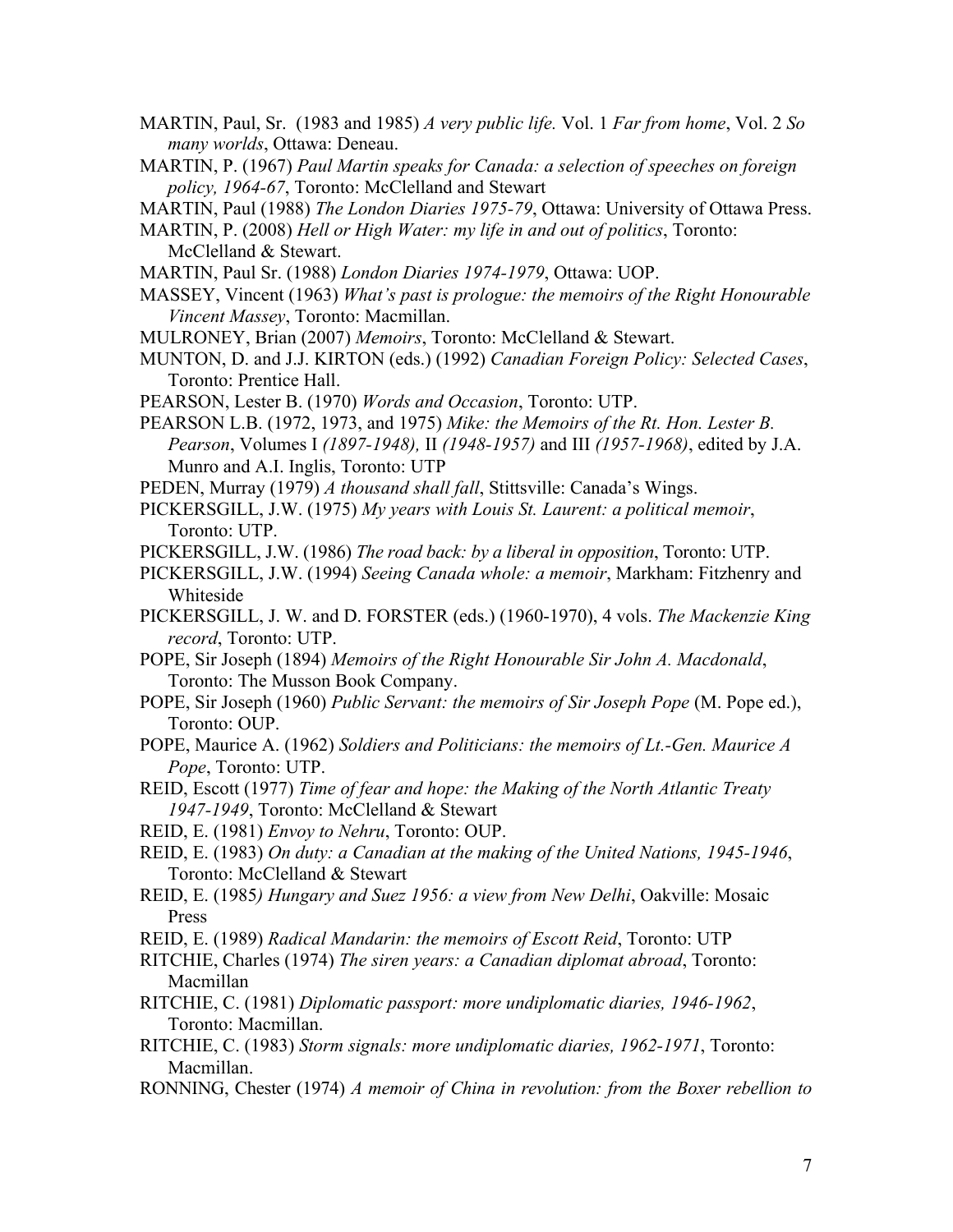MARTIN, Paul, Sr. (1983 and 1985) *A very public life.* Vol. 1 *Far from home*, Vol. 2 *So many worlds*, Ottawa: Deneau.

MARTIN, P. (1967) *Paul Martin speaks for Canada: a selection of speeches on foreign policy, 1964-67*, Toronto: McClelland and Stewart

MARTIN, Paul (1988) *The London Diaries 1975-79*, Ottawa: University of Ottawa Press.

MARTIN, P. (2008) *Hell or High Water: my life in and out of politics*, Toronto: McClelland & Stewart.

MARTIN, Paul Sr. (1988) *London Diaries 1974-1979*, Ottawa: UOP.

MASSEY, Vincent (1963) *What's past is prologue: the memoirs of the Right Honourable Vincent Massey*, Toronto: Macmillan.

MULRONEY, Brian (2007) *Memoirs*, Toronto: McClelland & Stewart.

MUNTON, D. and J.J. KIRTON (eds.) (1992) *Canadian Foreign Policy: Selected Cases*, Toronto: Prentice Hall.

PEARSON, Lester B. (1970) *Words and Occasion*, Toronto: UTP.

PEARSON L.B. (1972, 1973, and 1975) *Mike: the Memoirs of the Rt. Hon. Lester B. Pearson*, Volumes I *(1897-1948),* II *(1948-1957)* and III *(1957-1968)*, edited by J.A. Munro and A.I. Inglis, Toronto: UTP

PEDEN, Murray (1979) *A thousand shall fall*, Stittsville: Canada's Wings.

PICKERSGILL, J.W. (1975) *My years with Louis St. Laurent: a political memoir*, Toronto: UTP.

PICKERSGILL, J.W. (1986) *The road back: by a liberal in opposition*, Toronto: UTP.

PICKERSGILL, J.W. (1994) *Seeing Canada whole: a memoir*, Markham: Fitzhenry and Whiteside

PICKERSGILL, J. W. and D. FORSTER (eds.) (1960-1970), 4 vols. *The Mackenzie King record*, Toronto: UTP.

POPE, Sir Joseph (1894) *Memoirs of the Right Honourable Sir John A. Macdonald*, Toronto: The Musson Book Company.

POPE, Sir Joseph (1960) *Public Servant: the memoirs of Sir Joseph Pope* (M. Pope ed.), Toronto: OUP.

POPE, Maurice A. (1962) *Soldiers and Politicians: the memoirs of Lt.-Gen. Maurice A Pope*, Toronto: UTP.

REID, Escott (1977) *Time of fear and hope: the Making of the North Atlantic Treaty 1947-1949*, Toronto: McClelland & Stewart

REID, E. (1981) *Envoy to Nehru*, Toronto: OUP.

REID, E. (1983) *On duty: a Canadian at the making of the United Nations, 1945-1946*, Toronto: McClelland & Stewart

REID, E. (1985*) Hungary and Suez 1956: a view from New Delhi*, Oakville: Mosaic Press

REID, E. (1989) *Radical Mandarin: the memoirs of Escott Reid*, Toronto: UTP

RITCHIE, Charles (1974) *The siren years: a Canadian diplomat abroad*, Toronto: Macmillan

RITCHIE, C. (1981) *Diplomatic passport: more undiplomatic diaries, 1946-1962*, Toronto: Macmillan.

RITCHIE, C. (1983) *Storm signals: more undiplomatic diaries, 1962-1971*, Toronto: Macmillan.

RONNING, Chester (1974) *A memoir of China in revolution: from the Boxer rebellion to*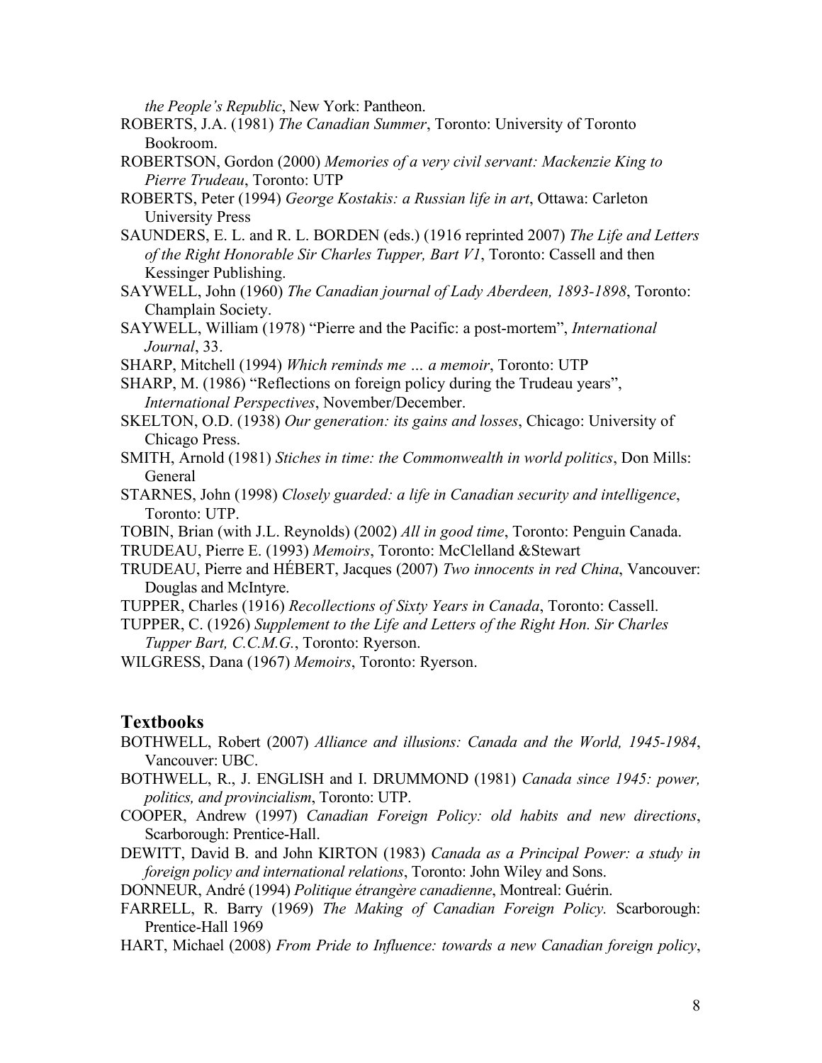*the People's Republic*, New York: Pantheon.

ROBERTS, J.A. (1981) *The Canadian Summer*, Toronto: University of Toronto Bookroom.

ROBERTSON, Gordon (2000) *Memories of a very civil servant: Mackenzie King to Pierre Trudeau*, Toronto: UTP

ROBERTS, Peter (1994) *George Kostakis: a Russian life in art*, Ottawa: Carleton University Press

SAUNDERS, E. L. and R. L. BORDEN (eds.) (1916 reprinted 2007) *The Life and Letters of the Right Honorable Sir Charles Tupper, Bart V1*, Toronto: Cassell and then Kessinger Publishing.

SAYWELL, John (1960) *The Canadian journal of Lady Aberdeen, 1893-1898*, Toronto: Champlain Society.

SAYWELL, William (1978) "Pierre and the Pacific: a post-mortem", *International Journal*, 33.

SHARP, Mitchell (1994) *Which reminds me … a memoir*, Toronto: UTP

SHARP, M. (1986) "Reflections on foreign policy during the Trudeau years", *International Perspectives*, November/December.

SKELTON, O.D. (1938) *Our generation: its gains and losses*, Chicago: University of Chicago Press.

SMITH, Arnold (1981) *Stiches in time: the Commonwealth in world politics*, Don Mills: General

STARNES, John (1998) *Closely guarded: a life in Canadian security and intelligence*, Toronto: UTP.

TOBIN, Brian (with J.L. Reynolds) (2002) *All in good time*, Toronto: Penguin Canada.

TRUDEAU, Pierre E. (1993) *Memoirs*, Toronto: McClelland &Stewart

TRUDEAU, Pierre and HÉBERT, Jacques (2007) *Two innocents in red China*, Vancouver: Douglas and McIntyre.

TUPPER, Charles (1916) *Recollections of Sixty Years in Canada*, Toronto: Cassell.

TUPPER, C. (1926) *Supplement to the Life and Letters of the Right Hon. Sir Charles Tupper Bart, C.C.M.G.*, Toronto: Ryerson.

WILGRESS, Dana (1967) *Memoirs*, Toronto: Ryerson.

## Textbooks

BOTHWELL, Robert (2007) *Alliance and illusions: Canada and the World, 1945-1984*, Vancouver: UBC.

BOTHWELL, R., J. ENGLISH and I. DRUMMOND (1981) *Canada since 1945: power, politics, and provincialism*, Toronto: UTP.

COOPER, Andrew (1997) *Canadian Foreign Policy: old habits and new directions*, Scarborough: Prentice-Hall.

DEWITT, David B. and John KIRTON (1983) *Canada as a Principal Power: a study in foreign policy and international relations*, Toronto: John Wiley and Sons.

DONNEUR, André (1994) *Politique étrangère canadienne*, Montreal: Guérin.

FARRELL, R. Barry (1969) *The Making of Canadian Foreign Policy.* Scarborough: Prentice-Hall 1969

HART, Michael (2008) *From Pride to Influence: towards a new Canadian foreign policy*,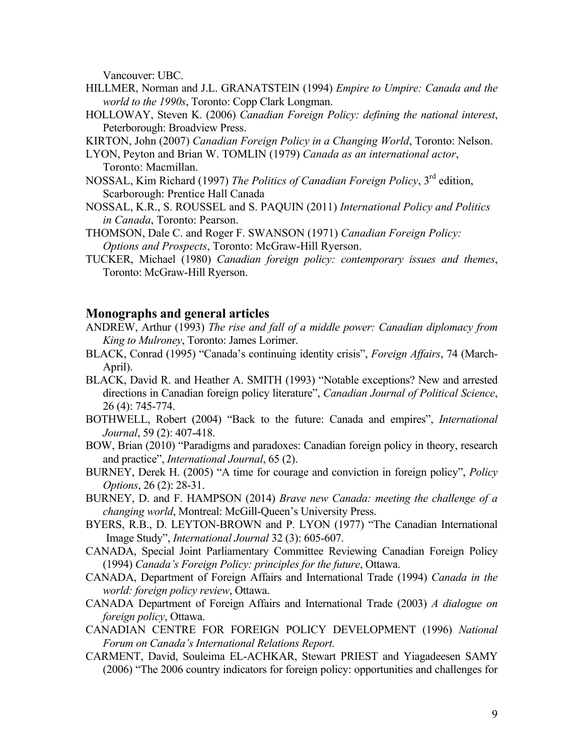Vancouver: UBC.

HILLMER, Norman and J.L. GRANATSTEIN (1994) *Empire to Umpire: Canada and the world to the 1990s*, Toronto: Copp Clark Longman.

HOLLOWAY, Steven K. (2006) *Canadian Foreign Policy: defining the national interest*, Peterborough: Broadview Press.

KIRTON, John (2007) *Canadian Foreign Policy in a Changing World*, Toronto: Nelson.

LYON, Peyton and Brian W. TOMLIN (1979) *Canada as an international actor*, Toronto: Macmillan.

NOSSAL, Kim Richard (1997) *The Politics of Canadian Foreign Policy*, 3rd edition, Scarborough: Prentice Hall Canada

NOSSAL, K.R., S. ROUSSEL and S. PAQUIN (2011) *International Policy and Politics in Canada*, Toronto: Pearson.

THOMSON, Dale C. and Roger F. SWANSON (1971) *Canadian Foreign Policy: Options and Prospects*, Toronto: McGraw-Hill Ryerson.

TUCKER, Michael (1980) *Canadian foreign policy: contemporary issues and themes*, Toronto: McGraw-Hill Ryerson.

## Monographs and general articles

ANDREW, Arthur (1993) *The rise and fall of a middle power: Canadian diplomacy from King to Mulroney*, Toronto: James Lorimer.

BLACK, Conrad (1995) "Canada's continuing identity crisis", *Foreign Affairs*, 74 (March-April).

BLACK, David R. and Heather A. SMITH (1993) "Notable exceptions? New and arrested directions in Canadian foreign policy literature", *Canadian Journal of Political Science*, 26 (4): 745-774.

BOTHWELL, Robert (2004) "Back to the future: Canada and empires", *International Journal*, 59 (2): 407-418.

BOW, Brian (2010) "Paradigms and paradoxes: Canadian foreign policy in theory, research and practice", *International Journal*, 65 (2).

BURNEY, Derek H. (2005) "A time for courage and conviction in foreign policy", *Policy Options*, 26 (2): 28-31.

BURNEY, D. and F. HAMPSON (2014) *Brave new Canada: meeting the challenge of a changing world*, Montreal: McGill-Queen's University Press.

BYERS, R.B., D. LEYTON-BROWN and P. LYON (1977) "The Canadian International Image Study", *International Journal* 32 (3): 605-607.

CANADA, Special Joint Parliamentary Committee Reviewing Canadian Foreign Policy (1994) *Canada's Foreign Policy: principles for the future*, Ottawa.

CANADA, Department of Foreign Affairs and International Trade (1994) *Canada in the world: foreign policy review*, Ottawa.

CANADA Department of Foreign Affairs and International Trade (2003) *A dialogue on foreign policy*, Ottawa.

CANADIAN CENTRE FOR FOREIGN POLICY DEVELOPMENT (1996) *National Forum on Canada's International Relations Report.*

CARMENT, David, Souleima EL-ACHKAR, Stewart PRIEST and Yiagadeesen SAMY (2006) "The 2006 country indicators for foreign policy: opportunities and challenges for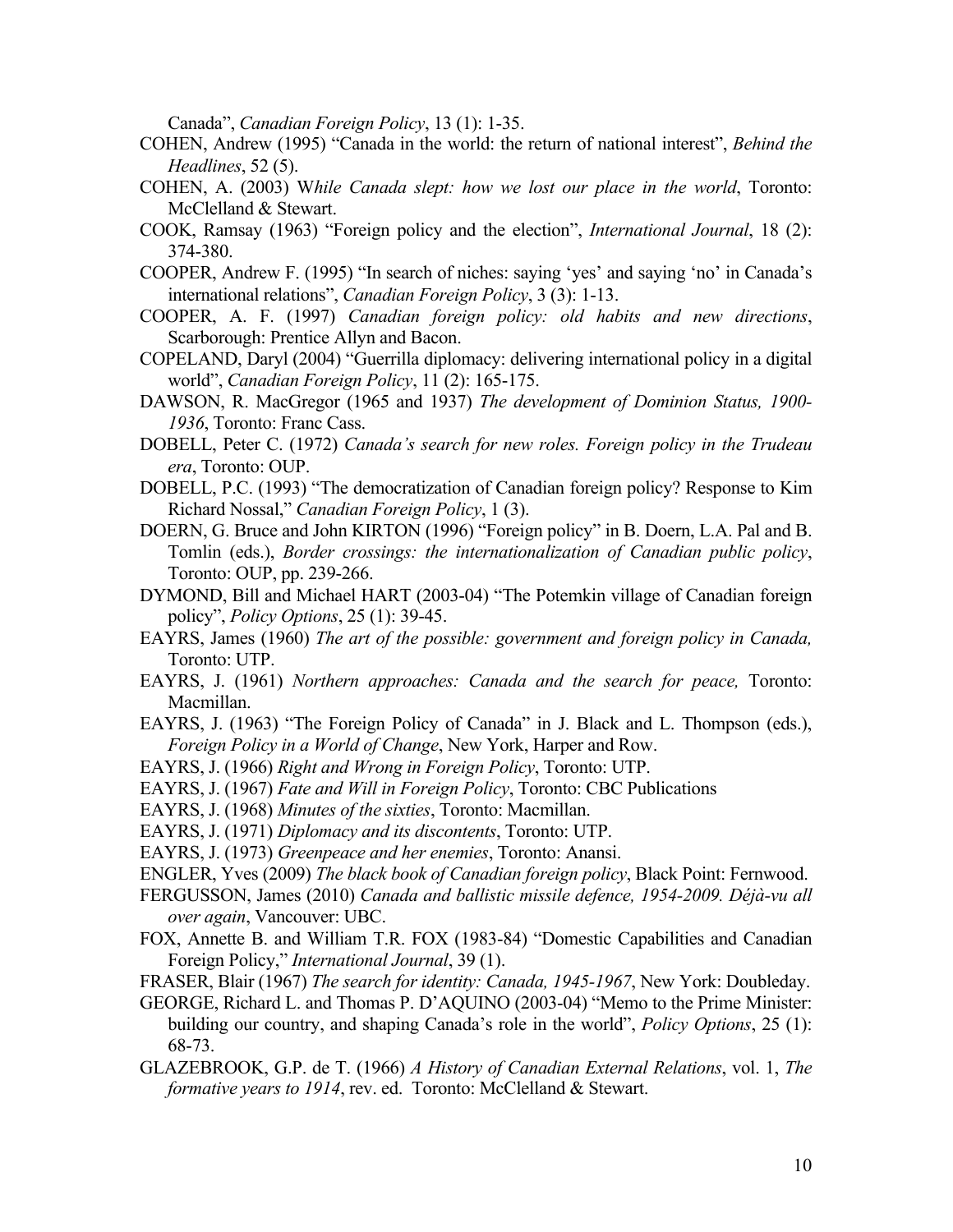Canada", *Canadian Foreign Policy*, 13 (1): 1-35.

COHEN, Andrew (1995) "Canada in the world: the return of national interest", *Behind the Headlines*, 52 (5).

COHEN, A. (2003) W*hile Canada slept: how we lost our place in the world*, Toronto: McClelland & Stewart.

COOK, Ramsay (1963) "Foreign policy and the election", *International Journal*, 18 (2): 374-380.

COOPER, Andrew F. (1995) "In search of niches: saying 'yes' and saying 'no' in Canada's international relations", *Canadian Foreign Policy*, 3 (3): 1-13.

COOPER, A. F. (1997) *Canadian foreign policy: old habits and new directions*, Scarborough: Prentice Allyn and Bacon.

COPELAND, Daryl (2004) "Guerrilla diplomacy: delivering international policy in a digital world", *Canadian Foreign Policy*, 11 (2): 165-175.

DAWSON, R. MacGregor (1965 and 1937) *The development of Dominion Status, 1900-1936*, Toronto: Franc Cass.

DOBELL, Peter C. (1972) *Canada's search for new roles. Foreign policy in the Trudeau era*, Toronto: OUP.

DOBELL, P.C. (1993) "The democratization of Canadian foreign policy? Response to Kim Richard Nossal," *Canadian Foreign Policy*, 1 (3).

DOERN, G. Bruce and John KIRTON (1996) "Foreign policy" in B. Doern, L.A. Pal and B. Tomlin (eds.), *Border crossings: the internationalization of Canadian public policy*, Toronto: OUP, pp. 239-266.

DYMOND, Bill and Michael HART (2003-04) "The Potemkin village of Canadian foreign policy", *Policy Options*, 25 (1): 39-45.

EAYRS, James (1960) *The art of the possible: government and foreign policy in Canada,* Toronto: UTP.

EAYRS, J. (1961) *Northern approaches: Canada and the search for peace,* Toronto: Macmillan.

EAYRS, J. (1963) "The Foreign Policy of Canada" in J. Black and L. Thompson (eds.), *Foreign Policy in a World of Change*, New York, Harper and Row.

EAYRS, J. (1966) *Right and Wrong in Foreign Policy*, Toronto: UTP.

EAYRS, J. (1967) *Fate and Will in Foreign Policy*, Toronto: CBC Publications

EAYRS, J. (1968) *Minutes of the sixties*, Toronto: Macmillan.

EAYRS, J. (1971) *Diplomacy and its discontents*, Toronto: UTP.

EAYRS, J. (1973) *Greenpeace and her enemies*, Toronto: Anansi.

ENGLER, Yves (2009) *The black book of Canadian foreign policy*, Black Point: Fernwood.

FERGUSSON, James (2010) *Canada and ballistic missile defence, 1954-2009. Déjà-vu all over again*, Vancouver: UBC.

FOX, Annette B. and William T.R. FOX (1983-84) "Domestic Capabilities and Canadian Foreign Policy," *International Journal*, 39 (1).

FRASER, Blair (1967) *The search for identity: Canada, 1945-1967*, New York: Doubleday.

GEORGE, Richard L. and Thomas P. D'AQUINO (2003-04) "Memo to the Prime Minister: building our country, and shaping Canada's role in the world", *Policy Options*, 25 (1): 68-73.

GLAZEBROOK, G.P. de T. (1966) *A History of Canadian External Relations*, vol. 1, *The formative years to 1914*, rev. ed. Toronto: McClelland & Stewart.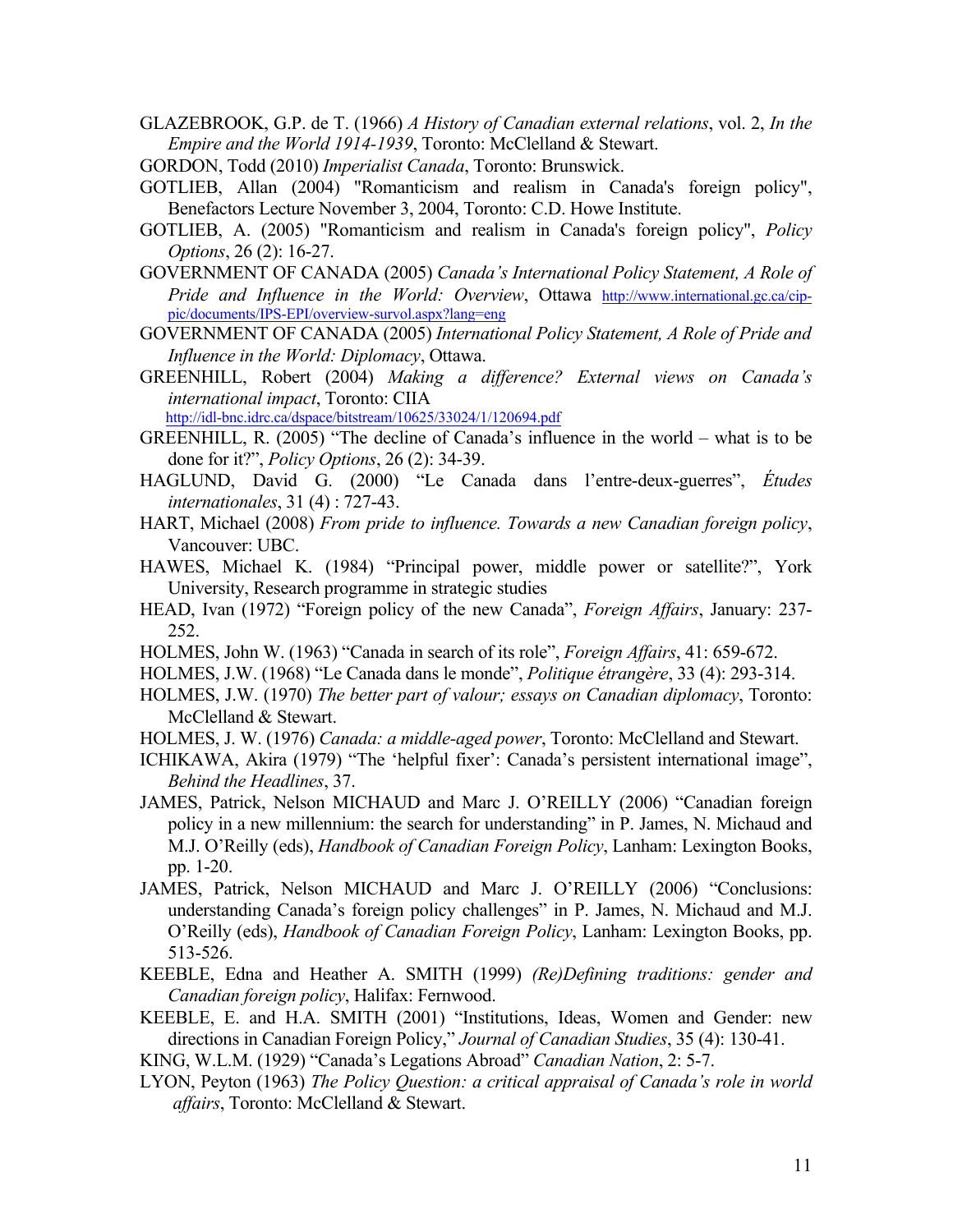GLAZEBROOK, G.P. de T. (1966) *A History of Canadian external relations*, vol. 2, *In the Empire and the World 1914-1939*, Toronto: McClelland & Stewart.

GORDON, Todd (2010) *Imperialist Canada*, Toronto: Brunswick.

GOTLIEB, Allan (2004) "Romanticism and realism in Canada's foreign policy", Benefactors Lecture November 3, 2004, Toronto: C.D. Howe Institute.

GOTLIEB, A. (2005) "Romanticism and realism in Canada's foreign policy", *Policy Options*, 26 (2): 16-27.

GOVERNMENT OF CANADA (2005) *Canada's International Policy Statement, A Role of Pride and Influence in the World: Overview*, Ottawa http://www.international.gc.ca/cip-pic/documents/IPS-EPI/overview-survol.aspx?lang=eng

GOVERNMENT OF CANADA (2005) *International Policy Statement, A Role of Pride and Influence in the World: Diplomacy*, Ottawa.

GREENHILL, Robert (2004) *Making a difference? External views on Canada's international impact*, Toronto: CIIA http://idl-bnc.idrc.ca/dspace/bitstream/10625/33024/1/120694.pdf

GREENHILL, R. (2005) "The decline of Canada's influence in the world – what is to be done for it?", *Policy Options*, 26 (2): 34-39.

HAGLUND, David G. (2000) "Le Canada dans l'entre-deux-guerres", *Études internationales*, 31 (4) : 727-43.

HART, Michael (2008) *From pride to influence. Towards a new Canadian foreign policy*, Vancouver: UBC.

HAWES, Michael K. (1984) "Principal power, middle power or satellite?", York University, Research programme in strategic studies

HEAD, Ivan (1972) "Foreign policy of the new Canada", *Foreign Affairs*, January: 237-252.

HOLMES, John W. (1963) "Canada in search of its role", *Foreign Affairs*, 41: 659-672.

HOLMES, J.W. (1968) "Le Canada dans le monde", *Politique étrangère*, 33 (4): 293-314.

HOLMES, J.W. (1970) *The better part of valour; essays on Canadian diplomacy*, Toronto: McClelland & Stewart.

HOLMES, J. W. (1976) *Canada: a middle-aged power*, Toronto: McClelland and Stewart.

ICHIKAWA, Akira (1979) "The 'helpful fixer': Canada's persistent international image", *Behind the Headlines*, 37.

JAMES, Patrick, Nelson MICHAUD and Marc J. O'REILLY (2006) "Canadian foreign policy in a new millennium: the search for understanding" in P. James, N. Michaud and M.J. O'Reilly (eds), *Handbook of Canadian Foreign Policy*, Lanham: Lexington Books, pp. 1-20.

JAMES, Patrick, Nelson MICHAUD and Marc J. O'REILLY (2006) "Conclusions: understanding Canada's foreign policy challenges" in P. James, N. Michaud and M.J. O'Reilly (eds), *Handbook of Canadian Foreign Policy*, Lanham: Lexington Books, pp. 513-526.

KEEBLE, Edna and Heather A. SMITH (1999) *(Re)Defining traditions: gender and Canadian foreign policy*, Halifax: Fernwood.

KEEBLE, E. and H.A. SMITH (2001) "Institutions, Ideas, Women and Gender: new directions in Canadian Foreign Policy," *Journal of Canadian Studies*, 35 (4): 130-41.

KING, W.L.M. (1929) "Canada's Legations Abroad" *Canadian Nation*, 2: 5-7.

LYON, Peyton (1963) *The Policy Question: a critical appraisal of Canada's role in world affairs*, Toronto: McClelland & Stewart.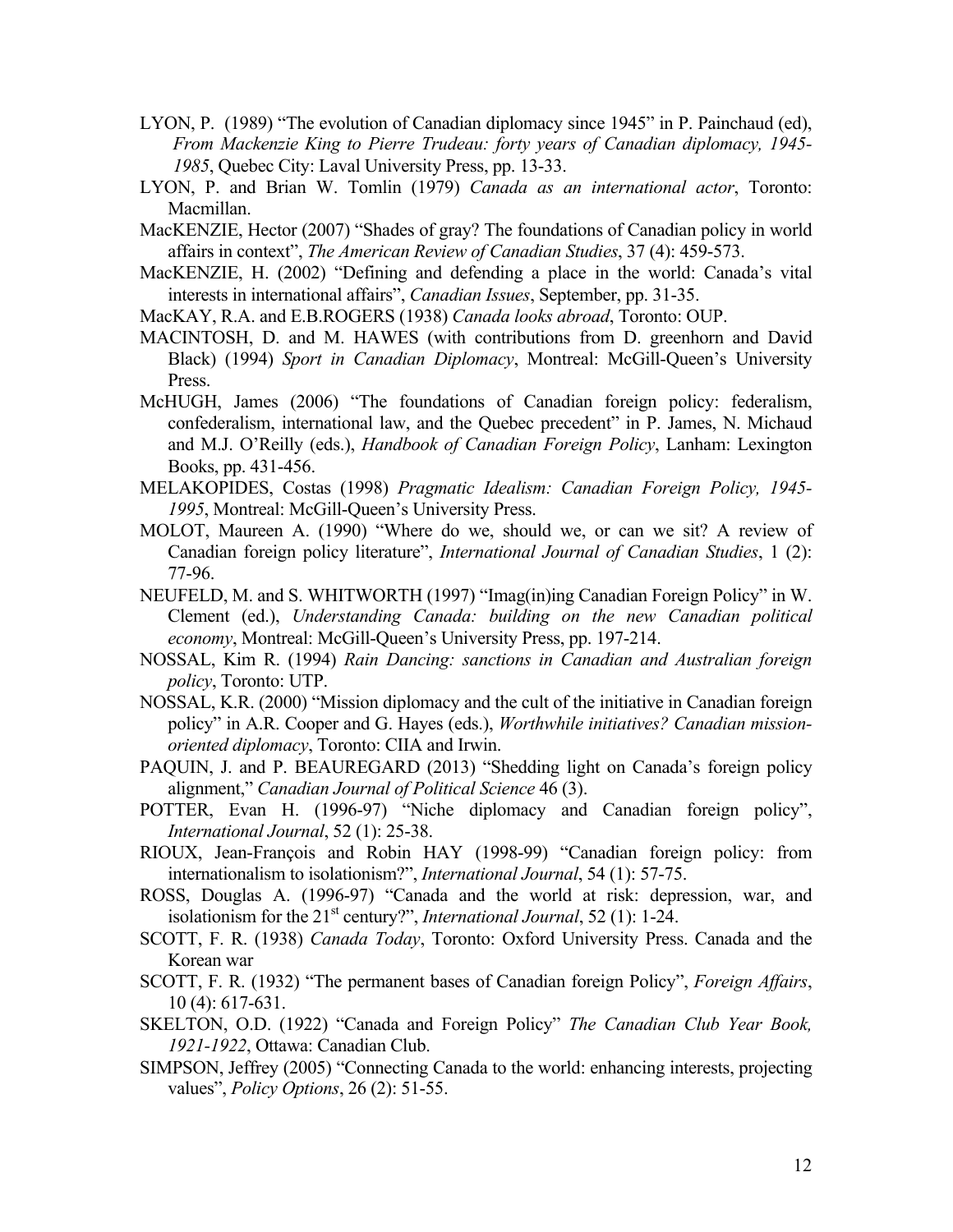LYON, P. (1989) "The evolution of Canadian diplomacy since 1945" in P. Painchaud (ed), *From Mackenzie King to Pierre Trudeau: forty years of Canadian diplomacy, 1945-1985*, Quebec City: Laval University Press, pp. 13-33.

LYON, P. and Brian W. Tomlin (1979) *Canada as an international actor*, Toronto: Macmillan.

MacKENZIE, Hector (2007) "Shades of gray? The foundations of Canadian policy in world affairs in context", *The American Review of Canadian Studies*, 37 (4): 459-573.

MacKENZIE, H. (2002) "Defining and defending a place in the world: Canada's vital interests in international affairs", *Canadian Issues*, September, pp. 31-35.

MacKAY, R.A. and E.B.ROGERS (1938) *Canada looks abroad*, Toronto: OUP.

MACINTOSH, D. and M. HAWES (with contributions from D. greenhorn and David Black) (1994) *Sport in Canadian Diplomacy*, Montreal: McGill-Queen's University Press.

McHUGH, James (2006) "The foundations of Canadian foreign policy: federalism, confederalism, international law, and the Quebec precedent" in P. James, N. Michaud and M.J. O'Reilly (eds.), *Handbook of Canadian Foreign Policy*, Lanham: Lexington Books, pp. 431-456.

MELAKOPIDES, Costas (1998) *Pragmatic Idealism: Canadian Foreign Policy, 1945-1995*, Montreal: McGill-Queen's University Press.

MOLOT, Maureen A. (1990) "Where do we, should we, or can we sit? A review of Canadian foreign policy literature", *International Journal of Canadian Studies*, 1 (2): 77-96.

NEUFELD, M. and S. WHITWORTH (1997) "Imag(in)ing Canadian Foreign Policy" in W. Clement (ed.), *Understanding Canada: building on the new Canadian political economy*, Montreal: McGill-Queen's University Press, pp. 197-214.

NOSSAL, Kim R. (1994) *Rain Dancing: sanctions in Canadian and Australian foreign policy*, Toronto: UTP.

NOSSAL, K.R. (2000) "Mission diplomacy and the cult of the initiative in Canadian foreign policy" in A.R. Cooper and G. Hayes (eds.), *Worthwhile initiatives? Canadian mission-oriented diplomacy*, Toronto: CIIA and Irwin.

PAQUIN, J. and P. BEAUREGARD (2013) "Shedding light on Canada's foreign policy alignment," *Canadian Journal of Political Science* 46 (3).

POTTER, Evan H. (1996-97) "Niche diplomacy and Canadian foreign policy", *International Journal*, 52 (1): 25-38.

RIOUX, Jean-François and Robin HAY (1998-99) "Canadian foreign policy: from internationalism to isolationism?", *International Journal*, 54 (1): 57-75.

ROSS, Douglas A. (1996-97) "Canada and the world at risk: depression, war, and isolationism for the 21st century?", *International Journal*, 52 (1): 1-24.

SCOTT, F. R. (1938) *Canada Today*, Toronto: Oxford University Press. Canada and the Korean war

SCOTT, F. R. (1932) "The permanent bases of Canadian foreign Policy", *Foreign Affairs*, 10 (4): 617-631.

SKELTON, O.D. (1922) "Canada and Foreign Policy" *The Canadian Club Year Book, 1921-1922*, Ottawa: Canadian Club.

SIMPSON, Jeffrey (2005) "Connecting Canada to the world: enhancing interests, projecting values", *Policy Options*, 26 (2): 51-55.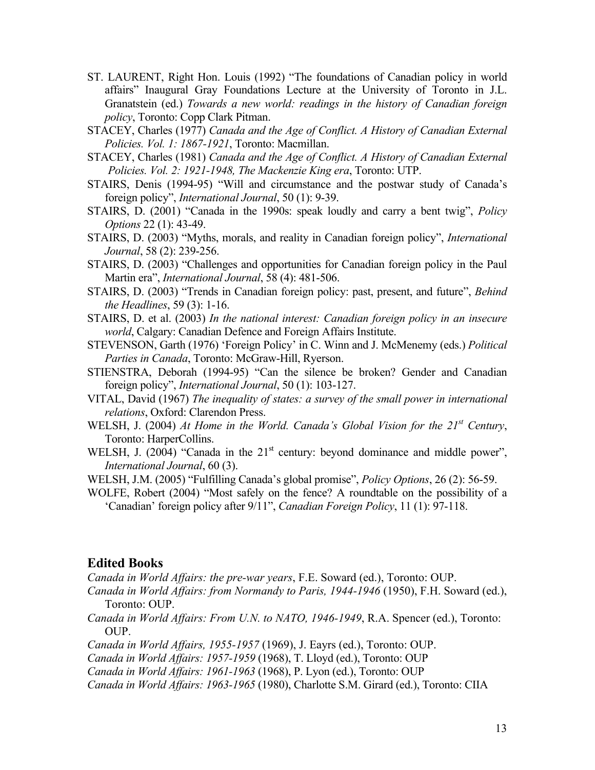ST. LAURENT, Right Hon. Louis (1992) "The foundations of Canadian policy in world affairs" Inaugural Gray Foundations Lecture at the University of Toronto in J.L. Granatstein (ed.) *Towards a new world: readings in the history of Canadian foreign policy*, Toronto: Copp Clark Pitman.

STACEY, Charles (1977) *Canada and the Age of Conflict. A History of Canadian External Policies. Vol. 1: 1867-1921*, Toronto: Macmillan.

STACEY, Charles (1981) *Canada and the Age of Conflict. A History of Canadian External Policies. Vol. 2: 1921-1948, The Mackenzie King era*, Toronto: UTP.

STAIRS, Denis (1994-95) "Will and circumstance and the postwar study of Canada's foreign policy", *International Journal*, 50 (1): 9-39.

STAIRS, D. (2001) "Canada in the 1990s: speak loudly and carry a bent twig", *Policy Options* 22 (1): 43-49.

STAIRS, D. (2003) "Myths, morals, and reality in Canadian foreign policy", *International Journal*, 58 (2): 239-256.

STAIRS, D. (2003) "Challenges and opportunities for Canadian foreign policy in the Paul Martin era", *International Journal*, 58 (4): 481-506.

STAIRS, D. (2003) "Trends in Canadian foreign policy: past, present, and future", *Behind the Headlines*, 59 (3): 1-16.

STAIRS, D. et al. (2003) *In the national interest: Canadian foreign policy in an insecure world*, Calgary: Canadian Defence and Foreign Affairs Institute.

STEVENSON, Garth (1976) 'Foreign Policy' in C. Winn and J. McMenemy (eds.) *Political Parties in Canada*, Toronto: McGraw-Hill, Ryerson.

STIENSTRA, Deborah (1994-95) "Can the silence be broken? Gender and Canadian foreign policy", *International Journal*, 50 (1): 103-127.

VITAL, David (1967) *The inequality of states: a survey of the small power in international relations*, Oxford: Clarendon Press.

WELSH, J. (2004) *At Home in the World. Canada's Global Vision for the 21st Century*, Toronto: HarperCollins.

WELSH, J. (2004) "Canada in the 21st century: beyond dominance and middle power", *International Journal*, 60 (3).

WELSH, J.M. (2005) "Fulfilling Canada's global promise", *Policy Options*, 26 (2): 56-59.

WOLFE, Robert (2004) "Most safely on the fence? A roundtable on the possibility of a 'Canadian' foreign policy after 9/11", *Canadian Foreign Policy*, 11 (1): 97-118.

## Edited Books

*Canada in World Affairs: the pre-war years*, F.E. Soward (ed.), Toronto: OUP.

*Canada in World Affairs: from Normandy to Paris, 1944-1946* (1950), F.H. Soward (ed.), Toronto: OUP.

*Canada in World Affairs: From U.N. to NATO, 1946-1949*, R.A. Spencer (ed.), Toronto: OUP.

*Canada in World Affairs, 1955-1957* (1969), J. Eayrs (ed.), Toronto: OUP.

*Canada in World Affairs: 1957-1959* (1968), T. Lloyd (ed.), Toronto: OUP

*Canada in World Affairs: 1961-1963* (1968), P. Lyon (ed.), Toronto: OUP

*Canada in World Affairs: 1963-1965* (1980), Charlotte S.M. Girard (ed.), Toronto: CIIA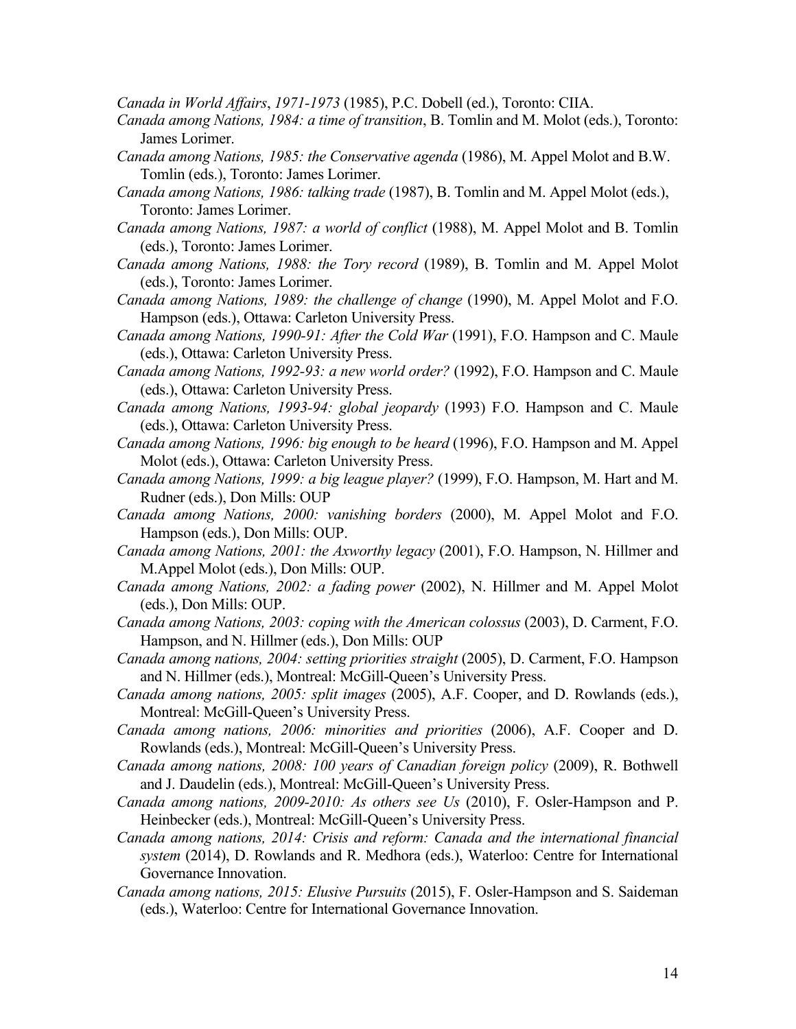*Canada in World Affairs*, *1971-1973* (1985), P.C. Dobell (ed.), Toronto: CIIA.

*Canada among Nations, 1984: a time of transition*, B. Tomlin and M. Molot (eds.), Toronto: James Lorimer.

*Canada among Nations, 1985: the Conservative agenda* (1986), M. Appel Molot and B.W. Tomlin (eds.), Toronto: James Lorimer.

*Canada among Nations, 1986: talking trade* (1987), B. Tomlin and M. Appel Molot (eds.), Toronto: James Lorimer.

*Canada among Nations, 1987: a world of conflict* (1988), M. Appel Molot and B. Tomlin (eds.), Toronto: James Lorimer.

*Canada among Nations, 1988: the Tory record* (1989), B. Tomlin and M. Appel Molot (eds.), Toronto: James Lorimer.

*Canada among Nations, 1989: the challenge of change* (1990), M. Appel Molot and F.O. Hampson (eds.), Ottawa: Carleton University Press.

*Canada among Nations, 1990-91: After the Cold War* (1991), F.O. Hampson and C. Maule (eds.), Ottawa: Carleton University Press.

*Canada among Nations, 1992-93: a new world order?* (1992), F.O. Hampson and C. Maule (eds.), Ottawa: Carleton University Press.

*Canada among Nations, 1993-94: global jeopardy* (1993) F.O. Hampson and C. Maule (eds.), Ottawa: Carleton University Press.

*Canada among Nations, 1996: big enough to be heard* (1996), F.O. Hampson and M. Appel Molot (eds.), Ottawa: Carleton University Press.

*Canada among Nations, 1999: a big league player?* (1999), F.O. Hampson, M. Hart and M. Rudner (eds.), Don Mills: OUP

*Canada among Nations, 2000: vanishing borders* (2000), M. Appel Molot and F.O. Hampson (eds.), Don Mills: OUP.

*Canada among Nations, 2001: the Axworthy legacy* (2001), F.O. Hampson, N. Hillmer and M.Appel Molot (eds.), Don Mills: OUP.

*Canada among Nations, 2002: a fading power* (2002), N. Hillmer and M. Appel Molot (eds.), Don Mills: OUP.

*Canada among Nations, 2003: coping with the American colossus* (2003), D. Carment, F.O. Hampson, and N. Hillmer (eds.), Don Mills: OUP

*Canada among nations, 2004: setting priorities straight* (2005), D. Carment, F.O. Hampson and N. Hillmer (eds.), Montreal: McGill-Queen's University Press.

*Canada among nations, 2005: split images* (2005), A.F. Cooper, and D. Rowlands (eds.), Montreal: McGill-Queen's University Press.

*Canada among nations, 2006: minorities and priorities* (2006), A.F. Cooper and D. Rowlands (eds.), Montreal: McGill-Queen's University Press.

*Canada among nations, 2008: 100 years of Canadian foreign policy* (2009), R. Bothwell and J. Daudelin (eds.), Montreal: McGill-Queen's University Press.

*Canada among nations, 2009-2010: As others see Us* (2010), F. Osler-Hampson and P. Heinbecker (eds.), Montreal: McGill-Queen's University Press.

*Canada among nations, 2014: Crisis and reform: Canada and the international financial system* (2014), D. Rowlands and R. Medhora (eds.), Waterloo: Centre for International Governance Innovation.

*Canada among nations, 2015: Elusive Pursuits* (2015), F. Osler-Hampson and S. Saideman (eds.), Waterloo: Centre for International Governance Innovation.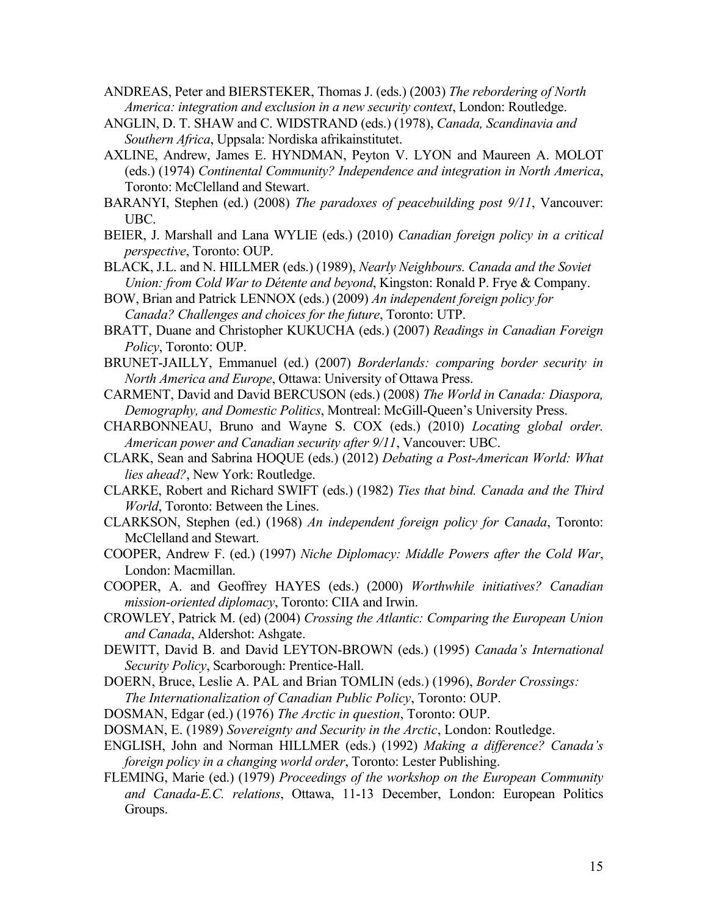ANDREAS, Peter and BIERSTEKER, Thomas J. (eds.) (2003) *The rebordering of North America: integration and exclusion in a new security context*, London: Routledge.

ANGLIN, D. T. SHAW and C. WIDSTRAND (eds.) (1978), *Canada, Scandinavia and Southern Africa*, Uppsala: Nordiska afrikainstitutet.

AXLINE, Andrew, James E. HYNDMAN, Peyton V. LYON and Maureen A. MOLOT (eds.) (1974) *Continental Community? Independence and integration in North America*, Toronto: McClelland and Stewart.

BARANYI, Stephen (ed.) (2008) *The paradoxes of peacebuilding post 9/11*, Vancouver: UBC.

BEIER, J. Marshall and Lana WYLIE (eds.) (2010) *Canadian foreign policy in a critical perspective*, Toronto: OUP.

BLACK, J.L. and N. HILLMER (eds.) (1989), *Nearly Neighbours. Canada and the Soviet Union: from Cold War to Détente and beyond*, Kingston: Ronald P. Frye & Company.

BOW, Brian and Patrick LENNOX (eds.) (2009) *An independent foreign policy for Canada? Challenges and choices for the future*, Toronto: UTP.

BRATT, Duane and Christopher KUKUCHA (eds.) (2007) *Readings in Canadian Foreign Policy*, Toronto: OUP.

BRUNET-JAILLY, Emmanuel (ed.) (2007) *Borderlands: comparing border security in North America and Europe*, Ottawa: University of Ottawa Press.

CARMENT, David and David BERCUSON (eds.) (2008) *The World in Canada: Diaspora, Demography, and Domestic Politics*, Montreal: McGill-Queen's University Press.

CHARBONNEAU, Bruno and Wayne S. COX (eds.) (2010) *Locating global order. American power and Canadian security after 9/11*, Vancouver: UBC.

CLARK, Sean and Sabrina HOQUE (eds.) (2012) *Debating a Post-American World: What lies ahead?*, New York: Routledge.

CLARKE, Robert and Richard SWIFT (eds.) (1982) *Ties that bind. Canada and the Third World*, Toronto: Between the Lines.

CLARKSON, Stephen (ed.) (1968) *An independent foreign policy for Canada*, Toronto: McClelland and Stewart.

COOPER, Andrew F. (ed.) (1997) *Niche Diplomacy: Middle Powers after the Cold War*, London: Macmillan.

COOPER, A. and Geoffrey HAYES (eds.) (2000) *Worthwhile initiatives? Canadian mission-oriented diplomacy*, Toronto: CIIA and Irwin.

CROWLEY, Patrick M. (ed) (2004) *Crossing the Atlantic: Comparing the European Union and Canada*, Aldershot: Ashgate.

DEWITT, David B. and David LEYTON-BROWN (eds.) (1995) *Canada's International Security Policy*, Scarborough: Prentice-Hall.

DOERN, Bruce, Leslie A. PAL and Brian TOMLIN (eds.) (1996), *Border Crossings: The Internationalization of Canadian Public Policy*, Toronto: OUP.

DOSMAN, Edgar (ed.) (1976) *The Arctic in question*, Toronto: OUP.

DOSMAN, E. (1989) *Sovereignty and Security in the Arctic*, London: Routledge.

ENGLISH, John and Norman HILLMER (eds.) (1992) *Making a difference? Canada's foreign policy in a changing world order*, Toronto: Lester Publishing.

FLEMING, Marie (ed.) (1979) *Proceedings of the workshop on the European Community and Canada-E.C. relations*, Ottawa, 11-13 December, London: European Politics Groups.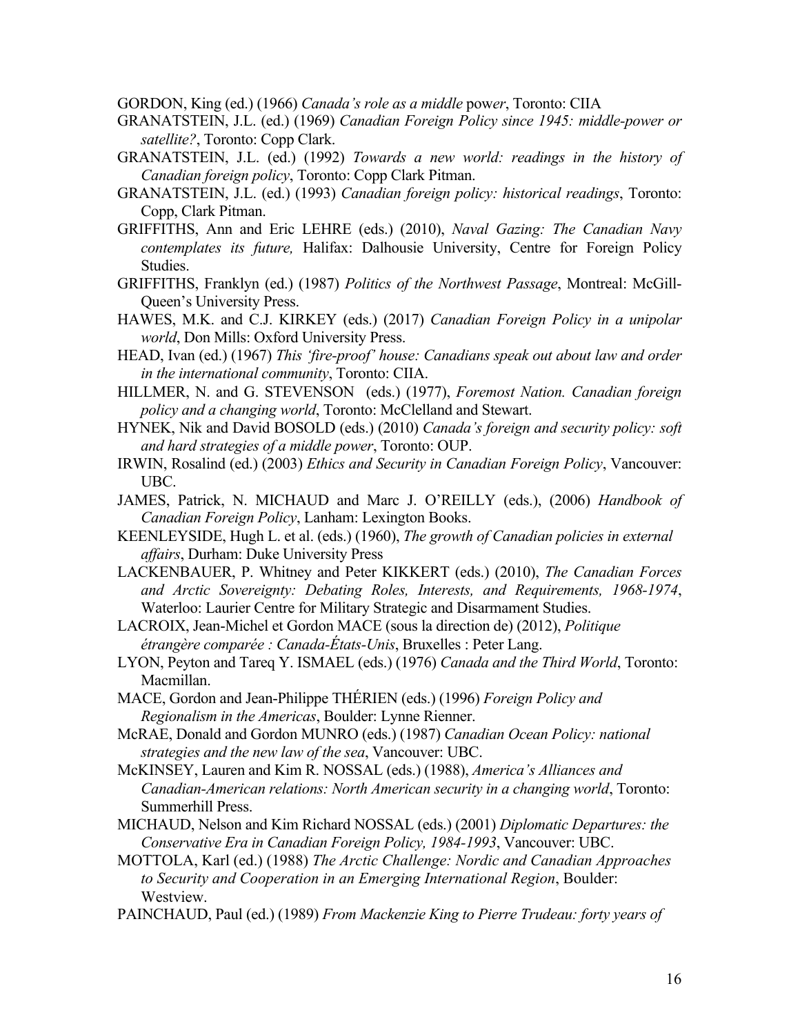GORDON, King (ed.) (1966) *Canada's role as a middle* power, Toronto: CIIA

GRANATSTEIN, J.L. (ed.) (1969) *Canadian Foreign Policy since 1945: middle-power or satellite?*, Toronto: Copp Clark.

GRANATSTEIN, J.L. (ed.) (1992) *Towards a new world: readings in the history of Canadian foreign policy*, Toronto: Copp Clark Pitman.

GRANATSTEIN, J.L. (ed.) (1993) *Canadian foreign policy: historical readings*, Toronto: Copp, Clark Pitman.

GRIFFITHS, Ann and Eric LEHRE (eds.) (2010), *Naval Gazing: The Canadian Navy contemplates its future,* Halifax: Dalhousie University, Centre for Foreign Policy Studies.

GRIFFITHS, Franklyn (ed.) (1987) *Politics of the Northwest Passage*, Montreal: McGill-Queen's University Press.

HAWES, M.K. and C.J. KIRKEY (eds.) (2017) *Canadian Foreign Policy in a unipolar world*, Don Mills: Oxford University Press.

HEAD, Ivan (ed.) (1967) *This 'fire-proof' house: Canadians speak out about law and order in the international community*, Toronto: CIIA.

HILLMER, N. and G. STEVENSON (eds.) (1977), *Foremost Nation. Canadian foreign policy and a changing world*, Toronto: McClelland and Stewart.

HYNEK, Nik and David BOSOLD (eds.) (2010) *Canada's foreign and security policy: soft and hard strategies of a middle power*, Toronto: OUP.

IRWIN, Rosalind (ed.) (2003) *Ethics and Security in Canadian Foreign Policy*, Vancouver: UBC.

JAMES, Patrick, N. MICHAUD and Marc J. O'REILLY (eds.), (2006) *Handbook of Canadian Foreign Policy*, Lanham: Lexington Books.

KEENLEYSIDE, Hugh L. et al. (eds.) (1960), *The growth of Canadian policies in external affairs*, Durham: Duke University Press

LACKENBAUER, P. Whitney and Peter KIKKERT (eds.) (2010), *The Canadian Forces and Arctic Sovereignty: Debating Roles, Interests, and Requirements, 1968-1974*, Waterloo: Laurier Centre for Military Strategic and Disarmament Studies.

LACROIX, Jean-Michel et Gordon MACE (sous la direction de) (2012), *Politique étrangère comparée : Canada-États-Unis*, Bruxelles : Peter Lang.

LYON, Peyton and Tareq Y. ISMAEL (eds.) (1976) *Canada and the Third World*, Toronto: Macmillan.

MACE, Gordon and Jean-Philippe THÉRIEN (eds.) (1996) *Foreign Policy and Regionalism in the Americas*, Boulder: Lynne Rienner.

McRAE, Donald and Gordon MUNRO (eds.) (1987) *Canadian Ocean Policy: national strategies and the new law of the sea*, Vancouver: UBC.

McKINSEY, Lauren and Kim R. NOSSAL (eds.) (1988), *America's Alliances and Canadian-American relations: North American security in a changing world*, Toronto: Summerhill Press.

MICHAUD, Nelson and Kim Richard NOSSAL (eds.) (2001) *Diplomatic Departures: the Conservative Era in Canadian Foreign Policy, 1984-1993*, Vancouver: UBC.

MOTTOLA, Karl (ed.) (1988) *The Arctic Challenge: Nordic and Canadian Approaches to Security and Cooperation in an Emerging International Region*, Boulder: Westview.

PAINCHAUD, Paul (ed.) (1989) *From Mackenzie King to Pierre Trudeau: forty years of*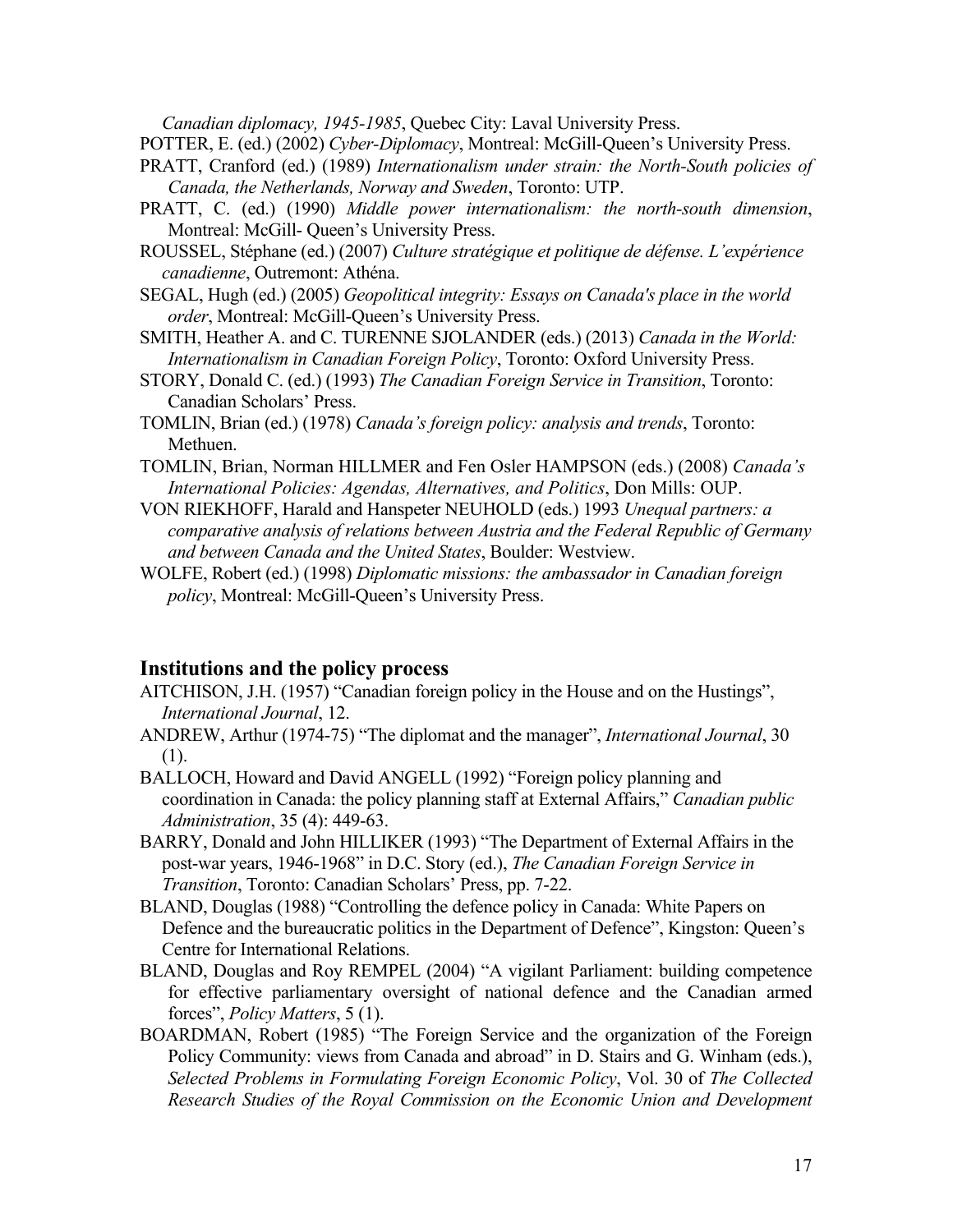*Canadian diplomacy, 1945-1985*, Quebec City: Laval University Press.

POTTER, E. (ed.) (2002) *Cyber-Diplomacy*, Montreal: McGill-Queen's University Press.

PRATT, Cranford (ed.) (1989) *Internationalism under strain: the North-South policies of Canada, the Netherlands, Norway and Sweden*, Toronto: UTP.

PRATT, C. (ed.) (1990) *Middle power internationalism: the north-south dimension*, Montreal: McGill- Queen's University Press.

ROUSSEL, Stéphane (ed.) (2007) *Culture stratégique et politique de défense. L'expérience canadienne*, Outremont: Athéna.

SEGAL, Hugh (ed.) (2005) *Geopolitical integrity: Essays on Canada's place in the world order*, Montreal: McGill-Queen's University Press.

SMITH, Heather A. and C. TURENNE SJOLANDER (eds.) (2013) *Canada in the World: Internationalism in Canadian Foreign Policy*, Toronto: Oxford University Press.

STORY, Donald C. (ed.) (1993) *The Canadian Foreign Service in Transition*, Toronto: Canadian Scholars' Press.

TOMLIN, Brian (ed.) (1978) *Canada's foreign policy: analysis and trends*, Toronto: Methuen.

TOMLIN, Brian, Norman HILLMER and Fen Osler HAMPSON (eds.) (2008) *Canada's International Policies: Agendas, Alternatives, and Politics*, Don Mills: OUP.

VON RIEKHOFF, Harald and Hanspeter NEUHOLD (eds.) 1993 *Unequal partners: a comparative analysis of relations between Austria and the Federal Republic of Germany and between Canada and the United States*, Boulder: Westview.

WOLFE, Robert (ed.) (1998) *Diplomatic missions: the ambassador in Canadian foreign policy*, Montreal: McGill-Queen's University Press.

## Institutions and the policy process

AITCHISON, J.H. (1957) "Canadian foreign policy in the House and on the Hustings", *International Journal*, 12.

ANDREW, Arthur (1974-75) "The diplomat and the manager", *International Journal*, 30 (1).

BALLOCH, Howard and David ANGELL (1992) "Foreign policy planning and coordination in Canada: the policy planning staff at External Affairs," *Canadian public Administration*, 35 (4): 449-63.

BARRY, Donald and John HILLIKER (1993) "The Department of External Affairs in the post-war years, 1946-1968" in D.C. Story (ed.), *The Canadian Foreign Service in Transition*, Toronto: Canadian Scholars' Press, pp. 7-22.

BLAND, Douglas (1988) "Controlling the defence policy in Canada: White Papers on Defence and the bureaucratic politics in the Department of Defence", Kingston: Queen's Centre for International Relations.

BLAND, Douglas and Roy REMPEL (2004) "A vigilant Parliament: building competence for effective parliamentary oversight of national defence and the Canadian armed forces", *Policy Matters*, 5 (1).

BOARDMAN, Robert (1985) "The Foreign Service and the organization of the Foreign Policy Community: views from Canada and abroad" in D. Stairs and G. Winham (eds.), *Selected Problems in Formulating Foreign Economic Policy*, Vol. 30 of *The Collected Research Studies of the Royal Commission on the Economic Union and Development*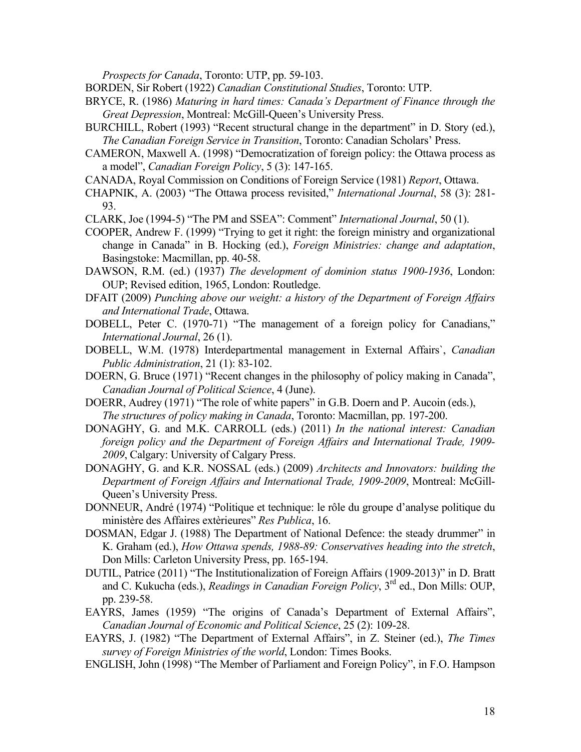*Prospects for Canada*, Toronto: UTP, pp. 59-103.

BORDEN, Sir Robert (1922) *Canadian Constitutional Studies*, Toronto: UTP.

BRYCE, R. (1986) *Maturing in hard times: Canada's Department of Finance through the Great Depression*, Montreal: McGill-Queen's University Press.

BURCHILL, Robert (1993) "Recent structural change in the department" in D. Story (ed.), *The Canadian Foreign Service in Transition*, Toronto: Canadian Scholars' Press.

CAMERON, Maxwell A. (1998) "Democratization of foreign policy: the Ottawa process as a model", *Canadian Foreign Policy*, 5 (3): 147-165.

CANADA, Royal Commission on Conditions of Foreign Service (1981) *Report*, Ottawa.

CHAPNIK, A. (2003) "The Ottawa process revisited," *International Journal*, 58 (3): 281-93.

CLARK, Joe (1994-5) "The PM and SSEA": Comment" *International Journal*, 50 (1).

COOPER, Andrew F. (1999) "Trying to get it right: the foreign ministry and organizational change in Canada" in B. Hocking (ed.), *Foreign Ministries: change and adaptation*, Basingstoke: Macmillan, pp. 40-58.

DAWSON, R.M. (ed.) (1937) *The development of dominion status 1900-1936*, London: OUP; Revised edition, 1965, London: Routledge.

DFAIT (2009) *Punching above our weight: a history of the Department of Foreign Affairs and International Trade*, Ottawa.

DOBELL, Peter C. (1970-71) "The management of a foreign policy for Canadians," *International Journal*, 26 (1).

DOBELL, W.M. (1978) Interdepartmental management in External Affairs`, *Canadian Public Administration*, 21 (1): 83-102.

DOERN, G. Bruce (1971) "Recent changes in the philosophy of policy making in Canada", *Canadian Journal of Political Science*, 4 (June).

DOERR, Audrey (1971) "The role of white papers" in G.B. Doern and P. Aucoin (eds.), *The structures of policy making in Canada*, Toronto: Macmillan, pp. 197-200.

DONAGHY, G. and M.K. CARROLL (eds.) (2011) *In the national interest: Canadian foreign policy and the Department of Foreign Affairs and International Trade, 1909-2009*, Calgary: University of Calgary Press.

DONAGHY, G. and K.R. NOSSAL (eds.) (2009) *Architects and Innovators: building the Department of Foreign Affairs and International Trade, 1909-2009*, Montreal: McGill-Queen's University Press.

DONNEUR, André (1974) "Politique et technique: le rôle du groupe d'analyse politique du ministère des Affaires extèrieures" *Res Publica*, 16.

DOSMAN, Edgar J. (1988) The Department of National Defence: the steady drummer" in K. Graham (ed.), *How Ottawa spends, 1988-89: Conservatives heading into the stretch*, Don Mills: Carleton University Press, pp. 165-194.

DUTIL, Patrice (2011) "The Institutionalization of Foreign Affairs (1909-2013)" in D. Bratt and C. Kukucha (eds.), *Readings in Canadian Foreign Policy*, 3rd ed., Don Mills: OUP, pp. 239-58.

EAYRS, James (1959) "The origins of Canada's Department of External Affairs", *Canadian Journal of Economic and Political Science*, 25 (2): 109-28.

EAYRS, J. (1982) "The Department of External Affairs", in Z. Steiner (ed.), *The Times survey of Foreign Ministries of the world*, London: Times Books.

ENGLISH, John (1998) "The Member of Parliament and Foreign Policy", in F.O. Hampson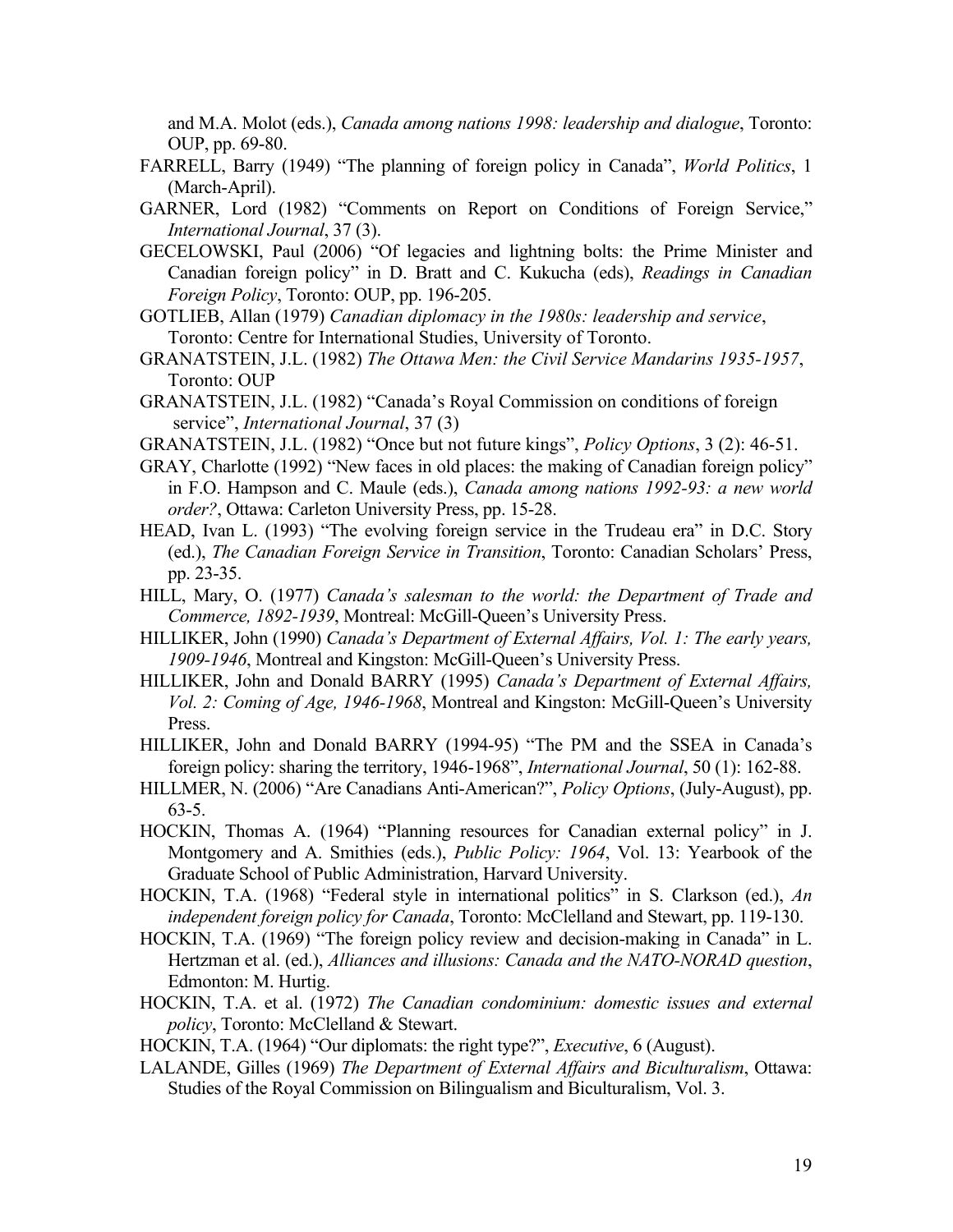and M.A. Molot (eds.), *Canada among nations 1998: leadership and dialogue*, Toronto: OUP, pp. 69-80.

FARRELL, Barry (1949) "The planning of foreign policy in Canada", *World Politics*, 1 (March-April).

GARNER, Lord (1982) "Comments on Report on Conditions of Foreign Service," *International Journal*, 37 (3).

GECELOWSKI, Paul (2006) "Of legacies and lightning bolts: the Prime Minister and Canadian foreign policy" in D. Bratt and C. Kukucha (eds), *Readings in Canadian Foreign Policy*, Toronto: OUP, pp. 196-205.

GOTLIEB, Allan (1979) *Canadian diplomacy in the 1980s: leadership and service*, Toronto: Centre for International Studies, University of Toronto.

GRANATSTEIN, J.L. (1982) *The Ottawa Men: the Civil Service Mandarins 1935-1957*, Toronto: OUP

GRANATSTEIN, J.L. (1982) "Canada's Royal Commission on conditions of foreign service", *International Journal*, 37 (3)

GRANATSTEIN, J.L. (1982) "Once but not future kings", *Policy Options*, 3 (2): 46-51.

GRAY, Charlotte (1992) "New faces in old places: the making of Canadian foreign policy" in F.O. Hampson and C. Maule (eds.), *Canada among nations 1992-93: a new world order?*, Ottawa: Carleton University Press, pp. 15-28.

HEAD, Ivan L. (1993) "The evolving foreign service in the Trudeau era" in D.C. Story (ed.), *The Canadian Foreign Service in Transition*, Toronto: Canadian Scholars' Press, pp. 23-35.

HILL, Mary, O. (1977) *Canada's salesman to the world: the Department of Trade and Commerce, 1892-1939*, Montreal: McGill-Queen's University Press.

HILLIKER, John (1990) *Canada's Department of External Affairs, Vol. 1: The early years, 1909-1946*, Montreal and Kingston: McGill-Queen's University Press.

HILLIKER, John and Donald BARRY (1995) *Canada's Department of External Affairs, Vol. 2: Coming of Age, 1946-1968*, Montreal and Kingston: McGill-Queen's University Press.

HILLIKER, John and Donald BARRY (1994-95) "The PM and the SSEA in Canada's foreign policy: sharing the territory, 1946-1968", *International Journal*, 50 (1): 162-88.

HILLMER, N. (2006) "Are Canadians Anti-American?", *Policy Options*, (July-August), pp. 63-5.

HOCKIN, Thomas A. (1964) "Planning resources for Canadian external policy" in J. Montgomery and A. Smithies (eds.), *Public Policy: 1964*, Vol. 13: Yearbook of the Graduate School of Public Administration, Harvard University.

HOCKIN, T.A. (1968) "Federal style in international politics" in S. Clarkson (ed.), *An independent foreign policy for Canada*, Toronto: McClelland and Stewart, pp. 119-130.

HOCKIN, T.A. (1969) "The foreign policy review and decision-making in Canada" in L. Hertzman et al. (ed.), *Alliances and illusions: Canada and the NATO-NORAD question*, Edmonton: M. Hurtig.

HOCKIN, T.A. et al. (1972) *The Canadian condominium: domestic issues and external policy*, Toronto: McClelland & Stewart.

HOCKIN, T.A. (1964) "Our diplomats: the right type?", *Executive*, 6 (August).

LALANDE, Gilles (1969) *The Department of External Affairs and Biculturalism*, Ottawa: Studies of the Royal Commission on Bilingualism and Biculturalism, Vol. 3.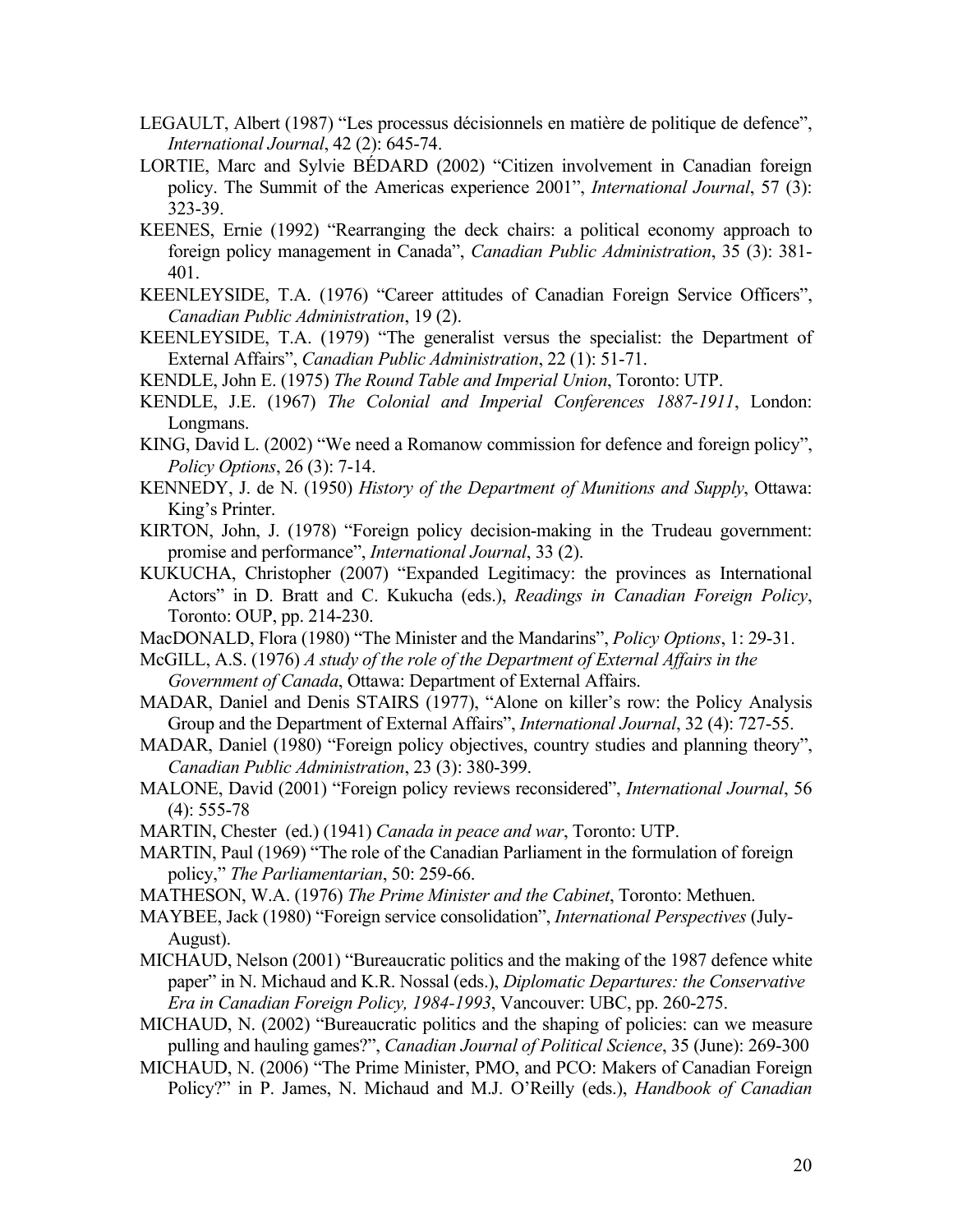LEGAULT, Albert (1987) “Les processus décisionnels en matière de politique de defence”, *International Journal*, 42 (2): 645-74.

LORTIE, Marc and Sylvie BÉDARD (2002) “Citizen involvement in Canadian foreign policy. The Summit of the Americas experience 2001”, *International Journal*, 57 (3): 323-39.

KEENES, Ernie (1992) “Rearranging the deck chairs: a political economy approach to foreign policy management in Canada”, *Canadian Public Administration*, 35 (3): 381-401.

KEENLEYSIDE, T.A. (1976) “Career attitudes of Canadian Foreign Service Officers”, *Canadian Public Administration*, 19 (2).

KEENLEYSIDE, T.A. (1979) “The generalist versus the specialist: the Department of External Affairs”, *Canadian Public Administration*, 22 (1): 51-71.

KENDLE, John E. (1975) *The Round Table and Imperial Union*, Toronto: UTP.

KENDLE, J.E. (1967) *The Colonial and Imperial Conferences 1887-1911*, London: Longmans.

KING, David L. (2002) “We need a Romanow commission for defence and foreign policy”, *Policy Options*, 26 (3): 7-14.

KENNEDY, J. de N. (1950) *History of the Department of Munitions and Supply*, Ottawa: King’s Printer.

KIRTON, John, J. (1978) “Foreign policy decision-making in the Trudeau government: promise and performance”, *International Journal*, 33 (2).

KUKUCHA, Christopher (2007) “Expanded Legitimacy: the provinces as International Actors” in D. Bratt and C. Kukucha (eds.), *Readings in Canadian Foreign Policy*, Toronto: OUP, pp. 214-230.

MacDONALD, Flora (1980) “The Minister and the Mandarins”, *Policy Options*, 1: 29-31.

McGILL, A.S. (1976) *A study of the role of the Department of External Affairs in the Government of Canada*, Ottawa: Department of External Affairs.

MADAR, Daniel and Denis STAIRS (1977), “Alone on killer’s row: the Policy Analysis Group and the Department of External Affairs”, *International Journal*, 32 (4): 727-55.

MADAR, Daniel (1980) “Foreign policy objectives, country studies and planning theory”, *Canadian Public Administration*, 23 (3): 380-399.

MALONE, David (2001) “Foreign policy reviews reconsidered”, *International Journal*, 56 (4): 555-78

MARTIN, Chester (ed.) (1941) *Canada in peace and war*, Toronto: UTP.

MARTIN, Paul (1969) “The role of the Canadian Parliament in the formulation of foreign policy,” *The Parliamentarian*, 50: 259-66.

MATHESON, W.A. (1976) *The Prime Minister and the Cabinet*, Toronto: Methuen.

MAYBEE, Jack (1980) “Foreign service consolidation”, *International Perspectives* (July-August).

MICHAUD, Nelson (2001) “Bureaucratic politics and the making of the 1987 defence white paper” in N. Michaud and K.R. Nossal (eds.), *Diplomatic Departures: the Conservative Era in Canadian Foreign Policy, 1984-1993*, Vancouver: UBC, pp. 260-275.

MICHAUD, N. (2002) “Bureaucratic politics and the shaping of policies: can we measure pulling and hauling games?”, *Canadian Journal of Political Science*, 35 (June): 269-300

MICHAUD, N. (2006) “The Prime Minister, PMO, and PCO: Makers of Canadian Foreign Policy?” in P. James, N. Michaud and M.J. O’Reilly (eds.), *Handbook of Canadian*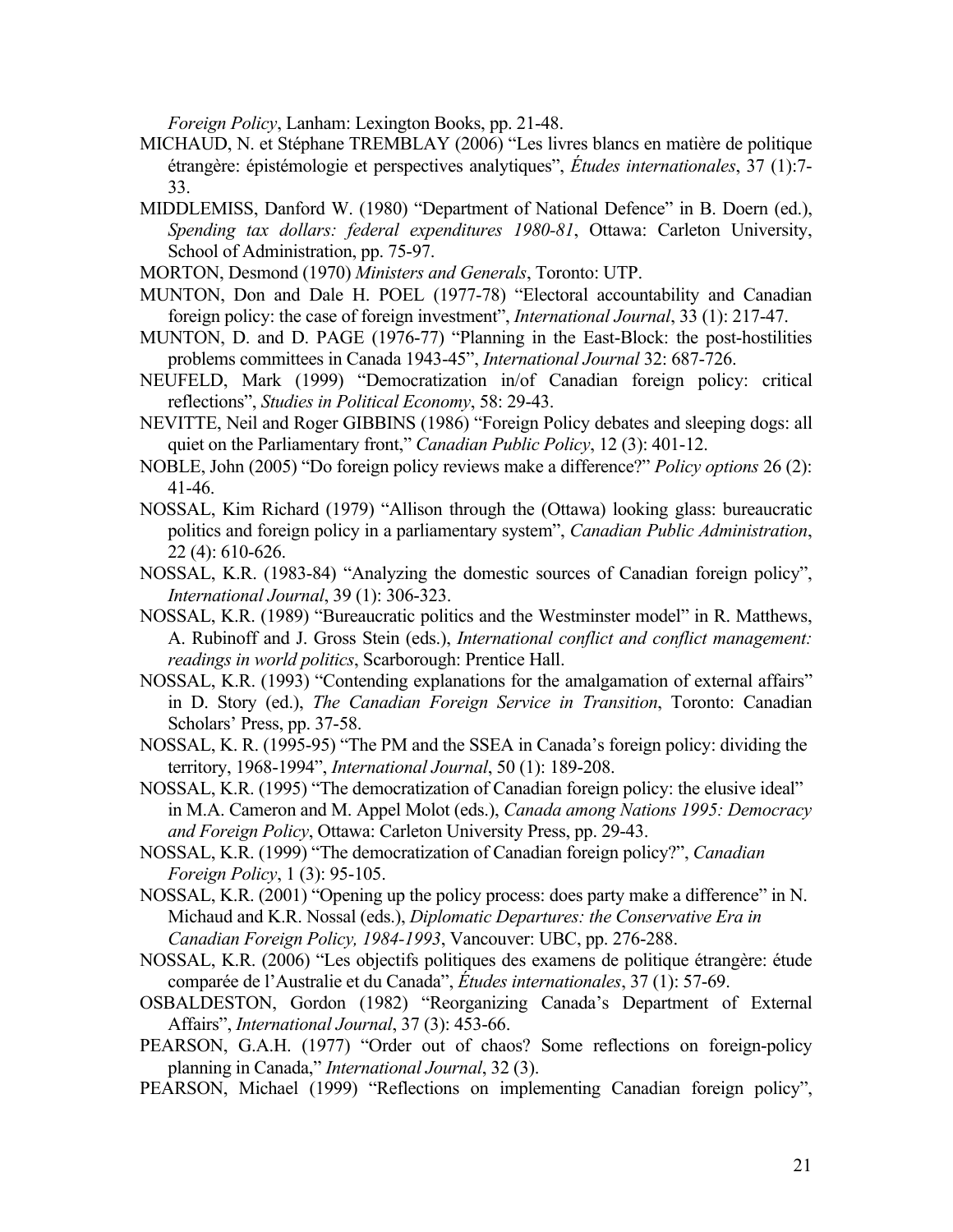*Foreign Policy*, Lanham: Lexington Books, pp. 21-48.

MICHAUD, N. et Stéphane TREMBLAY (2006) "Les livres blancs en matière de politique étrangère: épistémologie et perspectives analytiques", *Études internationales*, 37 (1):7-33.

MIDDLEMISS, Danford W. (1980) "Department of National Defence" in B. Doern (ed.), *Spending tax dollars: federal expenditures 1980-81*, Ottawa: Carleton University, School of Administration, pp. 75-97.

MORTON, Desmond (1970) *Ministers and Generals*, Toronto: UTP.

MUNTON, Don and Dale H. POEL (1977-78) "Electoral accountability and Canadian foreign policy: the case of foreign investment", *International Journal*, 33 (1): 217-47.

MUNTON, D. and D. PAGE (1976-77) "Planning in the East-Block: the post-hostilities problems committees in Canada 1943-45", *International Journal* 32: 687-726.

NEUFELD, Mark (1999) "Democratization in/of Canadian foreign policy: critical reflections", *Studies in Political Economy*, 58: 29-43.

NEVITTE, Neil and Roger GIBBINS (1986) "Foreign Policy debates and sleeping dogs: all quiet on the Parliamentary front," *Canadian Public Policy*, 12 (3): 401-12.

NOBLE, John (2005) "Do foreign policy reviews make a difference?" *Policy options* 26 (2): 41-46.

NOSSAL, Kim Richard (1979) "Allison through the (Ottawa) looking glass: bureaucratic politics and foreign policy in a parliamentary system", *Canadian Public Administration*, 22 (4): 610-626.

NOSSAL, K.R. (1983-84) "Analyzing the domestic sources of Canadian foreign policy", *International Journal*, 39 (1): 306-323.

NOSSAL, K.R. (1989) "Bureaucratic politics and the Westminster model" in R. Matthews, A. Rubinoff and J. Gross Stein (eds.), *International conflict and conflict management: readings in world politics*, Scarborough: Prentice Hall.

NOSSAL, K.R. (1993) "Contending explanations for the amalgamation of external affairs" in D. Story (ed.), *The Canadian Foreign Service in Transition*, Toronto: Canadian Scholars' Press, pp. 37-58.

NOSSAL, K. R. (1995-95) "The PM and the SSEA in Canada's foreign policy: dividing the territory, 1968-1994", *International Journal*, 50 (1): 189-208.

NOSSAL, K.R. (1995) "The democratization of Canadian foreign policy: the elusive ideal" in M.A. Cameron and M. Appel Molot (eds.), *Canada among Nations 1995: Democracy and Foreign Policy*, Ottawa: Carleton University Press, pp. 29-43.

NOSSAL, K.R. (1999) "The democratization of Canadian foreign policy?", *Canadian Foreign Policy*, 1 (3): 95-105.

NOSSAL, K.R. (2001) "Opening up the policy process: does party make a difference" in N. Michaud and K.R. Nossal (eds.), *Diplomatic Departures: the Conservative Era in Canadian Foreign Policy, 1984-1993*, Vancouver: UBC, pp. 276-288.

NOSSAL, K.R. (2006) "Les objectifs politiques des examens de politique étrangère: étude comparée de l'Australie et du Canada", *Études internationales*, 37 (1): 57-69.

OSBALDESTON, Gordon (1982) "Reorganizing Canada's Department of External Affairs", *International Journal*, 37 (3): 453-66.

PEARSON, G.A.H. (1977) "Order out of chaos? Some reflections on foreign-policy planning in Canada," *International Journal*, 32 (3).

PEARSON, Michael (1999) "Reflections on implementing Canadian foreign policy",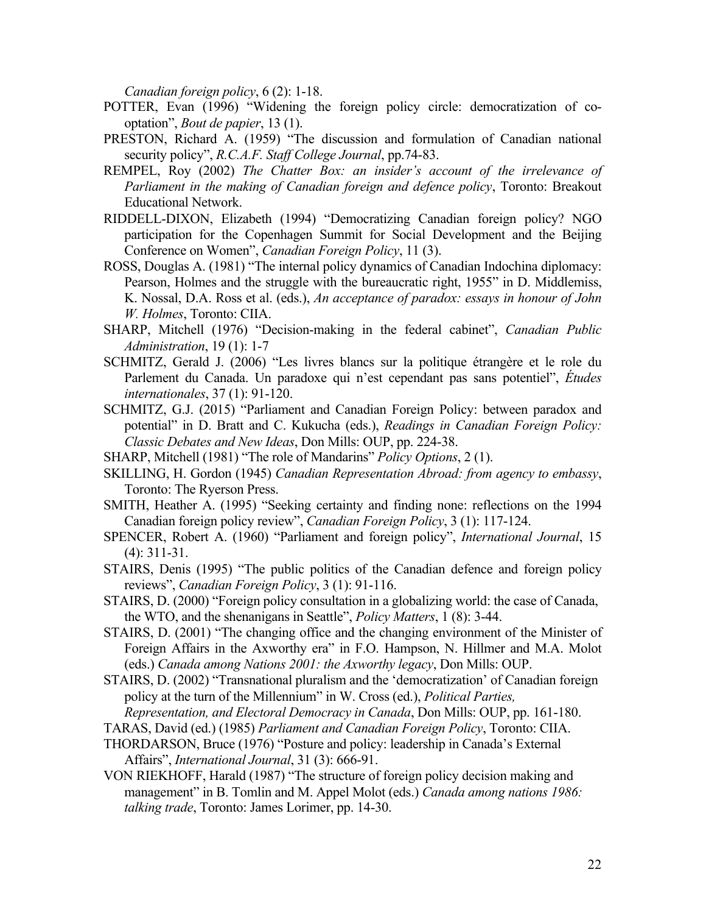*Canadian foreign policy*, 6 (2): 1-18.

POTTER, Evan (1996) "Widening the foreign policy circle: democratization of co-optation", *Bout de papier*, 13 (1).

PRESTON, Richard A. (1959) "The discussion and formulation of Canadian national security policy", *R.C.A.F. Staff College Journal*, pp.74-83.

REMPEL, Roy (2002) *The Chatter Box: an insider's account of the irrelevance of Parliament in the making of Canadian foreign and defence policy*, Toronto: Breakout Educational Network.

RIDDELL-DIXON, Elizabeth (1994) "Democratizing Canadian foreign policy? NGO participation for the Copenhagen Summit for Social Development and the Beijing Conference on Women", *Canadian Foreign Policy*, 11 (3).

ROSS, Douglas A. (1981) "The internal policy dynamics of Canadian Indochina diplomacy: Pearson, Holmes and the struggle with the bureaucratic right, 1955" in D. Middlemiss, K. Nossal, D.A. Ross et al. (eds.), *An acceptance of paradox: essays in honour of John W. Holmes*, Toronto: CIIA.

SHARP, Mitchell (1976) "Decision-making in the federal cabinet", *Canadian Public Administration*, 19 (1): 1-7

SCHMITZ, Gerald J. (2006) "Les livres blancs sur la politique étrangère et le role du Parlement du Canada. Un paradoxe qui n'est cependant pas sans potentiel", *Études internationales*, 37 (1): 91-120.

SCHMITZ, G.J. (2015) "Parliament and Canadian Foreign Policy: between paradox and potential" in D. Bratt and C. Kukucha (eds.), *Readings in Canadian Foreign Policy: Classic Debates and New Ideas*, Don Mills: OUP, pp. 224-38.

SHARP, Mitchell (1981) "The role of Mandarins" *Policy Options*, 2 (1).

SKILLING, H. Gordon (1945) *Canadian Representation Abroad: from agency to embassy*, Toronto: The Ryerson Press.

SMITH, Heather A. (1995) "Seeking certainty and finding none: reflections on the 1994 Canadian foreign policy review", *Canadian Foreign Policy*, 3 (1): 117-124.

SPENCER, Robert A. (1960) "Parliament and foreign policy", *International Journal*, 15 (4): 311-31.

STAIRS, Denis (1995) "The public politics of the Canadian defence and foreign policy reviews", *Canadian Foreign Policy*, 3 (1): 91-116.

STAIRS, D. (2000) "Foreign policy consultation in a globalizing world: the case of Canada, the WTO, and the shenanigans in Seattle", *Policy Matters*, 1 (8): 3-44.

STAIRS, D. (2001) "The changing office and the changing environment of the Minister of Foreign Affairs in the Axworthy era" in F.O. Hampson, N. Hillmer and M.A. Molot (eds.) *Canada among Nations 2001: the Axworthy legacy*, Don Mills: OUP.

STAIRS, D. (2002) "Transnational pluralism and the 'democratization' of Canadian foreign policy at the turn of the Millennium" in W. Cross (ed.), *Political Parties, Representation, and Electoral Democracy in Canada*, Don Mills: OUP, pp. 161-180.

TARAS, David (ed.) (1985) *Parliament and Canadian Foreign Policy*, Toronto: CIIA.

THORDARSON, Bruce (1976) "Posture and policy: leadership in Canada's External Affairs", *International Journal*, 31 (3): 666-91.

VON RIEKHOFF, Harald (1987) "The structure of foreign policy decision making and management" in B. Tomlin and M. Appel Molot (eds.) *Canada among nations 1986: talking trade*, Toronto: James Lorimer, pp. 14-30.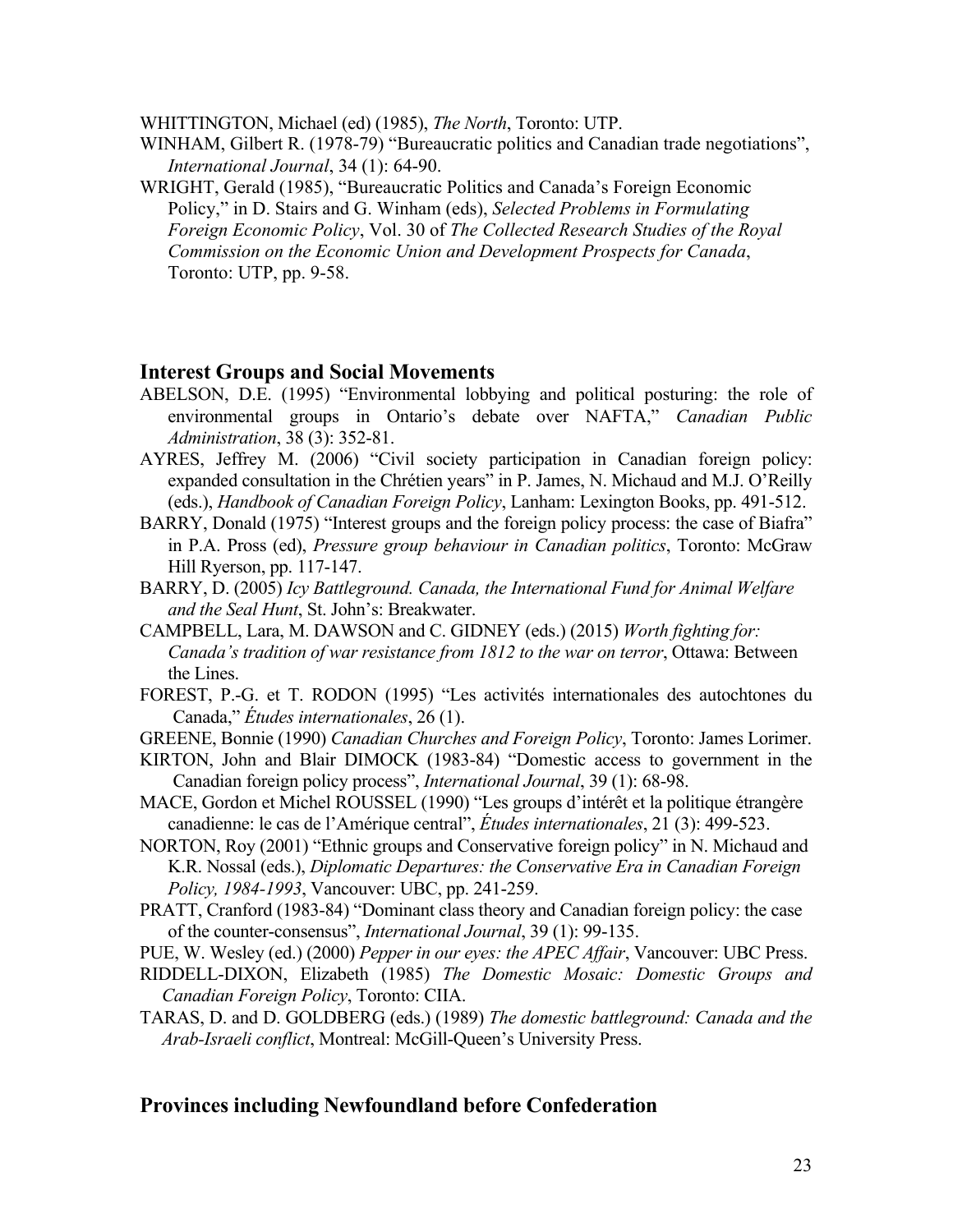WHITTINGTON, Michael (ed) (1985), *The North*, Toronto: UTP.

WINHAM, Gilbert R. (1978-79) "Bureaucratic politics and Canadian trade negotiations", *International Journal*, 34 (1): 64-90.

WRIGHT, Gerald (1985), "Bureaucratic Politics and Canada's Foreign Economic Policy," in D. Stairs and G. Winham (eds), *Selected Problems in Formulating Foreign Economic Policy*, Vol. 30 of *The Collected Research Studies of the Royal Commission on the Economic Union and Development Prospects for Canada*, Toronto: UTP, pp. 9-58.

## Interest Groups and Social Movements

ABELSON, D.E. (1995) "Environmental lobbying and political posturing: the role of environmental groups in Ontario's debate over NAFTA," *Canadian Public Administration*, 38 (3): 352-81.

AYRES, Jeffrey M. (2006) "Civil society participation in Canadian foreign policy: expanded consultation in the Chrétien years" in P. James, N. Michaud and M.J. O'Reilly (eds.), *Handbook of Canadian Foreign Policy*, Lanham: Lexington Books, pp. 491-512.

BARRY, Donald (1975) "Interest groups and the foreign policy process: the case of Biafra" in P.A. Pross (ed), *Pressure group behaviour in Canadian politics*, Toronto: McGraw Hill Ryerson, pp. 117-147.

BARRY, D. (2005) *Icy Battleground. Canada, the International Fund for Animal Welfare and the Seal Hunt*, St. John's: Breakwater.

CAMPBELL, Lara, M. DAWSON and C. GIDNEY (eds.) (2015) *Worth fighting for: Canada's tradition of war resistance from 1812 to the war on terror*, Ottawa: Between the Lines.

FOREST, P.-G. et T. RODON (1995) "Les activités internationales des autochtones du Canada," *Études internationales*, 26 (1).

GREENE, Bonnie (1990) *Canadian Churches and Foreign Policy*, Toronto: James Lorimer.

KIRTON, John and Blair DIMOCK (1983-84) "Domestic access to government in the Canadian foreign policy process", *International Journal*, 39 (1): 68-98.

MACE, Gordon et Michel ROUSSEL (1990) "Les groups d'intérêt et la politique étrangère canadienne: le cas de l'Amérique central", *Études internationales*, 21 (3): 499-523.

NORTON, Roy (2001) "Ethnic groups and Conservative foreign policy" in N. Michaud and K.R. Nossal (eds.), *Diplomatic Departures: the Conservative Era in Canadian Foreign Policy, 1984-1993*, Vancouver: UBC, pp. 241-259.

PRATT, Cranford (1983-84) "Dominant class theory and Canadian foreign policy: the case of the counter-consensus", *International Journal*, 39 (1): 99-135.

PUE, W. Wesley (ed.) (2000) *Pepper in our eyes: the APEC Affair*, Vancouver: UBC Press.

RIDDELL-DIXON, Elizabeth (1985) *The Domestic Mosaic: Domestic Groups and Canadian Foreign Policy*, Toronto: CIIA.

TARAS, D. and D. GOLDBERG (eds.) (1989) *The domestic battleground: Canada and the Arab-Israeli conflict*, Montreal: McGill-Queen's University Press.

## Provinces including Newfoundland before Confederation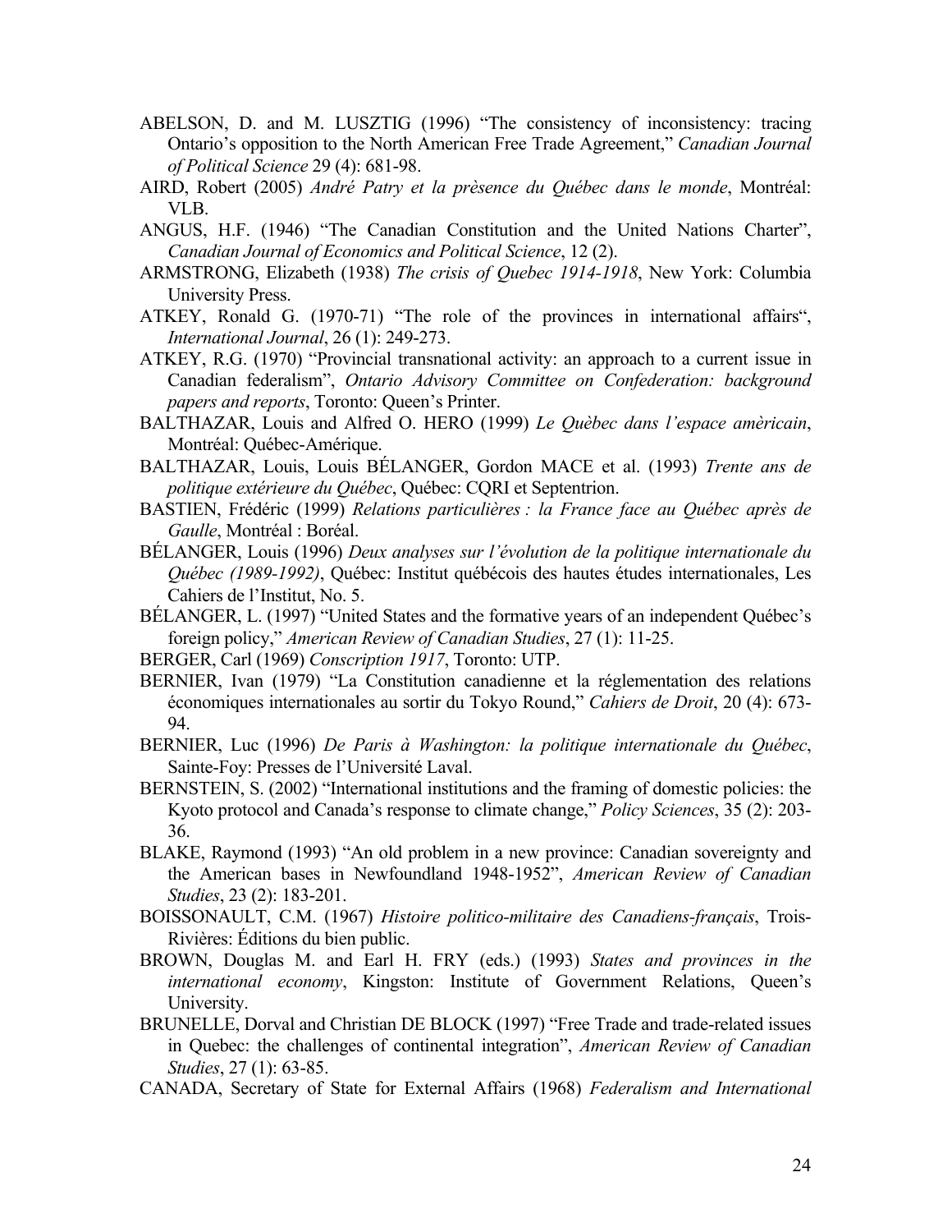ABELSON, D. and M. LUSZTIG (1996) "The consistency of inconsistency: tracing Ontario's opposition to the North American Free Trade Agreement," *Canadian Journal of Political Science* 29 (4): 681-98.

AIRD, Robert (2005) *André Patry et la prèsence du Québec dans le monde*, Montréal: VLB.

ANGUS, H.F. (1946) "The Canadian Constitution and the United Nations Charter", *Canadian Journal of Economics and Political Science*, 12 (2).

ARMSTRONG, Elizabeth (1938) *The crisis of Quebec 1914-1918*, New York: Columbia University Press.

ATKEY, Ronald G. (1970-71) "The role of the provinces in international affairs", *International Journal*, 26 (1): 249-273.

ATKEY, R.G. (1970) "Provincial transnational activity: an approach to a current issue in Canadian federalism", *Ontario Advisory Committee on Confederation: background papers and reports*, Toronto: Queen's Printer.

BALTHAZAR, Louis and Alfred O. HERO (1999) *Le Quèbec dans l'espace amèricain*, Montréal: Québec-Amérique.

BALTHAZAR, Louis, Louis BÉLANGER, Gordon MACE et al. (1993) *Trente ans de politique extérieure du Québec*, Québec: CQRI et Septentrion.

BASTIEN, Frédéric (1999) *Relations particulières : la France face au Québec après de Gaulle*, Montréal : Boréal.

BÉLANGER, Louis (1996) *Deux analyses sur l'évolution de la politique internationale du Québec (1989-1992)*, Québec: Institut québécois des hautes études internationales, Les Cahiers de l'Institut, No. 5.

BÉLANGER, L. (1997) "United States and the formative years of an independent Québec's foreign policy," *American Review of Canadian Studies*, 27 (1): 11-25.

BERGER, Carl (1969) *Conscription 1917*, Toronto: UTP.

BERNIER, Ivan (1979) "La Constitution canadienne et la réglementation des relations économiques internationales au sortir du Tokyo Round," *Cahiers de Droit*, 20 (4): 673-94.

BERNIER, Luc (1996) *De Paris à Washington: la politique internationale du Québec*, Sainte-Foy: Presses de l'Université Laval.

BERNSTEIN, S. (2002) "International institutions and the framing of domestic policies: the Kyoto protocol and Canada's response to climate change," *Policy Sciences*, 35 (2): 203-36.

BLAKE, Raymond (1993) "An old problem in a new province: Canadian sovereignty and the American bases in Newfoundland 1948-1952", *American Review of Canadian Studies*, 23 (2): 183-201.

BOISSONAULT, C.M. (1967) *Histoire politico-militaire des Canadiens-français*, Trois-Rivières: Éditions du bien public.

BROWN, Douglas M. and Earl H. FRY (eds.) (1993) *States and provinces in the international economy*, Kingston: Institute of Government Relations, Queen's University.

BRUNELLE, Dorval and Christian DE BLOCK (1997) "Free Trade and trade-related issues in Quebec: the challenges of continental integration", *American Review of Canadian Studies*, 27 (1): 63-85.

CANADA, Secretary of State for External Affairs (1968) *Federalism and International*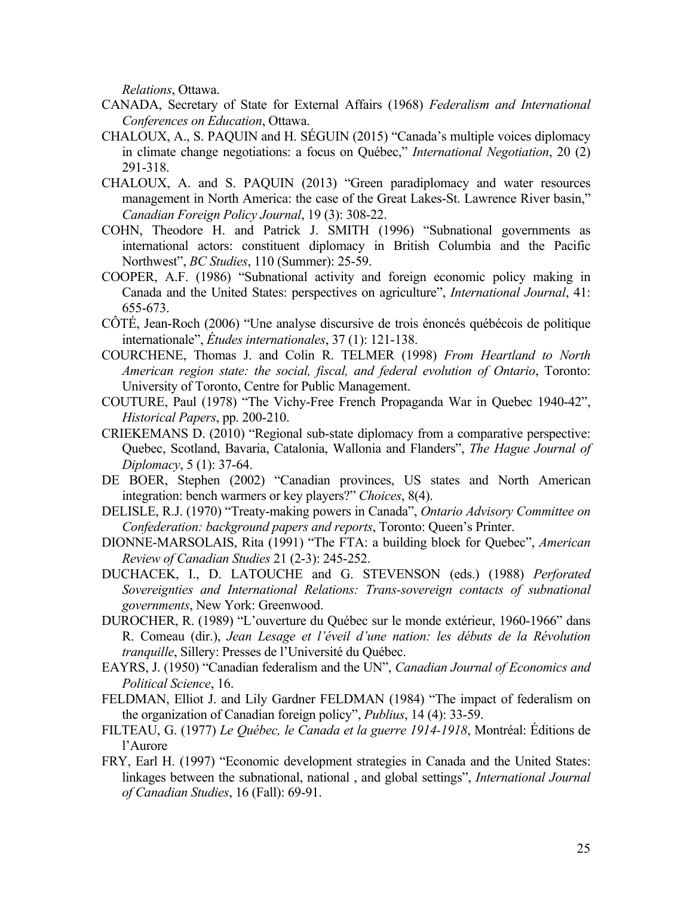*Relations*, Ottawa.

CANADA, Secretary of State for External Affairs (1968) *Federalism and International Conferences on Education*, Ottawa.

CHALOUX, A., S. PAQUIN and H. SÉGUIN (2015) "Canada's multiple voices diplomacy in climate change negotiations: a focus on Québec," *International Negotiation*, 20 (2) 291-318.

CHALOUX, A. and S. PAQUIN (2013) "Green paradiplomacy and water resources management in North America: the case of the Great Lakes-St. Lawrence River basin," *Canadian Foreign Policy Journal*, 19 (3): 308-22.

COHN, Theodore H. and Patrick J. SMITH (1996) "Subnational governments as international actors: constituent diplomacy in British Columbia and the Pacific Northwest", *BC Studies*, 110 (Summer): 25-59.

COOPER, A.F. (1986) "Subnational activity and foreign economic policy making in Canada and the United States: perspectives on agriculture", *International Journal*, 41: 655-673.

CÔTÉ, Jean-Roch (2006) "Une analyse discursive de trois énoncés québécois de politique internationale", *Études internationales*, 37 (1): 121-138.

COURCHENE, Thomas J. and Colin R. TELMER (1998) *From Heartland to North American region state: the social, fiscal, and federal evolution of Ontario*, Toronto: University of Toronto, Centre for Public Management.

COUTURE, Paul (1978) "The Vichy-Free French Propaganda War in Quebec 1940-42", *Historical Papers*, pp. 200-210.

CRIEKEMANS D. (2010) "Regional sub-state diplomacy from a comparative perspective: Quebec, Scotland, Bavaria, Catalonia, Wallonia and Flanders", *The Hague Journal of Diplomacy*, 5 (1): 37-64.

DE BOER, Stephen (2002) "Canadian provinces, US states and North American integration: bench warmers or key players?" *Choices*, 8(4).

DELISLE, R.J. (1970) "Treaty-making powers in Canada", *Ontario Advisory Committee on Confederation: background papers and reports*, Toronto: Queen's Printer.

DIONNE-MARSOLAIS, Rita (1991) "The FTA: a building block for Quebec", *American Review of Canadian Studies* 21 (2-3): 245-252.

DUCHACEK, I., D. LATOUCHE and G. STEVENSON (eds.) (1988) *Perforated Sovereignties and International Relations: Trans-sovereign contacts of subnational governments*, New York: Greenwood.

DUROCHER, R. (1989) "L'ouverture du Québec sur le monde extérieur, 1960-1966" dans R. Comeau (dir.), *Jean Lesage et l'éveil d'une nation: les débuts de la Révolution tranquille*, Sillery: Presses de l'Université du Québec.

EAYRS, J. (1950) "Canadian federalism and the UN", *Canadian Journal of Economics and Political Science*, 16.

FELDMAN, Elliot J. and Lily Gardner FELDMAN (1984) "The impact of federalism on the organization of Canadian foreign policy", *Publius*, 14 (4): 33-59.

FILTEAU, G. (1977) *Le Québec, le Canada et la guerre 1914-1918*, Montréal: Éditions de l'Aurore

FRY, Earl H. (1997) "Economic development strategies in Canada and the United States: linkages between the subnational, national , and global settings", *International Journal of Canadian Studies*, 16 (Fall): 69-91.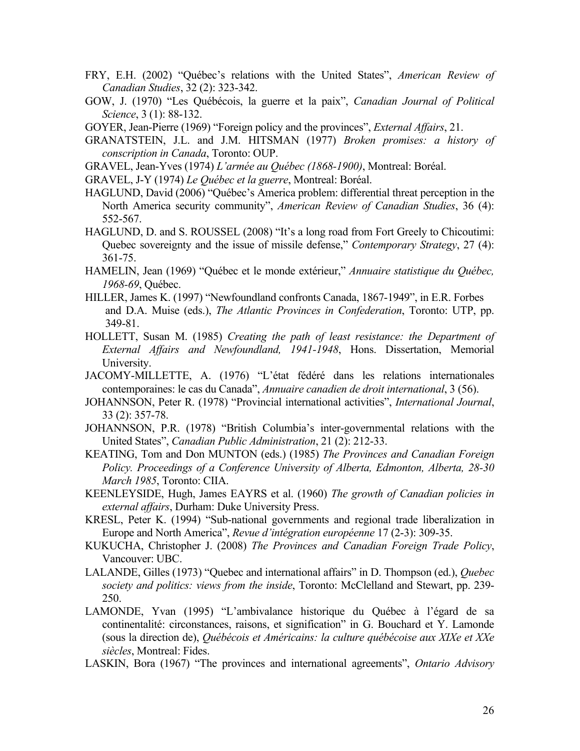FRY, E.H. (2002) “Québec’s relations with the United States”, *American Review of Canadian Studies*, 32 (2): 323-342.

GOW, J. (1970) “Les Québécois, la guerre et la paix”, *Canadian Journal of Political Science*, 3 (1): 88-132.

GOYER, Jean-Pierre (1969) “Foreign policy and the provinces”, *External Affairs*, 21.

GRANATSTEIN, J.L. and J.M. HITSMAN (1977) *Broken promises: a history of conscription in Canada*, Toronto: OUP.

GRAVEL, Jean-Yves (1974) *L’armée au Québec (1868-1900)*, Montreal: Boréal.

GRAVEL, J-Y (1974) *Le Québec et la guerre*, Montreal: Boréal.

HAGLUND, David (2006) “Québec’s America problem: differential threat perception in the North America security community”, *American Review of Canadian Studies*, 36 (4): 552-567.

HAGLUND, D. and S. ROUSSEL (2008) “It’s a long road from Fort Greely to Chicoutimi: Quebec sovereignty and the issue of missile defense,” *Contemporary Strategy*, 27 (4): 361-75.

HAMELIN, Jean (1969) “Québec et le monde extérieur,” *Annuaire statistique du Québec, 1968-69*, Québec.

HILLER, James K. (1997) “Newfoundland confronts Canada, 1867-1949”, in E.R. Forbes and D.A. Muise (eds.), *The Atlantic Provinces in Confederation*, Toronto: UTP, pp. 349-81.

HOLLETT, Susan M. (1985) *Creating the path of least resistance: the Department of External Affairs and Newfoundland, 1941-1948*, Hons. Dissertation, Memorial University.

JACOMY-MILLETTE, A. (1976) “L’état fédéré dans les relations internationales contemporaines: le cas du Canada”, *Annuaire canadien de droit international*, 3 (56).

JOHANNSON, Peter R. (1978) “Provincial international activities”, *International Journal*, 33 (2): 357-78.

JOHANNSON, P.R. (1978) “British Columbia’s inter-governmental relations with the United States”, *Canadian Public Administration*, 21 (2): 212-33.

KEATING, Tom and Don MUNTON (eds.) (1985) *The Provinces and Canadian Foreign Policy. Proceedings of a Conference University of Alberta, Edmonton, Alberta, 28-30 March 1985*, Toronto: CIIA.

KEENLEYSIDE, Hugh, James EAYRS et al. (1960) *The growth of Canadian policies in external affairs*, Durham: Duke University Press.

KRESL, Peter K. (1994) “Sub-national governments and regional trade liberalization in Europe and North America”, *Revue d’intégration européenne* 17 (2-3): 309-35.

KUKUCHA, Christopher J. (2008) *The Provinces and Canadian Foreign Trade Policy*, Vancouver: UBC.

LALANDE, Gilles (1973) “Quebec and international affairs” in D. Thompson (ed.), *Quebec society and politics: views from the inside*, Toronto: McClelland and Stewart, pp. 239-250.

LAMONDE, Yvan (1995) “L’ambivalance historique du Québec à l’égard de sa continentalité: circonstances, raisons, et signification” in G. Bouchard et Y. Lamonde (sous la direction de), *Québécois et Américains: la culture québécoise aux XIXe et XXe siècles*, Montreal: Fides.

LASKIN, Bora (1967) “The provinces and international agreements”, *Ontario Advisory*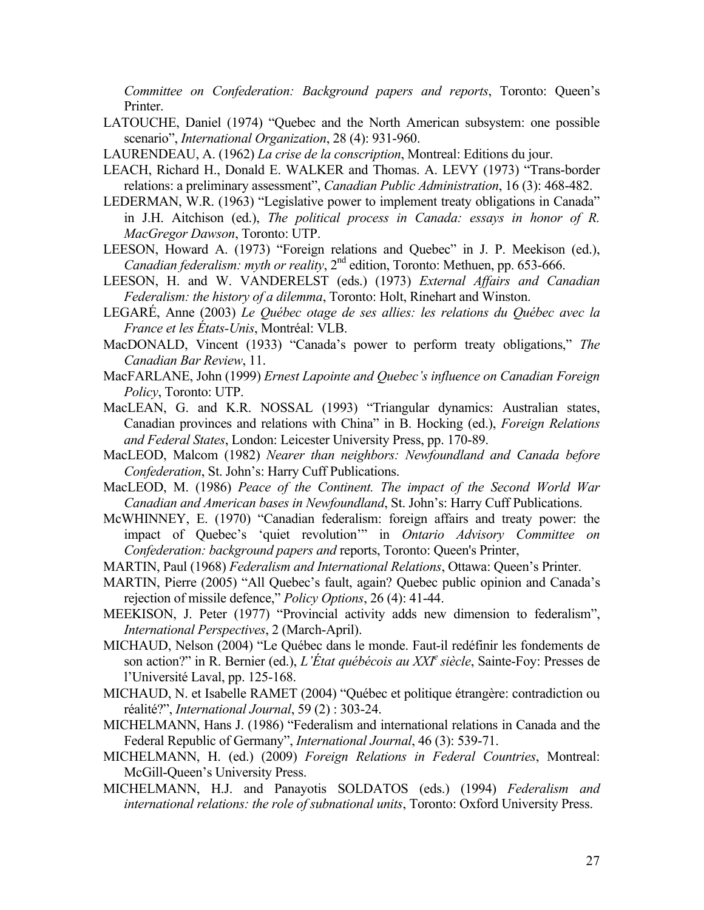*Committee on Confederation: Background papers and reports*, Toronto: Queen's Printer.

LATOUCHE, Daniel (1974) "Quebec and the North American subsystem: one possible scenario", *International Organization*, 28 (4): 931-960.

LAURENDEAU, A. (1962) *La crise de la conscription*, Montreal: Editions du jour.

LEACH, Richard H., Donald E. WALKER and Thomas. A. LEVY (1973) "Trans-border relations: a preliminary assessment", *Canadian Public Administration*, 16 (3): 468-482.

LEDERMAN, W.R. (1963) "Legislative power to implement treaty obligations in Canada" in J.H. Aitchison (ed.), *The political process in Canada: essays in honor of R. MacGregor Dawson*, Toronto: UTP.

LEESON, Howard A. (1973) "Foreign relations and Quebec" in J. P. Meekison (ed.), *Canadian federalism: myth or reality*, 2nd edition, Toronto: Methuen, pp. 653-666.

LEESON, H. and W. VANDERELST (eds.) (1973) *External Affairs and Canadian Federalism: the history of a dilemma*, Toronto: Holt, Rinehart and Winston.

LEGARÉ, Anne (2003) *Le Québec otage de ses alliés: les relations du Québec avec la France et les États-Unis*, Montréal: VLB.

MacDONALD, Vincent (1933) "Canada's power to perform treaty obligations," *The Canadian Bar Review*, 11.

MacFARLANE, John (1999) *Ernest Lapointe and Quebec's influence on Canadian Foreign Policy*, Toronto: UTP.

MacLEAN, G. and K.R. NOSSAL (1993) "Triangular dynamics: Australian states, Canadian provinces and relations with China" in B. Hocking (ed.), *Foreign Relations and Federal States*, London: Leicester University Press, pp. 170-89.

MacLEOD, Malcom (1982) *Nearer than neighbors: Newfoundland and Canada before Confederation*, St. John's: Harry Cuff Publications.

MacLEOD, M. (1986) *Peace of the Continent. The impact of the Second World War Canadian and American bases in Newfoundland*, St. John's: Harry Cuff Publications.

McWHINNEY, E. (1970) "Canadian federalism: foreign affairs and treaty power: the impact of Quebec's 'quiet revolution'" in *Ontario Advisory Committee on Confederation: background papers and* reports, Toronto: Queen's Printer,

MARTIN, Paul (1968) *Federalism and International Relations*, Ottawa: Queen's Printer.

MARTIN, Pierre (2005) "All Quebec's fault, again? Quebec public opinion and Canada's rejection of missile defence," *Policy Options*, 26 (4): 41-44.

MEEKISON, J. Peter (1977) "Provincial activity adds new dimension to federalism", *International Perspectives*, 2 (March-April).

MICHAUD, Nelson (2004) "Le Québec dans le monde. Faut-il redéfinir les fondements de son action?" in R. Bernier (ed.), *L'État québécois au XXIe siècle*, Sainte-Foy: Presses de l'Université Laval, pp. 125-168.

MICHAUD, N. et Isabelle RAMET (2004) "Québec et politique étrangère: contradiction ou réalité?", *International Journal*, 59 (2) : 303-24.

MICHELMANN, Hans J. (1986) "Federalism and international relations in Canada and the Federal Republic of Germany", *International Journal*, 46 (3): 539-71.

MICHELMANN, H. (ed.) (2009) *Foreign Relations in Federal Countries*, Montreal: McGill-Queen's University Press.

MICHELMANN, H.J. and Panayotis SOLDATOS (eds.) (1994) *Federalism and international relations: the role of subnational units*, Toronto: Oxford University Press.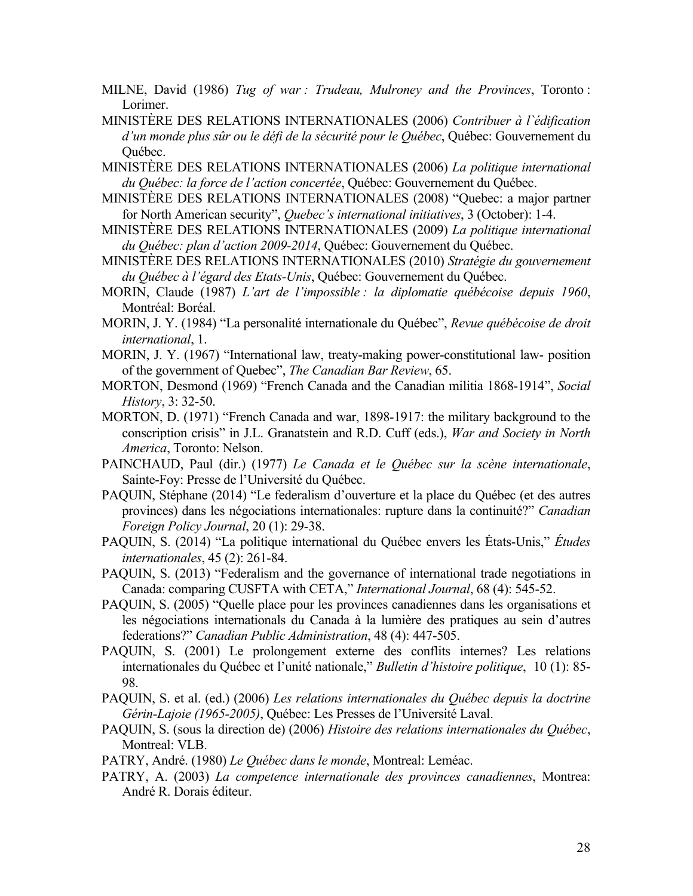MILNE, David (1986) *Tug of war : Trudeau, Mulroney and the Provinces*, Toronto : Lorimer.

MINISTÈRE DES RELATIONS INTERNATIONALES (2006) *Contribuer à l`édification d'un monde plus sûr ou le défi de la sécurité pour le Québec*, Québec: Gouvernement du Québec.

MINISTÈRE DES RELATIONS INTERNATIONALES (2006) *La politique international du Québec: la force de l'action concertée*, Québec: Gouvernement du Québec.

MINISTÈRE DES RELATIONS INTERNATIONALES (2008) "Quebec: a major partner for North American security", *Quebec's international initiatives*, 3 (October): 1-4.

MINISTÈRE DES RELATIONS INTERNATIONALES (2009) *La politique international du Québec: plan d'action 2009-2014*, Québec: Gouvernement du Québec.

MINISTÈRE DES RELATIONS INTERNATIONALES (2010) *Stratégie du gouvernement du Québec à l'égard des Etats-Unis*, Québec: Gouvernement du Québec.

MORIN, Claude (1987) *L'art de l'impossible : la diplomatie québécoise depuis 1960*, Montréal: Boréal.

MORIN, J. Y. (1984) "La personalité internationale du Québec", *Revue québécoise de droit international*, 1.

MORIN, J. Y. (1967) "International law, treaty-making power-constitutional law- position of the government of Quebec", *The Canadian Bar Review*, 65.

MORTON, Desmond (1969) "French Canada and the Canadian militia 1868-1914", *Social History*, 3: 32-50.

MORTON, D. (1971) "French Canada and war, 1898-1917: the military background to the conscription crisis" in J.L. Granatstein and R.D. Cuff (eds.), *War and Society in North America*, Toronto: Nelson.

PAINCHAUD, Paul (dir.) (1977) *Le Canada et le Québec sur la scène internationale*, Sainte-Foy: Presse de l'Université du Québec.

PAQUIN, Stéphane (2014) "Le federalism d'ouverture et la place du Québec (et des autres provinces) dans les négociations internationales: rupture dans la continuité?" *Canadian Foreign Policy Journal*, 20 (1): 29-38.

PAQUIN, S. (2014) "La politique international du Québec envers les Ėtats-Unis," *Études internationales*, 45 (2): 261-84.

PAQUIN, S. (2013) "Federalism and the governance of international trade negotiations in Canada: comparing CUSFTA with CETA," *International Journal*, 68 (4): 545-52.

PAQUIN, S. (2005) "Quelle place pour les provinces canadiennes dans les organisations et les négociations internationals du Canada à la lumière des pratiques au sein d'autres federations?" *Canadian Public Administration*, 48 (4): 447-505.

PAQUIN, S. (2001) Le prolongement externe des conflits internes? Les relations internationales du Québec et l'unité nationale," *Bulletin d'histoire politique*, 10 (1): 85-98.

PAQUIN, S. et al. (ed.) (2006) *Les relations internationales du Québec depuis la doctrine Gérin-Lajoie (1965-2005)*, Québec: Les Presses de l'Université Laval.

PAQUIN, S. (sous la direction de) (2006) *Histoire des relations internationales du Québec*, Montreal: VLB.

PATRY, André. (1980) *Le Québec dans le monde*, Montreal: Leméac.

PATRY, A. (2003) *La competence internationale des provinces canadiennes*, Montrea: André R. Dorais éditeur.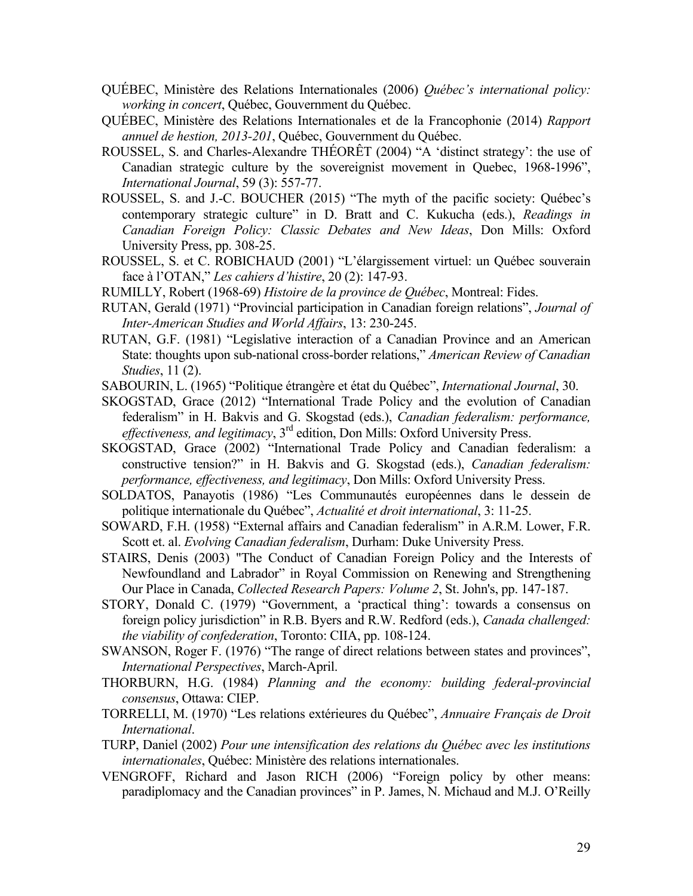QUÉBEC, Ministère des Relations Internationales (2006) *Québec's international policy: working in concert*, Québec, Gouvernment du Québec.

QUÉBEC, Ministère des Relations Internationales et de la Francophonie (2014) *Rapport annuel de hestion, 2013-201*, Québec, Gouvernment du Québec.

ROUSSEL, S. and Charles-Alexandre THÉORÊT (2004) "A 'distinct strategy': the use of Canadian strategic culture by the sovereignist movement in Quebec, 1968-1996", *International Journal*, 59 (3): 557-77.

ROUSSEL, S. and J.-C. BOUCHER (2015) "The myth of the pacific society: Québec's contemporary strategic culture" in D. Bratt and C. Kukucha (eds.), *Readings in Canadian Foreign Policy: Classic Debates and New Ideas*, Don Mills: Oxford University Press, pp. 308-25.

ROUSSEL, S. et C. ROBICHAUD (2001) "L'élargissement virtuel: un Québec souverain face à l'OTAN," *Les cahiers d'histire*, 20 (2): 147-93.

RUMILLY, Robert (1968-69) *Histoire de la province de Québec*, Montreal: Fides.

RUTAN, Gerald (1971) "Provincial participation in Canadian foreign relations", *Journal of Inter-American Studies and World Affairs*, 13: 230-245.

RUTAN, G.F. (1981) "Legislative interaction of a Canadian Province and an American State: thoughts upon sub-national cross-border relations," *American Review of Canadian Studies*, 11 (2).

SABOURIN, L. (1965) "Politique étrangère et état du Québec", *International Journal*, 30.

SKOGSTAD, Grace (2012) "International Trade Policy and the evolution of Canadian federalism" in H. Bakvis and G. Skogstad (eds.), *Canadian federalism: performance, effectiveness, and legitimacy*, 3rd edition, Don Mills: Oxford University Press.

SKOGSTAD, Grace (2002) "International Trade Policy and Canadian federalism: a constructive tension?" in H. Bakvis and G. Skogstad (eds.), *Canadian federalism: performance, effectiveness, and legitimacy*, Don Mills: Oxford University Press.

SOLDATOS, Panayotis (1986) "Les Communautés européennes dans le dessein de politique internationale du Québec", *Actualité et droit international*, 3: 11-25.

SOWARD, F.H. (1958) "External affairs and Canadian federalism" in A.R.M. Lower, F.R. Scott et. al. *Evolving Canadian federalism*, Durham: Duke University Press.

STAIRS, Denis (2003) "The Conduct of Canadian Foreign Policy and the Interests of Newfoundland and Labrador" in Royal Commission on Renewing and Strengthening Our Place in Canada, *Collected Research Papers: Volume 2*, St. John's, pp. 147-187.

STORY, Donald C. (1979) "Government, a 'practical thing': towards a consensus on foreign policy jurisdiction" in R.B. Byers and R.W. Redford (eds.), *Canada challenged: the viability of confederation*, Toronto: CIIA, pp. 108-124.

SWANSON, Roger F. (1976) "The range of direct relations between states and provinces", *International Perspectives*, March-April.

THORBURN, H.G. (1984) *Planning and the economy: building federal-provincial consensus*, Ottawa: CIEP.

TORRELLI, M. (1970) "Les relations extérieures du Québec", *Annuaire Français de Droit International*.

TURP, Daniel (2002) *Pour une intensification des relations du Québec avec les institutions internationales*, Québec: Ministère des relations internationales.

VENGROFF, Richard and Jason RICH (2006) "Foreign policy by other means: paradiplomacy and the Canadian provinces" in P. James, N. Michaud and M.J. O'Reilly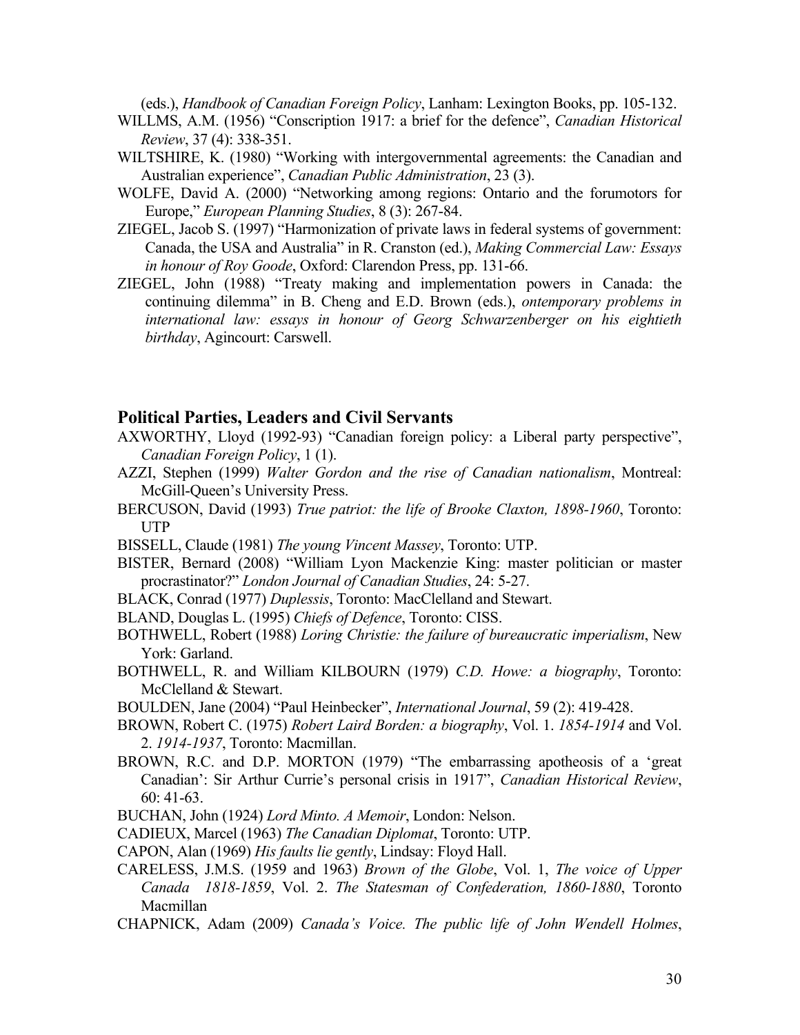(eds.), *Handbook of Canadian Foreign Policy*, Lanham: Lexington Books, pp. 105-132.

WILLMS, A.M. (1956) "Conscription 1917: a brief for the defence", *Canadian Historical Review*, 37 (4): 338-351.

WILTSHIRE, K. (1980) "Working with intergovernmental agreements: the Canadian and Australian experience", *Canadian Public Administration*, 23 (3).

WOLFE, David A. (2000) "Networking among regions: Ontario and the forumotors for Europe," *European Planning Studies*, 8 (3): 267-84.

ZIEGEL, Jacob S. (1997) "Harmonization of private laws in federal systems of government: Canada, the USA and Australia" in R. Cranston (ed.), *Making Commercial Law: Essays in honour of Roy Goode*, Oxford: Clarendon Press, pp. 131-66.

ZIEGEL, John (1988) "Treaty making and implementation powers in Canada: the continuing dilemma" in B. Cheng and E.D. Brown (eds.), *ontemporary problems in international law: essays in honour of Georg Schwarzenberger on his eightieth birthday*, Agincourt: Carswell.

## Political Parties, Leaders and Civil Servants

AXWORTHY, Lloyd (1992-93) "Canadian foreign policy: a Liberal party perspective", *Canadian Foreign Policy*, 1 (1).

AZZI, Stephen (1999) *Walter Gordon and the rise of Canadian nationalism*, Montreal: McGill-Queen's University Press.

BERCUSON, David (1993) *True patriot: the life of Brooke Claxton, 1898-1960*, Toronto: UTP

BISSELL, Claude (1981) *The young Vincent Massey*, Toronto: UTP.

BISTER, Bernard (2008) "William Lyon Mackenzie King: master politician or master procrastinator?" *London Journal of Canadian Studies*, 24: 5-27.

BLACK, Conrad (1977) *Duplessis*, Toronto: MacClelland and Stewart.

BLAND, Douglas L. (1995) *Chiefs of Defence*, Toronto: CISS.

BOTHWELL, Robert (1988) *Loring Christie: the failure of bureaucratic imperialism*, New York: Garland.

BOTHWELL, R. and William KILBOURN (1979) *C.D. Howe: a biography*, Toronto: McClelland & Stewart.

BOULDEN, Jane (2004) "Paul Heinbecker", *International Journal*, 59 (2): 419-428.

BROWN, Robert C. (1975) *Robert Laird Borden: a biography*, Vol. 1. *1854-1914* and Vol. 2. *1914-1937*, Toronto: Macmillan.

BROWN, R.C. and D.P. MORTON (1979) "The embarrassing apotheosis of a 'great Canadian': Sir Arthur Currie's personal crisis in 1917", *Canadian Historical Review*, 60: 41-63.

BUCHAN, John (1924) *Lord Minto. A Memoir*, London: Nelson.

CADIEUX, Marcel (1963) *The Canadian Diplomat*, Toronto: UTP.

CAPON, Alan (1969) *His faults lie gently*, Lindsay: Floyd Hall.

CARELESS, J.M.S. (1959 and 1963) *Brown of the Globe*, Vol. 1, *The voice of Upper Canada 1818-1859*, Vol. 2. *The Statesman of Confederation, 1860-1880*, Toronto Macmillan

CHAPNICK, Adam (2009) *Canada's Voice. The public life of John Wendell Holmes*,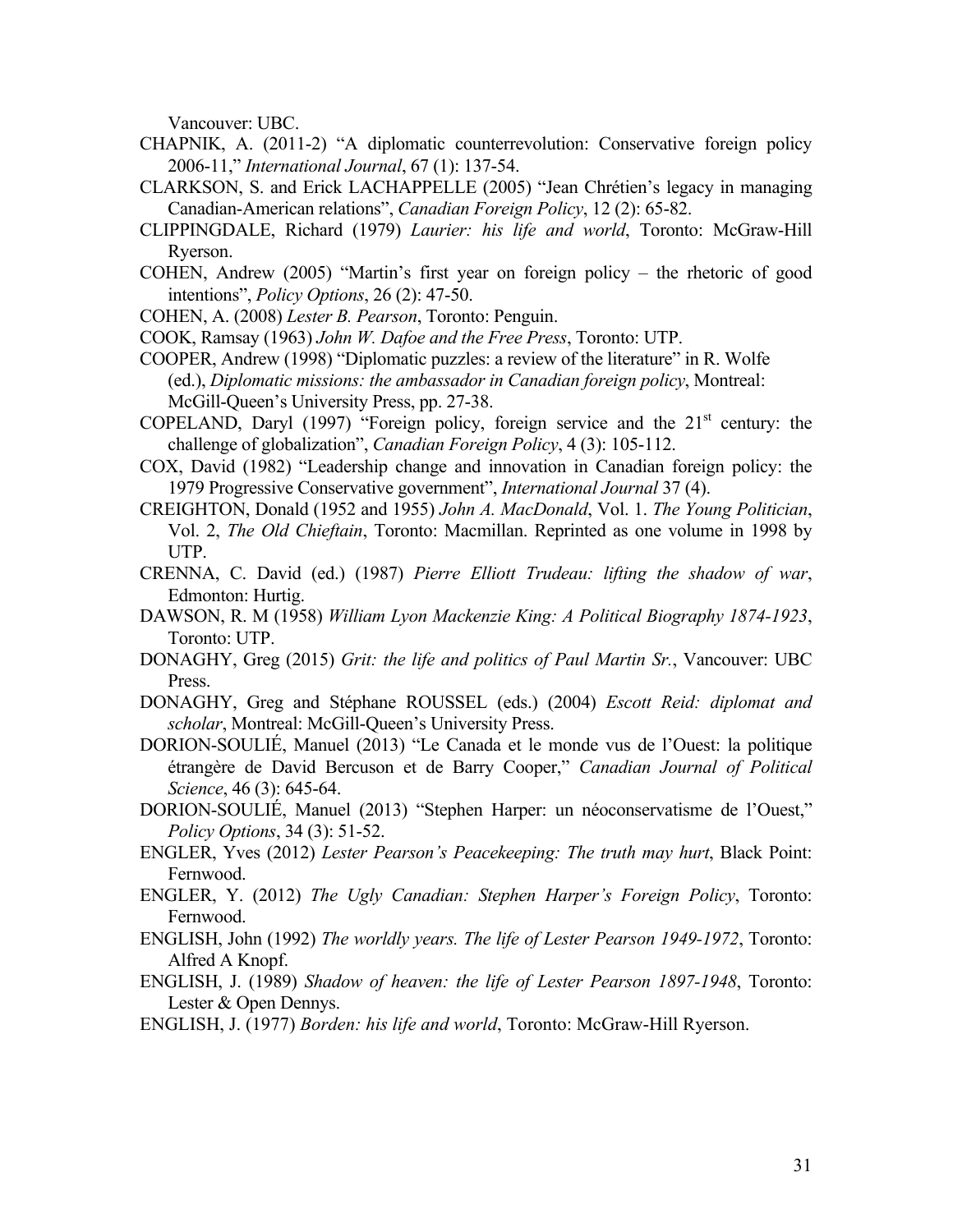Vancouver: UBC.

CHAPNIK, A. (2011-2) "A diplomatic counterrevolution: Conservative foreign policy 2006-11," *International Journal*, 67 (1): 137-54.

CLARKSON, S. and Erick LACHAPPELLE (2005) "Jean Chrétien's legacy in managing Canadian-American relations", *Canadian Foreign Policy*, 12 (2): 65-82.

CLIPPINGDALE, Richard (1979) *Laurier: his life and world*, Toronto: McGraw-Hill Ryerson.

COHEN, Andrew (2005) "Martin's first year on foreign policy – the rhetoric of good intentions", *Policy Options*, 26 (2): 47-50.

COHEN, A. (2008) *Lester B. Pearson*, Toronto: Penguin.

COOK, Ramsay (1963) *John W. Dafoe and the Free Press*, Toronto: UTP.

COOPER, Andrew (1998) "Diplomatic puzzles: a review of the literature" in R. Wolfe (ed.), *Diplomatic missions: the ambassador in Canadian foreign policy*, Montreal: McGill-Queen's University Press, pp. 27-38.

COPELAND, Daryl (1997) "Foreign policy, foreign service and the 21st century: the challenge of globalization", *Canadian Foreign Policy*, 4 (3): 105-112.

COX, David (1982) "Leadership change and innovation in Canadian foreign policy: the 1979 Progressive Conservative government", *International Journal* 37 (4).

CREIGHTON, Donald (1952 and 1955) *John A. MacDonald*, Vol. 1. *The Young Politician*, Vol. 2, *The Old Chieftain*, Toronto: Macmillan. Reprinted as one volume in 1998 by UTP.

CRENNA, C. David (ed.) (1987) *Pierre Elliott Trudeau: lifting the shadow of war*, Edmonton: Hurtig.

DAWSON, R. M (1958) *William Lyon Mackenzie King: A Political Biography 1874-1923*, Toronto: UTP.

DONAGHY, Greg (2015) *Grit: the life and politics of Paul Martin Sr.*, Vancouver: UBC Press.

DONAGHY, Greg and Stéphane ROUSSEL (eds.) (2004) *Escott Reid: diplomat and scholar*, Montreal: McGill-Queen's University Press.

DORION-SOULIÉ, Manuel (2013) "Le Canada et le monde vus de l'Ouest: la politique étrangère de David Bercuson et de Barry Cooper," *Canadian Journal of Political Science*, 46 (3): 645-64.

DORION-SOULIÉ, Manuel (2013) "Stephen Harper: un néoconservatisme de l'Ouest," *Policy Options*, 34 (3): 51-52.

ENGLER, Yves (2012) *Lester Pearson's Peacekeeping: The truth may hurt*, Black Point: Fernwood.

ENGLER, Y. (2012) *The Ugly Canadian: Stephen Harper's Foreign Policy*, Toronto: Fernwood.

ENGLISH, John (1992) *The worldly years. The life of Lester Pearson 1949-1972*, Toronto: Alfred A Knopf.

ENGLISH, J. (1989) *Shadow of heaven: the life of Lester Pearson 1897-1948*, Toronto: Lester & Open Dennys.

ENGLISH, J. (1977) *Borden: his life and world*, Toronto: McGraw-Hill Ryerson.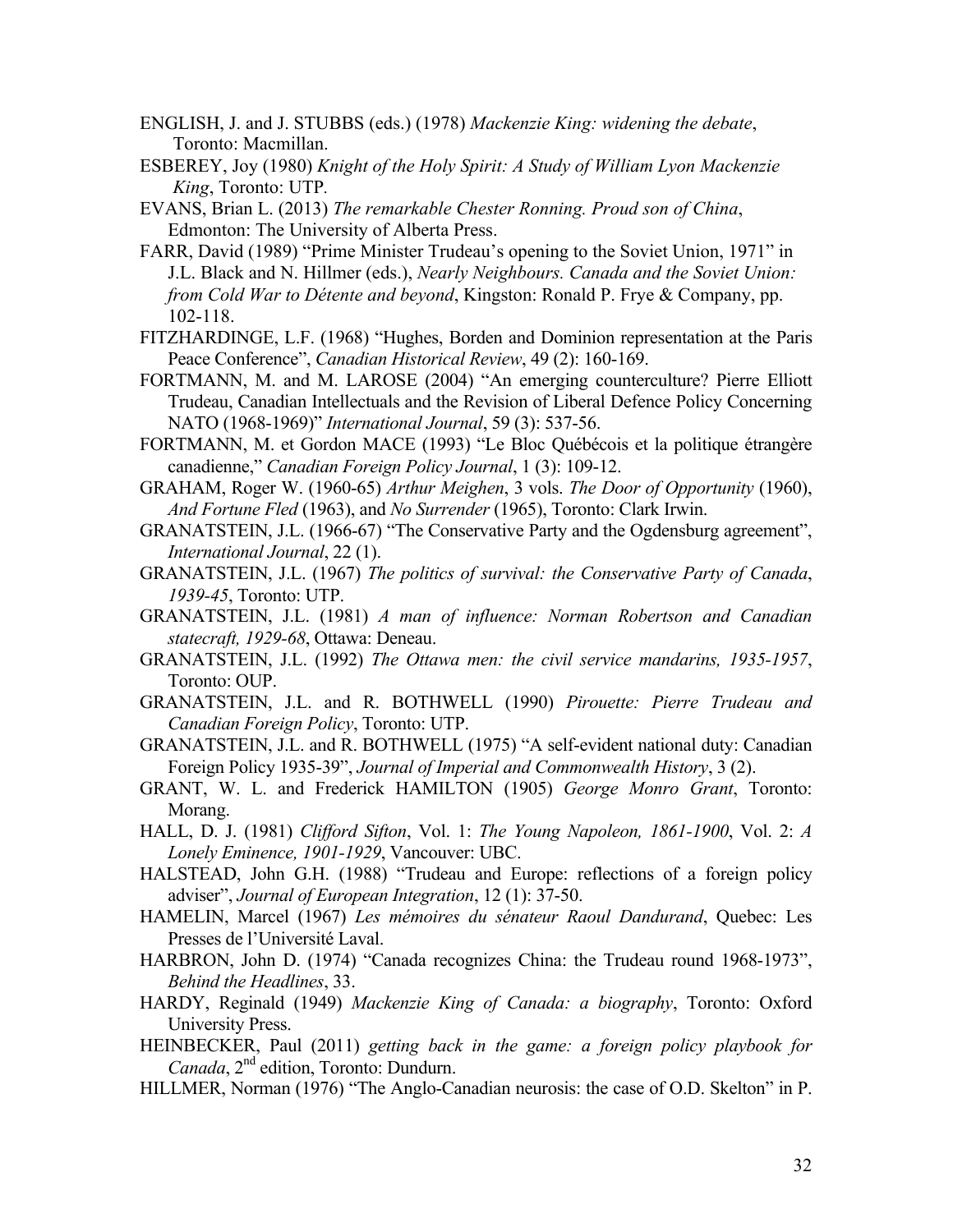ENGLISH, J. and J. STUBBS (eds.) (1978) *Mackenzie King: widening the debate*, Toronto: Macmillan.

ESBEREY, Joy (1980) *Knight of the Holy Spirit: A Study of William Lyon Mackenzie King*, Toronto: UTP.

EVANS, Brian L. (2013) *The remarkable Chester Ronning. Proud son of China*, Edmonton: The University of Alberta Press.

FARR, David (1989) "Prime Minister Trudeau's opening to the Soviet Union, 1971" in J.L. Black and N. Hillmer (eds.), *Nearly Neighbours. Canada and the Soviet Union: from Cold War to Détente and beyond*, Kingston: Ronald P. Frye & Company, pp. 102-118.

FITZHARDINGE, L.F. (1968) "Hughes, Borden and Dominion representation at the Paris Peace Conference", *Canadian Historical Review*, 49 (2): 160-169.

FORTMANN, M. and M. LAROSE (2004) "An emerging counterculture? Pierre Elliott Trudeau, Canadian Intellectuals and the Revision of Liberal Defence Policy Concerning NATO (1968-1969)" *International Journal*, 59 (3): 537-56.

FORTMANN, M. et Gordon MACE (1993) "Le Bloc Québécois et la politique étrangère canadienne," *Canadian Foreign Policy Journal*, 1 (3): 109-12.

GRAHAM, Roger W. (1960-65) *Arthur Meighen*, 3 vols. *The Door of Opportunity* (1960), *And Fortune Fled* (1963), and *No Surrender* (1965), Toronto: Clark Irwin.

GRANATSTEIN, J.L. (1966-67) "The Conservative Party and the Ogdensburg agreement", *International Journal*, 22 (1).

GRANATSTEIN, J.L. (1967) *The politics of survival: the Conservative Party of Canada, 1939-45*, Toronto: UTP.

GRANATSTEIN, J.L. (1981) *A man of influence: Norman Robertson and Canadian statecraft, 1929-68*, Ottawa: Deneau.

GRANATSTEIN, J.L. (1992) *The Ottawa men: the civil service mandarins, 1935-1957*, Toronto: OUP.

GRANATSTEIN, J.L. and R. BOTHWELL (1990) *Pirouette: Pierre Trudeau and Canadian Foreign Policy*, Toronto: UTP.

GRANATSTEIN, J.L. and R. BOTHWELL (1975) "A self-evident national duty: Canadian Foreign Policy 1935-39", *Journal of Imperial and Commonwealth History*, 3 (2).

GRANT, W. L. and Frederick HAMILTON (1905) *George Monro Grant*, Toronto: Morang.

HALL, D. J. (1981) *Clifford Sifton*, Vol. 1: *The Young Napoleon, 1861-1900*, Vol. 2: *A Lonely Eminence, 1901-1929*, Vancouver: UBC.

HALSTEAD, John G.H. (1988) "Trudeau and Europe: reflections of a foreign policy adviser", *Journal of European Integration*, 12 (1): 37-50.

HAMELIN, Marcel (1967) *Les mémoires du sénateur Raoul Dandurand*, Quebec: Les Presses de l'Université Laval.

HARBRON, John D. (1974) "Canada recognizes China: the Trudeau round 1968-1973", *Behind the Headlines*, 33.

HARDY, Reginald (1949) *Mackenzie King of Canada: a biography*, Toronto: Oxford University Press.

HEINBECKER, Paul (2011) *getting back in the game: a foreign policy playbook for Canada*, 2nd edition, Toronto: Dundurn.

HILLMER, Norman (1976) "The Anglo-Canadian neurosis: the case of O.D. Skelton" in P.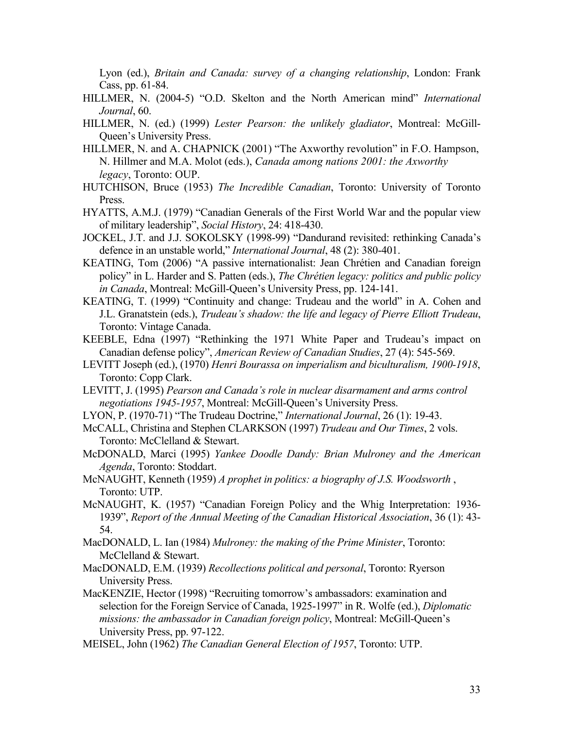Lyon (ed.), *Britain and Canada: survey of a changing relationship*, London: Frank Cass, pp. 61-84.

HILLMER, N. (2004-5) "O.D. Skelton and the North American mind" *International Journal*, 60.

HILLMER, N. (ed.) (1999) *Lester Pearson: the unlikely gladiator*, Montreal: McGill-Queen's University Press.

HILLMER, N. and A. CHAPNICK (2001) "The Axworthy revolution" in F.O. Hampson, N. Hillmer and M.A. Molot (eds.), *Canada among nations 2001: the Axworthy legacy*, Toronto: OUP.

HUTCHISON, Bruce (1953) *The Incredible Canadian*, Toronto: University of Toronto Press.

HYATTS, A.M.J. (1979) "Canadian Generals of the First World War and the popular view of military leadership", *Social History*, 24: 418-430.

JOCKEL, J.T. and J.J. SOKOLSKY (1998-99) "Dandurand revisited: rethinking Canada's defence in an unstable world," *International Journal*, 48 (2): 380-401.

KEATING, Tom (2006) "A passive internationalist: Jean Chrétien and Canadian foreign policy" in L. Harder and S. Patten (eds.), *The Chrétien legacy: politics and public policy in Canada*, Montreal: McGill-Queen's University Press, pp. 124-141.

KEATING, T. (1999) "Continuity and change: Trudeau and the world" in A. Cohen and J.L. Granatstein (eds.), *Trudeau's shadow: the life and legacy of Pierre Elliott Trudeau*, Toronto: Vintage Canada.

KEEBLE, Edna (1997) "Rethinking the 1971 White Paper and Trudeau's impact on Canadian defense policy", *American Review of Canadian Studies*, 27 (4): 545-569.

LEVITT Joseph (ed.), (1970) *Henri Bourassa on imperialism and biculturalism, 1900-1918*, Toronto: Copp Clark.

LEVITT, J. (1995) *Pearson and Canada's role in nuclear disarmament and arms control negotiations 1945-1957*, Montreal: McGill-Queen's University Press.

LYON, P. (1970-71) "The Trudeau Doctrine," *International Journal*, 26 (1): 19-43.

McCALL, Christina and Stephen CLARKSON (1997) *Trudeau and Our Times*, 2 vols. Toronto: McClelland & Stewart.

McDONALD, Marci (1995) *Yankee Doodle Dandy: Brian Mulroney and the American Agenda*, Toronto: Stoddart.

McNAUGHT, Kenneth (1959) *A prophet in politics: a biography of J.S. Woodsworth* , Toronto: UTP.

McNAUGHT, K. (1957) "Canadian Foreign Policy and the Whig Interpretation: 1936-1939", *Report of the Annual Meeting of the Canadian Historical Association*, 36 (1): 43-54.

MacDONALD, L. Ian (1984) *Mulroney: the making of the Prime Minister*, Toronto: McClelland & Stewart.

MacDONALD, E.M. (1939) *Recollections political and personal*, Toronto: Ryerson University Press.

MacKENZIE, Hector (1998) "Recruiting tomorrow's ambassadors: examination and selection for the Foreign Service of Canada, 1925-1997" in R. Wolfe (ed.), *Diplomatic missions: the ambassador in Canadian foreign policy*, Montreal: McGill-Queen's University Press, pp. 97-122.

MEISEL, John (1962) *The Canadian General Election of 1957*, Toronto: UTP.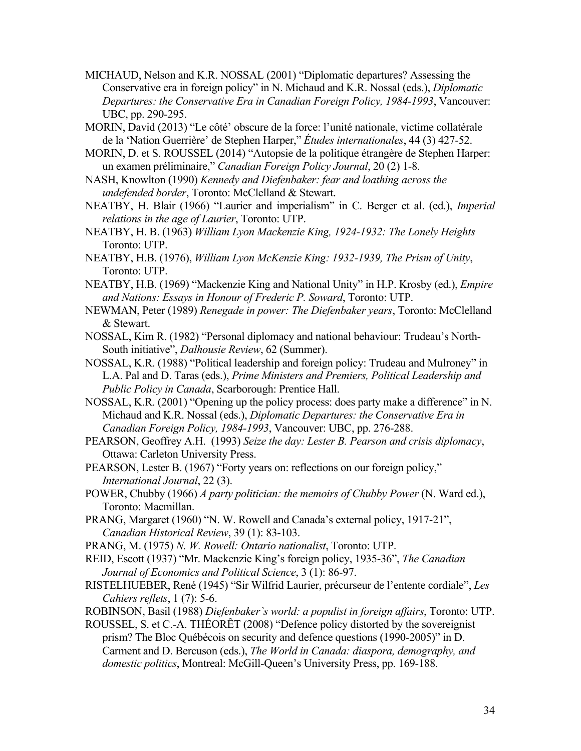MICHAUD, Nelson and K.R. NOSSAL (2001) "Diplomatic departures? Assessing the Conservative era in foreign policy" in N. Michaud and K.R. Nossal (eds.), *Diplomatic Departures: the Conservative Era in Canadian Foreign Policy, 1984-1993*, Vancouver: UBC, pp. 290-295.

MORIN, David (2013) "Le côté' obscure de la force: l'unité nationale, victime collatérale de la 'Nation Guerrière' de Stephen Harper," *Études internationales*, 44 (3) 427-52.

MORIN, D. et S. ROUSSEL (2014) "Autopsie de la politique étrangère de Stephen Harper: un examen préliminaire," *Canadian Foreign Policy Journal*, 20 (2) 1-8.

NASH, Knowlton (1990) *Kennedy and Diefenbaker: fear and loathing across the undefended border*, Toronto: McClelland & Stewart.

NEATBY, H. Blair (1966) "Laurier and imperialism" in C. Berger et al. (ed.), *Imperial relations in the age of Laurier*, Toronto: UTP.

NEATBY, H. B. (1963) *William Lyon Mackenzie King, 1924-1932: The Lonely Heights* Toronto: UTP.

NEATBY, H.B. (1976), *William Lyon McKenzie King: 1932-1939, The Prism of Unity*, Toronto: UTP.

NEATBY, H.B. (1969) "Mackenzie King and National Unity" in H.P. Krosby (ed.), *Empire and Nations: Essays in Honour of Frederic P. Soward*, Toronto: UTP.

NEWMAN, Peter (1989) *Renegade in power: The Diefenbaker years*, Toronto: McClelland & Stewart.

NOSSAL, Kim R. (1982) "Personal diplomacy and national behaviour: Trudeau's North-South initiative", *Dalhousie Review*, 62 (Summer).

NOSSAL, K.R. (1988) "Political leadership and foreign policy: Trudeau and Mulroney" in L.A. Pal and D. Taras (eds.), *Prime Ministers and Premiers, Political Leadership and Public Policy in Canada*, Scarborough: Prentice Hall.

NOSSAL, K.R. (2001) "Opening up the policy process: does party make a difference" in N. Michaud and K.R. Nossal (eds.), *Diplomatic Departures: the Conservative Era in Canadian Foreign Policy, 1984-1993*, Vancouver: UBC, pp. 276-288.

PEARSON, Geoffrey A.H. (1993) *Seize the day: Lester B. Pearson and crisis diplomacy*, Ottawa: Carleton University Press.

PEARSON, Lester B. (1967) "Forty years on: reflections on our foreign policy," *International Journal*, 22 (3).

POWER, Chubby (1966) *A party politician: the memoirs of Chubby Power* (N. Ward ed.), Toronto: Macmillan.

PRANG, Margaret (1960) "N. W. Rowell and Canada's external policy, 1917-21", *Canadian Historical Review*, 39 (1): 83-103.

PRANG, M. (1975) *N. W. Rowell: Ontario nationalist*, Toronto: UTP.

REID, Escott (1937) "Mr. Mackenzie King's foreign policy, 1935-36", *The Canadian Journal of Economics and Political Science*, 3 (1): 86-97.

RISTELHUEBER, René (1945) "Sir Wilfrid Laurier, précurseur de l'entente cordiale", *Les Cahiers reflets*, 1 (7): 5-6.

ROBINSON, Basil (1988) *Diefenbaker`s world: a populist in foreign affairs*, Toronto: UTP.

ROUSSEL, S. et C.-A. THÉORÊT (2008) "Defence policy distorted by the sovereignist prism? The Bloc Québécois on security and defence questions (1990-2005)" in D. Carment and D. Bercuson (eds.), *The World in Canada: diaspora, demography, and domestic politics*, Montreal: McGill-Queen's University Press, pp. 169-188.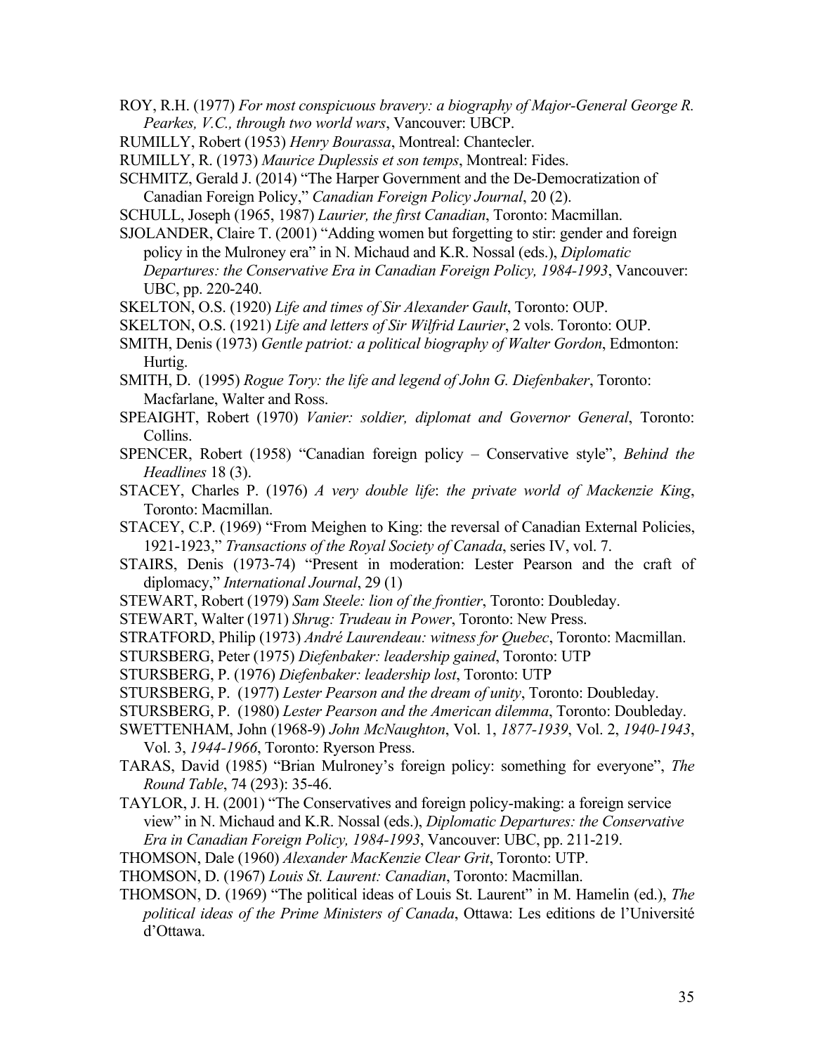ROY, R.H. (1977) *For most conspicuous bravery: a biography of Major-General George R. Pearkes, V.C., through two world wars*, Vancouver: UBCP.

RUMILLY, Robert (1953) *Henry Bourassa*, Montreal: Chantecler.

RUMILLY, R. (1973) *Maurice Duplessis et son temps*, Montreal: Fides.

SCHMITZ, Gerald J. (2014) "The Harper Government and the De-Democratization of Canadian Foreign Policy," *Canadian Foreign Policy Journal*, 20 (2).

SCHULL, Joseph (1965, 1987) *Laurier, the first Canadian*, Toronto: Macmillan.

SJOLANDER, Claire T. (2001) "Adding women but forgetting to stir: gender and foreign policy in the Mulroney era" in N. Michaud and K.R. Nossal (eds.), *Diplomatic Departures: the Conservative Era in Canadian Foreign Policy, 1984-1993*, Vancouver: UBC, pp. 220-240.

SKELTON, O.S. (1920) *Life and times of Sir Alexander Gault*, Toronto: OUP.

SKELTON, O.S. (1921) *Life and letters of Sir Wilfrid Laurier*, 2 vols. Toronto: OUP.

SMITH, Denis (1973) *Gentle patriot: a political biography of Walter Gordon*, Edmonton: Hurtig.

SMITH, D. (1995) *Rogue Tory: the life and legend of John G. Diefenbaker*, Toronto: Macfarlane, Walter and Ross.

SPEAIGHT, Robert (1970) *Vanier: soldier, diplomat and Governor General*, Toronto: Collins.

SPENCER, Robert (1958) "Canadian foreign policy – Conservative style", *Behind the Headlines* 18 (3).

STACEY, Charles P. (1976) *A very double life*: *the private world of Mackenzie King*, Toronto: Macmillan.

STACEY, C.P. (1969) "From Meighen to King: the reversal of Canadian External Policies, 1921-1923," *Transactions of the Royal Society of Canada*, series IV, vol. 7.

STAIRS, Denis (1973-74) "Present in moderation: Lester Pearson and the craft of diplomacy," *International Journal*, 29 (1)

STEWART, Robert (1979) *Sam Steele: lion of the frontier*, Toronto: Doubleday.

STEWART, Walter (1971) *Shrug: Trudeau in Power*, Toronto: New Press.

STRATFORD, Philip (1973) *André Laurendeau: witness for Quebec*, Toronto: Macmillan.

STURSBERG, Peter (1975) *Diefenbaker: leadership gained*, Toronto: UTP

STURSBERG, P. (1976) *Diefenbaker: leadership lost*, Toronto: UTP

STURSBERG, P. (1977) *Lester Pearson and the dream of unity*, Toronto: Doubleday.

STURSBERG, P. (1980) *Lester Pearson and the American dilemma*, Toronto: Doubleday.

SWETTENHAM, John (1968-9) *John McNaughton*, Vol. 1, *1877-1939*, Vol. 2, *1940-1943*, Vol. 3, *1944-1966*, Toronto: Ryerson Press.

TARAS, David (1985) "Brian Mulroney's foreign policy: something for everyone", *The Round Table*, 74 (293): 35-46.

TAYLOR, J. H. (2001) "The Conservatives and foreign policy-making: a foreign service view" in N. Michaud and K.R. Nossal (eds.), *Diplomatic Departures: the Conservative Era in Canadian Foreign Policy, 1984-1993*, Vancouver: UBC, pp. 211-219.

THOMSON, Dale (1960) *Alexander MacKenzie Clear Grit*, Toronto: UTP.

THOMSON, D. (1967) *Louis St. Laurent: Canadian*, Toronto: Macmillan.

THOMSON, D. (1969) "The political ideas of Louis St. Laurent" in M. Hamelin (ed.), *The political ideas of the Prime Ministers of Canada*, Ottawa: Les editions de l'Université d'Ottawa.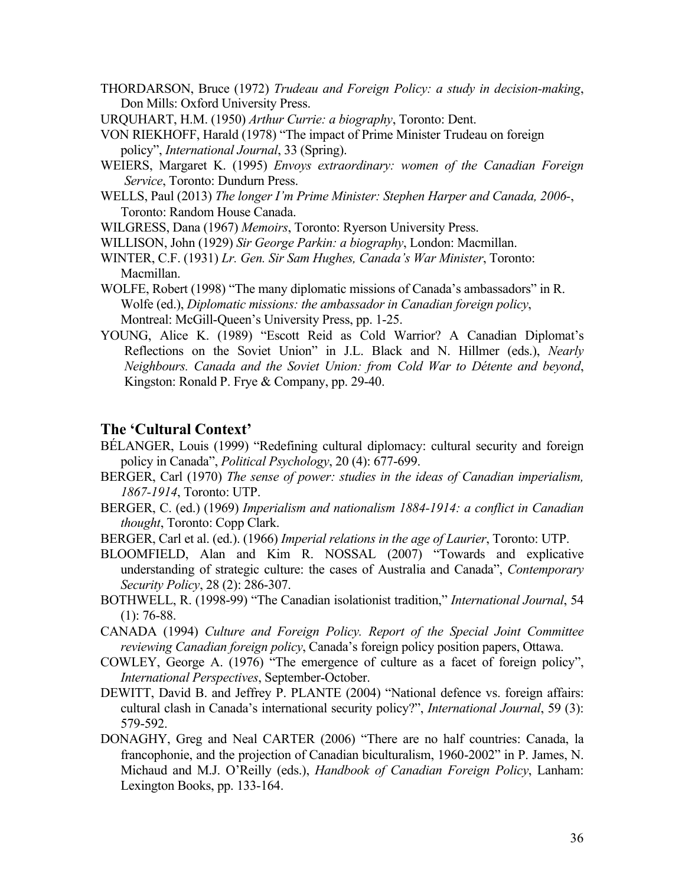THORDARSON, Bruce (1972) *Trudeau and Foreign Policy: a study in decision-making*, Don Mills: Oxford University Press.

URQUHART, H.M. (1950) *Arthur Currie: a biography*, Toronto: Dent.

VON RIEKHOFF, Harald (1978) "The impact of Prime Minister Trudeau on foreign policy", *International Journal*, 33 (Spring).

WEIERS, Margaret K. (1995) *Envoys extraordinary: women of the Canadian Foreign Service*, Toronto: Dundurn Press.

WELLS, Paul (2013) *The longer I'm Prime Minister: Stephen Harper and Canada, 2006-*, Toronto: Random House Canada.

WILGRESS, Dana (1967) *Memoirs*, Toronto: Ryerson University Press.

WILLISON, John (1929) *Sir George Parkin: a biography*, London: Macmillan.

WINTER, C.F. (1931) *Lr. Gen. Sir Sam Hughes, Canada's War Minister*, Toronto: Macmillan.

WOLFE, Robert (1998) "The many diplomatic missions of Canada's ambassadors" in R. Wolfe (ed.), *Diplomatic missions: the ambassador in Canadian foreign policy*, Montreal: McGill-Queen's University Press, pp. 1-25.

YOUNG, Alice K. (1989) "Escott Reid as Cold Warrior? A Canadian Diplomat's Reflections on the Soviet Union" in J.L. Black and N. Hillmer (eds.), *Nearly Neighbours. Canada and the Soviet Union: from Cold War to Détente and beyond*, Kingston: Ronald P. Frye & Company, pp. 29-40.

## The 'Cultural Context'

BÉLANGER, Louis (1999) "Redefining cultural diplomacy: cultural security and foreign policy in Canada", *Political Psychology*, 20 (4): 677-699.

BERGER, Carl (1970) *The sense of power: studies in the ideas of Canadian imperialism, 1867-1914*, Toronto: UTP.

BERGER, C. (ed.) (1969) *Imperialism and nationalism 1884-1914: a conflict in Canadian thought*, Toronto: Copp Clark.

BERGER, Carl et al. (ed.). (1966) *Imperial relations in the age of Laurier*, Toronto: UTP.

BLOOMFIELD, Alan and Kim R. NOSSAL (2007) "Towards and explicative understanding of strategic culture: the cases of Australia and Canada", *Contemporary Security Policy*, 28 (2): 286-307.

BOTHWELL, R. (1998-99) "The Canadian isolationist tradition," *International Journal*, 54 (1): 76-88.

CANADA (1994) *Culture and Foreign Policy. Report of the Special Joint Committee reviewing Canadian foreign policy*, Canada's foreign policy position papers, Ottawa.

COWLEY, George A. (1976) "The emergence of culture as a facet of foreign policy", *International Perspectives*, September-October.

DEWITT, David B. and Jeffrey P. PLANTE (2004) "National defence vs. foreign affairs: cultural clash in Canada's international security policy?", *International Journal*, 59 (3): 579-592.

DONAGHY, Greg and Neal CARTER (2006) "There are no half countries: Canada, la francophonie, and the projection of Canadian biculturalism, 1960-2002" in P. James, N. Michaud and M.J. O'Reilly (eds.), *Handbook of Canadian Foreign Policy*, Lanham: Lexington Books, pp. 133-164.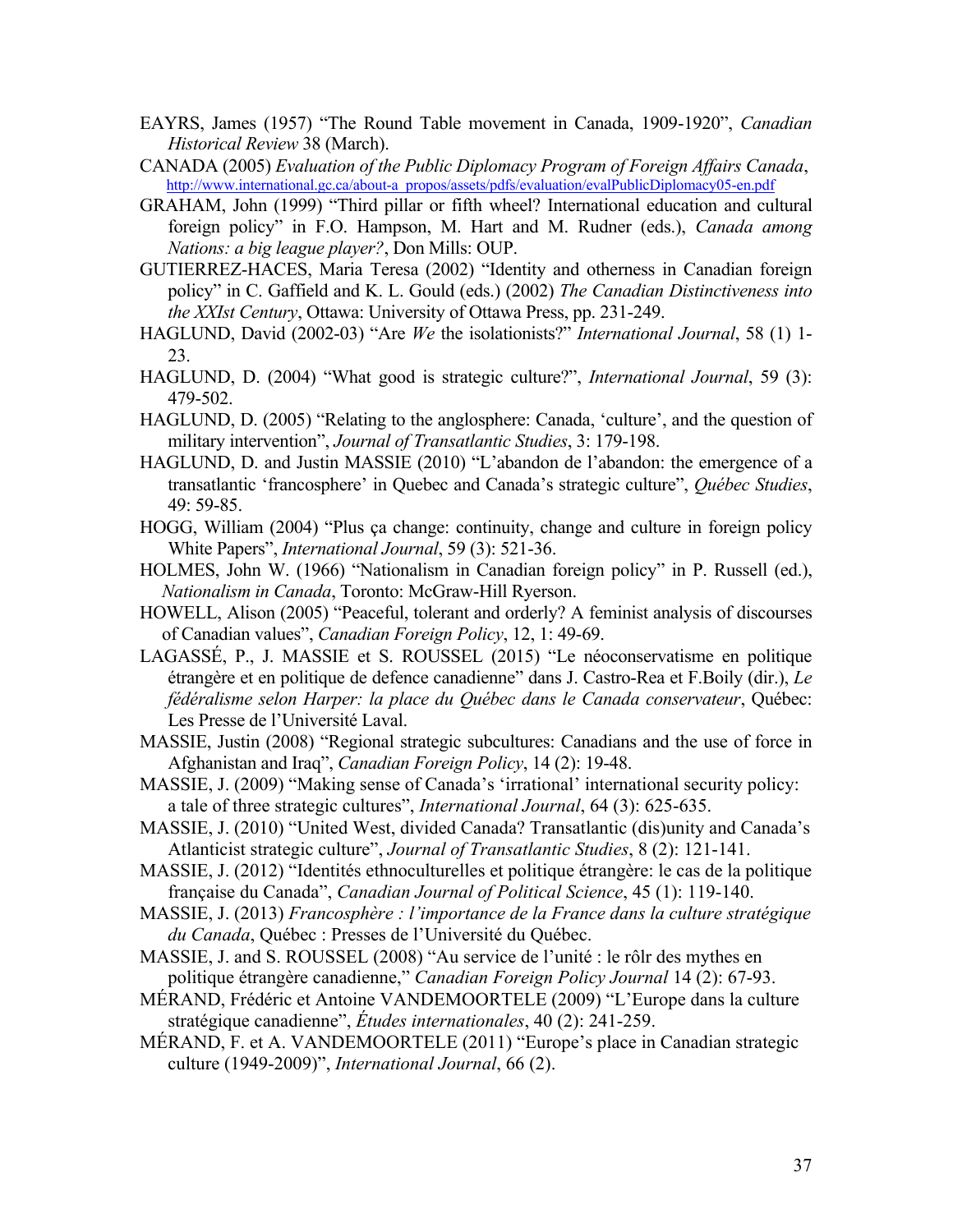EAYRS, James (1957) "The Round Table movement in Canada, 1909-1920", *Canadian Historical Review* 38 (March).

CANADA (2005) *Evaluation of the Public Diplomacy Program of Foreign Affairs Canada*, http://www.international.gc.ca/about-a_propos/assets/pdfs/evaluation/evalPublicDiplomacy05-en.pdf

GRAHAM, John (1999) "Third pillar or fifth wheel? International education and cultural foreign policy" in F.O. Hampson, M. Hart and M. Rudner (eds.), *Canada among Nations: a big league player?*, Don Mills: OUP.

GUTIERREZ-HACES, Maria Teresa (2002) "Identity and otherness in Canadian foreign policy" in C. Gaffield and K. L. Gould (eds.) (2002) *The Canadian Distinctiveness into the XXIst Century*, Ottawa: University of Ottawa Press, pp. 231-249.

HAGLUND, David (2002-03) "Are *We* the isolationists?" *International Journal*, 58 (1) 1-23.

HAGLUND, D. (2004) "What good is strategic culture?", *International Journal*, 59 (3): 479-502.

HAGLUND, D. (2005) "Relating to the anglosphere: Canada, 'culture', and the question of military intervention", *Journal of Transatlantic Studies*, 3: 179-198.

HAGLUND, D. and Justin MASSIE (2010) "L'abandon de l'abandon: the emergence of a transatlantic 'francosphere' in Quebec and Canada's strategic culture", *Québec Studies*, 49: 59-85.

HOGG, William (2004) "Plus ça change: continuity, change and culture in foreign policy White Papers", *International Journal*, 59 (3): 521-36.

HOLMES, John W. (1966) "Nationalism in Canadian foreign policy" in P. Russell (ed.), *Nationalism in Canada*, Toronto: McGraw-Hill Ryerson.

HOWELL, Alison (2005) "Peaceful, tolerant and orderly? A feminist analysis of discourses of Canadian values", *Canadian Foreign Policy*, 12, 1: 49-69.

LAGASSÉ, P., J. MASSIE et S. ROUSSEL (2015) "Le néoconservatisme en politique étrangère et en politique de defence canadienne" dans J. Castro-Rea et F.Boily (dir.), *Le fédéralisme selon Harper: la place du Québec dans le Canada conservateur*, Québec: Les Presse de l'Université Laval.

MASSIE, Justin (2008) "Regional strategic subcultures: Canadians and the use of force in Afghanistan and Iraq", *Canadian Foreign Policy*, 14 (2): 19-48.

MASSIE, J. (2009) "Making sense of Canada's 'irrational' international security policy: a tale of three strategic cultures", *International Journal*, 64 (3): 625-635.

MASSIE, J. (2010) "United West, divided Canada? Transatlantic (dis)unity and Canada's Atlanticist strategic culture", *Journal of Transatlantic Studies*, 8 (2): 121-141.

MASSIE, J. (2012) "Identités ethnoculturelles et politique étrangère: le cas de la politique française du Canada", *Canadian Journal of Political Science*, 45 (1): 119-140.

MASSIE, J. (2013) *Francosphère : l'importance de la France dans la culture stratégique du Canada*, Québec : Presses de l'Université du Québec.

MASSIE, J. and S. ROUSSEL (2008) "Au service de l'unité : le rôlr des mythes en politique étrangère canadienne," *Canadian Foreign Policy Journal* 14 (2): 67-93.

MÉRAND, Frédéric et Antoine VANDEMOORTELE (2009) "L'Europe dans la culture stratégique canadienne", *Études internationales*, 40 (2): 241-259.

MÉRAND, F. et A. VANDEMOORTELE (2011) "Europe's place in Canadian strategic culture (1949-2009)", *International Journal*, 66 (2).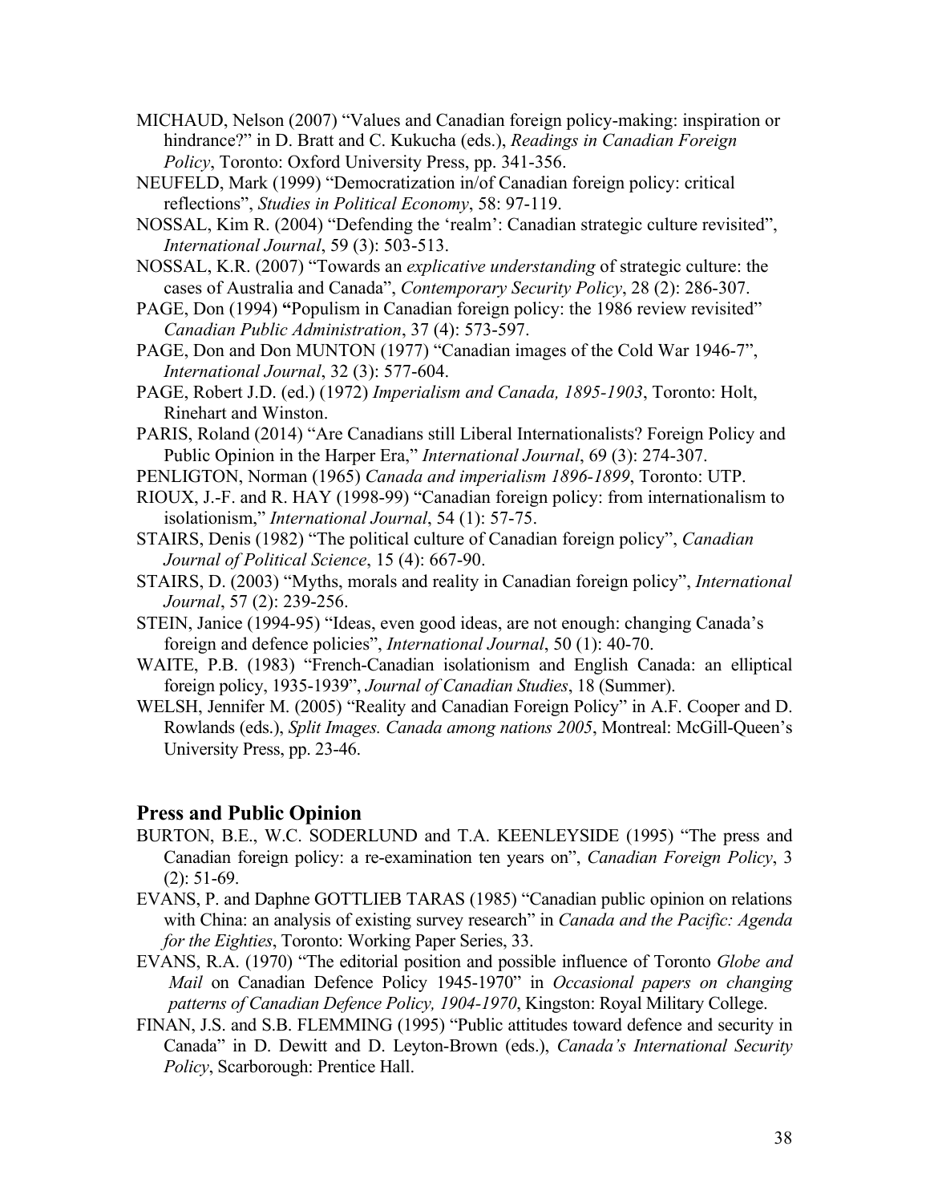MICHAUD, Nelson (2007) "Values and Canadian foreign policy-making: inspiration or hindrance?" in D. Bratt and C. Kukucha (eds.), *Readings in Canadian Foreign Policy*, Toronto: Oxford University Press, pp. 341-356.

NEUFELD, Mark (1999) "Democratization in/of Canadian foreign policy: critical reflections", *Studies in Political Economy*, 58: 97-119.

NOSSAL, Kim R. (2004) "Defending the 'realm': Canadian strategic culture revisited", *International Journal*, 59 (3): 503-513.

NOSSAL, K.R. (2007) "Towards an *explicative understanding* of strategic culture: the cases of Australia and Canada", *Contemporary Security Policy*, 28 (2): 286-307.

PAGE, Don (1994) **"**Populism in Canadian foreign policy: the 1986 review revisited" *Canadian Public Administration*, 37 (4): 573-597.

PAGE, Don and Don MUNTON (1977) "Canadian images of the Cold War 1946-7", *International Journal*, 32 (3): 577-604.

PAGE, Robert J.D. (ed.) (1972) *Imperialism and Canada, 1895-1903*, Toronto: Holt, Rinehart and Winston.

PARIS, Roland (2014) "Are Canadians still Liberal Internationalists? Foreign Policy and Public Opinion in the Harper Era," *International Journal*, 69 (3): 274-307.

PENLIGTON, Norman (1965) *Canada and imperialism 1896-1899*, Toronto: UTP.

RIOUX, J.-F. and R. HAY (1998-99) "Canadian foreign policy: from internationalism to isolationism," *International Journal*, 54 (1): 57-75.

STAIRS, Denis (1982) "The political culture of Canadian foreign policy", *Canadian Journal of Political Science*, 15 (4): 667-90.

STAIRS, D. (2003) "Myths, morals and reality in Canadian foreign policy", *International Journal*, 57 (2): 239-256.

STEIN, Janice (1994-95) "Ideas, even good ideas, are not enough: changing Canada's foreign and defence policies", *International Journal*, 50 (1): 40-70.

WAITE, P.B. (1983) "French-Canadian isolationism and English Canada: an elliptical foreign policy, 1935-1939", *Journal of Canadian Studies*, 18 (Summer).

WELSH, Jennifer M. (2005) "Reality and Canadian Foreign Policy" in A.F. Cooper and D. Rowlands (eds.), *Split Images. Canada among nations 2005*, Montreal: McGill-Queen's University Press, pp. 23-46.

## Press and Public Opinion

BURTON, B.E., W.C. SODERLUND and T.A. KEENLEYSIDE (1995) "The press and Canadian foreign policy: a re-examination ten years on", *Canadian Foreign Policy*, 3 (2): 51-69.

EVANS, P. and Daphne GOTTLIEB TARAS (1985) "Canadian public opinion on relations with China: an analysis of existing survey research" in *Canada and the Pacific: Agenda for the Eighties*, Toronto: Working Paper Series, 33.

EVANS, R.A. (1970) "The editorial position and possible influence of Toronto *Globe and Mail* on Canadian Defence Policy 1945-1970" in *Occasional papers on changing patterns of Canadian Defence Policy, 1904-1970*, Kingston: Royal Military College.

FINAN, J.S. and S.B. FLEMMING (1995) "Public attitudes toward defence and security in Canada" in D. Dewitt and D. Leyton-Brown (eds.), *Canada's International Security Policy*, Scarborough: Prentice Hall.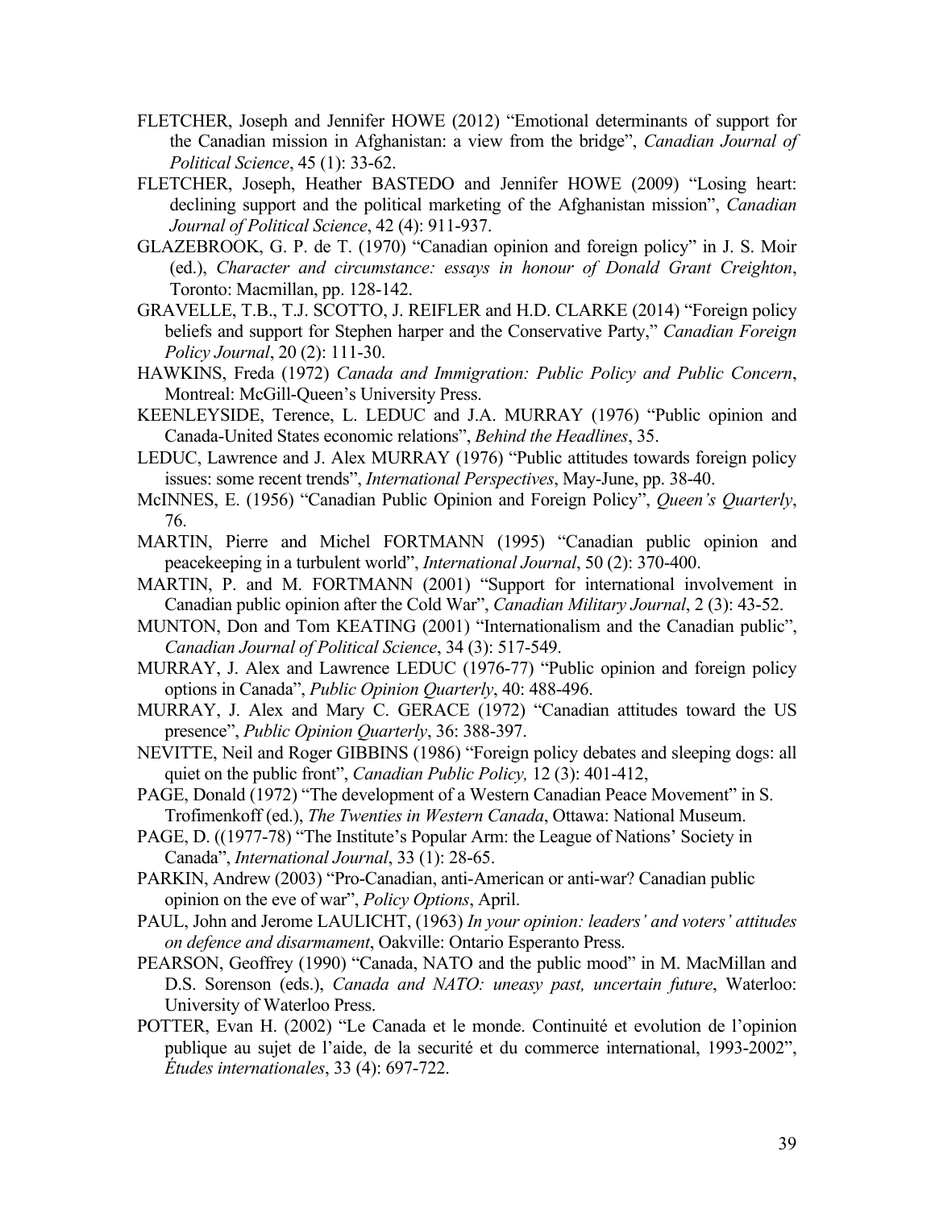FLETCHER, Joseph and Jennifer HOWE (2012) "Emotional determinants of support for the Canadian mission in Afghanistan: a view from the bridge", *Canadian Journal of Political Science*, 45 (1): 33-62.

FLETCHER, Joseph, Heather BASTEDO and Jennifer HOWE (2009) "Losing heart: declining support and the political marketing of the Afghanistan mission", *Canadian Journal of Political Science*, 42 (4): 911-937.

GLAZEBROOK, G. P. de T. (1970) "Canadian opinion and foreign policy" in J. S. Moir (ed.), *Character and circumstance: essays in honour of Donald Grant Creighton*, Toronto: Macmillan, pp. 128-142.

GRAVELLE, T.B., T.J. SCOTTO, J. REIFLER and H.D. CLARKE (2014) "Foreign policy beliefs and support for Stephen harper and the Conservative Party," *Canadian Foreign Policy Journal*, 20 (2): 111-30.

HAWKINS, Freda (1972) *Canada and Immigration: Public Policy and Public Concern*, Montreal: McGill-Queen's University Press.

KEENLEYSIDE, Terence, L. LEDUC and J.A. MURRAY (1976) "Public opinion and Canada-United States economic relations", *Behind the Headlines*, 35.

LEDUC, Lawrence and J. Alex MURRAY (1976) "Public attitudes towards foreign policy issues: some recent trends", *International Perspectives*, May-June, pp. 38-40.

McINNES, E. (1956) "Canadian Public Opinion and Foreign Policy", *Queen's Quarterly*, 76.

MARTIN, Pierre and Michel FORTMANN (1995) "Canadian public opinion and peacekeeping in a turbulent world", *International Journal*, 50 (2): 370-400.

MARTIN, P. and M. FORTMANN (2001) "Support for international involvement in Canadian public opinion after the Cold War", *Canadian Military Journal*, 2 (3): 43-52.

MUNTON, Don and Tom KEATING (2001) "Internationalism and the Canadian public", *Canadian Journal of Political Science*, 34 (3): 517-549.

MURRAY, J. Alex and Lawrence LEDUC (1976-77) "Public opinion and foreign policy options in Canada", *Public Opinion Quarterly*, 40: 488-496.

MURRAY, J. Alex and Mary C. GERACE (1972) "Canadian attitudes toward the US presence", *Public Opinion Quarterly*, 36: 388-397.

NEVITTE, Neil and Roger GIBBINS (1986) "Foreign policy debates and sleeping dogs: all quiet on the public front", *Canadian Public Policy,* 12 (3): 401-412,

PAGE, Donald (1972) "The development of a Western Canadian Peace Movement" in S. Trofimenkoff (ed.), *The Twenties in Western Canada*, Ottawa: National Museum.

PAGE, D. ((1977-78) "The Institute's Popular Arm: the League of Nations' Society in Canada", *International Journal*, 33 (1): 28-65.

PARKIN, Andrew (2003) "Pro-Canadian, anti-American or anti-war? Canadian public opinion on the eve of war", *Policy Options*, April.

PAUL, John and Jerome LAULICHT, (1963) *In your opinion: leaders' and voters' attitudes on defence and disarmament*, Oakville: Ontario Esperanto Press.

PEARSON, Geoffrey (1990) "Canada, NATO and the public mood" in M. MacMillan and D.S. Sorenson (eds.), *Canada and NATO: uneasy past, uncertain future*, Waterloo: University of Waterloo Press.

POTTER, Evan H. (2002) "Le Canada et le monde. Continuité et evolution de l'opinion publique au sujet de l'aide, de la securité et du commerce international, 1993-2002", *Études internationales*, 33 (4): 697-722.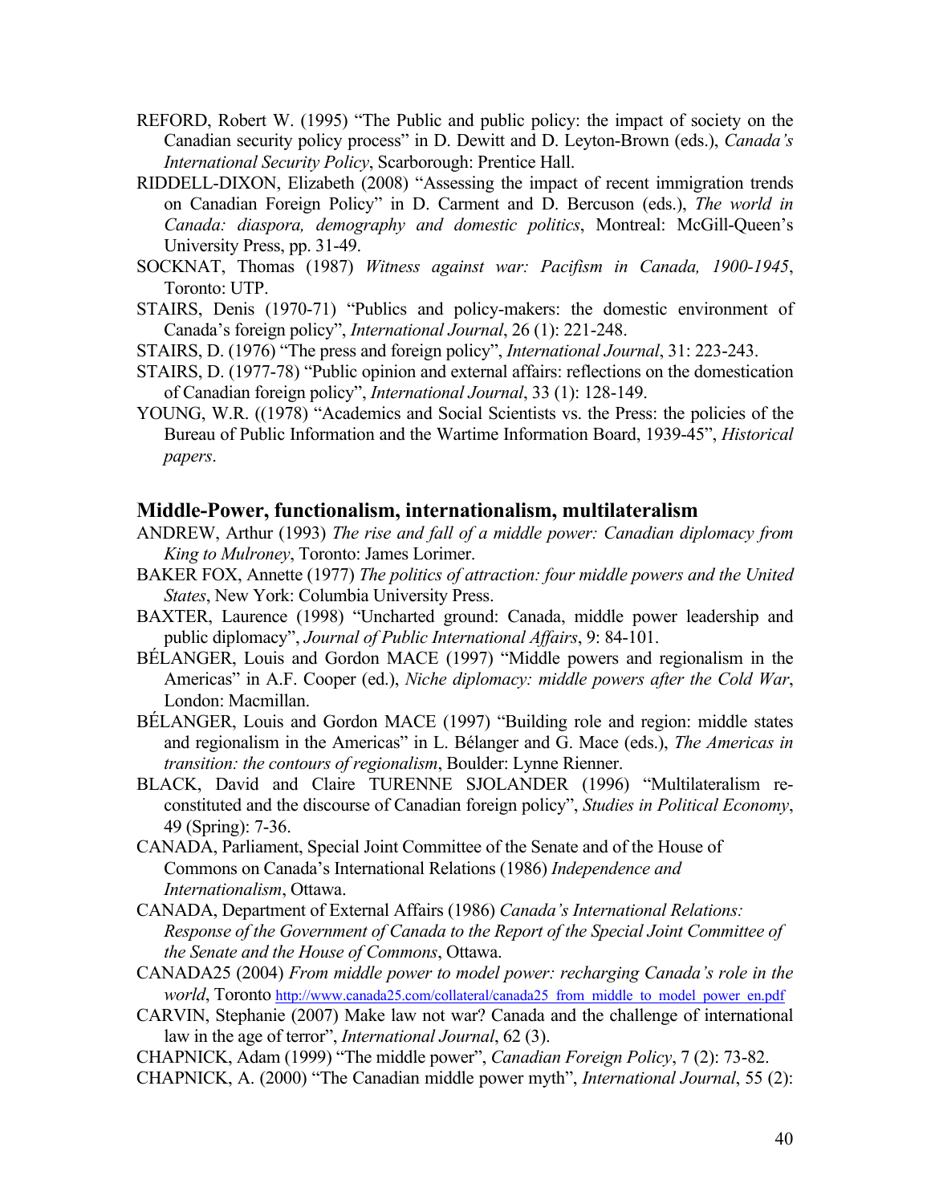REFORD, Robert W. (1995) "The Public and public policy: the impact of society on the Canadian security policy process" in D. Dewitt and D. Leyton-Brown (eds.), *Canada's International Security Policy*, Scarborough: Prentice Hall.

RIDDELL-DIXON, Elizabeth (2008) "Assessing the impact of recent immigration trends on Canadian Foreign Policy" in D. Carment and D. Bercuson (eds.), *The world in Canada: diaspora, demography and domestic politics*, Montreal: McGill-Queen's University Press, pp. 31-49.

SOCKNAT, Thomas (1987) *Witness against war: Pacifism in Canada, 1900-1945*, Toronto: UTP.

STAIRS, Denis (1970-71) "Publics and policy-makers: the domestic environment of Canada's foreign policy", *International Journal*, 26 (1): 221-248.

STAIRS, D. (1976) "The press and foreign policy", *International Journal*, 31: 223-243.

STAIRS, D. (1977-78) "Public opinion and external affairs: reflections on the domestication of Canadian foreign policy", *International Journal*, 33 (1): 128-149.

YOUNG, W.R. ((1978) "Academics and Social Scientists vs. the Press: the policies of the Bureau of Public Information and the Wartime Information Board, 1939-45", *Historical papers*.

## Middle-Power, functionalism, internationalism, multilateralism

ANDREW, Arthur (1993) *The rise and fall of a middle power: Canadian diplomacy from King to Mulroney*, Toronto: James Lorimer.

BAKER FOX, Annette (1977) *The politics of attraction: four middle powers and the United States*, New York: Columbia University Press.

BAXTER, Laurence (1998) "Uncharted ground: Canada, middle power leadership and public diplomacy", *Journal of Public International Affairs*, 9: 84-101.

BÉLANGER, Louis and Gordon MACE (1997) "Middle powers and regionalism in the Americas" in A.F. Cooper (ed.), *Niche diplomacy: middle powers after the Cold War*, London: Macmillan.

BÉLANGER, Louis and Gordon MACE (1997) "Building role and region: middle states and regionalism in the Americas" in L. Bélanger and G. Mace (eds.), *The Americas in transition: the contours of regionalism*, Boulder: Lynne Rienner.

BLACK, David and Claire TURENNE SJOLANDER (1996) "Multilateralism re-constituted and the discourse of Canadian foreign policy", *Studies in Political Economy*, 49 (Spring): 7-36.

CANADA, Parliament, Special Joint Committee of the Senate and of the House of Commons on Canada's International Relations (1986) *Independence and Internationalism*, Ottawa.

CANADA, Department of External Affairs (1986) *Canada's International Relations: Response of the Government of Canada to the Report of the Special Joint Committee of the Senate and the House of Commons*, Ottawa.

CANADA25 (2004) *From middle power to model power: recharging Canada's role in the world*, Toronto http://www.canada25.com/collateral/canada25_from_middle_to_model_power_en.pdf

CARVIN, Stephanie (2007) Make law not war? Canada and the challenge of international law in the age of terror", *International Journal*, 62 (3).

CHAPNICK, Adam (1999) "The middle power", *Canadian Foreign Policy*, 7 (2): 73-82.

CHAPNICK, A. (2000) "The Canadian middle power myth", *International Journal*, 55 (2):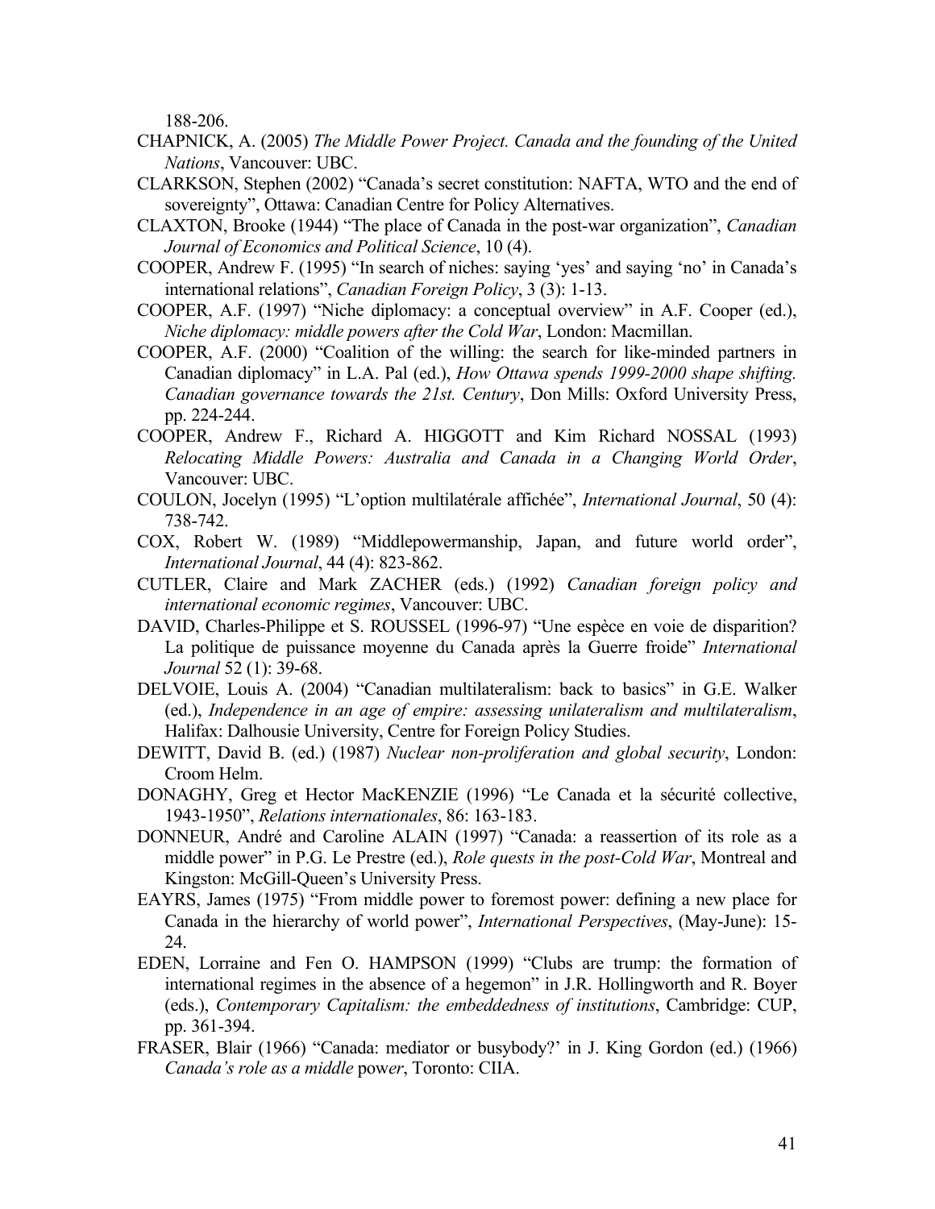188-206.

CHAPNICK, A. (2005) *The Middle Power Project. Canada and the founding of the United Nations*, Vancouver: UBC.

CLARKSON, Stephen (2002) "Canada's secret constitution: NAFTA, WTO and the end of sovereignty", Ottawa: Canadian Centre for Policy Alternatives.

CLAXTON, Brooke (1944) "The place of Canada in the post-war organization", *Canadian Journal of Economics and Political Science*, 10 (4).

COOPER, Andrew F. (1995) "In search of niches: saying 'yes' and saying 'no' in Canada's international relations", *Canadian Foreign Policy*, 3 (3): 1-13.

COOPER, A.F. (1997) "Niche diplomacy: a conceptual overview" in A.F. Cooper (ed.), *Niche diplomacy: middle powers after the Cold War*, London: Macmillan.

COOPER, A.F. (2000) "Coalition of the willing: the search for like-minded partners in Canadian diplomacy" in L.A. Pal (ed.), *How Ottawa spends 1999-2000 shape shifting. Canadian governance towards the 21st. Century*, Don Mills: Oxford University Press, pp. 224-244.

COOPER, Andrew F., Richard A. HIGGOTT and Kim Richard NOSSAL (1993) *Relocating Middle Powers: Australia and Canada in a Changing World Order*, Vancouver: UBC.

COULON, Jocelyn (1995) "L'option multilatérale affichée", *International Journal*, 50 (4): 738-742.

COX, Robert W. (1989) "Middlepowermanship, Japan, and future world order", *International Journal*, 44 (4): 823-862.

CUTLER, Claire and Mark ZACHER (eds.) (1992) *Canadian foreign policy and international economic regimes*, Vancouver: UBC.

DAVID, Charles-Philippe et S. ROUSSEL (1996-97) "Une espèce en voie de disparition? La politique de puissance moyenne du Canada après la Guerre froide" *International Journal* 52 (1): 39-68.

DELVOIE, Louis A. (2004) "Canadian multilateralism: back to basics" in G.E. Walker (ed.), *Independence in an age of empire: assessing unilateralism and multilateralism*, Halifax: Dalhousie University, Centre for Foreign Policy Studies.

DEWITT, David B. (ed.) (1987) *Nuclear non-proliferation and global security*, London: Croom Helm.

DONAGHY, Greg et Hector MacKENZIE (1996) "Le Canada et la sécurité collective, 1943-1950", *Relations internationales*, 86: 163-183.

DONNEUR, André and Caroline ALAIN (1997) "Canada: a reassertion of its role as a middle power" in P.G. Le Prestre (ed.), *Role quests in the post-Cold War*, Montreal and Kingston: McGill-Queen's University Press.

EAYRS, James (1975) "From middle power to foremost power: defining a new place for Canada in the hierarchy of world power", *International Perspectives*, (May-June): 15-24.

EDEN, Lorraine and Fen O. HAMPSON (1999) "Clubs are trump: the formation of international regimes in the absence of a hegemon" in J.R. Hollingworth and R. Boyer (eds.), *Contemporary Capitalism: the embeddedness of institutions*, Cambridge: CUP, pp. 361-394.

FRASER, Blair (1966) "Canada: mediator or busybody?' in J. King Gordon (ed.) (1966) *Canada's role as a middle* power, Toronto: CIIA.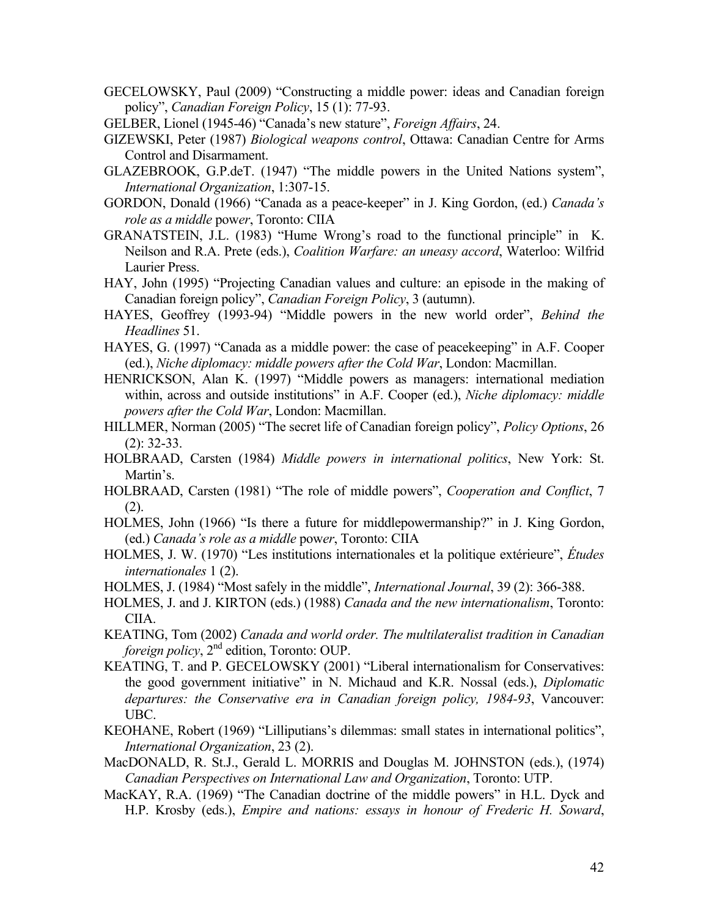GECELOWSKY, Paul (2009) "Constructing a middle power: ideas and Canadian foreign policy", *Canadian Foreign Policy*, 15 (1): 77-93.

GELBER, Lionel (1945-46) "Canada's new stature", *Foreign Affairs*, 24.

GIZEWSKI, Peter (1987) *Biological weapons control*, Ottawa: Canadian Centre for Arms Control and Disarmament.

GLAZEBROOK, G.P.deT. (1947) "The middle powers in the United Nations system", *International Organization*, 1:307-15.

GORDON, Donald (1966) "Canada as a peace-keeper" in J. King Gordon, (ed.) *Canada's role as a middle power*, Toronto: CIIA

GRANATSTEIN, J.L. (1983) "Hume Wrong's road to the functional principle" in K. Neilson and R.A. Prete (eds.), *Coalition Warfare: an uneasy accord*, Waterloo: Wilfrid Laurier Press.

HAY, John (1995) "Projecting Canadian values and culture: an episode in the making of Canadian foreign policy", *Canadian Foreign Policy*, 3 (autumn).

HAYES, Geoffrey (1993-94) "Middle powers in the new world order", *Behind the Headlines* 51.

HAYES, G. (1997) "Canada as a middle power: the case of peacekeeping" in A.F. Cooper (ed.), *Niche diplomacy: middle powers after the Cold War*, London: Macmillan.

HENRICKSON, Alan K. (1997) "Middle powers as managers: international mediation within, across and outside institutions" in A.F. Cooper (ed.), *Niche diplomacy: middle powers after the Cold War*, London: Macmillan.

HILLMER, Norman (2005) "The secret life of Canadian foreign policy", *Policy Options*, 26 (2): 32-33.

HOLBRAAD, Carsten (1984) *Middle powers in international politics*, New York: St. Martin's.

HOLBRAAD, Carsten (1981) "The role of middle powers", *Cooperation and Conflict*, 7 (2).

HOLMES, John (1966) "Is there a future for middlepowermanship?" in J. King Gordon, (ed.) *Canada's role as a middle power*, Toronto: CIIA

HOLMES, J. W. (1970) "Les institutions internationales et la politique extérieure", *Études internationales* 1 (2).

HOLMES, J. (1984) "Most safely in the middle", *International Journal*, 39 (2): 366-388.

HOLMES, J. and J. KIRTON (eds.) (1988) *Canada and the new internationalism*, Toronto: CIIA.

KEATING, Tom (2002) *Canada and world order. The multilateralist tradition in Canadian foreign policy*, 2nd edition, Toronto: OUP.

KEATING, T. and P. GECELOWSKY (2001) "Liberal internationalism for Conservatives: the good government initiative" in N. Michaud and K.R. Nossal (eds.), *Diplomatic departures: the Conservative era in Canadian foreign policy, 1984-93*, Vancouver: UBC.

KEOHANE, Robert (1969) "Lilliputians's dilemmas: small states in international politics", *International Organization*, 23 (2).

MacDONALD, R. St.J., Gerald L. MORRIS and Douglas M. JOHNSTON (eds.), (1974) *Canadian Perspectives on International Law and Organization*, Toronto: UTP.

MacKAY, R.A. (1969) "The Canadian doctrine of the middle powers" in H.L. Dyck and H.P. Krosby (eds.), *Empire and nations: essays in honour of Frederic H. Soward*,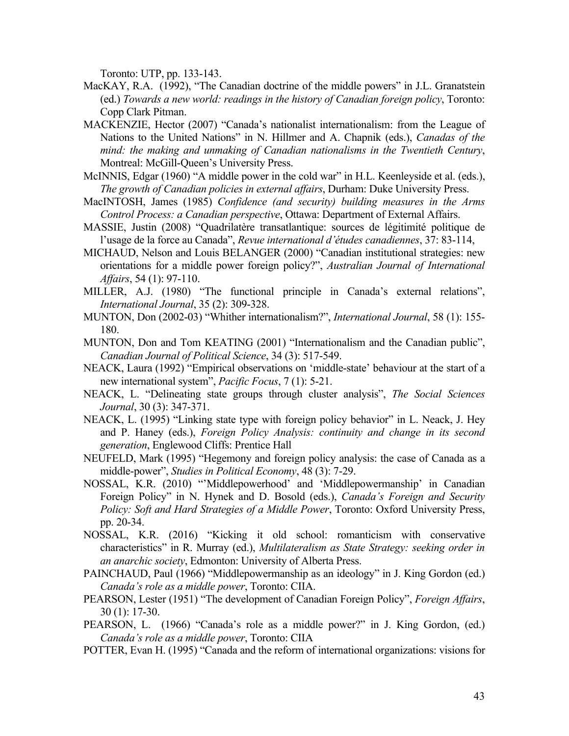Toronto: UTP, pp. 133-143.

MacKAY, R.A. (1992), "The Canadian doctrine of the middle powers" in J.L. Granatstein (ed.) *Towards a new world: readings in the history of Canadian foreign policy*, Toronto: Copp Clark Pitman.

MACKENZIE, Hector (2007) "Canada's nationalist internationalism: from the League of Nations to the United Nations" in N. Hillmer and A. Chapnik (eds.), *Canadas of the mind: the making and unmaking of Canadian nationalisms in the Twentieth Century*, Montreal: McGill-Queen's University Press.

McINNIS, Edgar (1960) "A middle power in the cold war" in H.L. Keenleyside et al. (eds.), *The growth of Canadian policies in external affairs*, Durham: Duke University Press.

MacINTOSH, James (1985) *Confidence (and security) building measures in the Arms Control Process: a Canadian perspective*, Ottawa: Department of External Affairs.

MASSIE, Justin (2008) "Quadrilatère transatlantique: sources de légitimité politique de l'usage de la force au Canada", *Revue international d'études canadiennes*, 37: 83-114,

MICHAUD, Nelson and Louis BELANGER (2000) "Canadian institutional strategies: new orientations for a middle power foreign policy?", *Australian Journal of International Affairs*, 54 (1): 97-110.

MILLER, A.J. (1980) "The functional principle in Canada's external relations", *International Journal*, 35 (2): 309-328.

MUNTON, Don (2002-03) "Whither internationalism?", *International Journal*, 58 (1): 155-180.

MUNTON, Don and Tom KEATING (2001) "Internationalism and the Canadian public", *Canadian Journal of Political Science*, 34 (3): 517-549.

NEACK, Laura (1992) "Empirical observations on 'middle-state' behaviour at the start of a new international system", *Pacific Focus*, 7 (1): 5-21.

NEACK, L. "Delineating state groups through cluster analysis", *The Social Sciences Journal*, 30 (3): 347-371.

NEACK, L. (1995) "Linking state type with foreign policy behavior" in L. Neack, J. Hey and P. Haney (eds.), *Foreign Policy Analysis: continuity and change in its second generation*, Englewood Cliffs: Prentice Hall

NEUFELD, Mark (1995) "Hegemony and foreign policy analysis: the case of Canada as a middle-power", *Studies in Political Economy*, 48 (3): 7-29.

NOSSAL, K.R. (2010) "'Middlepowerhood' and 'Middlepowermanship' in Canadian Foreign Policy" in N. Hynek and D. Bosold (eds.), *Canada's Foreign and Security Policy: Soft and Hard Strategies of a Middle Power*, Toronto: Oxford University Press, pp. 20-34.

NOSSAL, K.R. (2016) "Kicking it old school: romanticism with conservative characteristics" in R. Murray (ed.), *Multilateralism as State Strategy: seeking order in an anarchic society*, Edmonton: University of Alberta Press.

PAINCHAUD, Paul (1966) "Middlepowermanship as an ideology" in J. King Gordon (ed.) *Canada's role as a middle power*, Toronto: CIIA.

PEARSON, Lester (1951) "The development of Canadian Foreign Policy", *Foreign Affairs*, 30 (1): 17-30.

PEARSON, L. (1966) "Canada's role as a middle power?" in J. King Gordon, (ed.) *Canada's role as a middle power*, Toronto: CIIA

POTTER, Evan H. (1995) "Canada and the reform of international organizations: visions for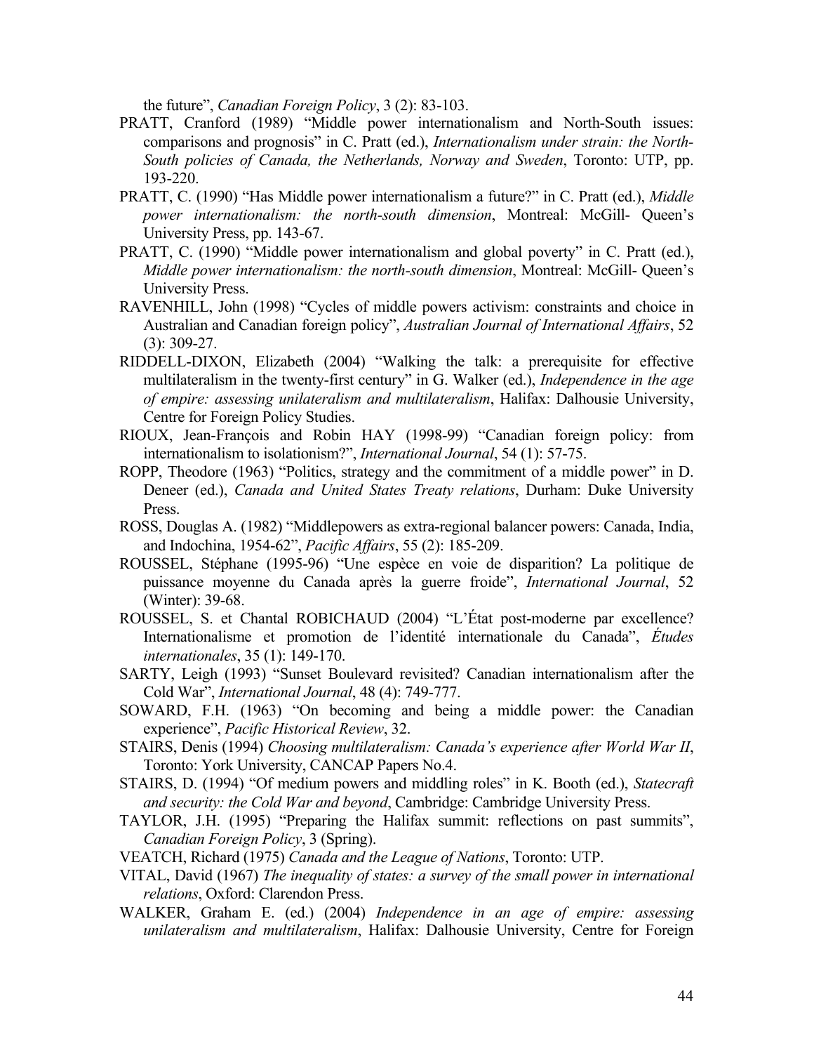the future", *Canadian Foreign Policy*, 3 (2): 83-103.

PRATT, Cranford (1989) "Middle power internationalism and North-South issues: comparisons and prognosis" in C. Pratt (ed.), *Internationalism under strain: the North-South policies of Canada, the Netherlands, Norway and Sweden*, Toronto: UTP, pp. 193-220.

PRATT, C. (1990) "Has Middle power internationalism a future?" in C. Pratt (ed.), *Middle power internationalism: the north-south dimension*, Montreal: McGill- Queen's University Press, pp. 143-67.

PRATT, C. (1990) "Middle power internationalism and global poverty" in C. Pratt (ed.), *Middle power internationalism: the north-south dimension*, Montreal: McGill- Queen's University Press.

RAVENHILL, John (1998) "Cycles of middle powers activism: constraints and choice in Australian and Canadian foreign policy", *Australian Journal of International Affairs*, 52 (3): 309-27.

RIDDELL-DIXON, Elizabeth (2004) "Walking the talk: a prerequisite for effective multilateralism in the twenty-first century" in G. Walker (ed.), *Independence in the age of empire: assessing unilateralism and multilateralism*, Halifax: Dalhousie University, Centre for Foreign Policy Studies.

RIOUX, Jean-François and Robin HAY (1998-99) "Canadian foreign policy: from internationalism to isolationism?", *International Journal*, 54 (1): 57-75.

ROPP, Theodore (1963) "Politics, strategy and the commitment of a middle power" in D. Deneer (ed.), *Canada and United States Treaty relations*, Durham: Duke University Press.

ROSS, Douglas A. (1982) "Middlepowers as extra-regional balancer powers: Canada, India, and Indochina, 1954-62", *Pacific Affairs*, 55 (2): 185-209.

ROUSSEL, Stéphane (1995-96) "Une espèce en voie de disparition? La politique de puissance moyenne du Canada après la guerre froide", *International Journal*, 52 (Winter): 39-68.

ROUSSEL, S. et Chantal ROBICHAUD (2004) "L'État post-moderne par excellence? Internationalisme et promotion de l'identité internationale du Canada", *Études internationales*, 35 (1): 149-170.

SARTY, Leigh (1993) "Sunset Boulevard revisited? Canadian internationalism after the Cold War", *International Journal*, 48 (4): 749-777.

SOWARD, F.H. (1963) "On becoming and being a middle power: the Canadian experience", *Pacific Historical Review*, 32.

STAIRS, Denis (1994) *Choosing multilateralism: Canada's experience after World War II*, Toronto: York University, CANCAP Papers No.4.

STAIRS, D. (1994) "Of medium powers and middling roles" in K. Booth (ed.), *Statecraft and security: the Cold War and beyond*, Cambridge: Cambridge University Press.

TAYLOR, J.H. (1995) "Preparing the Halifax summit: reflections on past summits", *Canadian Foreign Policy*, 3 (Spring).

VEATCH, Richard (1975) *Canada and the League of Nations*, Toronto: UTP.

VITAL, David (1967) *The inequality of states: a survey of the small power in international relations*, Oxford: Clarendon Press.

WALKER, Graham E. (ed.) (2004) *Independence in an age of empire: assessing unilateralism and multilateralism*, Halifax: Dalhousie University, Centre for Foreign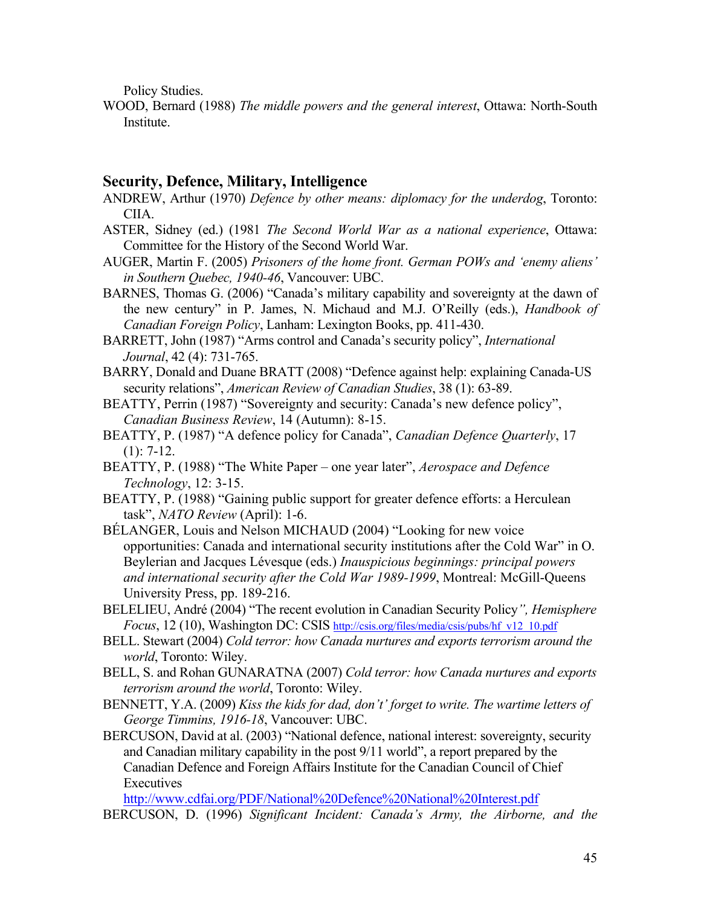Policy Studies.

WOOD, Bernard (1988) *The middle powers and the general interest*, Ottawa: North-South Institute.

## Security, Defence, Military, Intelligence

ANDREW, Arthur (1970) *Defence by other means: diplomacy for the underdog*, Toronto: CIIA.

ASTER, Sidney (ed.) (1981 *The Second World War as a national experience*, Ottawa: Committee for the History of the Second World War.

AUGER, Martin F. (2005) *Prisoners of the home front. German POWs and 'enemy aliens' in Southern Quebec, 1940-46*, Vancouver: UBC.

BARNES, Thomas G. (2006) "Canada's military capability and sovereignty at the dawn of the new century" in P. James, N. Michaud and M.J. O'Reilly (eds.), *Handbook of Canadian Foreign Policy*, Lanham: Lexington Books, pp. 411-430.

BARRETT, John (1987) "Arms control and Canada's security policy", *International Journal*, 42 (4): 731-765.

BARRY, Donald and Duane BRATT (2008) "Defence against help: explaining Canada-US security relations", *American Review of Canadian Studies*, 38 (1): 63-89.

BEATTY, Perrin (1987) "Sovereignty and security: Canada's new defence policy", *Canadian Business Review*, 14 (Autumn): 8-15.

BEATTY, P. (1987) "A defence policy for Canada", *Canadian Defence Quarterly*, 17 (1): 7-12.

BEATTY, P. (1988) "The White Paper – one year later", *Aerospace and Defence Technology*, 12: 3-15.

BEATTY, P. (1988) "Gaining public support for greater defence efforts: a Herculean task", *NATO Review* (April): 1-6.

BÉLANGER, Louis and Nelson MICHAUD (2004) "Looking for new voice opportunities: Canada and international security institutions after the Cold War" in O. Beylerian and Jacques Lévesque (eds.) *Inauspicious beginnings: principal powers and international security after the Cold War 1989-1999*, Montreal: McGill-Queens University Press, pp. 189-216.

BELELIEU, André (2004) "The recent evolution in Canadian Security Policy*", Hemisphere Focus*, 12 (10), Washington DC: CSIS http://csis.org/files/media/csis/pubs/hf_v12_10.pdf

BELL. Stewart (2004) *Cold terror: how Canada nurtures and exports terrorism around the world*, Toronto: Wiley.

BELL, S. and Rohan GUNARATNA (2007) *Cold terror: how Canada nurtures and exports terrorism around the world*, Toronto: Wiley.

BENNETT, Y.A. (2009) *Kiss the kids for dad, don't forget to write. The wartime letters of George Timmins, 1916-18*, Vancouver: UBC.

BERCUSON, David at al. (2003) "National defence, national interest: sovereignty, security and Canadian military capability in the post 9/11 world", a report prepared by the Canadian Defence and Foreign Affairs Institute for the Canadian Council of Chief Executives
http://www.cdfai.org/PDF/National%20Defence%20National%20Interest.pdf

BERCUSON, D. (1996) *Significant Incident: Canada's Army, the Airborne, and the*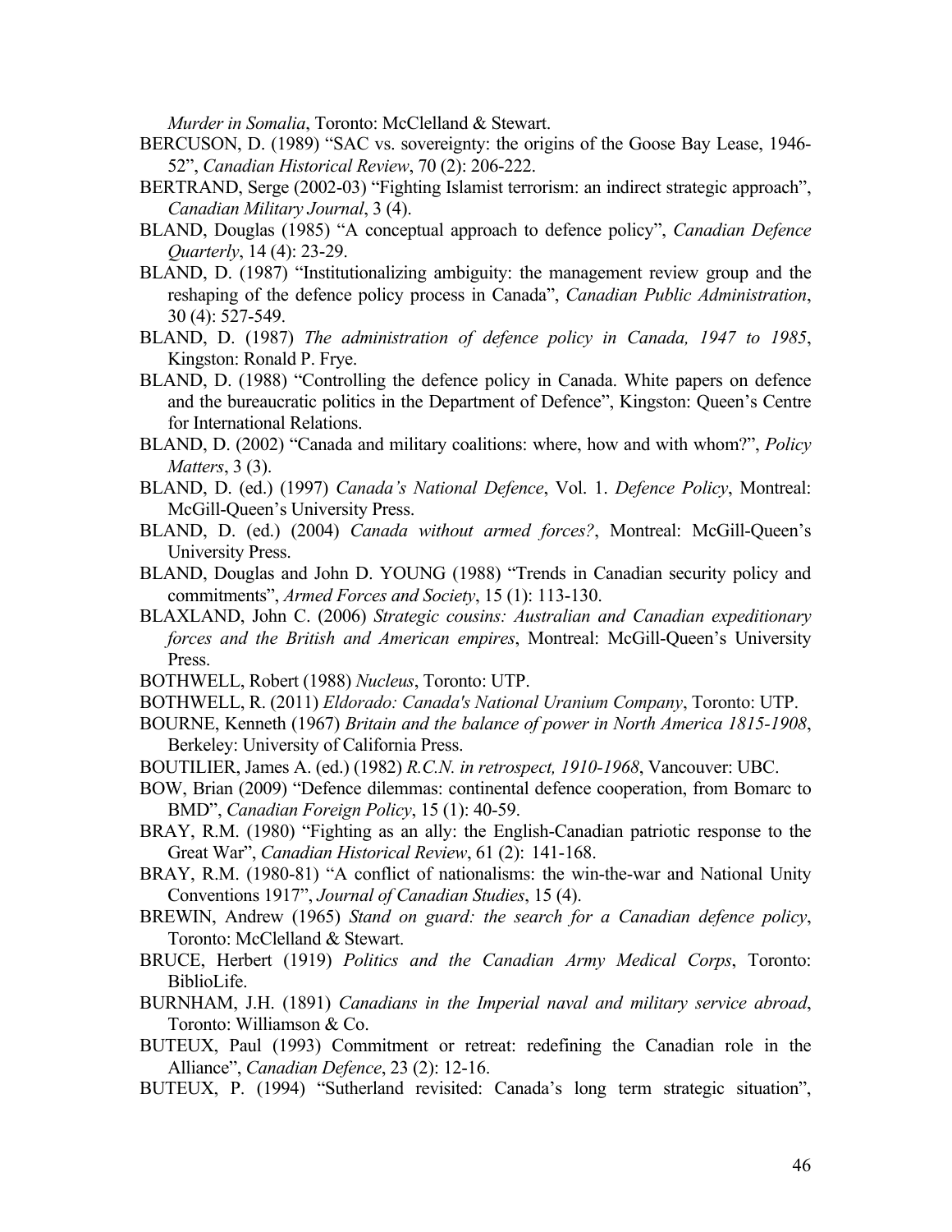*Murder in Somalia*, Toronto: McClelland & Stewart.

BERCUSON, D. (1989) "SAC vs. sovereignty: the origins of the Goose Bay Lease, 1946-52", *Canadian Historical Review*, 70 (2): 206-222.

BERTRAND, Serge (2002-03) "Fighting Islamist terrorism: an indirect strategic approach", *Canadian Military Journal*, 3 (4).

BLAND, Douglas (1985) "A conceptual approach to defence policy", *Canadian Defence Quarterly*, 14 (4): 23-29.

BLAND, D. (1987) "Institutionalizing ambiguity: the management review group and the reshaping of the defence policy process in Canada", *Canadian Public Administration*, 30 (4): 527-549.

BLAND, D. (1987) *The administration of defence policy in Canada, 1947 to 1985*, Kingston: Ronald P. Frye.

BLAND, D. (1988) "Controlling the defence policy in Canada. White papers on defence and the bureaucratic politics in the Department of Defence", Kingston: Queen's Centre for International Relations.

BLAND, D. (2002) "Canada and military coalitions: where, how and with whom?", *Policy Matters*, 3 (3).

BLAND, D. (ed.) (1997) *Canada's National Defence*, Vol. 1. *Defence Policy*, Montreal: McGill-Queen's University Press.

BLAND, D. (ed.) (2004) *Canada without armed forces?*, Montreal: McGill-Queen's University Press.

BLAND, Douglas and John D. YOUNG (1988) "Trends in Canadian security policy and commitments", *Armed Forces and Society*, 15 (1): 113-130.

BLAXLAND, John C. (2006) *Strategic cousins: Australian and Canadian expeditionary forces and the British and American empires*, Montreal: McGill-Queen's University Press.

BOTHWELL, Robert (1988) *Nucleus*, Toronto: UTP.

BOTHWELL, R. (2011) *Eldorado: Canada's National Uranium Company*, Toronto: UTP.

BOURNE, Kenneth (1967) *Britain and the balance of power in North America 1815-1908*, Berkeley: University of California Press.

BOUTILIER, James A. (ed.) (1982) *R.C.N. in retrospect, 1910-1968*, Vancouver: UBC.

BOW, Brian (2009) "Defence dilemmas: continental defence cooperation, from Bomarc to BMD", *Canadian Foreign Policy*, 15 (1): 40-59.

BRAY, R.M. (1980) "Fighting as an ally: the English-Canadian patriotic response to the Great War", *Canadian Historical Review*, 61 (2): 141-168.

BRAY, R.M. (1980-81) "A conflict of nationalisms: the win-the-war and National Unity Conventions 1917", *Journal of Canadian Studies*, 15 (4).

BREWIN, Andrew (1965) *Stand on guard: the search for a Canadian defence policy*, Toronto: McClelland & Stewart.

BRUCE, Herbert (1919) *Politics and the Canadian Army Medical Corps*, Toronto: BiblioLife.

BURNHAM, J.H. (1891) *Canadians in the Imperial naval and military service abroad*, Toronto: Williamson & Co.

BUTEUX, Paul (1993) Commitment or retreat: redefining the Canadian role in the Alliance", *Canadian Defence*, 23 (2): 12-16.

BUTEUX, P. (1994) "Sutherland revisited: Canada's long term strategic situation",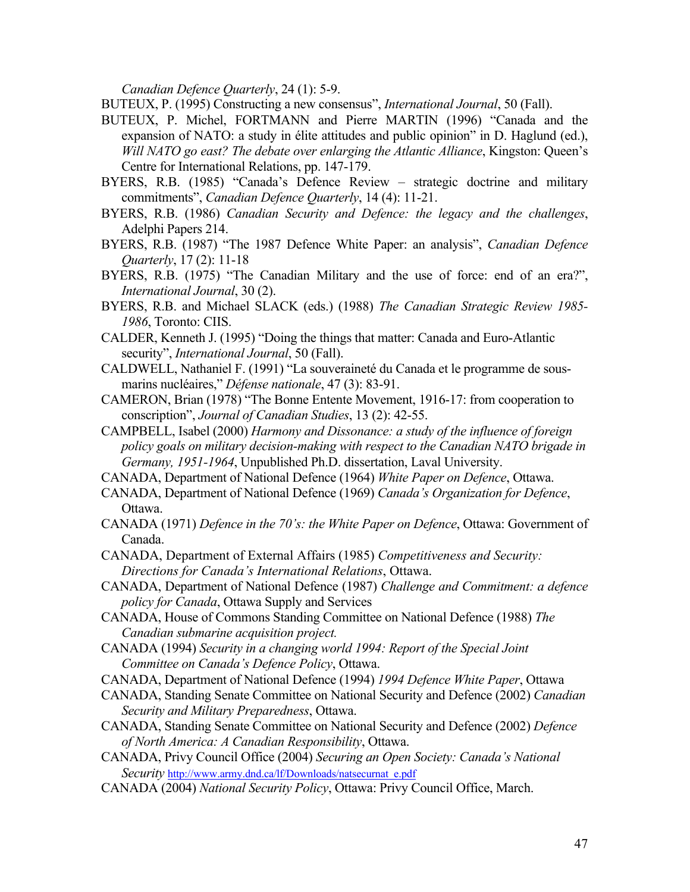*Canadian Defence Quarterly*, 24 (1): 5-9.

BUTEUX, P. (1995) Constructing a new consensus", *International Journal*, 50 (Fall).

BUTEUX, P. Michel, FORTMANN and Pierre MARTIN (1996) "Canada and the expansion of NATO: a study in élite attitudes and public opinion" in D. Haglund (ed.), *Will NATO go east? The debate over enlarging the Atlantic Alliance*, Kingston: Queen's Centre for International Relations, pp. 147-179.

BYERS, R.B. (1985) "Canada's Defence Review – strategic doctrine and military commitments", *Canadian Defence Quarterly*, 14 (4): 11-21.

BYERS, R.B. (1986) *Canadian Security and Defence: the legacy and the challenges*, Adelphi Papers 214.

BYERS, R.B. (1987) "The 1987 Defence White Paper: an analysis", *Canadian Defence Quarterly*, 17 (2): 11-18

BYERS, R.B. (1975) "The Canadian Military and the use of force: end of an era?", *International Journal*, 30 (2).

BYERS, R.B. and Michael SLACK (eds.) (1988) *The Canadian Strategic Review 1985-1986*, Toronto: CIIS.

CALDER, Kenneth J. (1995) "Doing the things that matter: Canada and Euro-Atlantic security", *International Journal*, 50 (Fall).

CALDWELL, Nathaniel F. (1991) "La souveraineté du Canada et le programme de sous-marins nucléaires," *Défense nationale*, 47 (3): 83-91.

CAMERON, Brian (1978) "The Bonne Entente Movement, 1916-17: from cooperation to conscription", *Journal of Canadian Studies*, 13 (2): 42-55.

CAMPBELL, Isabel (2000) *Harmony and Dissonance: a study of the influence of foreign policy goals on military decision-making with respect to the Canadian NATO brigade in Germany, 1951-1964*, Unpublished Ph.D. dissertation, Laval University.

CANADA, Department of National Defence (1964) *White Paper on Defence*, Ottawa.

CANADA, Department of National Defence (1969) *Canada's Organization for Defence*, Ottawa.

CANADA (1971) *Defence in the 70's: the White Paper on Defence*, Ottawa: Government of Canada.

CANADA, Department of External Affairs (1985) *Competitiveness and Security: Directions for Canada's International Relations*, Ottawa.

CANADA, Department of National Defence (1987) *Challenge and Commitment: a defence policy for Canada*, Ottawa Supply and Services

CANADA, House of Commons Standing Committee on National Defence (1988) *The Canadian submarine acquisition project.*

CANADA (1994) *Security in a changing world 1994: Report of the Special Joint Committee on Canada's Defence Policy*, Ottawa.

CANADA, Department of National Defence (1994) *1994 Defence White Paper*, Ottawa

CANADA, Standing Senate Committee on National Security and Defence (2002) *Canadian Security and Military Preparedness*, Ottawa.

CANADA, Standing Senate Committee on National Security and Defence (2002) *Defence of North America: A Canadian Responsibility*, Ottawa.

CANADA, Privy Council Office (2004) *Securing an Open Society: Canada's National Security* http://www.army.dnd.ca/lf/Downloads/natsecurnat_e.pdf

CANADA (2004) *National Security Policy*, Ottawa: Privy Council Office, March.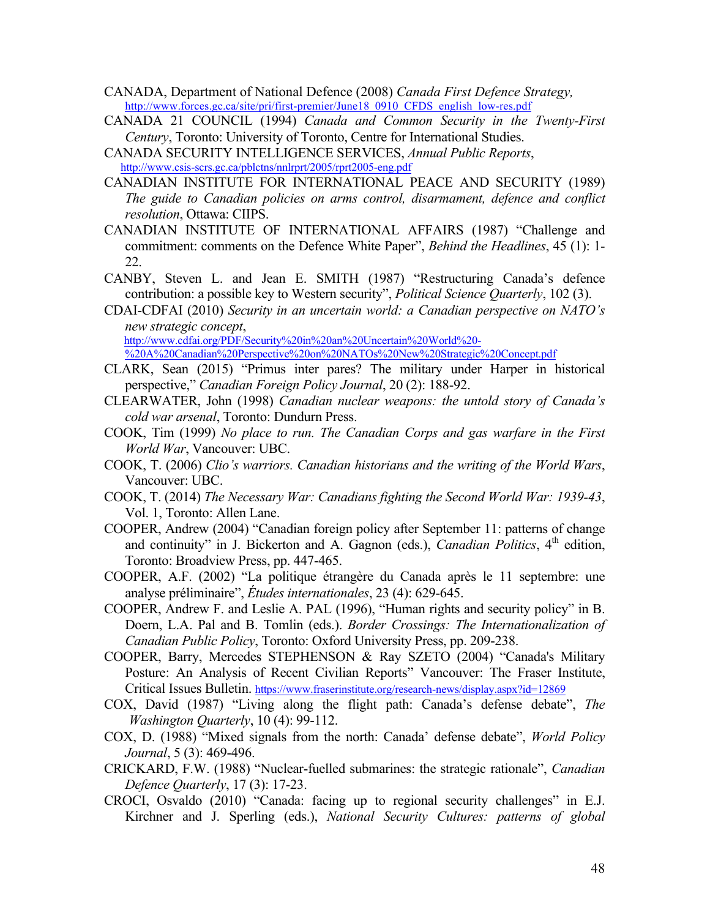CANADA, Department of National Defence (2008) *Canada First Defence Strategy,* http://www.forces.gc.ca/site/pri/first-premier/June18_0910_CFDS_english_low-res.pdf

CANADA 21 COUNCIL (1994) *Canada and Common Security in the Twenty-First Century*, Toronto: University of Toronto, Centre for International Studies.

CANADA SECURITY INTELLIGENCE SERVICES, *Annual Public Reports*, http://www.csis-scrs.gc.ca/pblctns/nnlrprt/2005/rprt2005-eng.pdf

CANADIAN INSTITUTE FOR INTERNATIONAL PEACE AND SECURITY (1989) *The guide to Canadian policies on arms control, disarmament, defence and conflict resolution*, Ottawa: CIIPS.

CANADIAN INSTITUTE OF INTERNATIONAL AFFAIRS (1987) "Challenge and commitment: comments on the Defence White Paper", *Behind the Headlines*, 45 (1): 1-22.

CANBY, Steven L. and Jean E. SMITH (1987) "Restructuring Canada's defence contribution: a possible key to Western security", *Political Science Quarterly*, 102 (3).

CDAI-CDFAI (2010) *Security in an uncertain world: a Canadian perspective on NATO's new strategic concept*, http://www.cdfai.org/PDF/Security%20in%20an%20Uncertain%20World%20-%20A%20Canadian%20Perspective%20on%20NATOs%20New%20Strategic%20Concept.pdf

CLARK, Sean (2015) "Primus inter pares? The military under Harper in historical perspective," *Canadian Foreign Policy Journal*, 20 (2): 188-92.

CLEARWATER, John (1998) *Canadian nuclear weapons: the untold story of Canada's cold war arsenal*, Toronto: Dundurn Press.

COOK, Tim (1999) *No place to run. The Canadian Corps and gas warfare in the First World War*, Vancouver: UBC.

COOK, T. (2006) *Clio's warriors. Canadian historians and the writing of the World Wars*, Vancouver: UBC.

COOK, T. (2014) *The Necessary War: Canadians fighting the Second World War: 1939-43*, Vol. 1, Toronto: Allen Lane.

COOPER, Andrew (2004) "Canadian foreign policy after September 11: patterns of change and continuity" in J. Bickerton and A. Gagnon (eds.), *Canadian Politics*, 4th edition, Toronto: Broadview Press, pp. 447-465.

COOPER, A.F. (2002) "La politique étrangère du Canada après le 11 septembre: une analyse préliminaire", *Études internationales*, 23 (4): 629-645.

COOPER, Andrew F. and Leslie A. PAL (1996), "Human rights and security policy" in B. Doern, L.A. Pal and B. Tomlin (eds.). *Border Crossings: The Internationalization of Canadian Public Policy*, Toronto: Oxford University Press, pp. 209-238.

COOPER, Barry, Mercedes STEPHENSON & Ray SZETO (2004) "Canada's Military Posture: An Analysis of Recent Civilian Reports" Vancouver: The Fraser Institute, Critical Issues Bulletin. https://www.fraserinstitute.org/research-news/display.aspx?id=12869

COX, David (1987) "Living along the flight path: Canada's defense debate", *The Washington Quarterly*, 10 (4): 99-112.

COX, D. (1988) "Mixed signals from the north: Canada' defense debate", *World Policy Journal*, 5 (3): 469-496.

CRICKARD, F.W. (1988) "Nuclear-fuelled submarines: the strategic rationale", *Canadian Defence Quarterly*, 17 (3): 17-23.

CROCI, Osvaldo (2010) "Canada: facing up to regional security challenges" in E.J. Kirchner and J. Sperling (eds.), *National Security Cultures: patterns of global*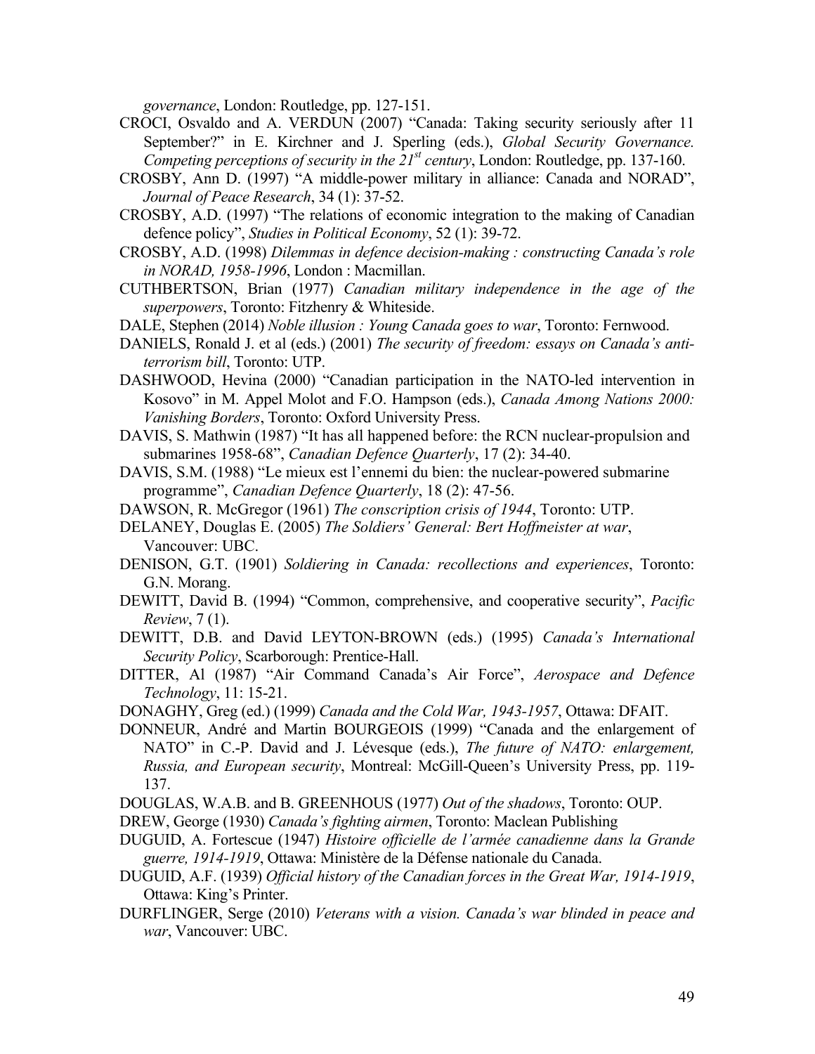*governance*, London: Routledge, pp. 127-151.

CROCI, Osvaldo and A. VERDUN (2007) "Canada: Taking security seriously after 11 September?" in E. Kirchner and J. Sperling (eds.), *Global Security Governance. Competing perceptions of security in the 21st century*, London: Routledge, pp. 137-160.

CROSBY, Ann D. (1997) "A middle-power military in alliance: Canada and NORAD", *Journal of Peace Research*, 34 (1): 37-52.

CROSBY, A.D. (1997) "The relations of economic integration to the making of Canadian defence policy", *Studies in Political Economy*, 52 (1): 39-72.

CROSBY, A.D. (1998) *Dilemmas in defence decision-making : constructing Canada's role in NORAD, 1958-1996*, London : Macmillan.

CUTHBERTSON, Brian (1977) *Canadian military independence in the age of the superpowers*, Toronto: Fitzhenry & Whiteside.

DALE, Stephen (2014) *Noble illusion : Young Canada goes to war*, Toronto: Fernwood.

DANIELS, Ronald J. et al (eds.) (2001) *The security of freedom: essays on Canada's anti-terrorism bill*, Toronto: UTP.

DASHWOOD, Hevina (2000) "Canadian participation in the NATO-led intervention in Kosovo" in M. Appel Molot and F.O. Hampson (eds.), *Canada Among Nations 2000: Vanishing Borders*, Toronto: Oxford University Press.

DAVIS, S. Mathwin (1987) "It has all happened before: the RCN nuclear-propulsion and submarines 1958-68", *Canadian Defence Quarterly*, 17 (2): 34-40.

DAVIS, S.M. (1988) "Le mieux est l'ennemi du bien: the nuclear-powered submarine programme", *Canadian Defence Quarterly*, 18 (2): 47-56.

DAWSON, R. McGregor (1961) *The conscription crisis of 1944*, Toronto: UTP.

DELANEY, Douglas E. (2005) *The Soldiers' General: Bert Hoffmeister at war*, Vancouver: UBC.

DENISON, G.T. (1901) *Soldiering in Canada: recollections and experiences*, Toronto: G.N. Morang.

DEWITT, David B. (1994) "Common, comprehensive, and cooperative security", *Pacific Review*, 7 (1).

DEWITT, D.B. and David LEYTON-BROWN (eds.) (1995) *Canada's International Security Policy*, Scarborough: Prentice-Hall.

DITTER, Al (1987) "Air Command Canada's Air Force", *Aerospace and Defence Technology*, 11: 15-21.

DONAGHY, Greg (ed.) (1999) *Canada and the Cold War, 1943-1957*, Ottawa: DFAIT.

DONNEUR, André and Martin BOURGEOIS (1999) "Canada and the enlargement of NATO" in C.-P. David and J. Lévesque (eds.), *The future of NATO: enlargement, Russia, and European security*, Montreal: McGill-Queen's University Press, pp. 119-137.

DOUGLAS, W.A.B. and B. GREENHOUS (1977) *Out of the shadows*, Toronto: OUP.

DREW, George (1930) *Canada's fighting airmen*, Toronto: Maclean Publishing

DUGUID, A. Fortescue (1947) *Histoire officielle de l'armée canadienne dans la Grande guerre, 1914-1919*, Ottawa: Ministère de la Défense nationale du Canada.

DUGUID, A.F. (1939) *Official history of the Canadian forces in the Great War, 1914-1919*, Ottawa: King's Printer.

DURFLINGER, Serge (2010) *Veterans with a vision. Canada's war blinded in peace and war*, Vancouver: UBC.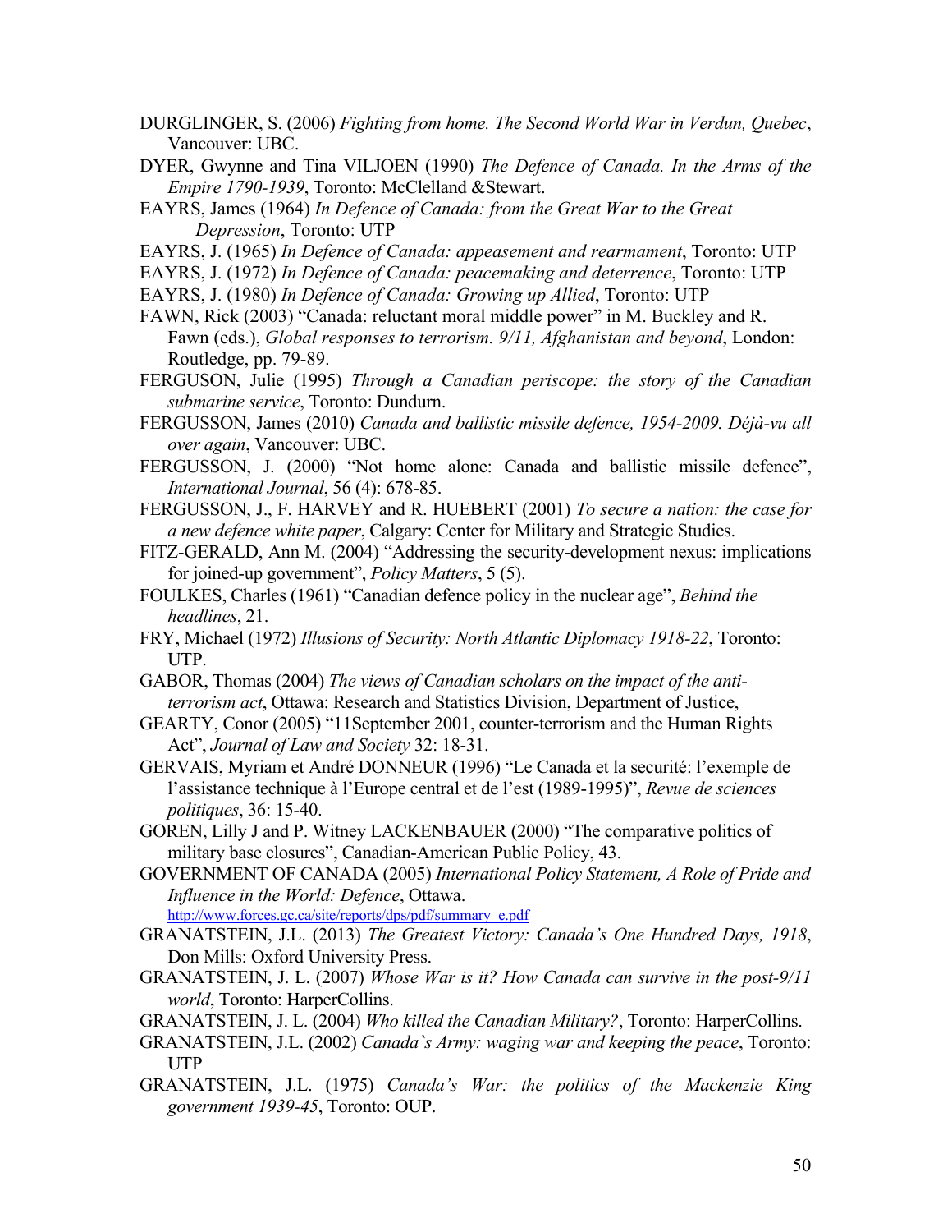DURGLINGER, S. (2006) *Fighting from home. The Second World War in Verdun, Quebec*, Vancouver: UBC.

DYER, Gwynne and Tina VILJOEN (1990) *The Defence of Canada. In the Arms of the Empire 1790-1939*, Toronto: McClelland &Stewart.

EAYRS, James (1964) *In Defence of Canada: from the Great War to the Great Depression*, Toronto: UTP

EAYRS, J. (1965) *In Defence of Canada: appeasement and rearmament*, Toronto: UTP

EAYRS, J. (1972) *In Defence of Canada: peacemaking and deterrence*, Toronto: UTP

EAYRS, J. (1980) *In Defence of Canada: Growing up Allied*, Toronto: UTP

FAWN, Rick (2003) "Canada: reluctant moral middle power" in M. Buckley and R. Fawn (eds.), *Global responses to terrorism. 9/11, Afghanistan and beyond*, London: Routledge, pp. 79-89.

FERGUSON, Julie (1995) *Through a Canadian periscope: the story of the Canadian submarine service*, Toronto: Dundurn.

FERGUSSON, James (2010) *Canada and ballistic missile defence, 1954-2009. Déjà-vu all over again*, Vancouver: UBC.

FERGUSSON, J. (2000) "Not home alone: Canada and ballistic missile defence", *International Journal*, 56 (4): 678-85.

FERGUSSON, J., F. HARVEY and R. HUEBERT (2001) *To secure a nation: the case for a new defence white paper*, Calgary: Center for Military and Strategic Studies.

FITZ-GERALD, Ann M. (2004) "Addressing the security-development nexus: implications for joined-up government", *Policy Matters*, 5 (5).

FOULKES, Charles (1961) "Canadian defence policy in the nuclear age", *Behind the headlines*, 21.

FRY, Michael (1972) *Illusions of Security: North Atlantic Diplomacy 1918-22*, Toronto: UTP.

GABOR, Thomas (2004) *The views of Canadian scholars on the impact of the anti-terrorism act*, Ottawa: Research and Statistics Division, Department of Justice,

GEARTY, Conor (2005) "11September 2001, counter-terrorism and the Human Rights Act", *Journal of Law and Society* 32: 18-31.

GERVAIS, Myriam et André DONNEUR (1996) "Le Canada et la securité: l'exemple de l'assistance technique à l'Europe central et de l'est (1989-1995)", *Revue de sciences politiques*, 36: 15-40.

GOREN, Lilly J and P. Witney LACKENBAUER (2000) "The comparative politics of military base closures", Canadian-American Public Policy, 43.

GOVERNMENT OF CANADA (2005) *International Policy Statement, A Role of Pride and Influence in the World: Defence*, Ottawa. http://www.forces.gc.ca/site/reports/dps/pdf/summary_e.pdf

GRANATSTEIN, J.L. (2013) *The Greatest Victory: Canada's One Hundred Days, 1918*, Don Mills: Oxford University Press.

GRANATSTEIN, J. L. (2007) *Whose War is it? How Canada can survive in the post-9/11 world*, Toronto: HarperCollins.

GRANATSTEIN, J. L. (2004) *Who killed the Canadian Military?*, Toronto: HarperCollins.

GRANATSTEIN, J.L. (2002) *Canada`s Army: waging war and keeping the peace*, Toronto: UTP

GRANATSTEIN, J.L. (1975) *Canada's War: the politics of the Mackenzie King government 1939-45*, Toronto: OUP.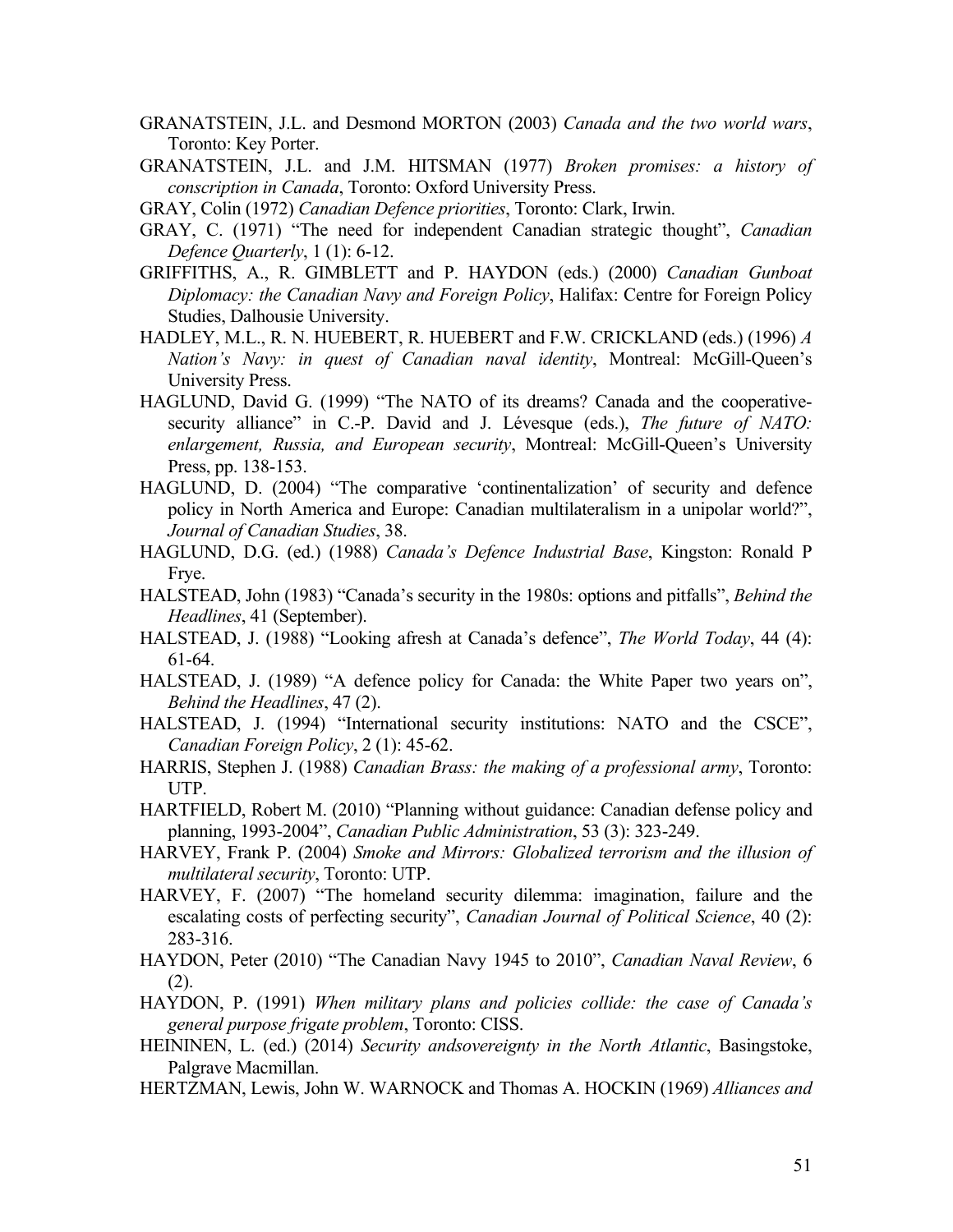GRANATSTEIN, J.L. and Desmond MORTON (2003) *Canada and the two world wars*, Toronto: Key Porter.

GRANATSTEIN, J.L. and J.M. HITSMAN (1977) *Broken promises: a history of conscription in Canada*, Toronto: Oxford University Press.

GRAY, Colin (1972) *Canadian Defence priorities*, Toronto: Clark, Irwin.

GRAY, C. (1971) "The need for independent Canadian strategic thought", *Canadian Defence Quarterly*, 1 (1): 6-12.

GRIFFITHS, A., R. GIMBLETT and P. HAYDON (eds.) (2000) *Canadian Gunboat Diplomacy: the Canadian Navy and Foreign Policy*, Halifax: Centre for Foreign Policy Studies, Dalhousie University.

HADLEY, M.L., R. N. HUEBERT, R. HUEBERT and F.W. CRICKLAND (eds.) (1996) *A Nation's Navy: in quest of Canadian naval identity*, Montreal: McGill-Queen's University Press.

HAGLUND, David G. (1999) "The NATO of its dreams? Canada and the cooperative-security alliance" in C.-P. David and J. Lévesque (eds.), *The future of NATO: enlargement, Russia, and European security*, Montreal: McGill-Queen's University Press, pp. 138-153.

HAGLUND, D. (2004) "The comparative 'continentalization' of security and defence policy in North America and Europe: Canadian multilateralism in a unipolar world?", *Journal of Canadian Studies*, 38.

HAGLUND, D.G. (ed.) (1988) *Canada's Defence Industrial Base*, Kingston: Ronald P Frye.

HALSTEAD, John (1983) "Canada's security in the 1980s: options and pitfalls", *Behind the Headlines*, 41 (September).

HALSTEAD, J. (1988) "Looking afresh at Canada's defence", *The World Today*, 44 (4): 61-64.

HALSTEAD, J. (1989) "A defence policy for Canada: the White Paper two years on", *Behind the Headlines*, 47 (2).

HALSTEAD, J. (1994) "International security institutions: NATO and the CSCE", *Canadian Foreign Policy*, 2 (1): 45-62.

HARRIS, Stephen J. (1988) *Canadian Brass: the making of a professional army*, Toronto: UTP.

HARTFIELD, Robert M. (2010) "Planning without guidance: Canadian defense policy and planning, 1993-2004", *Canadian Public Administration*, 53 (3): 323-249.

HARVEY, Frank P. (2004) *Smoke and Mirrors: Globalized terrorism and the illusion of multilateral security*, Toronto: UTP.

HARVEY, F. (2007) "The homeland security dilemma: imagination, failure and the escalating costs of perfecting security", *Canadian Journal of Political Science*, 40 (2): 283-316.

HAYDON, Peter (2010) "The Canadian Navy 1945 to 2010", *Canadian Naval Review*, 6 (2).

HAYDON, P. (1991) *When military plans and policies collide: the case of Canada's general purpose frigate problem*, Toronto: CISS.

HEININEN, L. (ed.) (2014) *Security andsovereignty in the North Atlantic*, Basingstoke, Palgrave Macmillan.

HERTZMAN, Lewis, John W. WARNOCK and Thomas A. HOCKIN (1969) *Alliances and*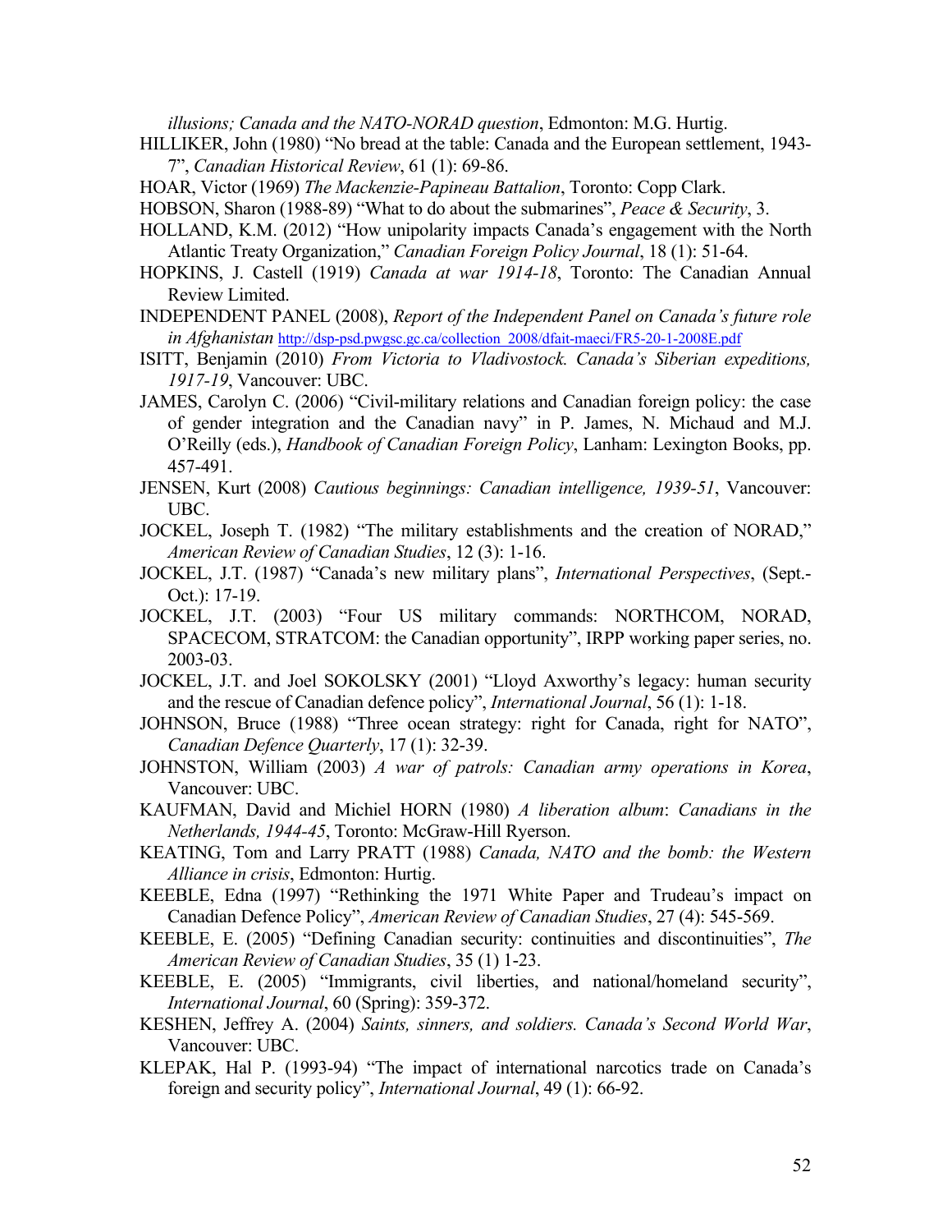*illusions; Canada and the NATO-NORAD question*, Edmonton: M.G. Hurtig.

HILLIKER, John (1980) "No bread at the table: Canada and the European settlement, 1943-7", *Canadian Historical Review*, 61 (1): 69-86.

HOAR, Victor (1969) *The Mackenzie-Papineau Battalion*, Toronto: Copp Clark.

HOBSON, Sharon (1988-89) "What to do about the submarines", *Peace & Security*, 3.

HOLLAND, K.M. (2012) "How unipolarity impacts Canada's engagement with the North Atlantic Treaty Organization," *Canadian Foreign Policy Journal*, 18 (1): 51-64.

HOPKINS, J. Castell (1919) *Canada at war 1914-18*, Toronto: The Canadian Annual Review Limited.

INDEPENDENT PANEL (2008), *Report of the Independent Panel on Canada's future role in Afghanistan* http://dsp-psd.pwgsc.gc.ca/collection_2008/dfait-maeci/FR5-20-1-2008E.pdf

ISITT, Benjamin (2010) *From Victoria to Vladivostock. Canada's Siberian expeditions, 1917-19*, Vancouver: UBC.

JAMES, Carolyn C. (2006) "Civil-military relations and Canadian foreign policy: the case of gender integration and the Canadian navy" in P. James, N. Michaud and M.J. O'Reilly (eds.), *Handbook of Canadian Foreign Policy*, Lanham: Lexington Books, pp. 457-491.

JENSEN, Kurt (2008) *Cautious beginnings: Canadian intelligence, 1939-51*, Vancouver: UBC.

JOCKEL, Joseph T. (1982) "The military establishments and the creation of NORAD," *American Review of Canadian Studies*, 12 (3): 1-16.

JOCKEL, J.T. (1987) "Canada's new military plans", *International Perspectives*, (Sept.-Oct.): 17-19.

JOCKEL, J.T. (2003) "Four US military commands: NORTHCOM, NORAD, SPACECOM, STRATCOM: the Canadian opportunity", IRPP working paper series, no. 2003-03.

JOCKEL, J.T. and Joel SOKOLSKY (2001) "Lloyd Axworthy's legacy: human security and the rescue of Canadian defence policy", *International Journal*, 56 (1): 1-18.

JOHNSON, Bruce (1988) "Three ocean strategy: right for Canada, right for NATO", *Canadian Defence Quarterly*, 17 (1): 32-39.

JOHNSTON, William (2003) *A war of patrols: Canadian army operations in Korea*, Vancouver: UBC.

KAUFMAN, David and Michiel HORN (1980) *A liberation album*: *Canadians in the Netherlands, 1944-45*, Toronto: McGraw-Hill Ryerson.

KEATING, Tom and Larry PRATT (1988) *Canada, NATO and the bomb: the Western Alliance in crisis*, Edmonton: Hurtig.

KEEBLE, Edna (1997) "Rethinking the 1971 White Paper and Trudeau's impact on Canadian Defence Policy", *American Review of Canadian Studies*, 27 (4): 545-569.

KEEBLE, E. (2005) "Defining Canadian security: continuities and discontinuities", *The American Review of Canadian Studies*, 35 (1) 1-23.

KEEBLE, E. (2005) "Immigrants, civil liberties, and national/homeland security", *International Journal*, 60 (Spring): 359-372.

KESHEN, Jeffrey A. (2004) *Saints, sinners, and soldiers. Canada's Second World War*, Vancouver: UBC.

KLEPAK, Hal P. (1993-94) "The impact of international narcotics trade on Canada's foreign and security policy", *International Journal*, 49 (1): 66-92.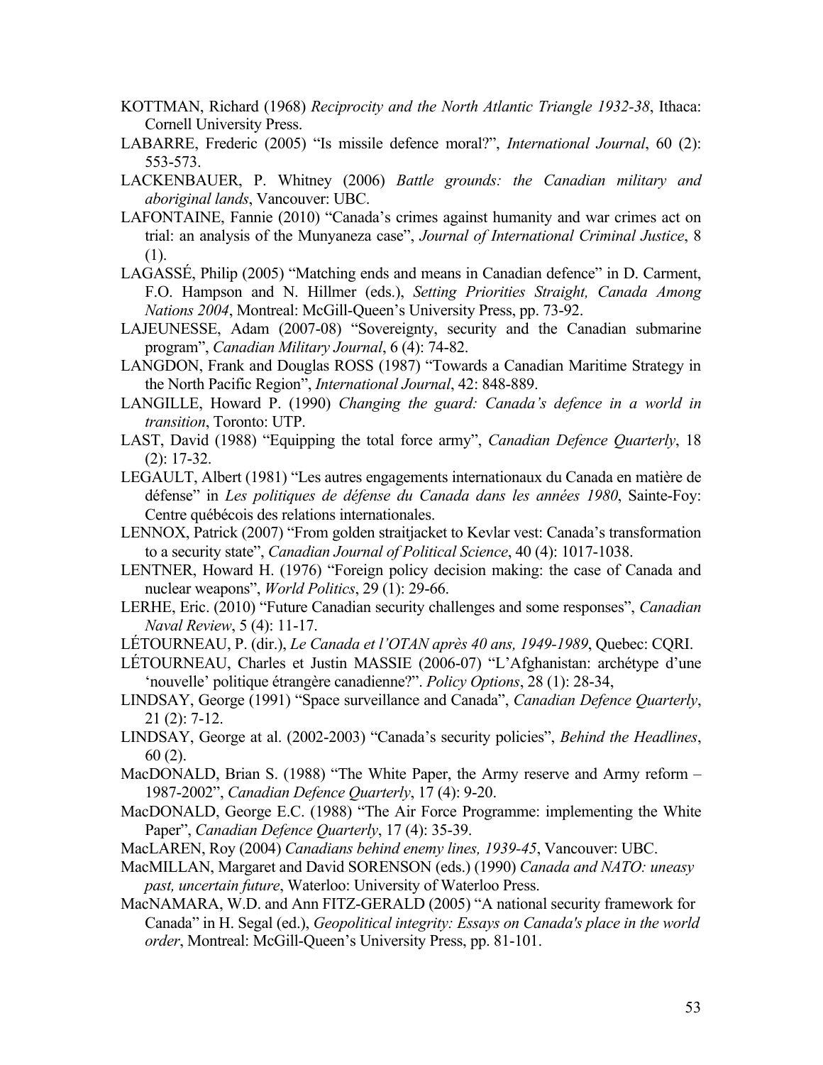KOTTMAN, Richard (1968) *Reciprocity and the North Atlantic Triangle 1932-38*, Ithaca: Cornell University Press.

LABARRE, Frederic (2005) "Is missile defence moral?", *International Journal*, 60 (2): 553-573.

LACKENBAUER, P. Whitney (2006) *Battle grounds: the Canadian military and aboriginal lands*, Vancouver: UBC.

LAFONTAINE, Fannie (2010) "Canada's crimes against humanity and war crimes act on trial: an analysis of the Munyaneza case", *Journal of International Criminal Justice*, 8 (1).

LAGASSÉ, Philip (2005) "Matching ends and means in Canadian defence" in D. Carment, F.O. Hampson and N. Hillmer (eds.), *Setting Priorities Straight, Canada Among Nations 2004*, Montreal: McGill-Queen's University Press, pp. 73-92.

LAJEUNESSE, Adam (2007-08) "Sovereignty, security and the Canadian submarine program", *Canadian Military Journal*, 6 (4): 74-82.

LANGDON, Frank and Douglas ROSS (1987) "Towards a Canadian Maritime Strategy in the North Pacific Region", *International Journal*, 42: 848-889.

LANGILLE, Howard P. (1990) *Changing the guard: Canada's defence in a world in transition*, Toronto: UTP.

LAST, David (1988) "Equipping the total force army", *Canadian Defence Quarterly*, 18 (2): 17-32.

LEGAULT, Albert (1981) "Les autres engagements internationaux du Canada en matière de défense" in *Les politiques de défense du Canada dans les années 1980*, Sainte-Foy: Centre québécois des relations internationales.

LENNOX, Patrick (2007) "From golden straitjacket to Kevlar vest: Canada's transformation to a security state", *Canadian Journal of Political Science*, 40 (4): 1017-1038.

LENTNER, Howard H. (1976) "Foreign policy decision making: the case of Canada and nuclear weapons", *World Politics*, 29 (1): 29-66.

LERHE, Eric. (2010) "Future Canadian security challenges and some responses", *Canadian Naval Review*, 5 (4): 11-17.

LÉTOURNEAU, P. (dir.), *Le Canada et l'OTAN après 40 ans, 1949-1989*, Quebec: CQRI.

LÉTOURNEAU, Charles et Justin MASSIE (2006-07) "L'Afghanistan: archétype d'une 'nouvelle' politique étrangère canadienne?". *Policy Options*, 28 (1): 28-34,

LINDSAY, George (1991) "Space surveillance and Canada", *Canadian Defence Quarterly*, 21 (2): 7-12.

LINDSAY, George at al. (2002-2003) "Canada's security policies", *Behind the Headlines*, 60 (2).

MacDONALD, Brian S. (1988) "The White Paper, the Army reserve and Army reform – 1987-2002", *Canadian Defence Quarterly*, 17 (4): 9-20.

MacDONALD, George E.C. (1988) "The Air Force Programme: implementing the White Paper", *Canadian Defence Quarterly*, 17 (4): 35-39.

MacLAREN, Roy (2004) *Canadians behind enemy lines, 1939-45*, Vancouver: UBC.

MacMILLAN, Margaret and David SORENSON (eds.) (1990) *Canada and NATO: uneasy past, uncertain future*, Waterloo: University of Waterloo Press.

MacNAMARA, W.D. and Ann FITZ-GERALD (2005) "A national security framework for Canada" in H. Segal (ed.), *Geopolitical integrity: Essays on Canada's place in the world order*, Montreal: McGill-Queen's University Press, pp. 81-101.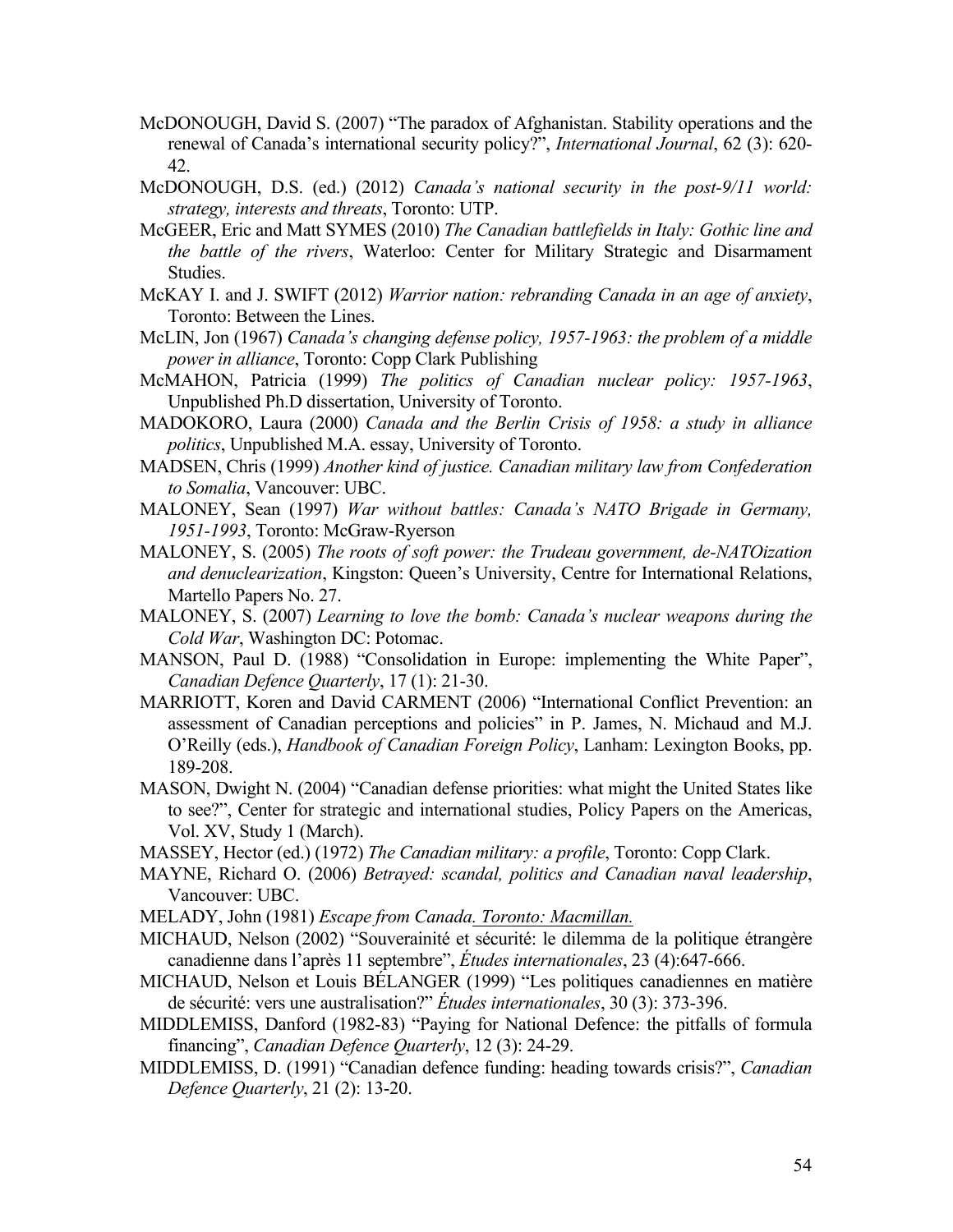McDONOUGH, David S. (2007) "The paradox of Afghanistan. Stability operations and the renewal of Canada's international security policy?", *International Journal*, 62 (3): 620-42.

McDONOUGH, D.S. (ed.) (2012) *Canada's national security in the post-9/11 world: strategy, interests and threats*, Toronto: UTP.

McGEER, Eric and Matt SYMES (2010) *The Canadian battlefields in Italy: Gothic line and the battle of the rivers*, Waterloo: Center for Military Strategic and Disarmament Studies.

McKAY I. and J. SWIFT (2012) *Warrior nation: rebranding Canada in an age of anxiety*, Toronto: Between the Lines.

McLIN, Jon (1967) *Canada's changing defense policy, 1957-1963: the problem of a middle power in alliance*, Toronto: Copp Clark Publishing

McMAHON, Patricia (1999) *The politics of Canadian nuclear policy: 1957-1963*, Unpublished Ph.D dissertation, University of Toronto.

MADOKORO, Laura (2000) *Canada and the Berlin Crisis of 1958: a study in alliance politics*, Unpublished M.A. essay, University of Toronto.

MADSEN, Chris (1999) *Another kind of justice. Canadian military law from Confederation to Somalia*, Vancouver: UBC.

MALONEY, Sean (1997) *War without battles: Canada's NATO Brigade in Germany, 1951-1993*, Toronto: McGraw-Ryerson

MALONEY, S. (2005) *The roots of soft power: the Trudeau government, de-NATOization and denuclearization*, Kingston: Queen's University, Centre for International Relations, Martello Papers No. 27.

MALONEY, S. (2007) *Learning to love the bomb: Canada's nuclear weapons during the Cold War*, Washington DC: Potomac.

MANSON, Paul D. (1988) "Consolidation in Europe: implementing the White Paper", *Canadian Defence Quarterly*, 17 (1): 21-30.

MARRIOTT, Koren and David CARMENT (2006) "International Conflict Prevention: an assessment of Canadian perceptions and policies" in P. James, N. Michaud and M.J. O'Reilly (eds.), *Handbook of Canadian Foreign Policy*, Lanham: Lexington Books, pp. 189-208.

MASON, Dwight N. (2004) "Canadian defense priorities: what might the United States like to see?", Center for strategic and international studies, Policy Papers on the Americas, Vol. XV, Study 1 (March).

MASSEY, Hector (ed.) (1972) *The Canadian military: a profile*, Toronto: Copp Clark.

MAYNE, Richard O. (2006) *Betrayed: scandal, politics and Canadian naval leadership*, Vancouver: UBC.

MELADY, John (1981) *Escape from Canada. Toronto: Macmillan.*

MICHAUD, Nelson (2002) "Souverainité et sécurité: le dilemma de la politique étrangère canadienne dans l'après 11 septembre", *Études internationales*, 23 (4):647-666.

MICHAUD, Nelson et Louis BÉLANGER (1999) "Les politiques canadiennes en matière de sécurité: vers une australisation?" *Études internationales*, 30 (3): 373-396.

MIDDLEMISS, Danford (1982-83) "Paying for National Defence: the pitfalls of formula financing", *Canadian Defence Quarterly*, 12 (3): 24-29.

MIDDLEMISS, D. (1991) "Canadian defence funding: heading towards crisis?", *Canadian Defence Quarterly*, 21 (2): 13-20.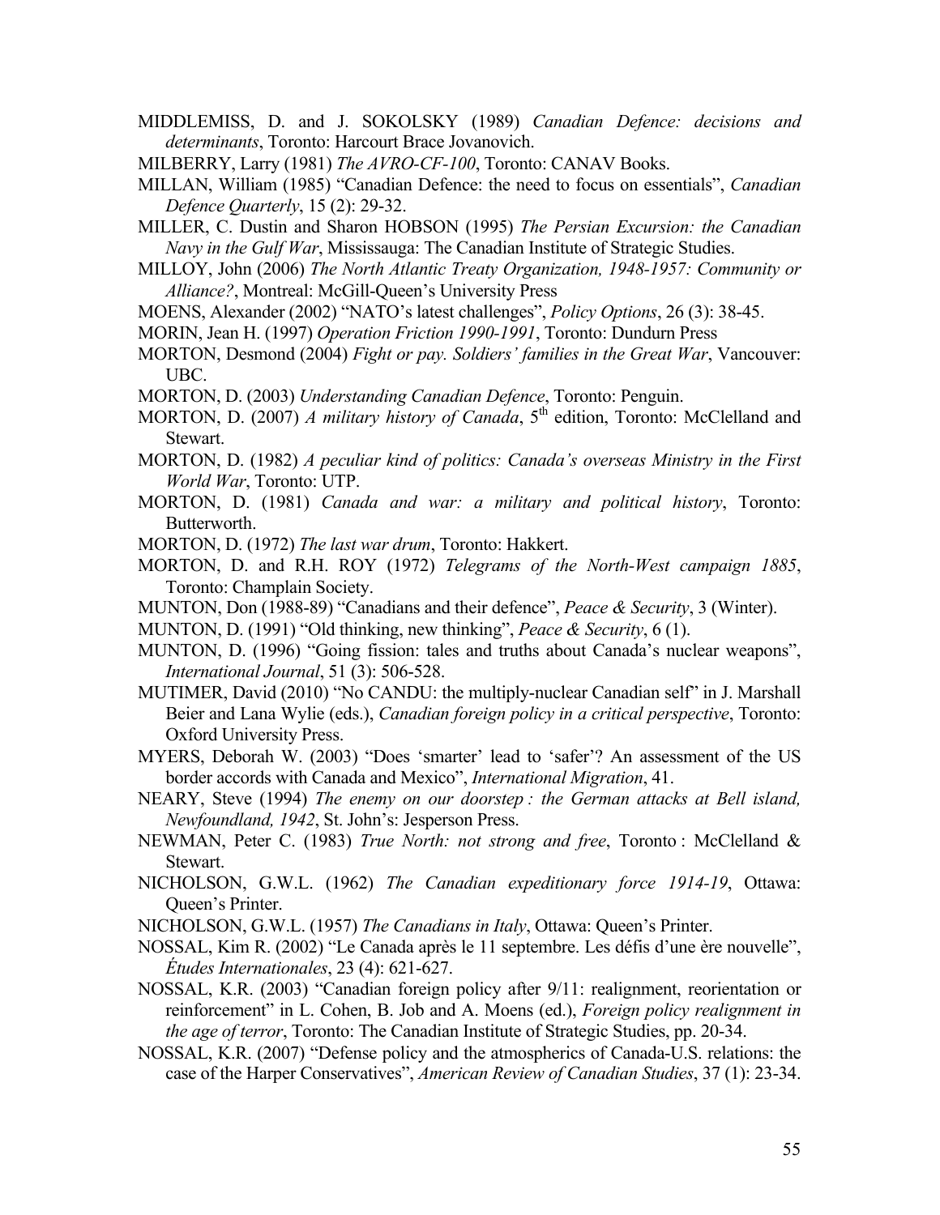MIDDLEMISS, D. and J. SOKOLSKY (1989) *Canadian Defence: decisions and determinants*, Toronto: Harcourt Brace Jovanovich.

MILBERRY, Larry (1981) *The AVRO-CF-100*, Toronto: CANAV Books.

MILLAN, William (1985) "Canadian Defence: the need to focus on essentials", *Canadian Defence Quarterly*, 15 (2): 29-32.

MILLER, C. Dustin and Sharon HOBSON (1995) *The Persian Excursion: the Canadian Navy in the Gulf War*, Mississauga: The Canadian Institute of Strategic Studies.

MILLOY, John (2006) *The North Atlantic Treaty Organization, 1948-1957: Community or Alliance?*, Montreal: McGill-Queen's University Press

MOENS, Alexander (2002) "NATO's latest challenges", *Policy Options*, 26 (3): 38-45.

MORIN, Jean H. (1997) *Operation Friction 1990-1991*, Toronto: Dundurn Press

MORTON, Desmond (2004) *Fight or pay. Soldiers' families in the Great War*, Vancouver: UBC.

MORTON, D. (2003) *Understanding Canadian Defence*, Toronto: Penguin.

MORTON, D. (2007) *A military history of Canada*, 5th edition, Toronto: McClelland and Stewart.

MORTON, D. (1982) *A peculiar kind of politics: Canada's overseas Ministry in the First World War*, Toronto: UTP.

MORTON, D. (1981) *Canada and war: a military and political history*, Toronto: Butterworth.

MORTON, D. (1972) *The last war drum*, Toronto: Hakkert.

MORTON, D. and R.H. ROY (1972) *Telegrams of the North-West campaign 1885*, Toronto: Champlain Society.

MUNTON, Don (1988-89) "Canadians and their defence", *Peace & Security*, 3 (Winter).

MUNTON, D. (1991) "Old thinking, new thinking", *Peace & Security*, 6 (1).

MUNTON, D. (1996) "Going fission: tales and truths about Canada's nuclear weapons", *International Journal*, 51 (3): 506-528.

MUTIMER, David (2010) "No CANDU: the multiply-nuclear Canadian self" in J. Marshall Beier and Lana Wylie (eds.), *Canadian foreign policy in a critical perspective*, Toronto: Oxford University Press.

MYERS, Deborah W. (2003) "Does 'smarter' lead to 'safer'? An assessment of the US border accords with Canada and Mexico", *International Migration*, 41.

NEARY, Steve (1994) *The enemy on our doorstep : the German attacks at Bell island, Newfoundland, 1942*, St. John's: Jesperson Press.

NEWMAN, Peter C. (1983) *True North: not strong and free*, Toronto : McClelland & Stewart.

NICHOLSON, G.W.L. (1962) *The Canadian expeditionary force 1914-19*, Ottawa: Queen's Printer.

NICHOLSON, G.W.L. (1957) *The Canadians in Italy*, Ottawa: Queen's Printer.

NOSSAL, Kim R. (2002) "Le Canada après le 11 septembre. Les défis d'une ère nouvelle", *Études Internationales*, 23 (4): 621-627.

NOSSAL, K.R. (2003) "Canadian foreign policy after 9/11: realignment, reorientation or reinforcement" in L. Cohen, B. Job and A. Moens (ed.), *Foreign policy realignment in the age of terror*, Toronto: The Canadian Institute of Strategic Studies, pp. 20-34.

NOSSAL, K.R. (2007) "Defense policy and the atmospherics of Canada-U.S. relations: the case of the Harper Conservatives", *American Review of Canadian Studies*, 37 (1): 23-34.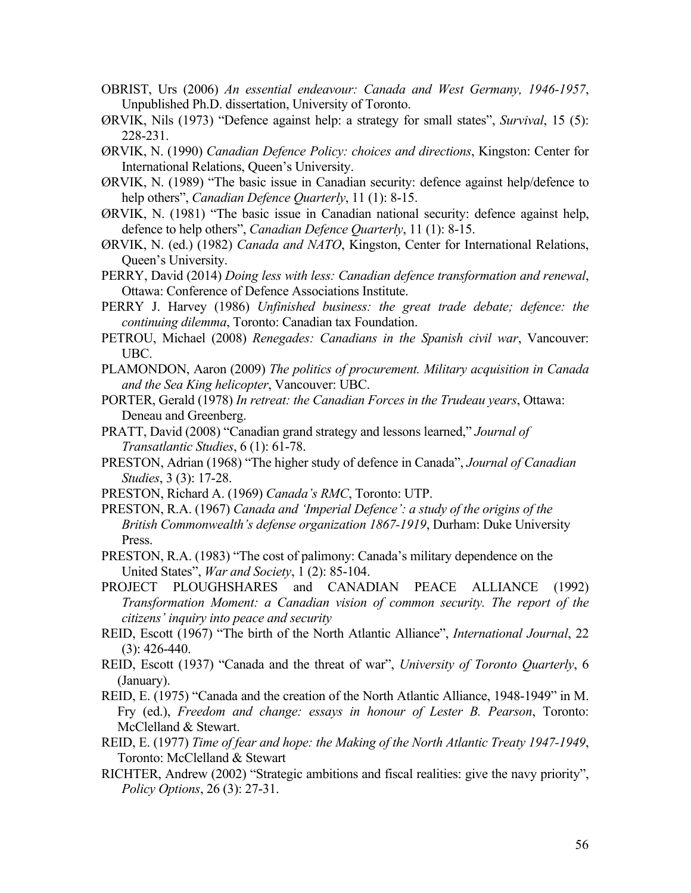OBRIST, Urs (2006) *An essential endeavour: Canada and West Germany, 1946-1957*, Unpublished Ph.D. dissertation, University of Toronto.

ØRVIK, Nils (1973) "Defence against help: a strategy for small states", *Survival*, 15 (5): 228-231.

ØRVIK, N. (1990) *Canadian Defence Policy: choices and directions*, Kingston: Center for International Relations, Queen's University.

ØRVIK, N. (1989) "The basic issue in Canadian security: defence against help/defence to help others", *Canadian Defence Quarterly*, 11 (1): 8-15.

ØRVIK, N. (1981) "The basic issue in Canadian national security: defence against help, defence to help others", *Canadian Defence Quarterly*, 11 (1): 8-15.

ØRVIK, N. (ed.) (1982) *Canada and NATO*, Kingston, Center for International Relations, Queen's University.

PERRY, David (2014) *Doing less with less: Canadian defence transformation and renewal*, Ottawa: Conference of Defence Associations Institute.

PERRY J. Harvey (1986) *Unfinished business: the great trade debate; defence: the continuing dilemma*, Toronto: Canadian tax Foundation.

PETROU, Michael (2008) *Renegades: Canadians in the Spanish civil war*, Vancouver: UBC.

PLAMONDON, Aaron (2009) *The politics of procurement. Military acquisition in Canada and the Sea King helicopter*, Vancouver: UBC.

PORTER, Gerald (1978) *In retreat: the Canadian Forces in the Trudeau years*, Ottawa: Deneau and Greenberg.

PRATT, David (2008) "Canadian grand strategy and lessons learned," *Journal of Transatlantic Studies*, 6 (1): 61-78.

PRESTON, Adrian (1968) "The higher study of defence in Canada", *Journal of Canadian Studies*, 3 (3): 17-28.

PRESTON, Richard A. (1969) *Canada's RMC*, Toronto: UTP.

PRESTON, R.A. (1967) *Canada and 'Imperial Defence': a study of the origins of the British Commonwealth's defense organization 1867-1919*, Durham: Duke University Press.

PRESTON, R.A. (1983) "The cost of palimony: Canada's military dependence on the United States", *War and Society*, 1 (2): 85-104.

PROJECT PLOUGHSHARES and CANADIAN PEACE ALLIANCE (1992) *Transformation Moment: a Canadian vision of common security. The report of the citizens' inquiry into peace and security*

REID, Escott (1967) "The birth of the North Atlantic Alliance", *International Journal*, 22 (3): 426-440.

REID, Escott (1937) "Canada and the threat of war", *University of Toronto Quarterly*, 6 (January).

REID, E. (1975) "Canada and the creation of the North Atlantic Alliance, 1948-1949" in M. Fry (ed.), *Freedom and change: essays in honour of Lester B. Pearson*, Toronto: McClelland & Stewart.

REID, E. (1977) *Time of fear and hope: the Making of the North Atlantic Treaty 1947-1949*, Toronto: McClelland & Stewart

RICHTER, Andrew (2002) "Strategic ambitions and fiscal realities: give the navy priority", *Policy Options*, 26 (3): 27-31.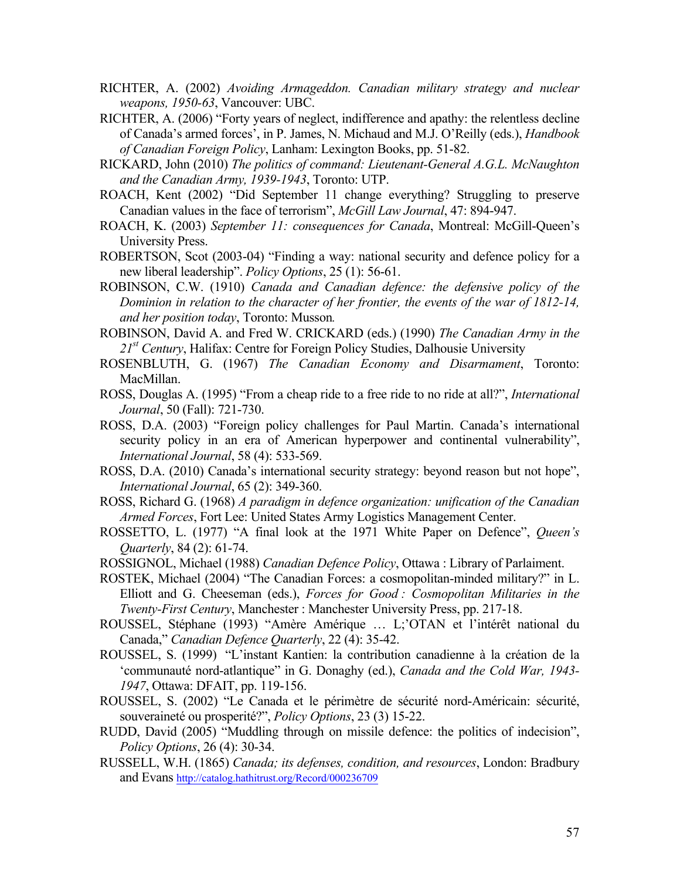RICHTER, A. (2002) *Avoiding Armageddon. Canadian military strategy and nuclear weapons, 1950-63*, Vancouver: UBC.

RICHTER, A. (2006) "Forty years of neglect, indifference and apathy: the relentless decline of Canada's armed forces', in P. James, N. Michaud and M.J. O'Reilly (eds.), *Handbook of Canadian Foreign Policy*, Lanham: Lexington Books, pp. 51-82.

RICKARD, John (2010) *The politics of command: Lieutenant-General A.G.L. McNaughton and the Canadian Army, 1939-1943*, Toronto: UTP.

ROACH, Kent (2002) "Did September 11 change everything? Struggling to preserve Canadian values in the face of terrorism", *McGill Law Journal*, 47: 894-947.

ROACH, K. (2003) *September 11: consequences for Canada*, Montreal: McGill-Queen's University Press.

ROBERTSON, Scot (2003-04) "Finding a way: national security and defence policy for a new liberal leadership". *Policy Options*, 25 (1): 56-61.

ROBINSON, C.W. (1910) *Canada and Canadian defence: the defensive policy of the Dominion in relation to the character of her frontier, the events of the war of 1812-14, and her position today*, Toronto: Musson*.*

ROBINSON, David A. and Fred W. CRICKARD (eds.) (1990) *The Canadian Army in the 21st Century*, Halifax: Centre for Foreign Policy Studies, Dalhousie University

ROSENBLUTH, G. (1967) *The Canadian Economy and Disarmament*, Toronto: MacMillan.

ROSS, Douglas A. (1995) "From a cheap ride to a free ride to no ride at all?", *International Journal*, 50 (Fall): 721-730.

ROSS, D.A. (2003) "Foreign policy challenges for Paul Martin. Canada's international security policy in an era of American hyperpower and continental vulnerability", *International Journal*, 58 (4): 533-569.

ROSS, D.A. (2010) Canada's international security strategy: beyond reason but not hope", *International Journal*, 65 (2): 349-360.

ROSS, Richard G. (1968) *A paradigm in defence organization: unification of the Canadian Armed Forces*, Fort Lee: United States Army Logistics Management Center.

ROSSETTO, L. (1977) "A final look at the 1971 White Paper on Defence", *Queen's Quarterly*, 84 (2): 61-74.

ROSSIGNOL, Michael (1988) *Canadian Defence Policy*, Ottawa : Library of Parlaiment.

ROSTEK, Michael (2004) "The Canadian Forces: a cosmopolitan-minded military?" in L. Elliott and G. Cheeseman (eds.), *Forces for Good : Cosmopolitan Militaries in the Twenty-First Century*, Manchester : Manchester University Press, pp. 217-18.

ROUSSEL, Stéphane (1993) "Amère Amérique … L;'OTAN et l'intérêt national du Canada," *Canadian Defence Quarterly*, 22 (4): 35-42.

ROUSSEL, S. (1999) "L'instant Kantien: la contribution canadienne à la création de la 'communauté nord-atlantique" in G. Donaghy (ed.), *Canada and the Cold War, 1943-1947*, Ottawa: DFAIT, pp. 119-156.

ROUSSEL, S. (2002) "Le Canada et le périmètre de sécurité nord-Américain: sécurité, souveraineté ou prosperité?", *Policy Options*, 23 (3) 15-22.

RUDD, David (2005) "Muddling through on missile defence: the politics of indecision", *Policy Options*, 26 (4): 30-34.

RUSSELL, W.H. (1865) *Canada; its defenses, condition, and resources*, London: Bradbury and Evans http://catalog.hathitrust.org/Record/000236709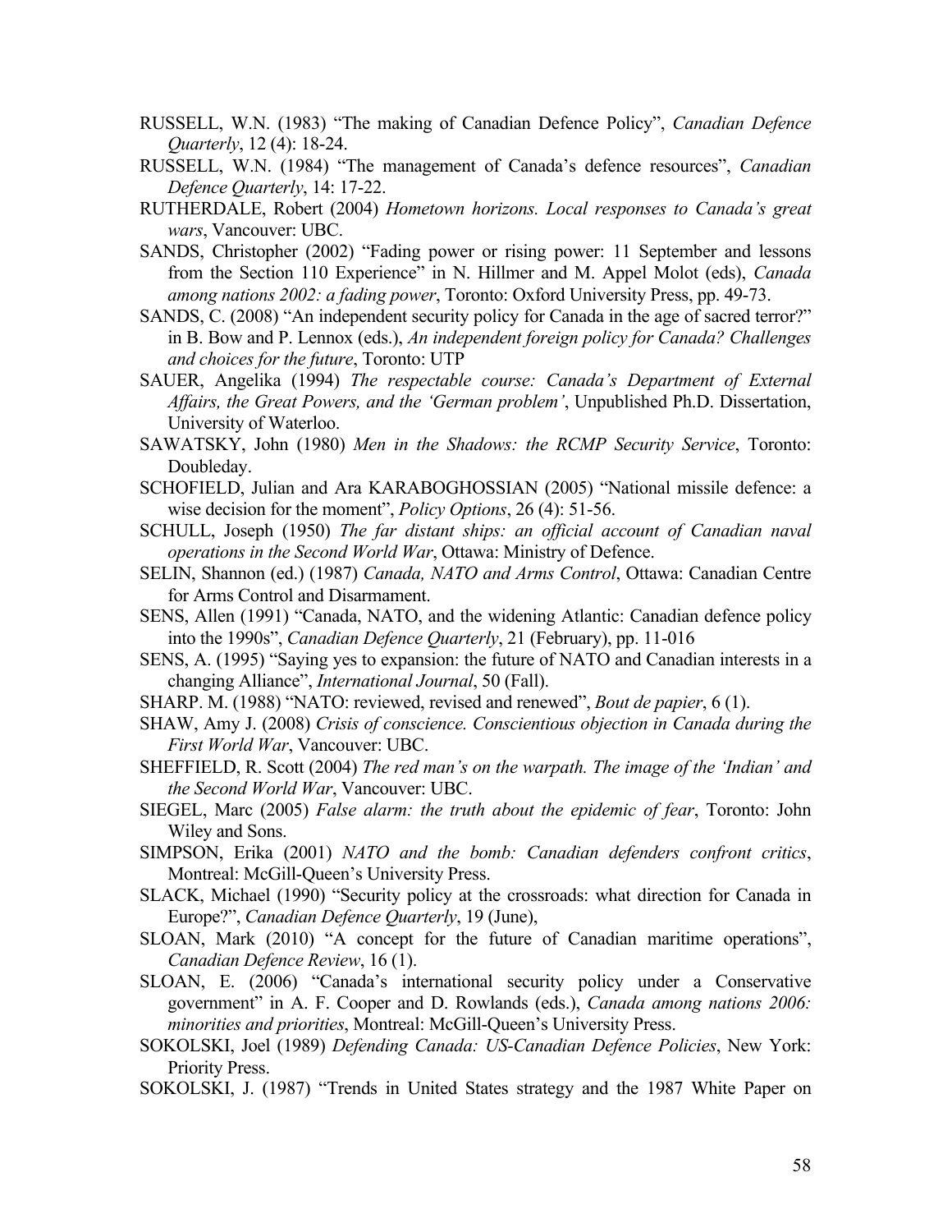RUSSELL, W.N. (1983) "The making of Canadian Defence Policy", *Canadian Defence Quarterly*, 12 (4): 18-24.

RUSSELL, W.N. (1984) "The management of Canada's defence resources", *Canadian Defence Quarterly*, 14: 17-22.

RUTHERDALE, Robert (2004) *Hometown horizons. Local responses to Canada's great wars*, Vancouver: UBC.

SANDS, Christopher (2002) "Fading power or rising power: 11 September and lessons from the Section 110 Experience" in N. Hillmer and M. Appel Molot (eds), *Canada among nations 2002: a fading power*, Toronto: Oxford University Press, pp. 49-73.

SANDS, C. (2008) "An independent security policy for Canada in the age of sacred terror?" in B. Bow and P. Lennox (eds.), *An independent foreign policy for Canada? Challenges and choices for the future*, Toronto: UTP

SAUER, Angelika (1994) *The respectable course: Canada's Department of External Affairs, the Great Powers, and the 'German problem'*, Unpublished Ph.D. Dissertation, University of Waterloo.

SAWATSKY, John (1980) *Men in the Shadows: the RCMP Security Service*, Toronto: Doubleday.

SCHOFIELD, Julian and Ara KARABOGHOSSIAN (2005) "National missile defence: a wise decision for the moment", *Policy Options*, 26 (4): 51-56.

SCHULL, Joseph (1950) *The far distant ships: an official account of Canadian naval operations in the Second World War*, Ottawa: Ministry of Defence.

SELIN, Shannon (ed.) (1987) *Canada, NATO and Arms Control*, Ottawa: Canadian Centre for Arms Control and Disarmament.

SENS, Allen (1991) "Canada, NATO, and the widening Atlantic: Canadian defence policy into the 1990s", *Canadian Defence Quarterly*, 21 (February), pp. 11-016

SENS, A. (1995) "Saying yes to expansion: the future of NATO and Canadian interests in a changing Alliance", *International Journal*, 50 (Fall).

SHARP. M. (1988) "NATO: reviewed, revised and renewed", *Bout de papier*, 6 (1).

SHAW, Amy J. (2008) *Crisis of conscience. Conscientious objection in Canada during the First World War*, Vancouver: UBC.

SHEFFIELD, R. Scott (2004) *The red man's on the warpath. The image of the 'Indian' and the Second World War*, Vancouver: UBC.

SIEGEL, Marc (2005) *False alarm: the truth about the epidemic of fear*, Toronto: John Wiley and Sons.

SIMPSON, Erika (2001) *NATO and the bomb: Canadian defenders confront critics*, Montreal: McGill-Queen's University Press.

SLACK, Michael (1990) "Security policy at the crossroads: what direction for Canada in Europe?", *Canadian Defence Quarterly*, 19 (June),

SLOAN, Mark (2010) "A concept for the future of Canadian maritime operations", *Canadian Defence Review*, 16 (1).

SLOAN, E. (2006) "Canada's international security policy under a Conservative government" in A. F. Cooper and D. Rowlands (eds.), *Canada among nations 2006: minorities and priorities*, Montreal: McGill-Queen's University Press.

SOKOLSKI, Joel (1989) *Defending Canada: US-Canadian Defence Policies*, New York: Priority Press.

SOKOLSKI, J. (1987) "Trends in United States strategy and the 1987 White Paper on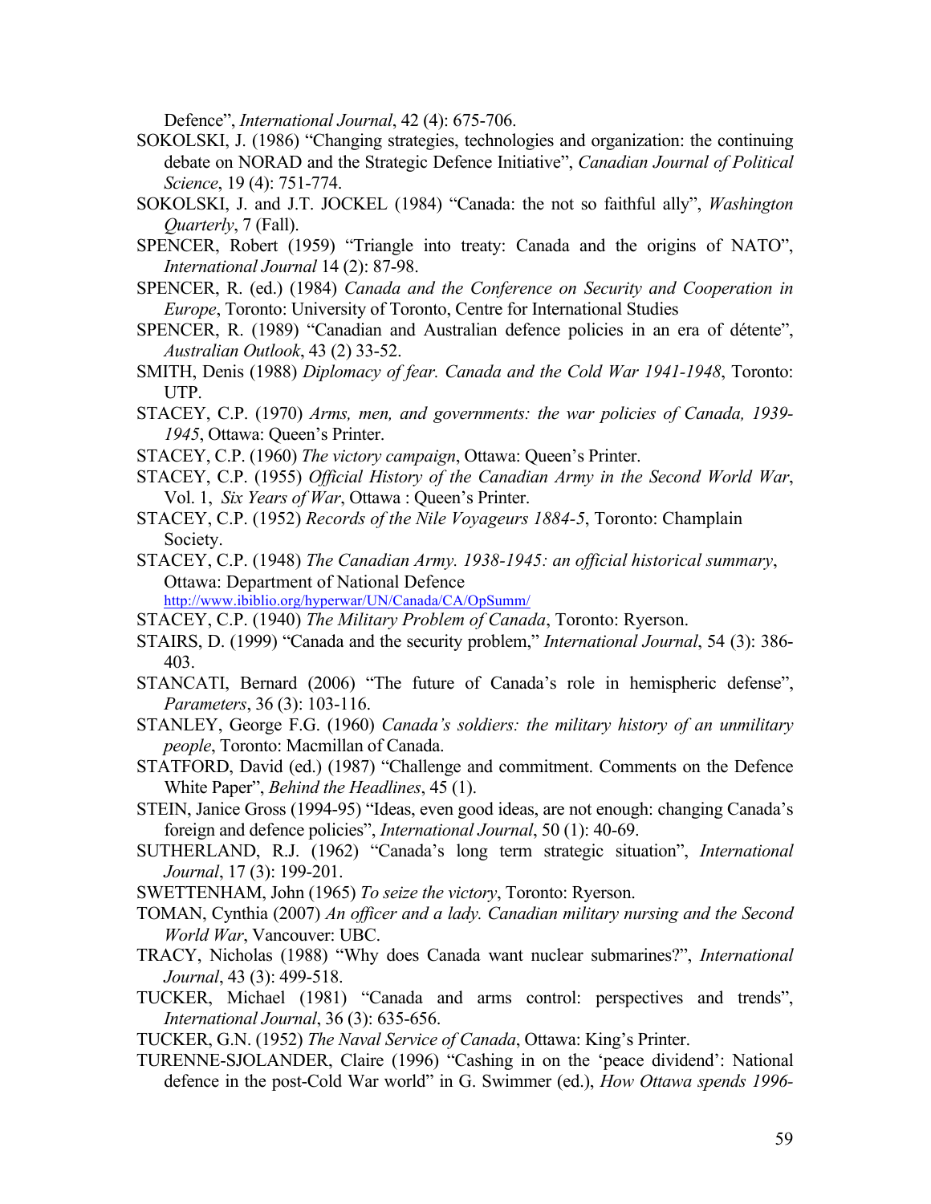Defence", *International Journal*, 42 (4): 675-706.

SOKOLSKI, J. (1986) "Changing strategies, technologies and organization: the continuing debate on NORAD and the Strategic Defence Initiative", *Canadian Journal of Political Science*, 19 (4): 751-774.

SOKOLSKI, J. and J.T. JOCKEL (1984) "Canada: the not so faithful ally", *Washington Quarterly*, 7 (Fall).

SPENCER, Robert (1959) "Triangle into treaty: Canada and the origins of NATO", *International Journal* 14 (2): 87-98.

SPENCER, R. (ed.) (1984) *Canada and the Conference on Security and Cooperation in Europe*, Toronto: University of Toronto, Centre for International Studies

SPENCER, R. (1989) "Canadian and Australian defence policies in an era of détente", *Australian Outlook*, 43 (2) 33-52.

SMITH, Denis (1988) *Diplomacy of fear. Canada and the Cold War 1941-1948*, Toronto: UTP.

STACEY, C.P. (1970) *Arms, men, and governments: the war policies of Canada, 1939-1945*, Ottawa: Queen's Printer.

STACEY, C.P. (1960) *The victory campaign*, Ottawa: Queen's Printer.

STACEY, C.P. (1955) *Official History of the Canadian Army in the Second World War*, Vol. 1, *Six Years of War*, Ottawa : Queen's Printer.

STACEY, C.P. (1952) *Records of the Nile Voyageurs 1884-5*, Toronto: Champlain Society.

STACEY, C.P. (1948) *The Canadian Army. 1938-1945: an official historical summary*, Ottawa: Department of National Defence http://www.ibiblio.org/hyperwar/UN/Canada/CA/OpSumm/

STACEY, C.P. (1940) *The Military Problem of Canada*, Toronto: Ryerson.

STAIRS, D. (1999) "Canada and the security problem," *International Journal*, 54 (3): 386-403.

STANCATI, Bernard (2006) "The future of Canada's role in hemispheric defense", *Parameters*, 36 (3): 103-116.

STANLEY, George F.G. (1960) *Canada's soldiers: the military history of an unmilitary people*, Toronto: Macmillan of Canada.

STATFORD, David (ed.) (1987) "Challenge and commitment. Comments on the Defence White Paper", *Behind the Headlines*, 45 (1).

STEIN, Janice Gross (1994-95) "Ideas, even good ideas, are not enough: changing Canada's foreign and defence policies", *International Journal*, 50 (1): 40-69.

SUTHERLAND, R.J. (1962) "Canada's long term strategic situation", *International Journal*, 17 (3): 199-201.

SWETTENHAM, John (1965) *To seize the victory*, Toronto: Ryerson.

TOMAN, Cynthia (2007) *An officer and a lady. Canadian military nursing and the Second World War*, Vancouver: UBC.

TRACY, Nicholas (1988) "Why does Canada want nuclear submarines?", *International Journal*, 43 (3): 499-518.

TUCKER, Michael (1981) "Canada and arms control: perspectives and trends", *International Journal*, 36 (3): 635-656.

TUCKER, G.N. (1952) *The Naval Service of Canada*, Ottawa: King's Printer.

TURENNE-SJOLANDER, Claire (1996) "Cashing in on the 'peace dividend': National defence in the post-Cold War world" in G. Swimmer (ed.), *How Ottawa spends 1996-*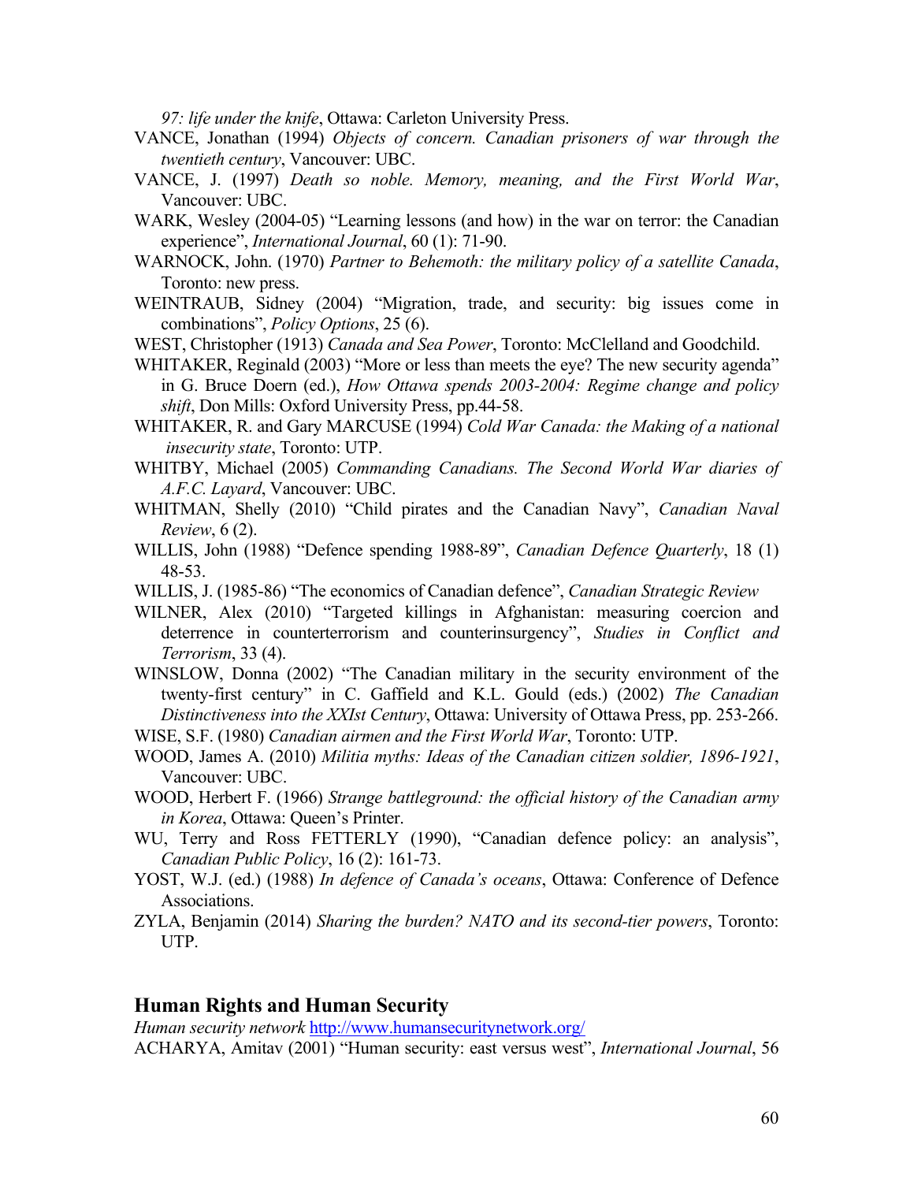*97: life under the knife*, Ottawa: Carleton University Press.

VANCE, Jonathan (1994) *Objects of concern. Canadian prisoners of war through the twentieth century*, Vancouver: UBC.

VANCE, J. (1997) *Death so noble. Memory, meaning, and the First World War*, Vancouver: UBC.

WARK, Wesley (2004-05) "Learning lessons (and how) in the war on terror: the Canadian experience", *International Journal*, 60 (1): 71-90.

WARNOCK, John. (1970) *Partner to Behemoth: the military policy of a satellite Canada*, Toronto: new press.

WEINTRAUB, Sidney (2004) "Migration, trade, and security: big issues come in combinations", *Policy Options*, 25 (6).

WEST, Christopher (1913) *Canada and Sea Power*, Toronto: McClelland and Goodchild.

WHITAKER, Reginald (2003) "More or less than meets the eye? The new security agenda" in G. Bruce Doern (ed.), *How Ottawa spends 2003-2004: Regime change and policy shift*, Don Mills: Oxford University Press, pp.44-58.

WHITAKER, R. and Gary MARCUSE (1994) *Cold War Canada: the Making of a national insecurity state*, Toronto: UTP.

WHITBY, Michael (2005) *Commanding Canadians. The Second World War diaries of A.F.C. Layard*, Vancouver: UBC.

WHITMAN, Shelly (2010) "Child pirates and the Canadian Navy", *Canadian Naval Review*, 6 (2).

WILLIS, John (1988) "Defence spending 1988-89", *Canadian Defence Quarterly*, 18 (1) 48-53.

WILLIS, J. (1985-86) "The economics of Canadian defence", *Canadian Strategic Review*

WILNER, Alex (2010) "Targeted killings in Afghanistan: measuring coercion and deterrence in counterterrorism and counterinsurgency", *Studies in Conflict and Terrorism*, 33 (4).

WINSLOW, Donna (2002) "The Canadian military in the security environment of the twenty-first century" in C. Gaffield and K.L. Gould (eds.) (2002) *The Canadian Distinctiveness into the XXIst Century*, Ottawa: University of Ottawa Press, pp. 253-266.

WISE, S.F. (1980) *Canadian airmen and the First World War*, Toronto: UTP.

WOOD, James A. (2010) *Militia myths: Ideas of the Canadian citizen soldier, 1896-1921*, Vancouver: UBC.

WOOD, Herbert F. (1966) *Strange battleground: the official history of the Canadian army in Korea*, Ottawa: Queen's Printer.

WU, Terry and Ross FETTERLY (1990), "Canadian defence policy: an analysis", *Canadian Public Policy*, 16 (2): 161-73.

YOST, W.J. (ed.) (1988) *In defence of Canada's oceans*, Ottawa: Conference of Defence Associations.

ZYLA, Benjamin (2014) *Sharing the burden? NATO and its second-tier powers*, Toronto: UTP.

## Human Rights and Human Security

*Human security network* http://www.humansecuritynetwork.org/

ACHARYA, Amitav (2001) "Human security: east versus west", *International Journal*, 56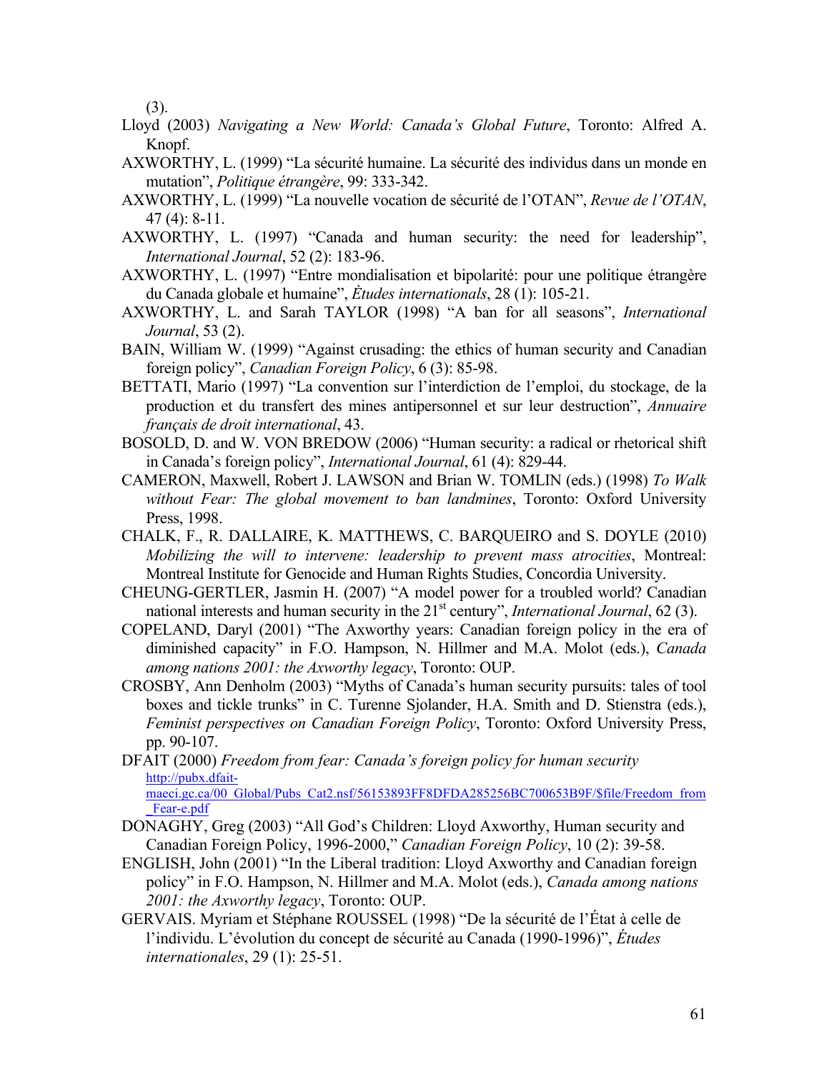(3).

Lloyd (2003) *Navigating a New World: Canada's Global Future*, Toronto: Alfred A. Knopf.

AXWORTHY, L. (1999) "La sécurité humaine. La sécurité des individus dans un monde en mutation", *Politique étrangère*, 99: 333-342.

AXWORTHY, L. (1999) "La nouvelle vocation de sécurité de l'OTAN", *Revue de l'OTAN*, 47 (4): 8-11.

AXWORTHY, L. (1997) "Canada and human security: the need for leadership", *International Journal*, 52 (2): 183-96.

AXWORTHY, L. (1997) "Entre mondialisation et bipolarité: pour une politique étrangère du Canada globale et humaine", *Ėtudes internationals*, 28 (1): 105-21.

AXWORTHY, L. and Sarah TAYLOR (1998) "A ban for all seasons", *International Journal*, 53 (2).

BAIN, William W. (1999) "Against crusading: the ethics of human security and Canadian foreign policy", *Canadian Foreign Policy*, 6 (3): 85-98.

BETTATI, Mario (1997) "La convention sur l'interdiction de l'emploi, du stockage, de la production et du transfert des mines antipersonnel et sur leur destruction", *Annuaire français de droit international*, 43.

BOSOLD, D. and W. VON BREDOW (2006) "Human security: a radical or rhetorical shift in Canada's foreign policy", *International Journal*, 61 (4): 829-44.

CAMERON, Maxwell, Robert J. LAWSON and Brian W. TOMLIN (eds.) (1998) *To Walk without Fear: The global movement to ban landmines*, Toronto: Oxford University Press, 1998.

CHALK, F., R. DALLAIRE, K. MATTHEWS, C. BARQUEIRO and S. DOYLE (2010) *Mobilizing the will to intervene: leadership to prevent mass atrocities*, Montreal: Montreal Institute for Genocide and Human Rights Studies, Concordia University.

CHEUNG-GERTLER, Jasmin H. (2007) "A model power for a troubled world? Canadian national interests and human security in the 21st century", *International Journal*, 62 (3).

COPELAND, Daryl (2001) "The Axworthy years: Canadian foreign policy in the era of diminished capacity" in F.O. Hampson, N. Hillmer and M.A. Molot (eds.), *Canada among nations 2001: the Axworthy legacy*, Toronto: OUP.

CROSBY, Ann Denholm (2003) "Myths of Canada's human security pursuits: tales of tool boxes and tickle trunks" in C. Turenne Sjolander, H.A. Smith and D. Stienstra (eds.), *Feminist perspectives on Canadian Foreign Policy*, Toronto: Oxford University Press, pp. 90-107.

DFAIT (2000) *Freedom from fear: Canada's foreign policy for human security* http://pubx.dfait-maeci.gc.ca/00_Global/Pubs_Cat2.nsf/56153893FF8DFDA285256BC700653B9F/$file/Freedom_from_Fear-e.pdf

DONAGHY, Greg (2003) "All God's Children: Lloyd Axworthy, Human security and Canadian Foreign Policy, 1996-2000," *Canadian Foreign Policy*, 10 (2): 39-58.

ENGLISH, John (2001) "In the Liberal tradition: Lloyd Axworthy and Canadian foreign policy" in F.O. Hampson, N. Hillmer and M.A. Molot (eds.), *Canada among nations 2001: the Axworthy legacy*, Toronto: OUP.

GERVAIS. Myriam et Stéphane ROUSSEL (1998) "De la sécurité de l'État à celle de l'individu. L'évolution du concept de sécurité au Canada (1990-1996)", *Études internationales*, 29 (1): 25-51.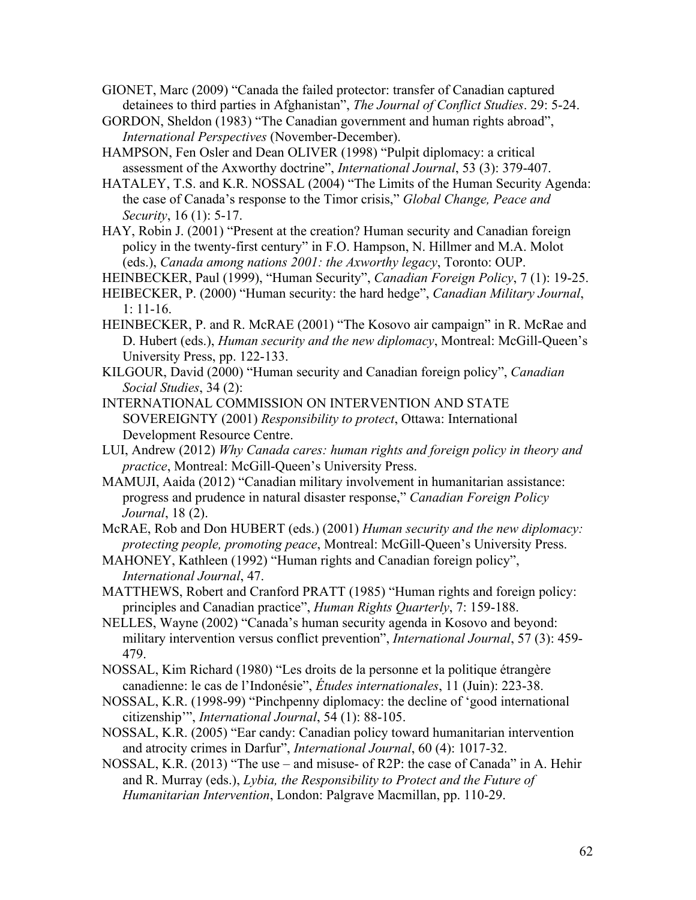GIONET, Marc (2009) "Canada the failed protector: transfer of Canadian captured detainees to third parties in Afghanistan", *The Journal of Conflict Studies*. 29: 5-24.

GORDON, Sheldon (1983) "The Canadian government and human rights abroad", *International Perspectives* (November-December).

HAMPSON, Fen Osler and Dean OLIVER (1998) "Pulpit diplomacy: a critical assessment of the Axworthy doctrine", *International Journal*, 53 (3): 379-407.

HATALEY, T.S. and K.R. NOSSAL (2004) "The Limits of the Human Security Agenda: the case of Canada's response to the Timor crisis," *Global Change, Peace and Security*, 16 (1): 5-17.

HAY, Robin J. (2001) "Present at the creation? Human security and Canadian foreign policy in the twenty-first century" in F.O. Hampson, N. Hillmer and M.A. Molot (eds.), *Canada among nations 2001: the Axworthy legacy*, Toronto: OUP.

HEINBECKER, Paul (1999), "Human Security", *Canadian Foreign Policy*, 7 (1): 19-25.

HEIBECKER, P. (2000) "Human security: the hard hedge", *Canadian Military Journal*, 1: 11-16.

HEINBECKER, P. and R. McRAE (2001) "The Kosovo air campaign" in R. McRae and D. Hubert (eds.), *Human security and the new diplomacy*, Montreal: McGill-Queen's University Press, pp. 122-133.

KILGOUR, David (2000) "Human security and Canadian foreign policy", *Canadian Social Studies*, 34 (2):

INTERNATIONAL COMMISSION ON INTERVENTION AND STATE SOVEREIGNTY (2001) *Responsibility to protect*, Ottawa: International Development Resource Centre.

LUI, Andrew (2012) *Why Canada cares: human rights and foreign policy in theory and practice*, Montreal: McGill-Queen's University Press.

MAMUJI, Aaida (2012) "Canadian military involvement in humanitarian assistance: progress and prudence in natural disaster response," *Canadian Foreign Policy Journal*, 18 (2).

McRAE, Rob and Don HUBERT (eds.) (2001) *Human security and the new diplomacy: protecting people, promoting peace*, Montreal: McGill-Queen's University Press.

MAHONEY, Kathleen (1992) "Human rights and Canadian foreign policy", *International Journal*, 47.

MATTHEWS, Robert and Cranford PRATT (1985) "Human rights and foreign policy: principles and Canadian practice", *Human Rights Quarterly*, 7: 159-188.

NELLES, Wayne (2002) "Canada's human security agenda in Kosovo and beyond: military intervention versus conflict prevention", *International Journal*, 57 (3): 459-479.

NOSSAL, Kim Richard (1980) "Les droits de la personne et la politique étrangère canadienne: le cas de l'Indonésie", *Études internationales*, 11 (Juin): 223-38.

NOSSAL, K.R. (1998-99) "Pinchpenny diplomacy: the decline of 'good international citizenship'", *International Journal*, 54 (1): 88-105.

NOSSAL, K.R. (2005) "Ear candy: Canadian policy toward humanitarian intervention and atrocity crimes in Darfur", *International Journal*, 60 (4): 1017-32.

NOSSAL, K.R. (2013) "The use – and misuse- of R2P: the case of Canada" in A. Hehir and R. Murray (eds.), *Lybia, the Responsibility to Protect and the Future of Humanitarian Intervention*, London: Palgrave Macmillan, pp. 110-29.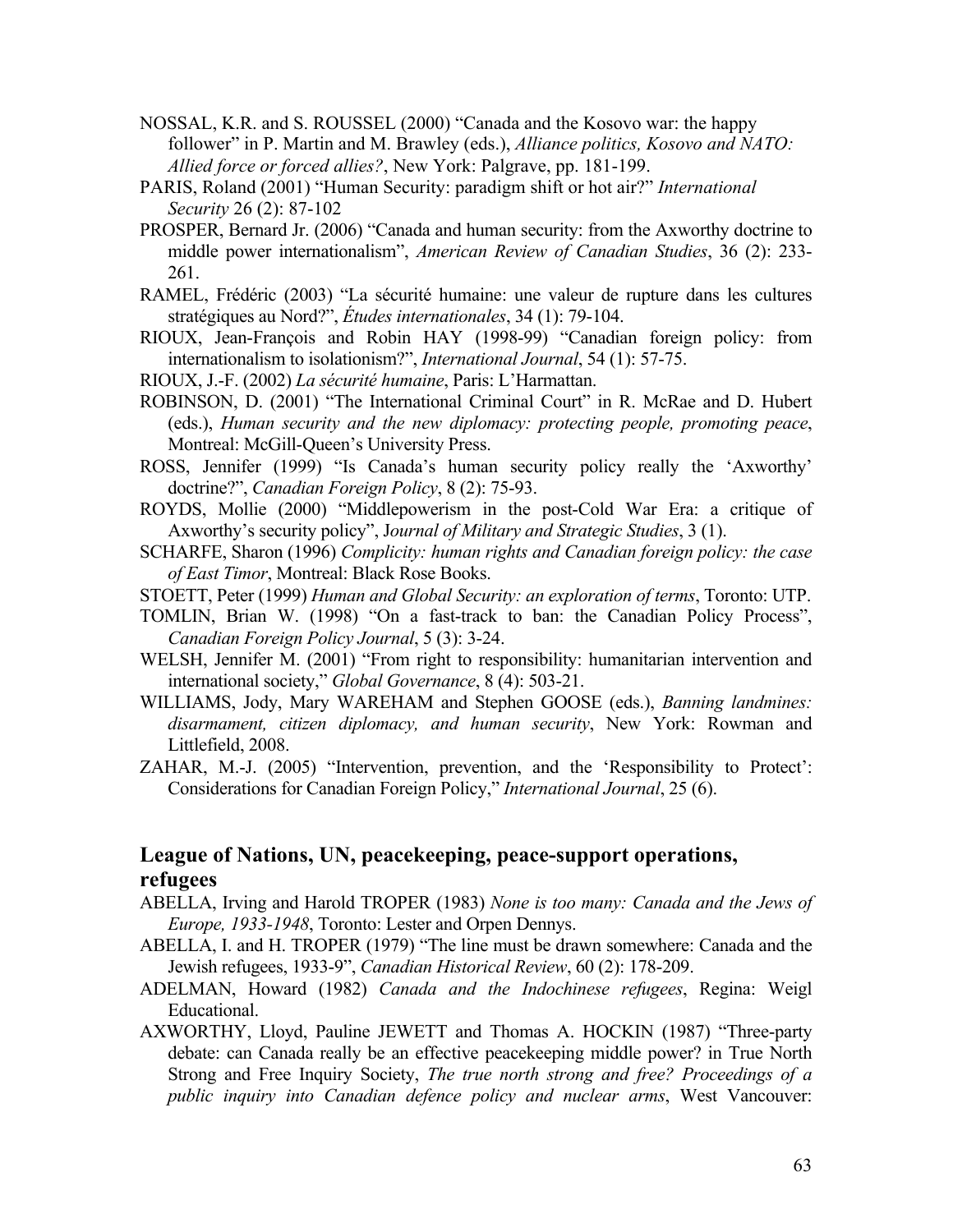NOSSAL, K.R. and S. ROUSSEL (2000) "Canada and the Kosovo war: the happy follower" in P. Martin and M. Brawley (eds.), *Alliance politics, Kosovo and NATO: Allied force or forced allies?*, New York: Palgrave, pp. 181-199.

PARIS, Roland (2001) "Human Security: paradigm shift or hot air?" *International Security* 26 (2): 87-102

PROSPER, Bernard Jr. (2006) "Canada and human security: from the Axworthy doctrine to middle power internationalism", *American Review of Canadian Studies*, 36 (2): 233-261.

RAMEL, Frédéric (2003) "La sécurité humaine: une valeur de rupture dans les cultures stratégiques au Nord?", *Études internationales*, 34 (1): 79-104.

RIOUX, Jean-François and Robin HAY (1998-99) "Canadian foreign policy: from internationalism to isolationism?", *International Journal*, 54 (1): 57-75.

RIOUX, J.-F. (2002) *La sécurité humaine*, Paris: L'Harmattan.

ROBINSON, D. (2001) "The International Criminal Court" in R. McRae and D. Hubert (eds.), *Human security and the new diplomacy: protecting people, promoting peace*, Montreal: McGill-Queen's University Press.

ROSS, Jennifer (1999) "Is Canada's human security policy really the 'Axworthy' doctrine?", *Canadian Foreign Policy*, 8 (2): 75-93.

ROYDS, Mollie (2000) "Middlepowerism in the post-Cold War Era: a critique of Axworthy's security policy", J*ournal of Military and Strategic Studies*, 3 (1).

SCHARFE, Sharon (1996) *Complicity: human rights and Canadian foreign policy: the case of East Timor*, Montreal: Black Rose Books.

STOETT, Peter (1999) *Human and Global Security: an exploration of terms*, Toronto: UTP.

TOMLIN, Brian W. (1998) "On a fast-track to ban: the Canadian Policy Process", *Canadian Foreign Policy Journal*, 5 (3): 3-24.

WELSH, Jennifer M. (2001) "From right to responsibility: humanitarian intervention and international society," *Global Governance*, 8 (4): 503-21.

WILLIAMS, Jody, Mary WAREHAM and Stephen GOOSE (eds.), *Banning landmines: disarmament, citizen diplomacy, and human security*, New York: Rowman and Littlefield, 2008.

ZAHAR, M.-J. (2005) "Intervention, prevention, and the 'Responsibility to Protect': Considerations for Canadian Foreign Policy," *International Journal*, 25 (6).

## League of Nations, UN, peacekeeping, peace-support operations, refugees

ABELLA, Irving and Harold TROPER (1983) *None is too many: Canada and the Jews of Europe, 1933-1948*, Toronto: Lester and Orpen Dennys.

ABELLA, I. and H. TROPER (1979) "The line must be drawn somewhere: Canada and the Jewish refugees, 1933-9", *Canadian Historical Review*, 60 (2): 178-209.

ADELMAN, Howard (1982) *Canada and the Indochinese refugees*, Regina: Weigl Educational.

AXWORTHY, Lloyd, Pauline JEWETT and Thomas A. HOCKIN (1987) "Three-party debate: can Canada really be an effective peacekeeping middle power? in True North Strong and Free Inquiry Society, *The true north strong and free? Proceedings of a public inquiry into Canadian defence policy and nuclear arms*, West Vancouver: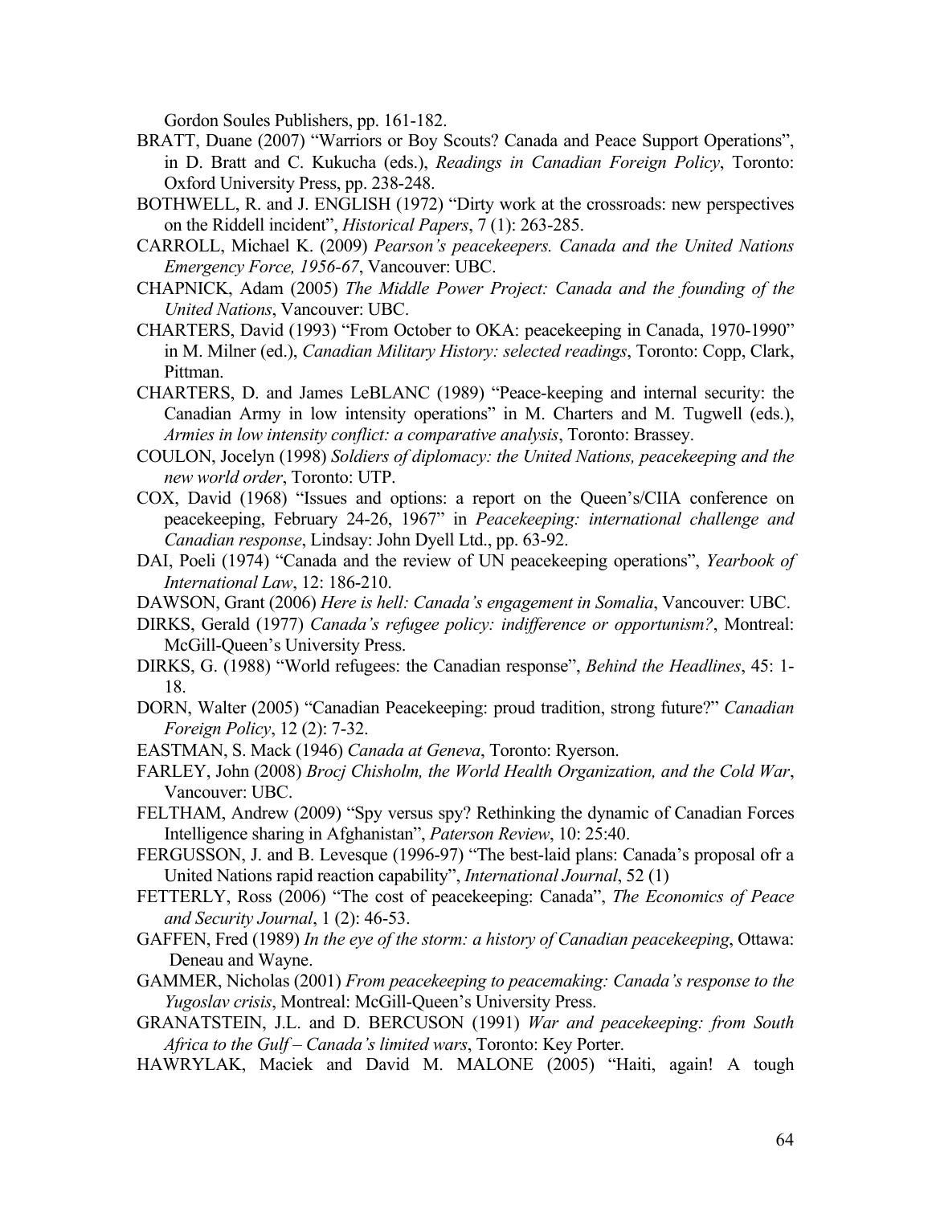Gordon Soules Publishers, pp. 161-182.

BRATT, Duane (2007) "Warriors or Boy Scouts? Canada and Peace Support Operations", in D. Bratt and C. Kukucha (eds.), *Readings in Canadian Foreign Policy*, Toronto: Oxford University Press, pp. 238-248.

BOTHWELL, R. and J. ENGLISH (1972) "Dirty work at the crossroads: new perspectives on the Riddell incident", *Historical Papers*, 7 (1): 263-285.

CARROLL, Michael K. (2009) *Pearson's peacekeepers. Canada and the United Nations Emergency Force, 1956-67*, Vancouver: UBC.

CHAPNICK, Adam (2005) *The Middle Power Project: Canada and the founding of the United Nations*, Vancouver: UBC.

CHARTERS, David (1993) "From October to OKA: peacekeeping in Canada, 1970-1990" in M. Milner (ed.), *Canadian Military History: selected readings*, Toronto: Copp, Clark, Pittman.

CHARTERS, D. and James LeBLANC (1989) "Peace-keeping and internal security: the Canadian Army in low intensity operations" in M. Charters and M. Tugwell (eds.), *Armies in low intensity conflict: a comparative analysis*, Toronto: Brassey.

COULON, Jocelyn (1998) *Soldiers of diplomacy: the United Nations, peacekeeping and the new world order*, Toronto: UTP.

COX, David (1968) "Issues and options: a report on the Queen's/CIIA conference on peacekeeping, February 24-26, 1967" in *Peacekeeping: international challenge and Canadian response*, Lindsay: John Dyell Ltd., pp. 63-92.

DAI, Poeli (1974) "Canada and the review of UN peacekeeping operations", *Yearbook of International Law*, 12: 186-210.

DAWSON, Grant (2006) *Here is hell: Canada's engagement in Somalia*, Vancouver: UBC.

DIRKS, Gerald (1977) *Canada's refugee policy: indifference or opportunism?*, Montreal: McGill-Queen's University Press.

DIRKS, G. (1988) "World refugees: the Canadian response", *Behind the Headlines*, 45: 1-18.

DORN, Walter (2005) "Canadian Peacekeeping: proud tradition, strong future?" *Canadian Foreign Policy*, 12 (2): 7-32.

EASTMAN, S. Mack (1946) *Canada at Geneva*, Toronto: Ryerson.

FARLEY, John (2008) *Brocj Chisholm, the World Health Organization, and the Cold War*, Vancouver: UBC.

FELTHAM, Andrew (2009) "Spy versus spy? Rethinking the dynamic of Canadian Forces Intelligence sharing in Afghanistan", *Paterson Review*, 10: 25:40.

FERGUSSON, J. and B. Levesque (1996-97) "The best-laid plans: Canada's proposal ofr a United Nations rapid reaction capability", *International Journal*, 52 (1)

FETTERLY, Ross (2006) "The cost of peacekeeping: Canada", *The Economics of Peace and Security Journal*, 1 (2): 46-53.

GAFFEN, Fred (1989) *In the eye of the storm: a history of Canadian peacekeeping*, Ottawa: Deneau and Wayne.

GAMMER, Nicholas (2001) *From peacekeeping to peacemaking: Canada's response to the Yugoslav crisis*, Montreal: McGill-Queen's University Press.

GRANATSTEIN, J.L. and D. BERCUSON (1991) *War and peacekeeping: from South Africa to the Gulf – Canada's limited wars*, Toronto: Key Porter.

HAWRYLAK, Maciek and David M. MALONE (2005) "Haiti, again! A tough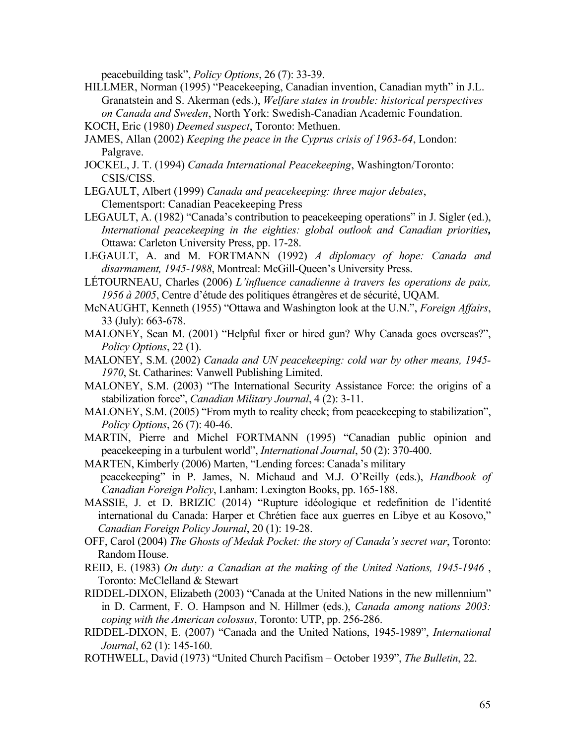peacebuilding task", *Policy Options*, 26 (7): 33-39.

HILLMER, Norman (1995) "Peacekeeping, Canadian invention, Canadian myth" in J.L. Granatstein and S. Akerman (eds.), *Welfare states in trouble: historical perspectives on Canada and Sweden*, North York: Swedish-Canadian Academic Foundation.

KOCH, Eric (1980) *Deemed suspect*, Toronto: Methuen.

JAMES, Allan (2002) *Keeping the peace in the Cyprus crisis of 1963-64*, London: Palgrave.

JOCKEL, J. T. (1994) *Canada International Peacekeeping*, Washington/Toronto: CSIS/CISS.

LEGAULT, Albert (1999) *Canada and peacekeeping: three major debates*, Clementsport: Canadian Peacekeeping Press

LEGAULT, A. (1982) "Canada's contribution to peacekeeping operations" in J. Sigler (ed.), *International peacekeeping in the eighties: global outlook and Canadian priorities***,** Ottawa: Carleton University Press, pp. 17-28.

LEGAULT, A. and M. FORTMANN (1992) *A diplomacy of hope: Canada and disarmament, 1945-1988*, Montreal: McGill-Queen's University Press.

LÉTOURNEAU, Charles (2006) *L'influence canadienne à travers les operations de paix, 1956 à 2005*, Centre d'étude des politiques étrangères et de sécurité, UQAM.

McNAUGHT, Kenneth (1955) "Ottawa and Washington look at the U.N.", *Foreign Affairs*, 33 (July): 663-678.

MALONEY, Sean M. (2001) "Helpful fixer or hired gun? Why Canada goes overseas?", *Policy Options*, 22 (1).

MALONEY, S.M. (2002) *Canada and UN peacekeeping: cold war by other means, 1945-1970*, St. Catharines: Vanwell Publishing Limited.

MALONEY, S.M. (2003) "The International Security Assistance Force: the origins of a stabilization force", *Canadian Military Journal*, 4 (2): 3-11.

MALONEY, S.M. (2005) "From myth to reality check; from peacekeeping to stabilization", *Policy Options*, 26 (7): 40-46.

MARTIN, Pierre and Michel FORTMANN (1995) "Canadian public opinion and peacekeeping in a turbulent world", *International Journal*, 50 (2): 370-400.

MARTEN, Kimberly (2006) Marten, "Lending forces: Canada's military peacekeeping" in P. James, N. Michaud and M.J. O'Reilly (eds.), *Handbook of Canadian Foreign Policy*, Lanham: Lexington Books, pp. 165-188.

MASSIE, J. et D. BRIZIC (2014) "Rupture idéologique et redefinition de l'identité international du Canada: Harper et Chrétien face aux guerres en Libye et au Kosovo," *Canadian Foreign Policy Journal*, 20 (1): 19-28.

OFF, Carol (2004) *The Ghosts of Medak Pocket: the story of Canada's secret war*, Toronto: Random House.

REID, E. (1983) *On duty: a Canadian at the making of the United Nations, 1945-1946* , Toronto: McClelland & Stewart

RIDDEL-DIXON, Elizabeth (2003) "Canada at the United Nations in the new millennium" in D. Carment, F. O. Hampson and N. Hillmer (eds.), *Canada among nations 2003: coping with the American colossus*, Toronto: UTP, pp. 256-286.

RIDDEL-DIXON, E. (2007) "Canada and the United Nations, 1945-1989", *International Journal*, 62 (1): 145-160.

ROTHWELL, David (1973) "United Church Pacifism – October 1939", *The Bulletin*, 22.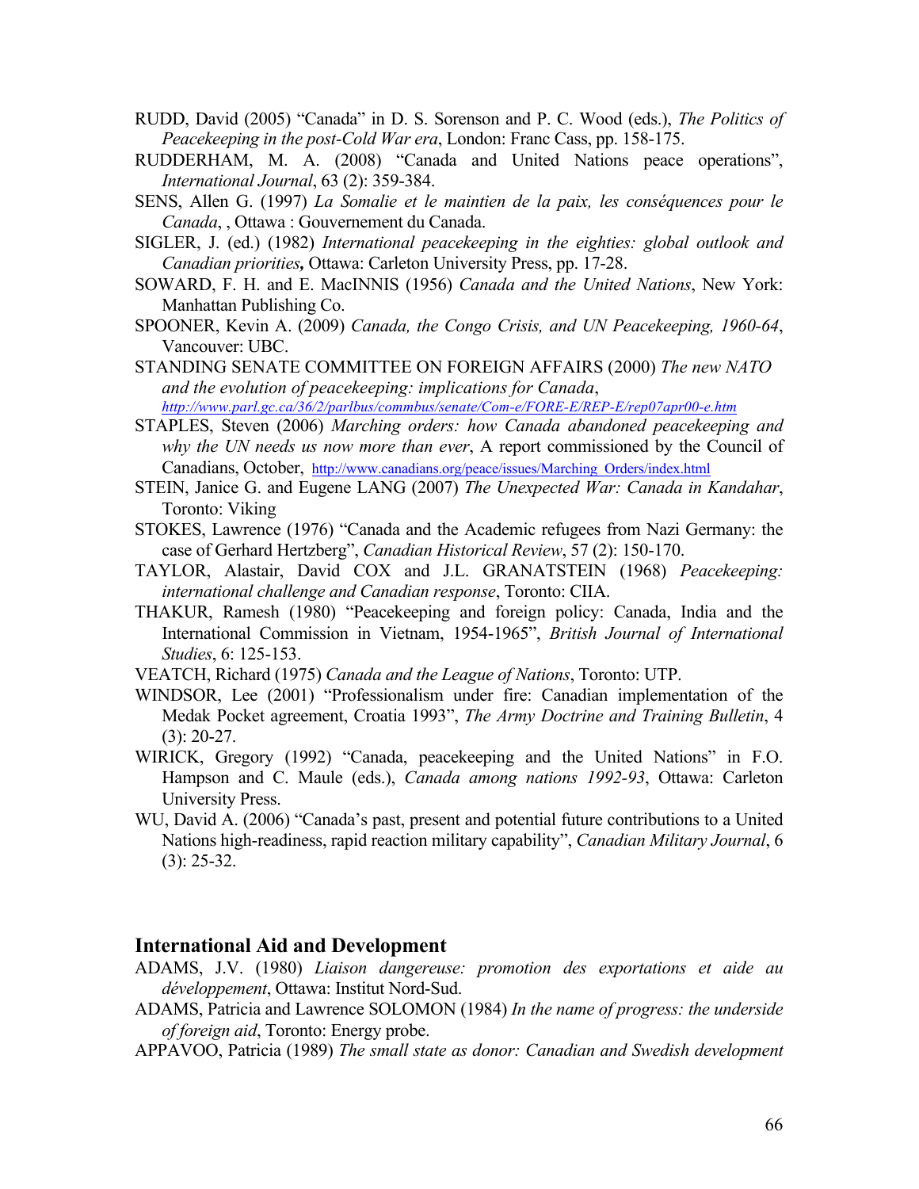RUDD, David (2005) "Canada" in D. S. Sorenson and P. C. Wood (eds.), *The Politics of Peacekeeping in the post-Cold War era*, London: Franc Cass, pp. 158-175.

RUDDERHAM, M. A. (2008) "Canada and United Nations peace operations", *International Journal*, 63 (2): 359-384.

SENS, Allen G. (1997) *La Somalie et le maintien de la paix, les conséquences pour le Canada*, , Ottawa : Gouvernement du Canada.

SIGLER, J. (ed.) (1982) *International peacekeeping in the eighties: global outlook and Canadian priorities,* Ottawa: Carleton University Press, pp. 17-28.

SOWARD, F. H. and E. MacINNIS (1956) *Canada and the United Nations*, New York: Manhattan Publishing Co.

SPOONER, Kevin A. (2009) *Canada, the Congo Crisis, and UN Peacekeeping, 1960-64*, Vancouver: UBC.

STANDING SENATE COMMITTEE ON FOREIGN AFFAIRS (2000) *The new NATO and the evolution of peacekeeping: implications for Canada*, *http://www.parl.gc.ca/36/2/parlbus/commbus/senate/Com-e/FORE-E/REP-E/rep07apr00-e.htm*

STAPLES, Steven (2006) *Marching orders: how Canada abandoned peacekeeping and why the UN needs us now more than ever*, A report commissioned by the Council of Canadians, October, http://www.canadians.org/peace/issues/Marching_Orders/index.html

STEIN, Janice G. and Eugene LANG (2007) *The Unexpected War: Canada in Kandahar*, Toronto: Viking

STOKES, Lawrence (1976) "Canada and the Academic refugees from Nazi Germany: the case of Gerhard Hertzberg", *Canadian Historical Review*, 57 (2): 150-170.

TAYLOR, Alastair, David COX and J.L. GRANATSTEIN (1968) *Peacekeeping: international challenge and Canadian response*, Toronto: CIIA.

THAKUR, Ramesh (1980) "Peacekeeping and foreign policy: Canada, India and the International Commission in Vietnam, 1954-1965", *British Journal of International Studies*, 6: 125-153.

VEATCH, Richard (1975) *Canada and the League of Nations*, Toronto: UTP.

WINDSOR, Lee (2001) "Professionalism under fire: Canadian implementation of the Medak Pocket agreement, Croatia 1993", *The Army Doctrine and Training Bulletin*, 4 (3): 20-27.

WIRICK, Gregory (1992) "Canada, peacekeeping and the United Nations" in F.O. Hampson and C. Maule (eds.), *Canada among nations 1992-93*, Ottawa: Carleton University Press.

WU, David A. (2006) "Canada's past, present and potential future contributions to a United Nations high-readiness, rapid reaction military capability", *Canadian Military Journal*, 6 (3): 25-32.

## International Aid and Development

ADAMS, J.V. (1980) *Liaison dangereuse: promotion des exportations et aide au développement*, Ottawa: Institut Nord-Sud.

ADAMS, Patricia and Lawrence SOLOMON (1984) *In the name of progress: the underside of foreign aid*, Toronto: Energy probe.

APPAVOO, Patricia (1989) *The small state as donor: Canadian and Swedish development*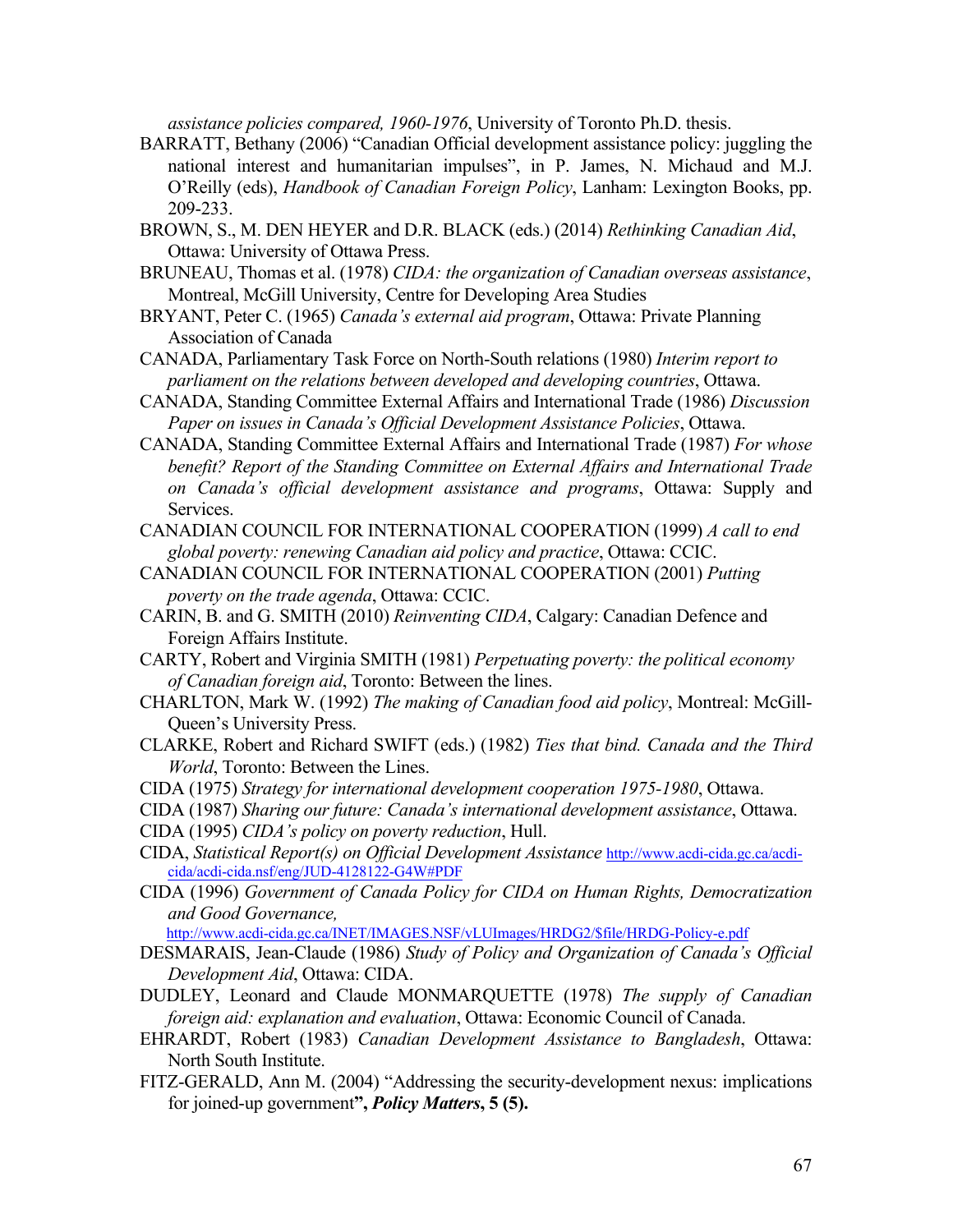*assistance policies compared, 1960-1976*, University of Toronto Ph.D. thesis.

BARRATT, Bethany (2006) "Canadian Official development assistance policy: juggling the national interest and humanitarian impulses", in P. James, N. Michaud and M.J. O'Reilly (eds), *Handbook of Canadian Foreign Policy*, Lanham: Lexington Books, pp. 209-233.

BROWN, S., M. DEN HEYER and D.R. BLACK (eds.) (2014) *Rethinking Canadian Aid*, Ottawa: University of Ottawa Press.

BRUNEAU, Thomas et al. (1978) *CIDA: the organization of Canadian overseas assistance*, Montreal, McGill University, Centre for Developing Area Studies

BRYANT, Peter C. (1965) *Canada's external aid program*, Ottawa: Private Planning Association of Canada

CANADA, Parliamentary Task Force on North-South relations (1980) *Interim report to parliament on the relations between developed and developing countries*, Ottawa.

CANADA, Standing Committee External Affairs and International Trade (1986) *Discussion Paper on issues in Canada's Official Development Assistance Policies*, Ottawa.

CANADA, Standing Committee External Affairs and International Trade (1987) *For whose benefit? Report of the Standing Committee on External Affairs and International Trade on Canada's official development assistance and programs*, Ottawa: Supply and Services.

CANADIAN COUNCIL FOR INTERNATIONAL COOPERATION (1999) *A call to end global poverty: renewing Canadian aid policy and practice*, Ottawa: CCIC.

CANADIAN COUNCIL FOR INTERNATIONAL COOPERATION (2001) *Putting poverty on the trade agenda*, Ottawa: CCIC.

CARIN, B. and G. SMITH (2010) *Reinventing CIDA*, Calgary: Canadian Defence and Foreign Affairs Institute.

CARTY, Robert and Virginia SMITH (1981) *Perpetuating poverty: the political economy of Canadian foreign aid*, Toronto: Between the lines.

CHARLTON, Mark W. (1992) *The making of Canadian food aid policy*, Montreal: McGill-Queen's University Press.

CLARKE, Robert and Richard SWIFT (eds.) (1982) *Ties that bind. Canada and the Third World*, Toronto: Between the Lines.

CIDA (1975) *Strategy for international development cooperation 1975-1980*, Ottawa.

CIDA (1987) *Sharing our future: Canada's international development assistance*, Ottawa.

CIDA (1995) *CIDA's policy on poverty reduction*, Hull.

CIDA, *Statistical Report(s) on Official Development Assistance* http://www.acdi-cida.gc.ca/acdi-cida/acdi-cida.nsf/eng/JUD-4128122-G4W#PDF

CIDA (1996) *Government of Canada Policy for CIDA on Human Rights, Democratization and Good Governance,* http://www.acdi-cida.gc.ca/INET/IMAGES.NSF/vLUImages/HRDG2/$file/HRDG-Policy-e.pdf

DESMARAIS, Jean-Claude (1986) *Study of Policy and Organization of Canada's Official Development Aid*, Ottawa: CIDA.

DUDLEY, Leonard and Claude MONMARQUETTE (1978) *The supply of Canadian foreign aid: explanation and evaluation*, Ottawa: Economic Council of Canada.

EHRARDT, Robert (1983) *Canadian Development Assistance to Bangladesh*, Ottawa: North South Institute.

FITZ-GERALD, Ann M. (2004) "Addressing the security-development nexus: implications for joined-up government**",** ***Policy Matters*****, 5 (5).**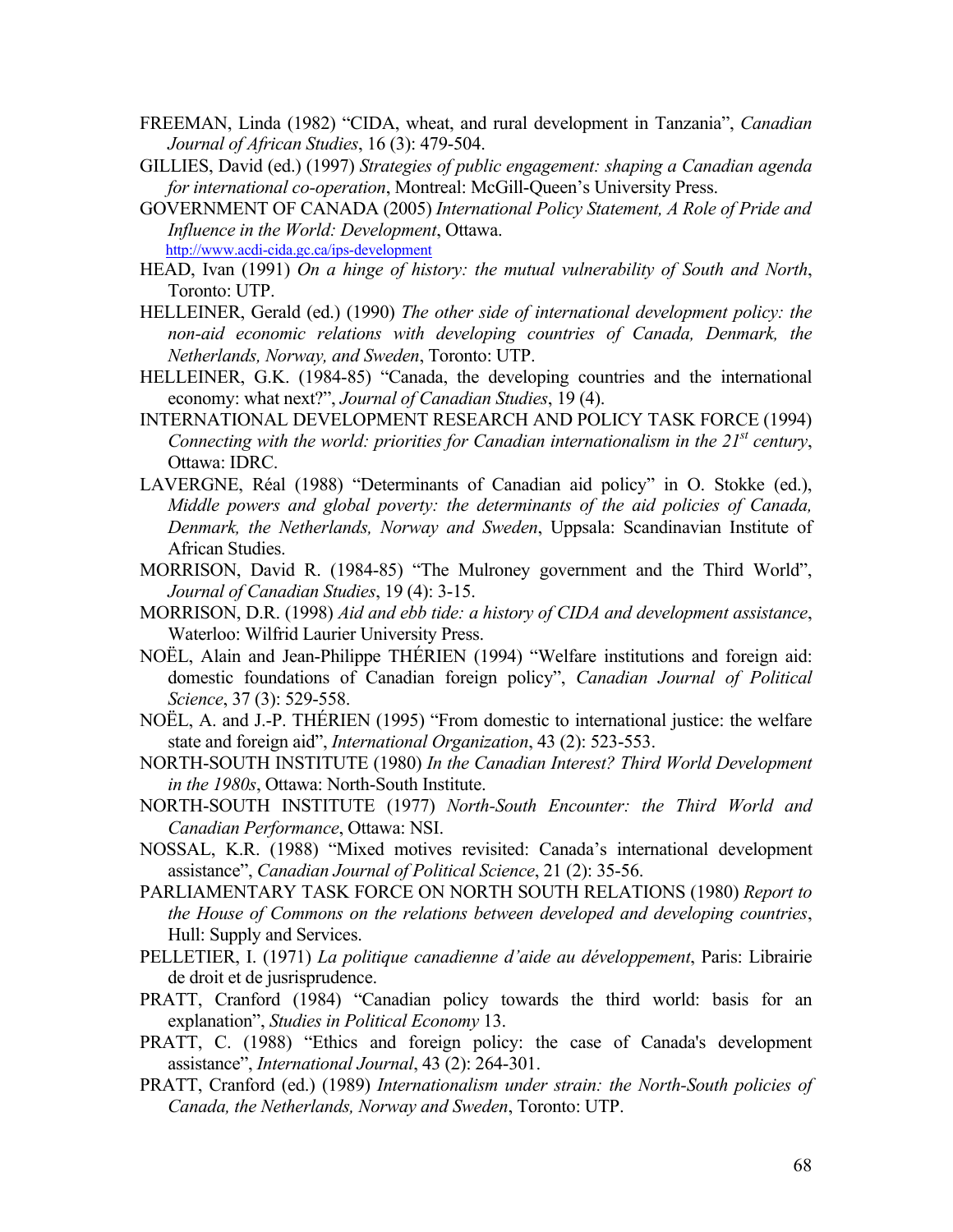FREEMAN, Linda (1982) "CIDA, wheat, and rural development in Tanzania", *Canadian Journal of African Studies*, 16 (3): 479-504.

GILLIES, David (ed.) (1997) *Strategies of public engagement: shaping a Canadian agenda for international co-operation*, Montreal: McGill-Queen's University Press.

GOVERNMENT OF CANADA (2005) *International Policy Statement, A Role of Pride and Influence in the World: Development*, Ottawa. http://www.acdi-cida.gc.ca/ips-development

HEAD, Ivan (1991) *On a hinge of history: the mutual vulnerability of South and North*, Toronto: UTP.

HELLEINER, Gerald (ed.) (1990) *The other side of international development policy: the non-aid economic relations with developing countries of Canada, Denmark, the Netherlands, Norway, and Sweden*, Toronto: UTP.

HELLEINER, G.K. (1984-85) "Canada, the developing countries and the international economy: what next?", *Journal of Canadian Studies*, 19 (4).

INTERNATIONAL DEVELOPMENT RESEARCH AND POLICY TASK FORCE (1994) *Connecting with the world: priorities for Canadian internationalism in the 21st century*, Ottawa: IDRC.

LAVERGNE, Réal (1988) "Determinants of Canadian aid policy" in O. Stokke (ed.), *Middle powers and global poverty: the determinants of the aid policies of Canada, Denmark, the Netherlands, Norway and Sweden*, Uppsala: Scandinavian Institute of African Studies.

MORRISON, David R. (1984-85) "The Mulroney government and the Third World", *Journal of Canadian Studies*, 19 (4): 3-15.

MORRISON, D.R. (1998) *Aid and ebb tide: a history of CIDA and development assistance*, Waterloo: Wilfrid Laurier University Press.

NOËL, Alain and Jean-Philippe THÉRIEN (1994) "Welfare institutions and foreign aid: domestic foundations of Canadian foreign policy", *Canadian Journal of Political Science*, 37 (3): 529-558.

NOËL, A. and J.-P. THÉRIEN (1995) "From domestic to international justice: the welfare state and foreign aid", *International Organization*, 43 (2): 523-553.

NORTH-SOUTH INSTITUTE (1980) *In the Canadian Interest? Third World Development in the 1980s*, Ottawa: North-South Institute.

NORTH-SOUTH INSTITUTE (1977) *North-South Encounter: the Third World and Canadian Performance*, Ottawa: NSI.

NOSSAL, K.R. (1988) "Mixed motives revisited: Canada's international development assistance", *Canadian Journal of Political Science*, 21 (2): 35-56.

PARLIAMENTARY TASK FORCE ON NORTH SOUTH RELATIONS (1980) *Report to the House of Commons on the relations between developed and developing countries*, Hull: Supply and Services.

PELLETIER, I. (1971) *La politique canadienne d'aide au développement*, Paris: Librairie de droit et de jusrisprudence.

PRATT, Cranford (1984) "Canadian policy towards the third world: basis for an explanation", *Studies in Political Economy* 13.

PRATT, C. (1988) "Ethics and foreign policy: the case of Canada's development assistance", *International Journal*, 43 (2): 264-301.

PRATT, Cranford (ed.) (1989) *Internationalism under strain: the North-South policies of Canada, the Netherlands, Norway and Sweden*, Toronto: UTP.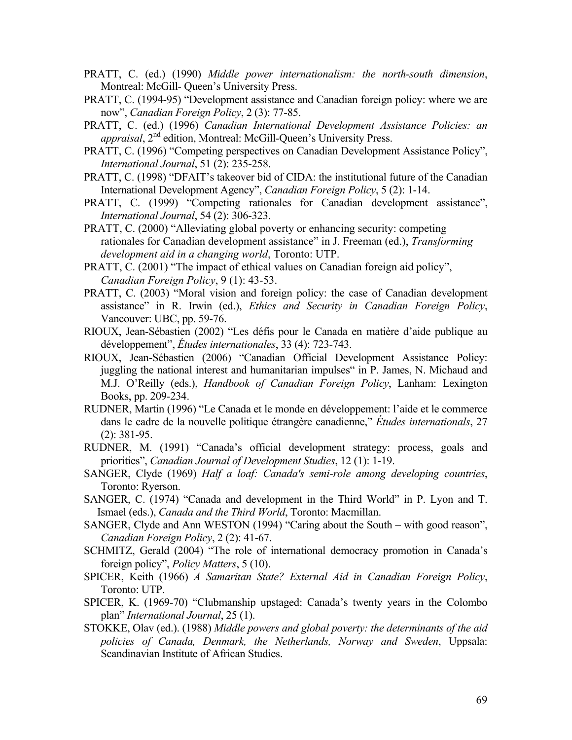PRATT, C. (ed.) (1990) *Middle power internationalism: the north-south dimension*, Montreal: McGill- Queen's University Press.

PRATT, C. (1994-95) "Development assistance and Canadian foreign policy: where we are now", *Canadian Foreign Policy*, 2 (3): 77-85.

PRATT, C. (ed.) (1996) *Canadian International Development Assistance Policies: an appraisal*, 2nd edition, Montreal: McGill-Queen's University Press.

PRATT, C. (1996) "Competing perspectives on Canadian Development Assistance Policy", *International Journal*, 51 (2): 235-258.

PRATT, C. (1998) "DFAIT's takeover bid of CIDA: the institutional future of the Canadian International Development Agency", *Canadian Foreign Policy*, 5 (2): 1-14.

PRATT, C. (1999) "Competing rationales for Canadian development assistance", *International Journal*, 54 (2): 306-323.

PRATT, C. (2000) "Alleviating global poverty or enhancing security: competing rationales for Canadian development assistance" in J. Freeman (ed.), *Transforming development aid in a changing world*, Toronto: UTP.

PRATT, C. (2001) "The impact of ethical values on Canadian foreign aid policy", *Canadian Foreign Policy*, 9 (1): 43-53.

PRATT, C. (2003) "Moral vision and foreign policy: the case of Canadian development assistance" in R. Irwin (ed.), *Ethics and Security in Canadian Foreign Policy*, Vancouver: UBC, pp. 59-76.

RIOUX, Jean-Sébastien (2002) "Les défis pour le Canada en matière d'aide publique au développement", *Études internationales*, 33 (4): 723-743.

RIOUX, Jean-Sébastien (2006) "Canadian Official Development Assistance Policy: juggling the national interest and humanitarian impulses" in P. James, N. Michaud and M.J. O'Reilly (eds.), *Handbook of Canadian Foreign Policy*, Lanham: Lexington Books, pp. 209-234.

RUDNER, Martin (1996) "Le Canada et le monde en développement: l'aide et le commerce dans le cadre de la nouvelle politique étrangère canadienne," *Études internationals*, 27 (2): 381-95.

RUDNER, M. (1991) "Canada's official development strategy: process, goals and priorities", *Canadian Journal of Development Studies*, 12 (1): 1-19.

SANGER, Clyde (1969) *Half a loaf: Canada's semi-role among developing countries*, Toronto: Ryerson.

SANGER, C. (1974) "Canada and development in the Third World" in P. Lyon and T. Ismael (eds.), *Canada and the Third World*, Toronto: Macmillan.

SANGER, Clyde and Ann WESTON (1994) "Caring about the South – with good reason", *Canadian Foreign Policy*, 2 (2): 41-67.

SCHMITZ, Gerald (2004) "The role of international democracy promotion in Canada's foreign policy", *Policy Matters*, 5 (10).

SPICER, Keith (1966) *A Samaritan State? External Aid in Canadian Foreign Policy*, Toronto: UTP.

SPICER, K. (1969-70) "Clubmanship upstaged: Canada's twenty years in the Colombo plan" *International Journal*, 25 (1).

STOKKE, Olav (ed.). (1988) *Middle powers and global poverty: the determinants of the aid policies of Canada, Denmark, the Netherlands, Norway and Sweden*, Uppsala: Scandinavian Institute of African Studies.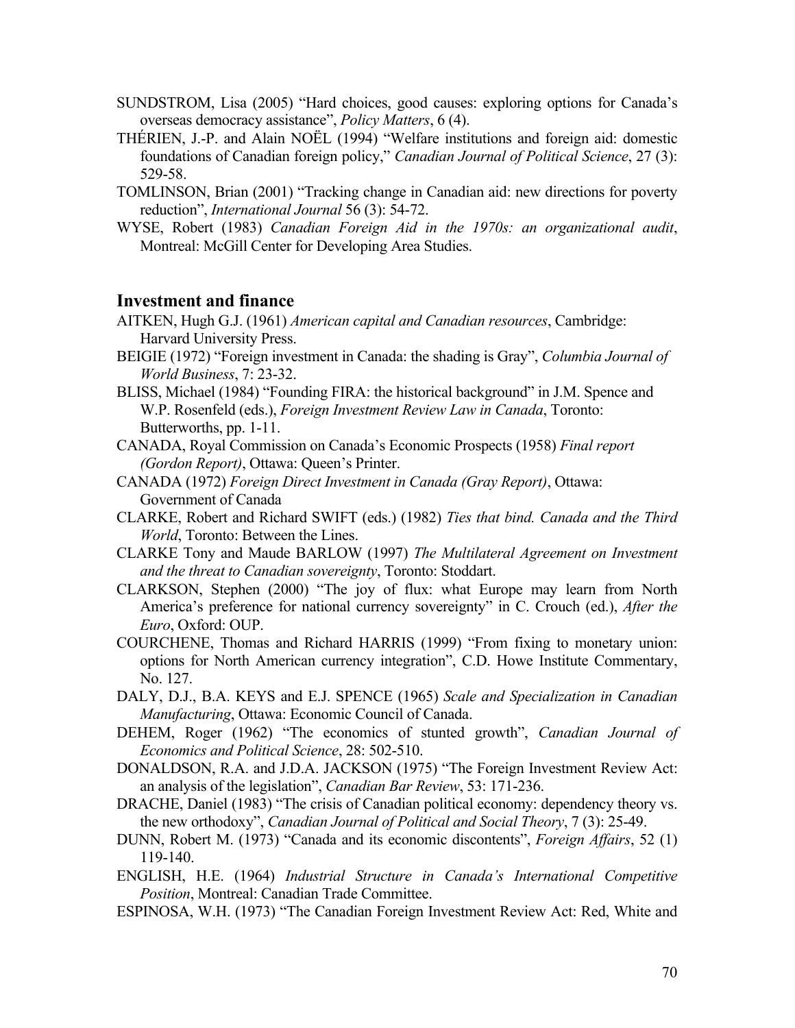SUNDSTROM, Lisa (2005) "Hard choices, good causes: exploring options for Canada's overseas democracy assistance", *Policy Matters*, 6 (4).

THÉRIEN, J.-P. and Alain NOËL (1994) "Welfare institutions and foreign aid: domestic foundations of Canadian foreign policy," *Canadian Journal of Political Science*, 27 (3): 529-58.

TOMLINSON, Brian (2001) "Tracking change in Canadian aid: new directions for poverty reduction", *International Journal* 56 (3): 54-72.

WYSE, Robert (1983) *Canadian Foreign Aid in the 1970s: an organizational audit*, Montreal: McGill Center for Developing Area Studies.

## Investment and finance

AITKEN, Hugh G.J. (1961) *American capital and Canadian resources*, Cambridge: Harvard University Press.

BEIGIE (1972) "Foreign investment in Canada: the shading is Gray", *Columbia Journal of World Business*, 7: 23-32.

BLISS, Michael (1984) "Founding FIRA: the historical background" in J.M. Spence and W.P. Rosenfeld (eds.), *Foreign Investment Review Law in Canada*, Toronto: Butterworths, pp. 1-11.

CANADA, Royal Commission on Canada's Economic Prospects (1958) *Final report (Gordon Report)*, Ottawa: Queen's Printer.

CANADA (1972) *Foreign Direct Investment in Canada (Gray Report)*, Ottawa: Government of Canada

CLARKE, Robert and Richard SWIFT (eds.) (1982) *Ties that bind. Canada and the Third World*, Toronto: Between the Lines.

CLARKE Tony and Maude BARLOW (1997) *The Multilateral Agreement on Investment and the threat to Canadian sovereignty*, Toronto: Stoddart.

CLARKSON, Stephen (2000) "The joy of flux: what Europe may learn from North America's preference for national currency sovereignty" in C. Crouch (ed.), *After the Euro*, Oxford: OUP.

COURCHENE, Thomas and Richard HARRIS (1999) "From fixing to monetary union: options for North American currency integration", C.D. Howe Institute Commentary, No. 127.

DALY, D.J., B.A. KEYS and E.J. SPENCE (1965) *Scale and Specialization in Canadian Manufacturing*, Ottawa: Economic Council of Canada.

DEHEM, Roger (1962) "The economics of stunted growth", *Canadian Journal of Economics and Political Science*, 28: 502-510.

DONALDSON, R.A. and J.D.A. JACKSON (1975) "The Foreign Investment Review Act: an analysis of the legislation", *Canadian Bar Review*, 53: 171-236.

DRACHE, Daniel (1983) "The crisis of Canadian political economy: dependency theory vs. the new orthodoxy", *Canadian Journal of Political and Social Theory*, 7 (3): 25-49.

DUNN, Robert M. (1973) "Canada and its economic discontents", *Foreign Affairs*, 52 (1) 119-140.

ENGLISH, H.E. (1964) *Industrial Structure in Canada's International Competitive Position*, Montreal: Canadian Trade Committee.

ESPINOSA, W.H. (1973) "The Canadian Foreign Investment Review Act: Red, White and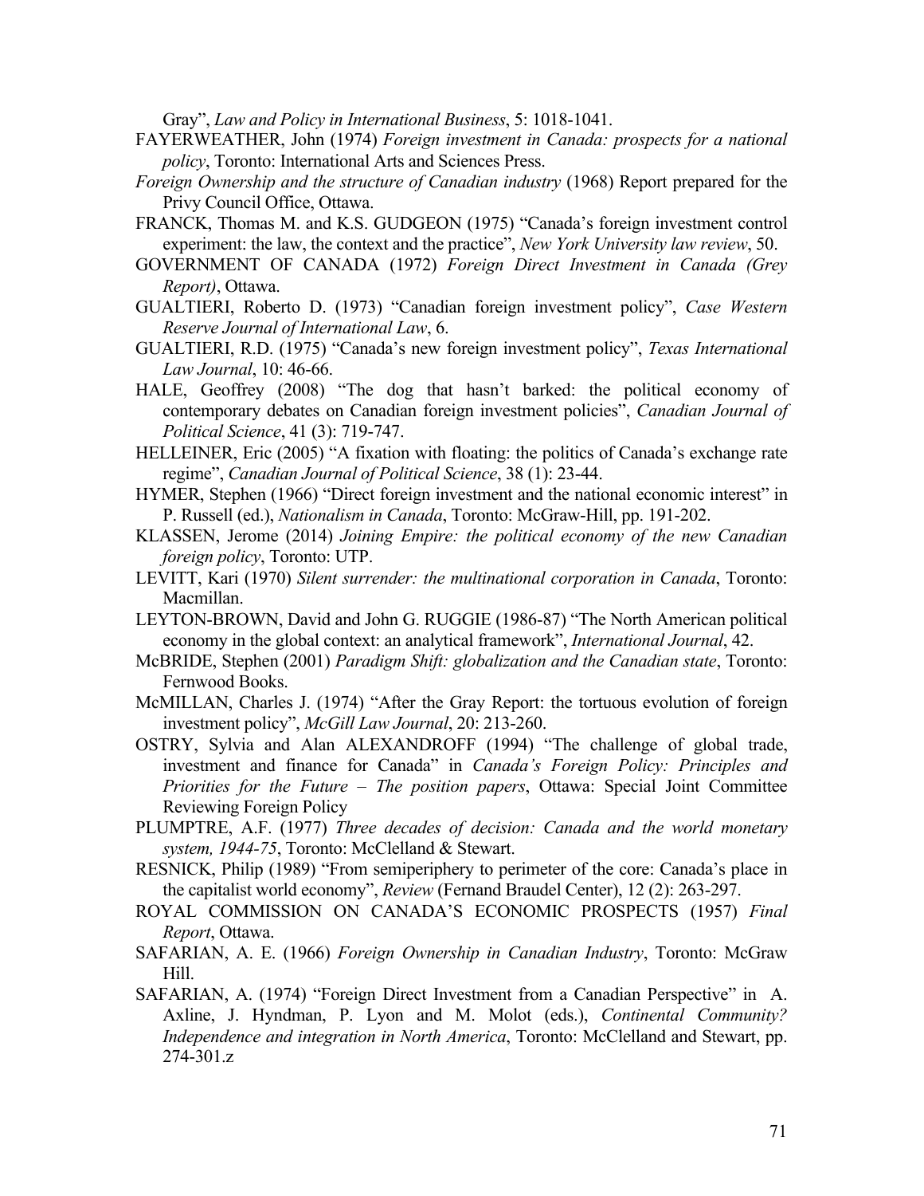Gray", *Law and Policy in International Business*, 5: 1018-1041.

FAYERWEATHER, John (1974) *Foreign investment in Canada: prospects for a national policy*, Toronto: International Arts and Sciences Press.

*Foreign Ownership and the structure of Canadian industry* (1968) Report prepared for the Privy Council Office, Ottawa.

FRANCK, Thomas M. and K.S. GUDGEON (1975) "Canada's foreign investment control experiment: the law, the context and the practice", *New York University law review*, 50.

GOVERNMENT OF CANADA (1972) *Foreign Direct Investment in Canada (Grey Report)*, Ottawa.

GUALTIERI, Roberto D. (1973) "Canadian foreign investment policy", *Case Western Reserve Journal of International Law*, 6.

GUALTIERI, R.D. (1975) "Canada's new foreign investment policy", *Texas International Law Journal*, 10: 46-66.

HALE, Geoffrey (2008) "The dog that hasn't barked: the political economy of contemporary debates on Canadian foreign investment policies", *Canadian Journal of Political Science*, 41 (3): 719-747.

HELLEINER, Eric (2005) "A fixation with floating: the politics of Canada's exchange rate regime", *Canadian Journal of Political Science*, 38 (1): 23-44.

HYMER, Stephen (1966) "Direct foreign investment and the national economic interest" in P. Russell (ed.), *Nationalism in Canada*, Toronto: McGraw-Hill, pp. 191-202.

KLASSEN, Jerome (2014) *Joining Empire: the political economy of the new Canadian foreign policy*, Toronto: UTP.

LEVITT, Kari (1970) *Silent surrender: the multinational corporation in Canada*, Toronto: Macmillan.

LEYTON-BROWN, David and John G. RUGGIE (1986-87) "The North American political economy in the global context: an analytical framework", *International Journal*, 42.

McBRIDE, Stephen (2001) *Paradigm Shift: globalization and the Canadian state*, Toronto: Fernwood Books.

McMILLAN, Charles J. (1974) "After the Gray Report: the tortuous evolution of foreign investment policy", *McGill Law Journal*, 20: 213-260.

OSTRY, Sylvia and Alan ALEXANDROFF (1994) "The challenge of global trade, investment and finance for Canada" in *Canada's Foreign Policy: Principles and Priorities for the Future – The position papers*, Ottawa: Special Joint Committee Reviewing Foreign Policy

PLUMPTRE, A.F. (1977) *Three decades of decision: Canada and the world monetary system, 1944-75*, Toronto: McClelland & Stewart.

RESNICK, Philip (1989) "From semiperiphery to perimeter of the core: Canada's place in the capitalist world economy", *Review* (Fernand Braudel Center), 12 (2): 263-297.

ROYAL COMMISSION ON CANADA'S ECONOMIC PROSPECTS (1957) *Final Report*, Ottawa.

SAFARIAN, A. E. (1966) *Foreign Ownership in Canadian Industry*, Toronto: McGraw Hill.

SAFARIAN, A. (1974) "Foreign Direct Investment from a Canadian Perspective" in A. Axline, J. Hyndman, P. Lyon and M. Molot (eds.), *Continental Community? Independence and integration in North America*, Toronto: McClelland and Stewart, pp. 274-301.z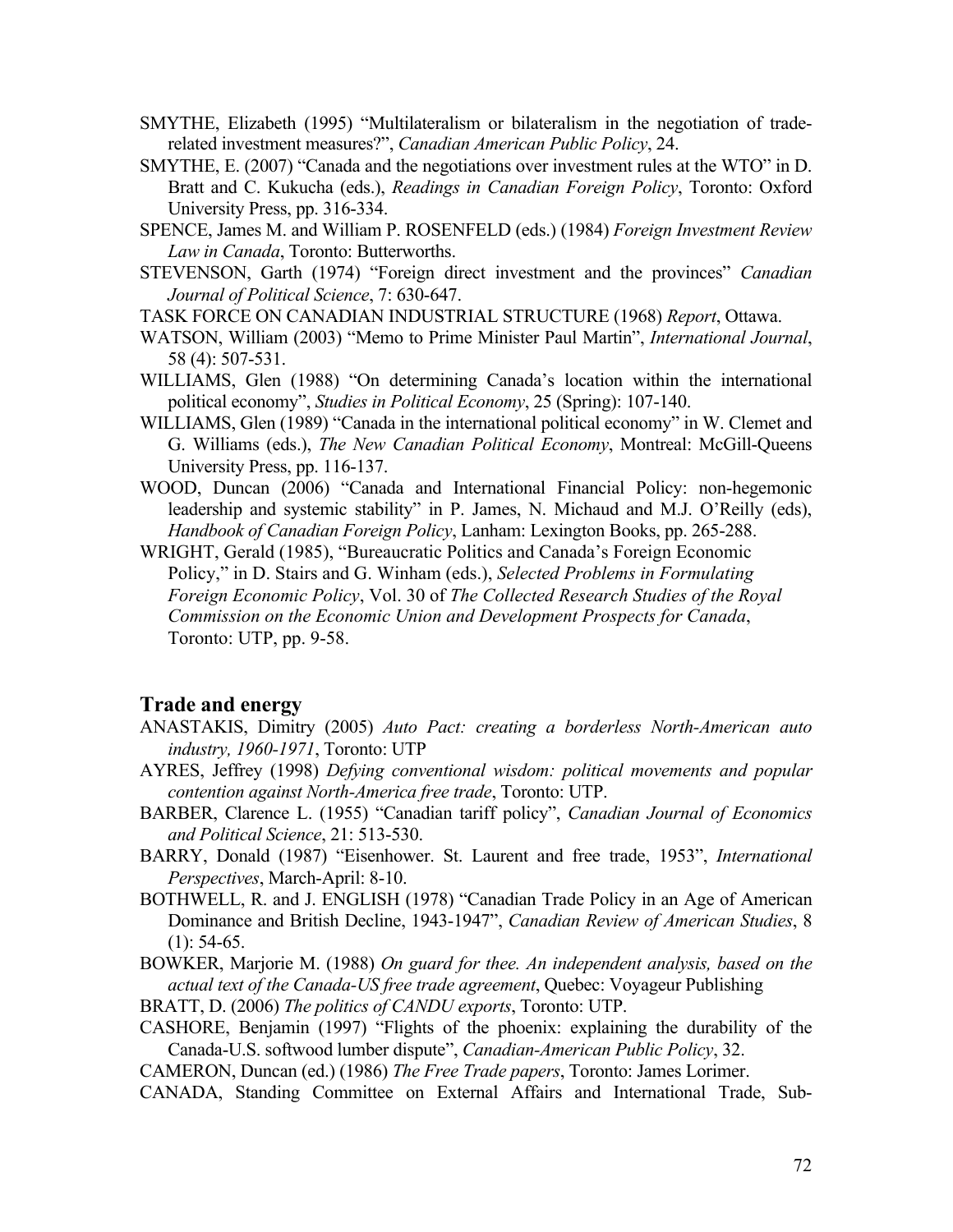SMYTHE, Elizabeth (1995) "Multilateralism or bilateralism in the negotiation of trade-related investment measures?", *Canadian American Public Policy*, 24.

SMYTHE, E. (2007) "Canada and the negotiations over investment rules at the WTO" in D. Bratt and C. Kukucha (eds.), *Readings in Canadian Foreign Policy*, Toronto: Oxford University Press, pp. 316-334.

SPENCE, James M. and William P. ROSENFELD (eds.) (1984) *Foreign Investment Review Law in Canada*, Toronto: Butterworths.

STEVENSON, Garth (1974) "Foreign direct investment and the provinces" *Canadian Journal of Political Science*, 7: 630-647.

TASK FORCE ON CANADIAN INDUSTRIAL STRUCTURE (1968) *Report*, Ottawa.

WATSON, William (2003) "Memo to Prime Minister Paul Martin", *International Journal*, 58 (4): 507-531.

WILLIAMS, Glen (1988) "On determining Canada's location within the international political economy", *Studies in Political Economy*, 25 (Spring): 107-140.

WILLIAMS, Glen (1989) "Canada in the international political economy" in W. Clemet and G. Williams (eds.), *The New Canadian Political Economy*, Montreal: McGill-Queens University Press, pp. 116-137.

WOOD, Duncan (2006) "Canada and International Financial Policy: non-hegemonic leadership and systemic stability" in P. James, N. Michaud and M.J. O'Reilly (eds), *Handbook of Canadian Foreign Policy*, Lanham: Lexington Books, pp. 265-288.

WRIGHT, Gerald (1985), "Bureaucratic Politics and Canada's Foreign Economic Policy," in D. Stairs and G. Winham (eds.), *Selected Problems in Formulating Foreign Economic Policy*, Vol. 30 of *The Collected Research Studies of the Royal Commission on the Economic Union and Development Prospects for Canada*, Toronto: UTP, pp. 9-58.

## Trade and energy

ANASTAKIS, Dimitry (2005) *Auto Pact: creating a borderless North-American auto industry, 1960-1971*, Toronto: UTP

AYRES, Jeffrey (1998) *Defying conventional wisdom: political movements and popular contention against North-America free trade*, Toronto: UTP.

BARBER, Clarence L. (1955) "Canadian tariff policy", *Canadian Journal of Economics and Political Science*, 21: 513-530.

BARRY, Donald (1987) "Eisenhower. St. Laurent and free trade, 1953", *International Perspectives*, March-April: 8-10.

BOTHWELL, R. and J. ENGLISH (1978) "Canadian Trade Policy in an Age of American Dominance and British Decline, 1943-1947", *Canadian Review of American Studies*, 8 (1): 54-65.

BOWKER, Marjorie M. (1988) *On guard for thee. An independent analysis, based on the actual text of the Canada-US free trade agreement*, Quebec: Voyageur Publishing

BRATT, D. (2006) *The politics of CANDU exports*, Toronto: UTP.

CASHORE, Benjamin (1997) "Flights of the phoenix: explaining the durability of the Canada-U.S. softwood lumber dispute", *Canadian-American Public Policy*, 32.

CAMERON, Duncan (ed.) (1986) *The Free Trade papers*, Toronto: James Lorimer.

CANADA, Standing Committee on External Affairs and International Trade, Sub-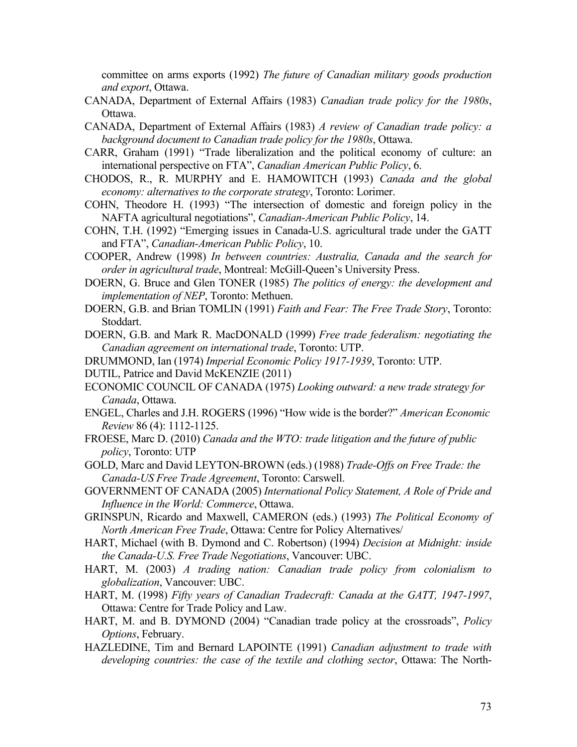committee on arms exports (1992) *The future of Canadian military goods production and export*, Ottawa.

CANADA, Department of External Affairs (1983) *Canadian trade policy for the 1980s*, Ottawa.

CANADA, Department of External Affairs (1983) *A review of Canadian trade policy: a background document to Canadian trade policy for the 1980s*, Ottawa.

CARR, Graham (1991) "Trade liberalization and the political economy of culture: an international perspective on FTA", *Canadian American Public Policy*, 6.

CHODOS, R., R. MURPHY and E. HAMOWITCH (1993) *Canada and the global economy: alternatives to the corporate strategy*, Toronto: Lorimer.

COHN, Theodore H. (1993) "The intersection of domestic and foreign policy in the NAFTA agricultural negotiations", *Canadian-American Public Policy*, 14.

COHN, T.H. (1992) "Emerging issues in Canada-U.S. agricultural trade under the GATT and FTA", *Canadian-American Public Policy*, 10.

COOPER, Andrew (1998) *In between countries: Australia, Canada and the search for order in agricultural trade*, Montreal: McGill-Queen's University Press.

DOERN, G. Bruce and Glen TONER (1985) *The politics of energy: the development and implementation of NEP*, Toronto: Methuen.

DOERN, G.B. and Brian TOMLIN (1991) *Faith and Fear: The Free Trade Story*, Toronto: Stoddart.

DOERN, G.B. and Mark R. MacDONALD (1999) *Free trade federalism: negotiating the Canadian agreement on international trade*, Toronto: UTP.

DRUMMOND, Ian (1974) *Imperial Economic Policy 1917-1939*, Toronto: UTP.

DUTIL, Patrice and David McKENZIE (2011)

ECONOMIC COUNCIL OF CANADA (1975) *Looking outward: a new trade strategy for Canada*, Ottawa.

ENGEL, Charles and J.H. ROGERS (1996) "How wide is the border?" *American Economic Review* 86 (4): 1112-1125.

FROESE, Marc D. (2010) *Canada and the WTO: trade litigation and the future of public policy*, Toronto: UTP

GOLD, Marc and David LEYTON-BROWN (eds.) (1988) *Trade-Offs on Free Trade: the Canada-US Free Trade Agreement*, Toronto: Carswell.

GOVERNMENT OF CANADA (2005) *International Policy Statement, A Role of Pride and Influence in the World: Commerce*, Ottawa.

GRINSPUN, Ricardo and Maxwell, CAMERON (eds.) (1993) *The Political Economy of North American Free Trade*, Ottawa: Centre for Policy Alternatives/

HART, Michael (with B. Dymond and C. Robertson) (1994) *Decision at Midnight: inside the Canada-U.S. Free Trade Negotiations*, Vancouver: UBC.

HART, M. (2003) *A trading nation: Canadian trade policy from colonialism to globalization*, Vancouver: UBC.

HART, M. (1998) *Fifty years of Canadian Tradecraft: Canada at the GATT, 1947-1997*, Ottawa: Centre for Trade Policy and Law.

HART, M. and B. DYMOND (2004) "Canadian trade policy at the crossroads", *Policy Options*, February.

HAZLEDINE, Tim and Bernard LAPOINTE (1991) *Canadian adjustment to trade with developing countries: the case of the textile and clothing sector*, Ottawa: The North-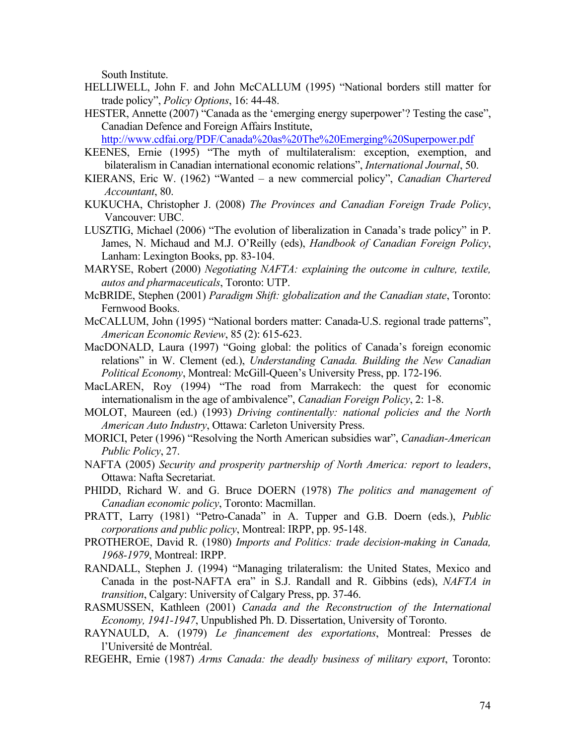South Institute.

HELLIWELL, John F. and John McCALLUM (1995) “National borders still matter for trade policy”, *Policy Options*, 16: 44-48.

HESTER, Annette (2007) “Canada as the ‘emerging energy superpower’? Testing the case”, Canadian Defence and Foreign Affairs Institute, http://www.cdfai.org/PDF/Canada%20as%20The%20Emerging%20Superpower.pdf

KEENES, Ernie (1995) “The myth of multilateralism: exception, exemption, and bilateralism in Canadian international economic relations”, *International Journal*, 50.

KIERANS, Eric W. (1962) “Wanted – a new commercial policy”, *Canadian Chartered Accountant*, 80.

KUKUCHA, Christopher J. (2008) *The Provinces and Canadian Foreign Trade Policy*, Vancouver: UBC.

LUSZTIG, Michael (2006) “The evolution of liberalization in Canada’s trade policy” in P. James, N. Michaud and M.J. O’Reilly (eds), *Handbook of Canadian Foreign Policy*, Lanham: Lexington Books, pp. 83-104.

MARYSE, Robert (2000) *Negotiating NAFTA: explaining the outcome in culture, textile, autos and pharmaceuticals*, Toronto: UTP.

McBRIDE, Stephen (2001) *Paradigm Shift: globalization and the Canadian state*, Toronto: Fernwood Books.

McCALLUM, John (1995) “National borders matter: Canada-U.S. regional trade patterns”, *American Economic Review*, 85 (2): 615-623.

MacDONALD, Laura (1997) “Going global: the politics of Canada’s foreign economic relations” in W. Clement (ed.), *Understanding Canada. Building the New Canadian Political Economy*, Montreal: McGill-Queen’s University Press, pp. 172-196.

MacLAREN, Roy (1994) “The road from Marrakech: the quest for economic internationalism in the age of ambivalence”, *Canadian Foreign Policy*, 2: 1-8.

MOLOT, Maureen (ed.) (1993) *Driving continentally: national policies and the North American Auto Industry*, Ottawa: Carleton University Press.

MORICI, Peter (1996) “Resolving the North American subsidies war”, *Canadian-American Public Policy*, 27.

NAFTA (2005) *Security and prosperity partnership of North America: report to leaders*, Ottawa: Nafta Secretariat.

PHIDD, Richard W. and G. Bruce DOERN (1978) *The politics and management of Canadian economic policy*, Toronto: Macmillan.

PRATT, Larry (1981) “Petro-Canada” in A. Tupper and G.B. Doern (eds.), *Public corporations and public policy*, Montreal: IRPP, pp. 95-148.

PROTHEROE, David R. (1980) *Imports and Politics: trade decision-making in Canada, 1968-1979*, Montreal: IRPP.

RANDALL, Stephen J. (1994) “Managing trilateralism: the United States, Mexico and Canada in the post-NAFTA era” in S.J. Randall and R. Gibbins (eds), *NAFTA in transition*, Calgary: University of Calgary Press, pp. 37-46.

RASMUSSEN, Kathleen (2001) *Canada and the Reconstruction of the International Economy, 1941-1947*, Unpublished Ph. D. Dissertation, University of Toronto.

RAYNAULD, A. (1979) *Le financement des exportations*, Montreal: Presses de l’Université de Montréal.

REGEHR, Ernie (1987) *Arms Canada: the deadly business of military export*, Toronto: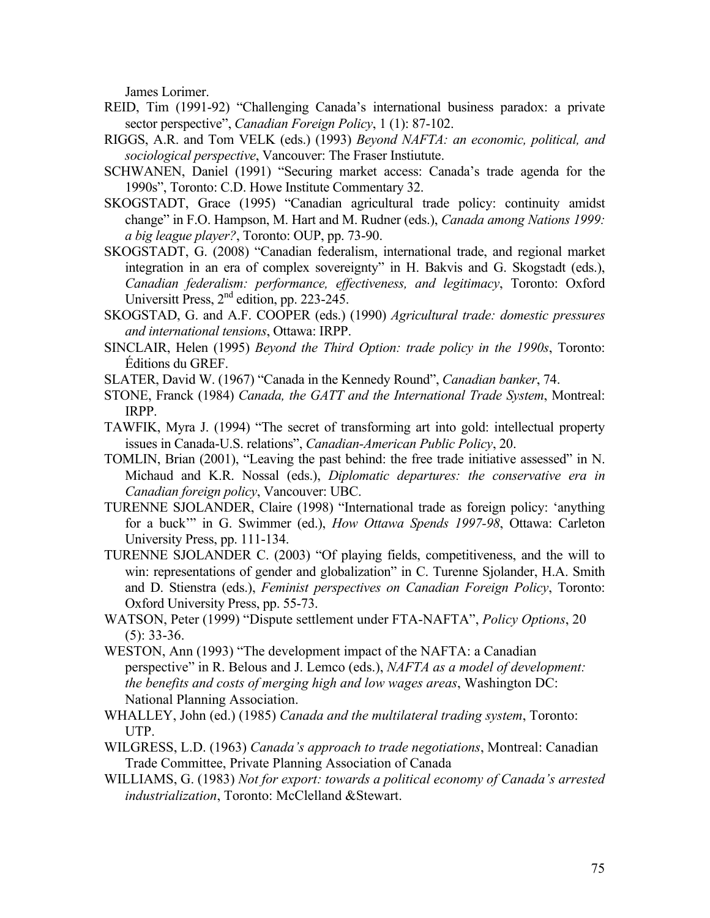James Lorimer.

REID, Tim (1991-92) “Challenging Canada’s international business paradox: a private sector perspective”, *Canadian Foreign Policy*, 1 (1): 87-102.

RIGGS, A.R. and Tom VELK (eds.) (1993) *Beyond NAFTA: an economic, political, and sociological perspective*, Vancouver: The Fraser Insiutute.

SCHWANEN, Daniel (1991) “Securing market access: Canada’s trade agenda for the 1990s”, Toronto: C.D. Howe Institute Commentary 32.

SKOGSTADT, Grace (1995) “Canadian agricultural trade policy: continuity amidst change” in F.O. Hampson, M. Hart and M. Rudner (eds.), *Canada among Nations 1999: a big league player?*, Toronto: OUP, pp. 73-90.

SKOGSTADT, G. (2008) “Canadian federalism, international trade, and regional market integration in an era of complex sovereignty” in H. Bakvis and G. Skogstadt (eds.), *Canadian federalism: performance, effectiveness, and legitimacy*, Toronto: Oxford Universitt Press, 2nd edition, pp. 223-245.

SKOGSTAD, G. and A.F. COOPER (eds.) (1990) *Agricultural trade: domestic pressures and international tensions*, Ottawa: IRPP.

SINCLAIR, Helen (1995) *Beyond the Third Option: trade policy in the 1990s*, Toronto: Éditions du GREF.

SLATER, David W. (1967) “Canada in the Kennedy Round”, *Canadian banker*, 74.

STONE, Franck (1984) *Canada, the GATT and the International Trade System*, Montreal: IRPP.

TAWFIK, Myra J. (1994) “The secret of transforming art into gold: intellectual property issues in Canada-U.S. relations”, *Canadian-American Public Policy*, 20.

TOMLIN, Brian (2001), “Leaving the past behind: the free trade initiative assessed” in N. Michaud and K.R. Nossal (eds.), *Diplomatic departures: the conservative era in Canadian foreign policy*, Vancouver: UBC.

TURENNE SJOLANDER, Claire (1998) “International trade as foreign policy: ‘anything for a buck’” in G. Swimmer (ed.), *How Ottawa Spends 1997-98*, Ottawa: Carleton University Press, pp. 111-134.

TURENNE SJOLANDER C. (2003) “Of playing fields, competitiveness, and the will to win: representations of gender and globalization” in C. Turenne Sjolander, H.A. Smith and D. Stienstra (eds.), *Feminist perspectives on Canadian Foreign Policy*, Toronto: Oxford University Press, pp. 55-73.

WATSON, Peter (1999) “Dispute settlement under FTA-NAFTA”, *Policy Options*, 20 (5): 33-36.

WESTON, Ann (1993) “The development impact of the NAFTA: a Canadian perspective” in R. Belous and J. Lemco (eds.), *NAFTA as a model of development: the benefits and costs of merging high and low wages areas*, Washington DC: National Planning Association.

WHALLEY, John (ed.) (1985) *Canada and the multilateral trading system*, Toronto: UTP.

WILGRESS, L.D. (1963) *Canada’s approach to trade negotiations*, Montreal: Canadian Trade Committee, Private Planning Association of Canada

WILLIAMS, G. (1983) *Not for export: towards a political economy of Canada’s arrested industrialization*, Toronto: McClelland &Stewart.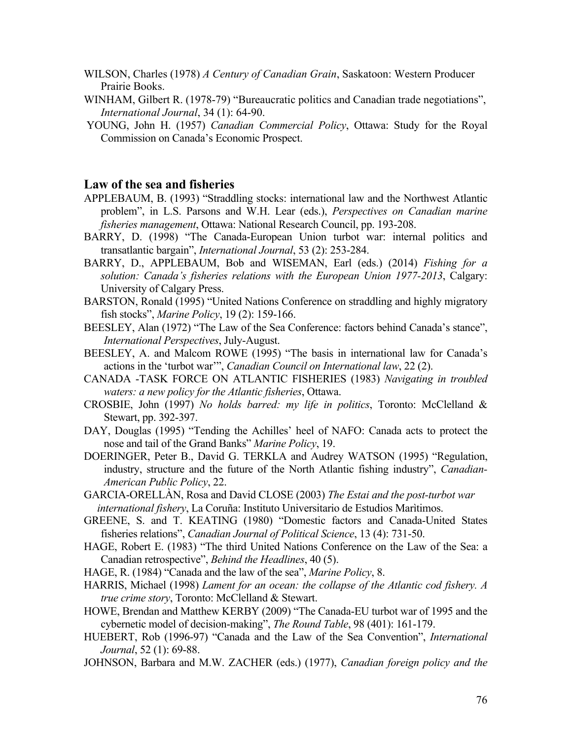WILSON, Charles (1978) *A Century of Canadian Grain*, Saskatoon: Western Producer Prairie Books.

WINHAM, Gilbert R. (1978-79) "Bureaucratic politics and Canadian trade negotiations", *International Journal*, 34 (1): 64-90.

YOUNG, John H. (1957) *Canadian Commercial Policy*, Ottawa: Study for the Royal Commission on Canada's Economic Prospect.

## Law of the sea and fisheries

APPLEBAUM, B. (1993) "Straddling stocks: international law and the Northwest Atlantic problem", in L.S. Parsons and W.H. Lear (eds.), *Perspectives on Canadian marine fisheries management*, Ottawa: National Research Council, pp. 193-208.

BARRY, D. (1998) "The Canada-European Union turbot war: internal politics and transatlantic bargain", *International Journal*, 53 (2): 253-284.

BARRY, D., APPLEBAUM, Bob and WISEMAN, Earl (eds.) (2014) *Fishing for a solution: Canada's fisheries relations with the European Union 1977-2013*, Calgary: University of Calgary Press.

BARSTON, Ronald (1995) "United Nations Conference on straddling and highly migratory fish stocks", *Marine Policy*, 19 (2): 159-166.

BEESLEY, Alan (1972) "The Law of the Sea Conference: factors behind Canada's stance", *International Perspectives*, July-August.

BEESLEY, A. and Malcom ROWE (1995) "The basis in international law for Canada's actions in the 'turbot war'", *Canadian Council on International law*, 22 (2).

CANADA -TASK FORCE ON ATLANTIC FISHERIES (1983) *Navigating in troubled waters: a new policy for the Atlantic fisheries*, Ottawa.

CROSBIE, John (1997) *No holds barred: my life in politics*, Toronto: McClelland & Stewart, pp. 392-397.

DAY, Douglas (1995) "Tending the Achilles' heel of NAFO: Canada acts to protect the nose and tail of the Grand Banks" *Marine Policy*, 19.

DOERINGER, Peter B., David G. TERKLA and Audrey WATSON (1995) "Regulation, industry, structure and the future of the North Atlantic fishing industry", *Canadian-American Public Policy*, 22.

GARCIA-ORELLÀN, Rosa and David CLOSE (2003) *The Estai and the post-turbot war international fishery*, La Coruña: Instituto Universitario de Estudios Marìtimos.

GREENE, S. and T. KEATING (1980) "Domestic factors and Canada-United States fisheries relations", *Canadian Journal of Political Science*, 13 (4): 731-50.

HAGE, Robert E. (1983) "The third United Nations Conference on the Law of the Sea: a Canadian retrospective", *Behind the Headlines*, 40 (5).

HAGE, R. (1984) "Canada and the law of the sea", *Marine Policy*, 8.

HARRIS, Michael (1998) *Lament for an ocean: the collapse of the Atlantic cod fishery. A true crime story*, Toronto: McClelland & Stewart.

HOWE, Brendan and Matthew KERBY (2009) "The Canada-EU turbot war of 1995 and the cybernetic model of decision-making", *The Round Table*, 98 (401): 161-179.

HUEBERT, Rob (1996-97) "Canada and the Law of the Sea Convention", *International Journal*, 52 (1): 69-88.

JOHNSON, Barbara and M.W. ZACHER (eds.) (1977), *Canadian foreign policy and the*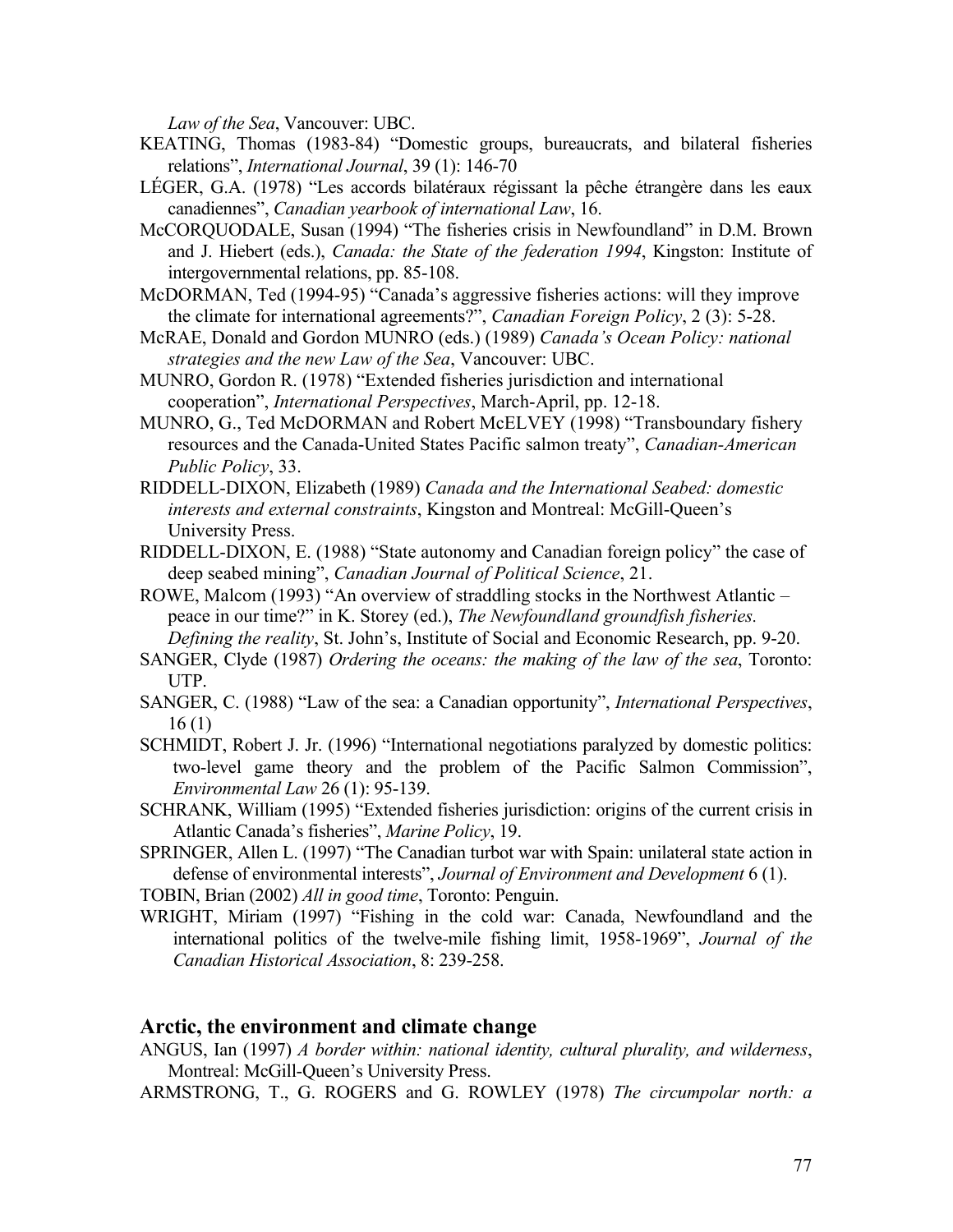*Law of the Sea*, Vancouver: UBC.

KEATING, Thomas (1983-84) "Domestic groups, bureaucrats, and bilateral fisheries relations", *International Journal*, 39 (1): 146-70

LÉGER, G.A. (1978) "Les accords bilatéraux régissant la pêche étrangère dans les eaux canadiennes", *Canadian yearbook of international Law*, 16.

McCORQUODALE, Susan (1994) "The fisheries crisis in Newfoundland" in D.M. Brown and J. Hiebert (eds.), *Canada: the State of the federation 1994*, Kingston: Institute of intergovernmental relations, pp. 85-108.

McDORMAN, Ted (1994-95) "Canada's aggressive fisheries actions: will they improve the climate for international agreements?", *Canadian Foreign Policy*, 2 (3): 5-28.

McRAE, Donald and Gordon MUNRO (eds.) (1989) *Canada's Ocean Policy: national strategies and the new Law of the Sea*, Vancouver: UBC.

MUNRO, Gordon R. (1978) "Extended fisheries jurisdiction and international cooperation", *International Perspectives*, March-April, pp. 12-18.

MUNRO, G., Ted McDORMAN and Robert McELVEY (1998) "Transboundary fishery resources and the Canada-United States Pacific salmon treaty", *Canadian-American Public Policy*, 33.

RIDDELL-DIXON, Elizabeth (1989) *Canada and the International Seabed: domestic interests and external constraints*, Kingston and Montreal: McGill-Queen's University Press.

RIDDELL-DIXON, E. (1988) "State autonomy and Canadian foreign policy" the case of deep seabed mining", *Canadian Journal of Political Science*, 21.

ROWE, Malcom (1993) "An overview of straddling stocks in the Northwest Atlantic – peace in our time?" in K. Storey (ed.), *The Newfoundland groundfish fisheries. Defining the reality*, St. John's, Institute of Social and Economic Research, pp. 9-20.

SANGER, Clyde (1987) *Ordering the oceans: the making of the law of the sea*, Toronto: UTP.

SANGER, C. (1988) "Law of the sea: a Canadian opportunity", *International Perspectives*, 16 (1)

SCHMIDT, Robert J. Jr. (1996) "International negotiations paralyzed by domestic politics: two-level game theory and the problem of the Pacific Salmon Commission", *Environmental Law* 26 (1): 95-139.

SCHRANK, William (1995) "Extended fisheries jurisdiction: origins of the current crisis in Atlantic Canada's fisheries", *Marine Policy*, 19.

SPRINGER, Allen L. (1997) "The Canadian turbot war with Spain: unilateral state action in defense of environmental interests", *Journal of Environment and Development* 6 (1).

TOBIN, Brian (2002) *All in good time*, Toronto: Penguin.

WRIGHT, Miriam (1997) "Fishing in the cold war: Canada, Newfoundland and the international politics of the twelve-mile fishing limit, 1958-1969", *Journal of the Canadian Historical Association*, 8: 239-258.

## Arctic, the environment and climate change

ANGUS, Ian (1997) *A border within: national identity, cultural plurality, and wilderness*, Montreal: McGill-Queen's University Press.

ARMSTRONG, T., G. ROGERS and G. ROWLEY (1978) *The circumpolar north: a*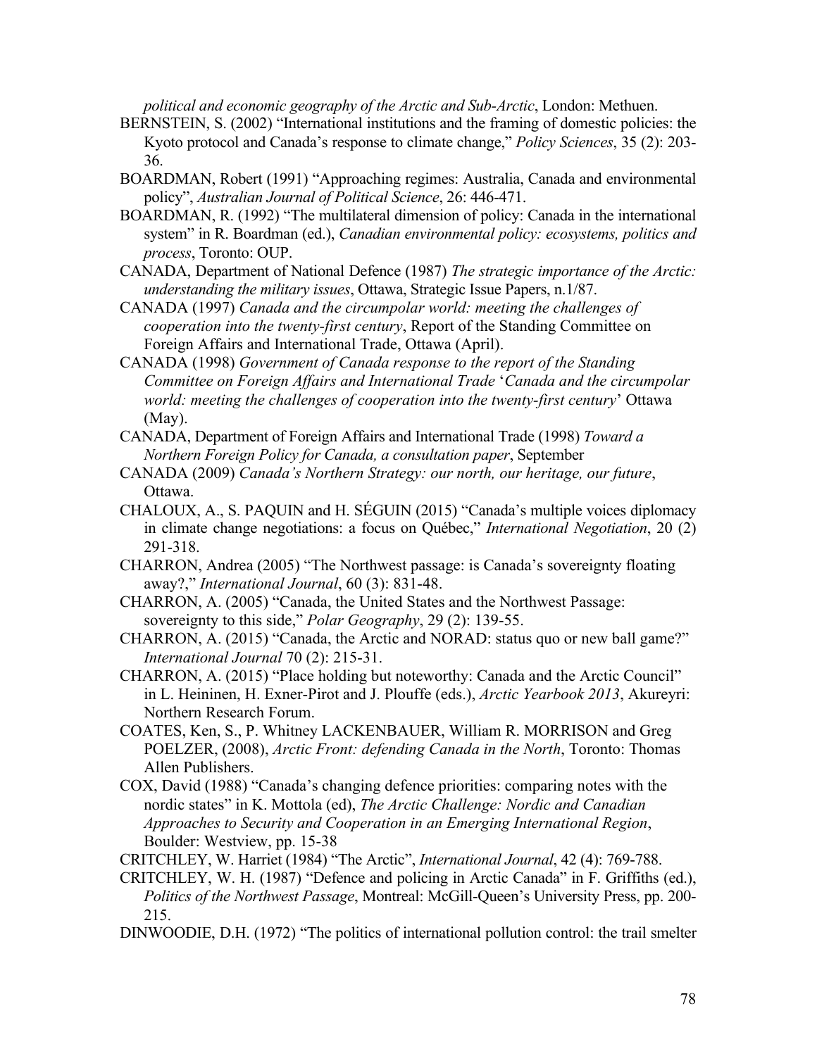*political and economic geography of the Arctic and Sub-Arctic*, London: Methuen.

BERNSTEIN, S. (2002) "International institutions and the framing of domestic policies: the Kyoto protocol and Canada's response to climate change," *Policy Sciences*, 35 (2): 203-36.

BOARDMAN, Robert (1991) "Approaching regimes: Australia, Canada and environmental policy", *Australian Journal of Political Science*, 26: 446-471.

BOARDMAN, R. (1992) "The multilateral dimension of policy: Canada in the international system" in R. Boardman (ed.), *Canadian environmental policy: ecosystems, politics and process*, Toronto: OUP.

CANADA, Department of National Defence (1987) *The strategic importance of the Arctic: understanding the military issues*, Ottawa, Strategic Issue Papers, n.1/87.

CANADA (1997) *Canada and the circumpolar world: meeting the challenges of cooperation into the twenty-first century*, Report of the Standing Committee on Foreign Affairs and International Trade, Ottawa (April).

CANADA (1998) *Government of Canada response to the report of the Standing Committee on Foreign Affairs and International Trade* '*Canada and the circumpolar world: meeting the challenges of cooperation into the twenty-first century*' Ottawa (May).

CANADA, Department of Foreign Affairs and International Trade (1998) *Toward a Northern Foreign Policy for Canada, a consultation paper*, September

CANADA (2009) *Canada's Northern Strategy: our north, our heritage, our future*, Ottawa.

CHALOUX, A., S. PAQUIN and H. SÉGUIN (2015) "Canada's multiple voices diplomacy in climate change negotiations: a focus on Québec," *International Negotiation*, 20 (2) 291-318.

CHARRON, Andrea (2005) "The Northwest passage: is Canada's sovereignty floating away?," *International Journal*, 60 (3): 831-48.

CHARRON, A. (2005) "Canada, the United States and the Northwest Passage: sovereignty to this side," *Polar Geography*, 29 (2): 139-55.

CHARRON, A. (2015) "Canada, the Arctic and NORAD: status quo or new ball game?" *International Journal* 70 (2): 215-31.

CHARRON, A. (2015) "Place holding but noteworthy: Canada and the Arctic Council" in L. Heininen, H. Exner-Pirot and J. Plouffe (eds.), *Arctic Yearbook 2013*, Akureyri: Northern Research Forum.

COATES, Ken, S., P. Whitney LACKENBAUER, William R. MORRISON and Greg POELZER, (2008), *Arctic Front: defending Canada in the North*, Toronto: Thomas Allen Publishers.

COX, David (1988) "Canada's changing defence priorities: comparing notes with the nordic states" in K. Mottola (ed), *The Arctic Challenge: Nordic and Canadian Approaches to Security and Cooperation in an Emerging International Region*, Boulder: Westview, pp. 15-38

CRITCHLEY, W. Harriet (1984) "The Arctic", *International Journal*, 42 (4): 769-788.

CRITCHLEY, W. H. (1987) "Defence and policing in Arctic Canada" in F. Griffiths (ed.), *Politics of the Northwest Passage*, Montreal: McGill-Queen's University Press, pp. 200-215.

DINWOODIE, D.H. (1972) "The politics of international pollution control: the trail smelter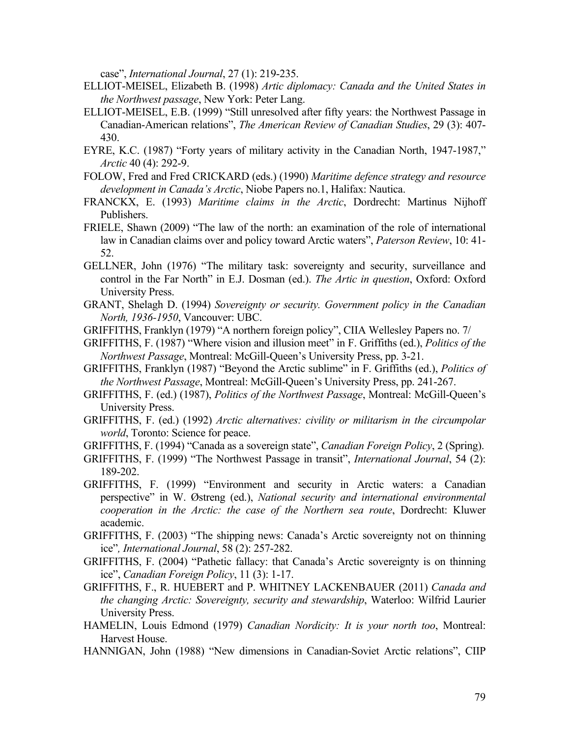case", *International Journal*, 27 (1): 219-235.

ELLIOT-MEISEL, Elizabeth B. (1998) *Artic diplomacy: Canada and the United States in the Northwest passage*, New York: Peter Lang.

ELLIOT-MEISEL, E.B. (1999) "Still unresolved after fifty years: the Northwest Passage in Canadian-American relations", *The American Review of Canadian Studies*, 29 (3): 407-430.

EYRE, K.C. (1987) "Forty years of military activity in the Canadian North, 1947-1987," *Arctic* 40 (4): 292-9.

FOLOW, Fred and Fred CRICKARD (eds.) (1990) *Maritime defence strategy and resource development in Canada's Arctic*, Niobe Papers no.1, Halifax: Nautica.

FRANCKX, E. (1993) *Maritime claims in the Arctic*, Dordrecht: Martinus Nijhoff Publishers.

FRIELE, Shawn (2009) "The law of the north: an examination of the role of international law in Canadian claims over and policy toward Arctic waters", *Paterson Review*, 10: 41-52.

GELLNER, John (1976) "The military task: sovereignty and security, surveillance and control in the Far North" in E.J. Dosman (ed.). *The Artic in question*, Oxford: Oxford University Press.

GRANT, Shelagh D. (1994) *Sovereignty or security. Government policy in the Canadian North, 1936-1950*, Vancouver: UBC.

GRIFFITHS, Franklyn (1979) "A northern foreign policy", CIIA Wellesley Papers no. 7/

GRIFFITHS, F. (1987) "Where vision and illusion meet" in F. Griffiths (ed.), *Politics of the Northwest Passage*, Montreal: McGill-Queen's University Press, pp. 3-21.

GRIFFITHS, Franklyn (1987) "Beyond the Arctic sublime" in F. Griffiths (ed.), *Politics of the Northwest Passage*, Montreal: McGill-Queen's University Press, pp. 241-267.

GRIFFITHS, F. (ed.) (1987), *Politics of the Northwest Passage*, Montreal: McGill-Queen's University Press.

GRIFFITHS, F. (ed.) (1992) *Arctic alternatives: civility or militarism in the circumpolar world*, Toronto: Science for peace.

GRIFFITHS, F. (1994) "Canada as a sovereign state", *Canadian Foreign Policy*, 2 (Spring).

GRIFFITHS, F. (1999) "The Northwest Passage in transit", *International Journal*, 54 (2): 189-202.

GRIFFITHS, F. (1999) "Environment and security in Arctic waters: a Canadian perspective" in W. Østreng (ed.), *National security and international environmental cooperation in the Arctic: the case of the Northern sea route*, Dordrecht: Kluwer academic.

GRIFFITHS, F. (2003) "The shipping news: Canada's Arctic sovereignty not on thinning ice"*, International Journal*, 58 (2): 257-282.

GRIFFITHS, F. (2004) "Pathetic fallacy: that Canada's Arctic sovereignty is on thinning ice", *Canadian Foreign Policy*, 11 (3): 1-17.

GRIFFITHS, F., R. HUEBERT and P. WHITNEY LACKENBAUER (2011) *Canada and the changing Arctic: Sovereignty, security and stewardship*, Waterloo: Wilfrid Laurier University Press.

HAMELIN, Louis Edmond (1979) *Canadian Nordicity: It is your north too*, Montreal: Harvest House.

HANNIGAN, John (1988) "New dimensions in Canadian-Soviet Arctic relations", CIIP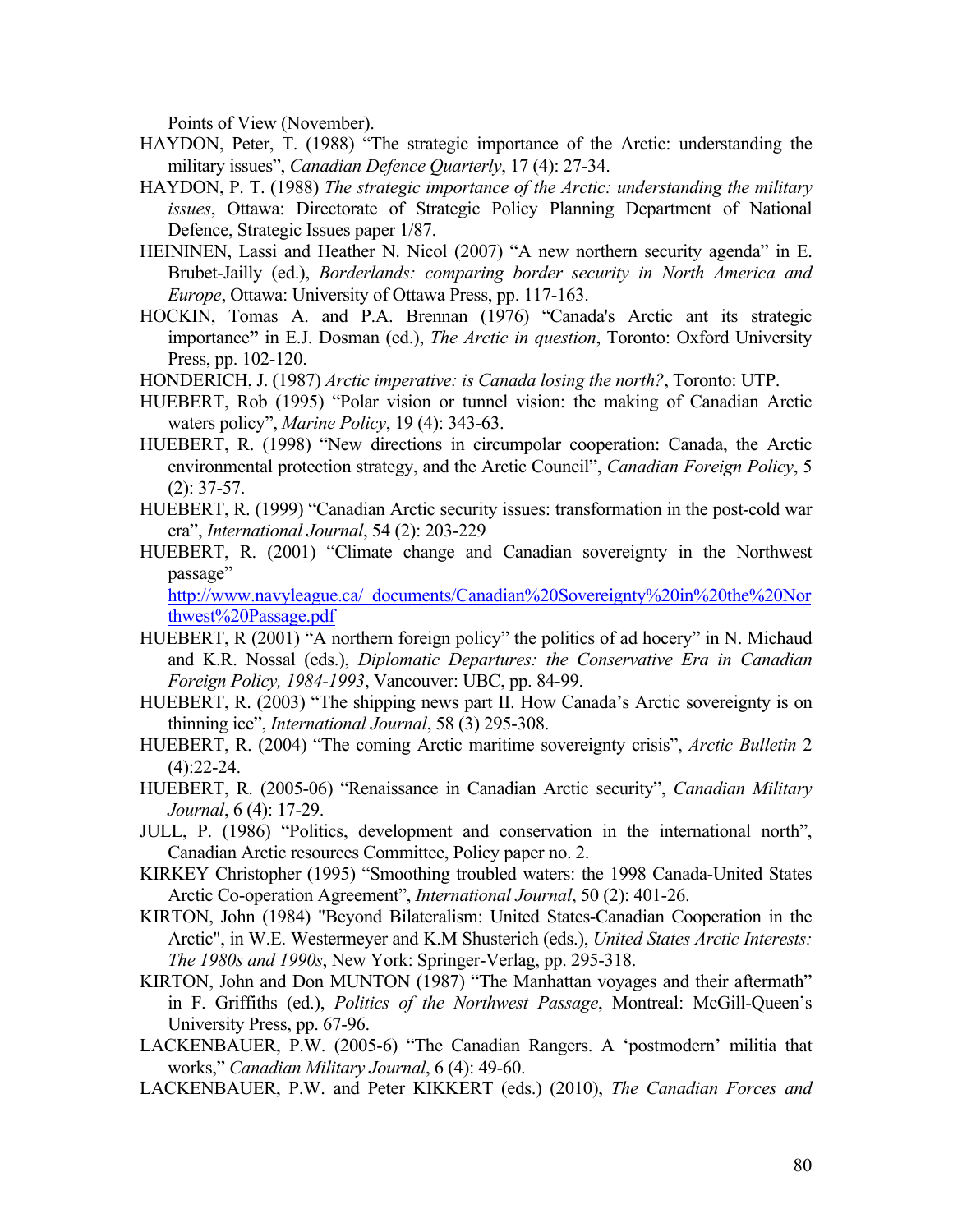Points of View (November).

HAYDON, Peter, T. (1988) “The strategic importance of the Arctic: understanding the military issues”, *Canadian Defence Quarterly*, 17 (4): 27-34.

HAYDON, P. T. (1988) *The strategic importance of the Arctic: understanding the military issues*, Ottawa: Directorate of Strategic Policy Planning Department of National Defence, Strategic Issues paper 1/87.

HEININEN, Lassi and Heather N. Nicol (2007) “A new northern security agenda” in E. Brubet-Jailly (ed.), *Borderlands: comparing border security in North America and Europe*, Ottawa: University of Ottawa Press, pp. 117-163.

HOCKIN, Tomas A. and P.A. Brennan (1976) “Canada's Arctic ant its strategic importance**”** in E.J. Dosman (ed.), *The Arctic in question*, Toronto: Oxford University Press, pp. 102-120.

HONDERICH, J. (1987) *Arctic imperative: is Canada losing the north?*, Toronto: UTP.

HUEBERT, Rob (1995) “Polar vision or tunnel vision: the making of Canadian Arctic waters policy”, *Marine Policy*, 19 (4): 343-63.

HUEBERT, R. (1998) “New directions in circumpolar cooperation: Canada, the Arctic environmental protection strategy, and the Arctic Council”, *Canadian Foreign Policy*, 5 (2): 37-57.

HUEBERT, R. (1999) “Canadian Arctic security issues: transformation in the post-cold war era”, *International Journal*, 54 (2): 203-229

HUEBERT, R. (2001) “Climate change and Canadian sovereignty in the Northwest passage” http://www.navyleague.ca/_documents/Canadian%20Sovereignty%20in%20the%20Northwest%20Passage.pdf

HUEBERT, R (2001) “A northern foreign policy” the politics of ad hocery” in N. Michaud and K.R. Nossal (eds.), *Diplomatic Departures: the Conservative Era in Canadian Foreign Policy, 1984-1993*, Vancouver: UBC, pp. 84-99.

HUEBERT, R. (2003) “The shipping news part II. How Canada’s Arctic sovereignty is on thinning ice”, *International Journal*, 58 (3) 295-308.

HUEBERT, R. (2004) “The coming Arctic maritime sovereignty crisis”, *Arctic Bulletin* 2 (4):22-24.

HUEBERT, R. (2005-06) “Renaissance in Canadian Arctic security”, *Canadian Military Journal*, 6 (4): 17-29.

JULL, P. (1986) “Politics, development and conservation in the international north”, Canadian Arctic resources Committee, Policy paper no. 2.

KIRKEY Christopher (1995) “Smoothing troubled waters: the 1998 Canada-United States Arctic Co-operation Agreement”, *International Journal*, 50 (2): 401-26.

KIRTON, John (1984) "Beyond Bilateralism: United States-Canadian Cooperation in the Arctic", in W.E. Westermeyer and K.M Shusterich (eds.), *United States Arctic Interests: The 1980s and 1990s*, New York: Springer-Verlag, pp. 295-318.

KIRTON, John and Don MUNTON (1987) “The Manhattan voyages and their aftermath” in F. Griffiths (ed.), *Politics of the Northwest Passage*, Montreal: McGill-Queen’s University Press, pp. 67-96.

LACKENBAUER, P.W. (2005-6) “The Canadian Rangers. A ‘postmodern’ militia that works,” *Canadian Military Journal*, 6 (4): 49-60.

LACKENBAUER, P.W. and Peter KIKKERT (eds.) (2010), *The Canadian Forces and*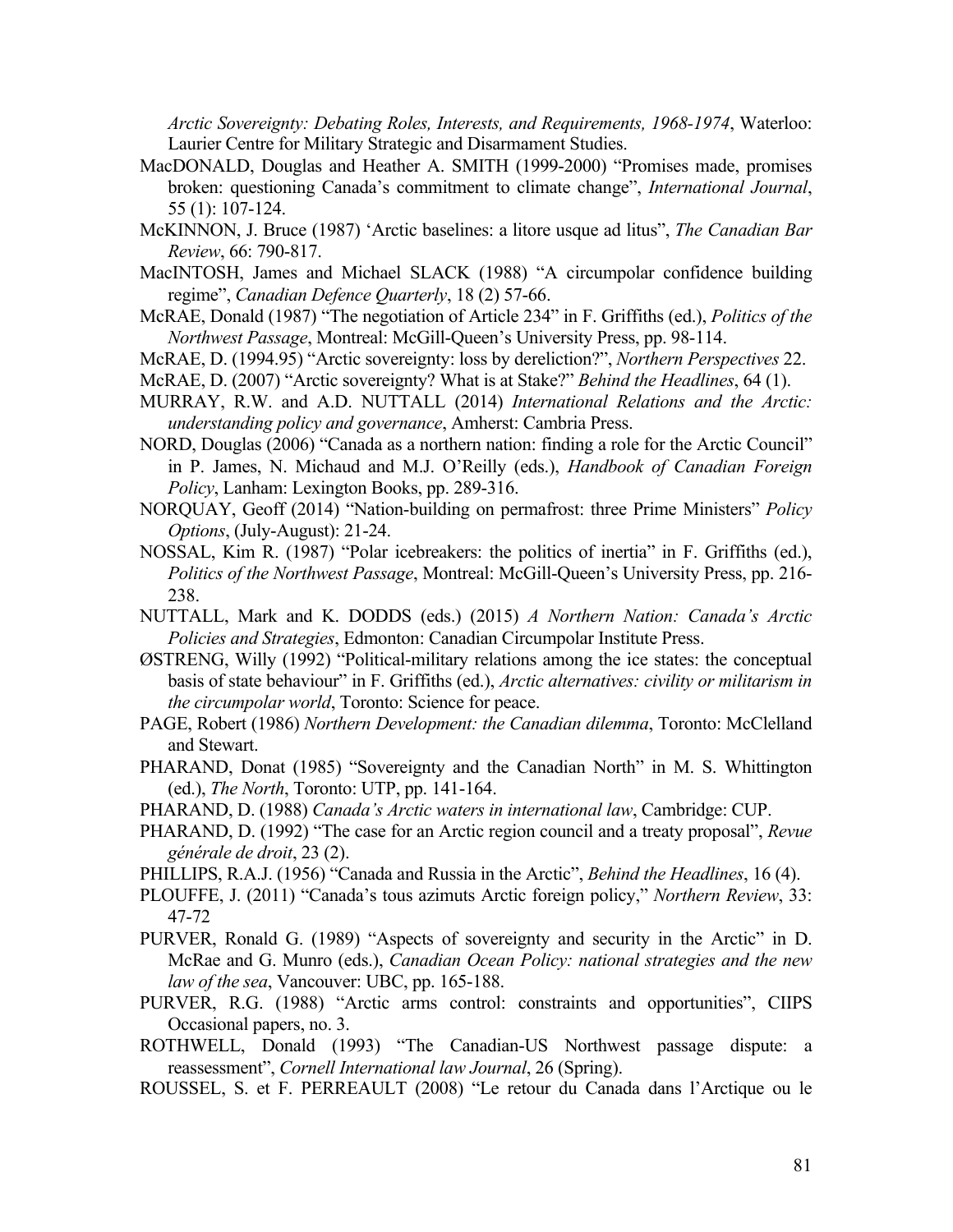*Arctic Sovereignty: Debating Roles, Interests, and Requirements, 1968-1974*, Waterloo: Laurier Centre for Military Strategic and Disarmament Studies.

MacDONALD, Douglas and Heather A. SMITH (1999-2000) "Promises made, promises broken: questioning Canada's commitment to climate change", *International Journal*, 55 (1): 107-124.

McKINNON, J. Bruce (1987) 'Arctic baselines: a litore usque ad litus", *The Canadian Bar Review*, 66: 790-817.

MacINTOSH, James and Michael SLACK (1988) "A circumpolar confidence building regime", *Canadian Defence Quarterly*, 18 (2) 57-66.

McRAE, Donald (1987) "The negotiation of Article 234" in F. Griffiths (ed.), *Politics of the Northwest Passage*, Montreal: McGill-Queen's University Press, pp. 98-114.

McRAE, D. (1994.95) "Arctic sovereignty: loss by dereliction?", *Northern Perspectives* 22.

McRAE, D. (2007) "Arctic sovereignty? What is at Stake?" *Behind the Headlines*, 64 (1).

MURRAY, R.W. and A.D. NUTTALL (2014) *International Relations and the Arctic: understanding policy and governance*, Amherst: Cambria Press.

NORD, Douglas (2006) "Canada as a northern nation: finding a role for the Arctic Council" in P. James, N. Michaud and M.J. O'Reilly (eds.), *Handbook of Canadian Foreign Policy*, Lanham: Lexington Books, pp. 289-316.

NORQUAY, Geoff (2014) "Nation-building on permafrost: three Prime Ministers" *Policy Options*, (July-August): 21-24.

NOSSAL, Kim R. (1987) "Polar icebreakers: the politics of inertia" in F. Griffiths (ed.), *Politics of the Northwest Passage*, Montreal: McGill-Queen's University Press, pp. 216-238.

NUTTALL, Mark and K. DODDS (eds.) (2015) *A Northern Nation: Canada's Arctic Policies and Strategies*, Edmonton: Canadian Circumpolar Institute Press.

ØSTRENG, Willy (1992) "Political-military relations among the ice states: the conceptual basis of state behaviour" in F. Griffiths (ed.), *Arctic alternatives: civility or militarism in the circumpolar world*, Toronto: Science for peace.

PAGE, Robert (1986) *Northern Development: the Canadian dilemma*, Toronto: McClelland and Stewart.

PHARAND, Donat (1985) "Sovereignty and the Canadian North" in M. S. Whittington (ed.), *The North*, Toronto: UTP, pp. 141-164.

PHARAND, D. (1988) *Canada's Arctic waters in international law*, Cambridge: CUP.

PHARAND, D. (1992) "The case for an Arctic region council and a treaty proposal", *Revue générale de droit*, 23 (2).

PHILLIPS, R.A.J. (1956) "Canada and Russia in the Arctic", *Behind the Headlines*, 16 (4).

PLOUFFE, J. (2011) "Canada's tous azimuts Arctic foreign policy," *Northern Review*, 33: 47-72

PURVER, Ronald G. (1989) "Aspects of sovereignty and security in the Arctic" in D. McRae and G. Munro (eds.), *Canadian Ocean Policy: national strategies and the new law of the sea*, Vancouver: UBC, pp. 165-188.

PURVER, R.G. (1988) "Arctic arms control: constraints and opportunities", CIIPS Occasional papers, no. 3.

ROTHWELL, Donald (1993) "The Canadian-US Northwest passage dispute: a reassessment", *Cornell International law Journal*, 26 (Spring).

ROUSSEL, S. et F. PERREAULT (2008) "Le retour du Canada dans l'Arctique ou le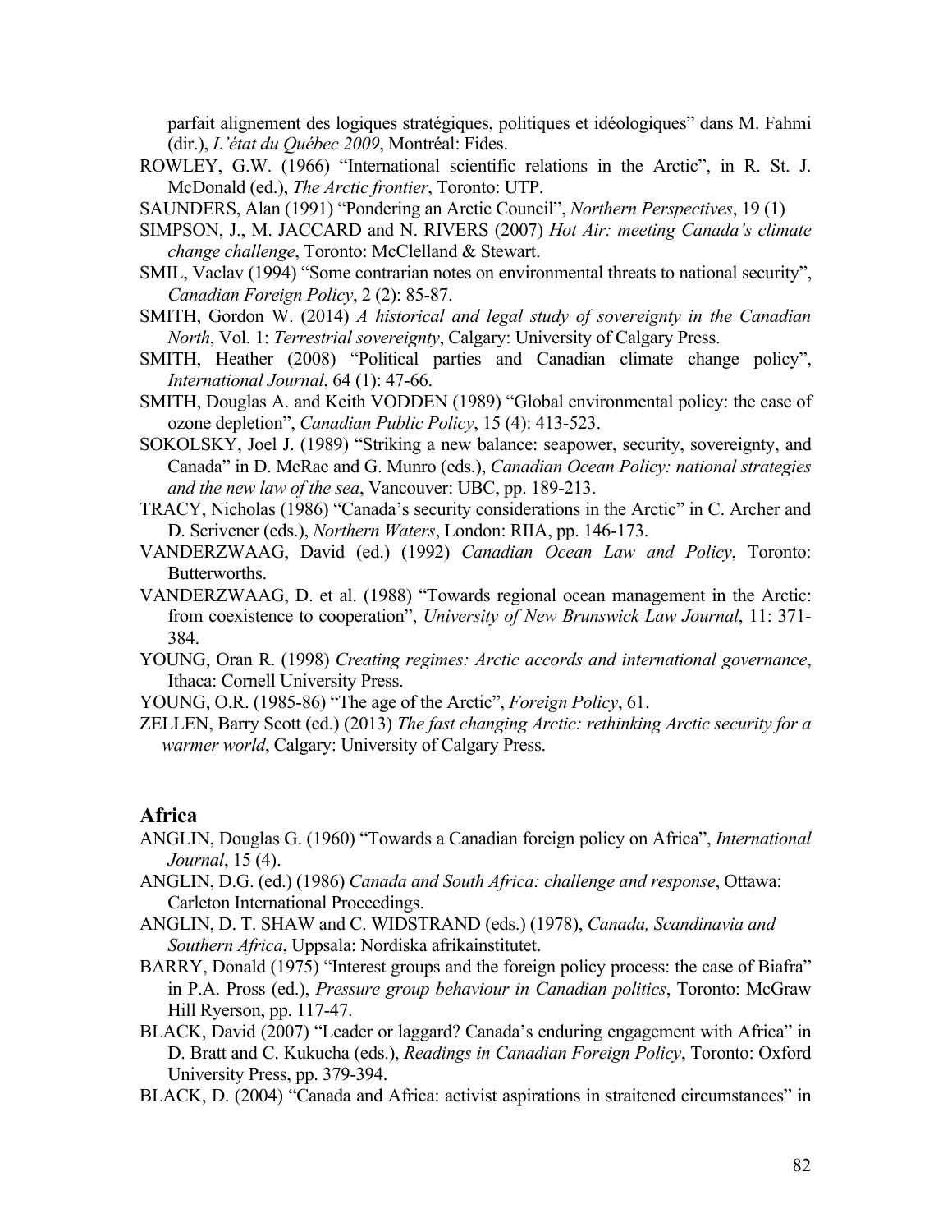parfait alignement des logiques stratégiques, politiques et idéologiques" dans M. Fahmi (dir.), *L'état du Québec 2009*, Montréal: Fides.

ROWLEY, G.W. (1966) "International scientific relations in the Arctic", in R. St. J. McDonald (ed.), *The Arctic frontier*, Toronto: UTP.

SAUNDERS, Alan (1991) "Pondering an Arctic Council", *Northern Perspectives*, 19 (1)

SIMPSON, J., M. JACCARD and N. RIVERS (2007) *Hot Air: meeting Canada's climate change challenge*, Toronto: McClelland & Stewart.

SMIL, Vaclav (1994) "Some contrarian notes on environmental threats to national security", *Canadian Foreign Policy*, 2 (2): 85-87.

SMITH, Gordon W. (2014) *A historical and legal study of sovereignty in the Canadian North*, Vol. 1: *Terrestrial sovereignty*, Calgary: University of Calgary Press.

SMITH, Heather (2008) "Political parties and Canadian climate change policy", *International Journal*, 64 (1): 47-66.

SMITH, Douglas A. and Keith VODDEN (1989) "Global environmental policy: the case of ozone depletion", *Canadian Public Policy*, 15 (4): 413-523.

SOKOLSKY, Joel J. (1989) "Striking a new balance: seapower, security, sovereignty, and Canada" in D. McRae and G. Munro (eds.), *Canadian Ocean Policy: national strategies and the new law of the sea*, Vancouver: UBC, pp. 189-213.

TRACY, Nicholas (1986) "Canada's security considerations in the Arctic" in C. Archer and D. Scrivener (eds.), *Northern Waters*, London: RIIA, pp. 146-173.

VANDERZWAAG, David (ed.) (1992) *Canadian Ocean Law and Policy*, Toronto: Butterworths.

VANDERZWAAG, D. et al. (1988) "Towards regional ocean management in the Arctic: from coexistence to cooperation", *University of New Brunswick Law Journal*, 11: 371-384.

YOUNG, Oran R. (1998) *Creating regimes: Arctic accords and international governance*, Ithaca: Cornell University Press.

YOUNG, O.R. (1985-86) "The age of the Arctic", *Foreign Policy*, 61.

ZELLEN, Barry Scott (ed.) (2013) *The fast changing Arctic: rethinking Arctic security for a warmer world*, Calgary: University of Calgary Press.

## Africa

ANGLIN, Douglas G. (1960) "Towards a Canadian foreign policy on Africa", *International Journal*, 15 (4).

ANGLIN, D.G. (ed.) (1986) *Canada and South Africa: challenge and response*, Ottawa: Carleton International Proceedings.

ANGLIN, D. T. SHAW and C. WIDSTRAND (eds.) (1978), *Canada, Scandinavia and Southern Africa*, Uppsala: Nordiska afrikainstitutet.

BARRY, Donald (1975) "Interest groups and the foreign policy process: the case of Biafra" in P.A. Pross (ed.), *Pressure group behaviour in Canadian politics*, Toronto: McGraw Hill Ryerson, pp. 117-47.

BLACK, David (2007) "Leader or laggard? Canada's enduring engagement with Africa" in D. Bratt and C. Kukucha (eds.), *Readings in Canadian Foreign Policy*, Toronto: Oxford University Press, pp. 379-394.

BLACK, D. (2004) "Canada and Africa: activist aspirations in straitened circumstances" in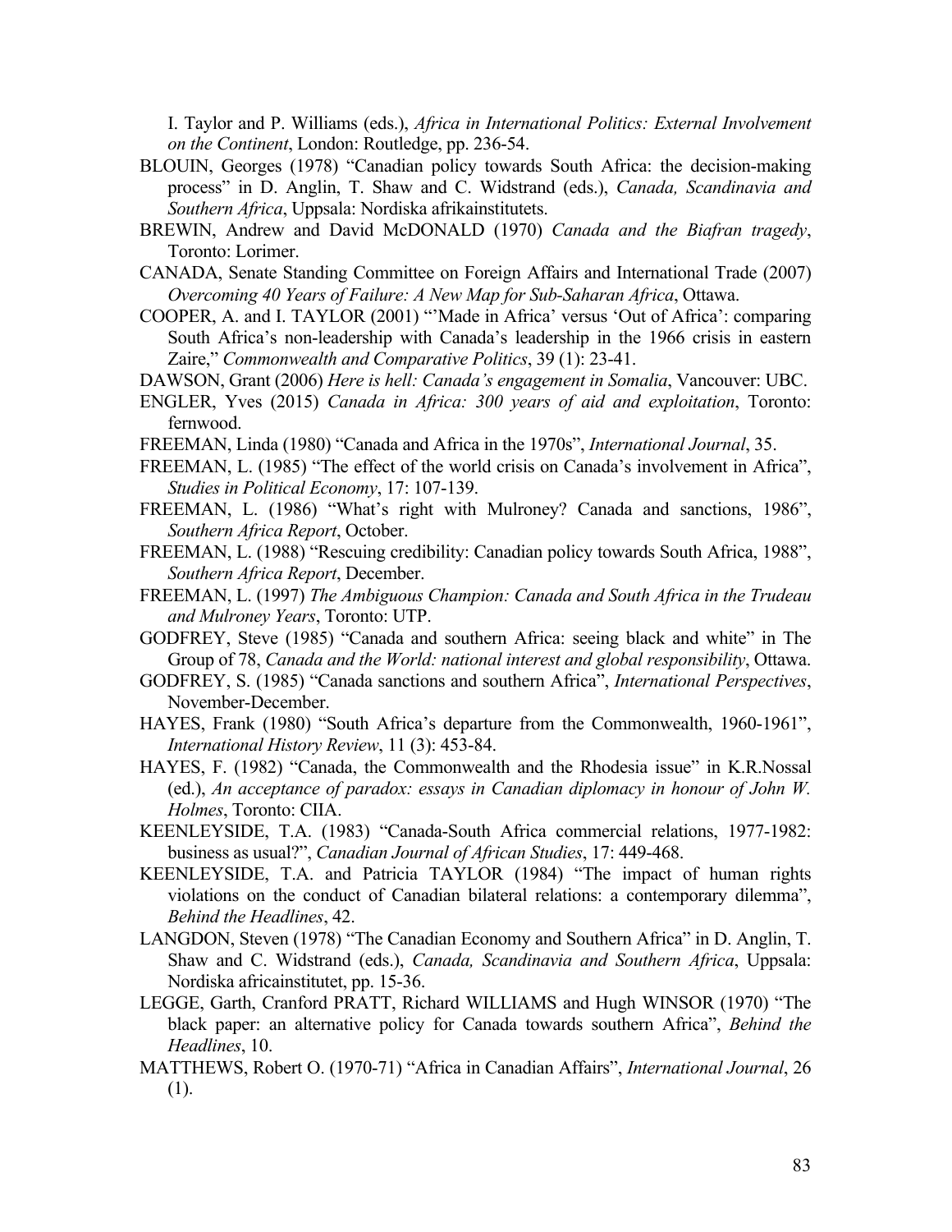I. Taylor and P. Williams (eds.), *Africa in International Politics: External Involvement on the Continent*, London: Routledge, pp. 236-54.

BLOUIN, Georges (1978) "Canadian policy towards South Africa: the decision-making process" in D. Anglin, T. Shaw and C. Widstrand (eds.), *Canada, Scandinavia and Southern Africa*, Uppsala: Nordiska afrikainstitutets.

BREWIN, Andrew and David McDONALD (1970) *Canada and the Biafran tragedy*, Toronto: Lorimer.

CANADA, Senate Standing Committee on Foreign Affairs and International Trade (2007) *Overcoming 40 Years of Failure: A New Map for Sub-Saharan Africa*, Ottawa.

COOPER, A. and I. TAYLOR (2001) "'Made in Africa' versus 'Out of Africa': comparing South Africa's non-leadership with Canada's leadership in the 1966 crisis in eastern Zaire," *Commonwealth and Comparative Politics*, 39 (1): 23-41.

DAWSON, Grant (2006) *Here is hell: Canada's engagement in Somalia*, Vancouver: UBC.

ENGLER, Yves (2015) *Canada in Africa: 300 years of aid and exploitation*, Toronto: fernwood.

FREEMAN, Linda (1980) "Canada and Africa in the 1970s", *International Journal*, 35.

FREEMAN, L. (1985) "The effect of the world crisis on Canada's involvement in Africa", *Studies in Political Economy*, 17: 107-139.

FREEMAN, L. (1986) "What's right with Mulroney? Canada and sanctions, 1986", *Southern Africa Report*, October.

FREEMAN, L. (1988) "Rescuing credibility: Canadian policy towards South Africa, 1988", *Southern Africa Report*, December.

FREEMAN, L. (1997) *The Ambiguous Champion: Canada and South Africa in the Trudeau and Mulroney Years*, Toronto: UTP.

GODFREY, Steve (1985) "Canada and southern Africa: seeing black and white" in The Group of 78, *Canada and the World: national interest and global responsibility*, Ottawa.

GODFREY, S. (1985) "Canada sanctions and southern Africa", *International Perspectives*, November-December.

HAYES, Frank (1980) "South Africa's departure from the Commonwealth, 1960-1961", *International History Review*, 11 (3): 453-84.

HAYES, F. (1982) "Canada, the Commonwealth and the Rhodesia issue" in K.R.Nossal (ed.), *An acceptance of paradox: essays in Canadian diplomacy in honour of John W. Holmes*, Toronto: CIIA.

KEENLEYSIDE, T.A. (1983) "Canada-South Africa commercial relations, 1977-1982: business as usual?", *Canadian Journal of African Studies*, 17: 449-468.

KEENLEYSIDE, T.A. and Patricia TAYLOR (1984) "The impact of human rights violations on the conduct of Canadian bilateral relations: a contemporary dilemma", *Behind the Headlines*, 42.

LANGDON, Steven (1978) "The Canadian Economy and Southern Africa" in D. Anglin, T. Shaw and C. Widstrand (eds.), *Canada, Scandinavia and Southern Africa*, Uppsala: Nordiska africainstitutet, pp. 15-36.

LEGGE, Garth, Cranford PRATT, Richard WILLIAMS and Hugh WINSOR (1970) "The black paper: an alternative policy for Canada towards southern Africa", *Behind the Headlines*, 10.

MATTHEWS, Robert O. (1970-71) "Africa in Canadian Affairs", *International Journal*, 26 (1).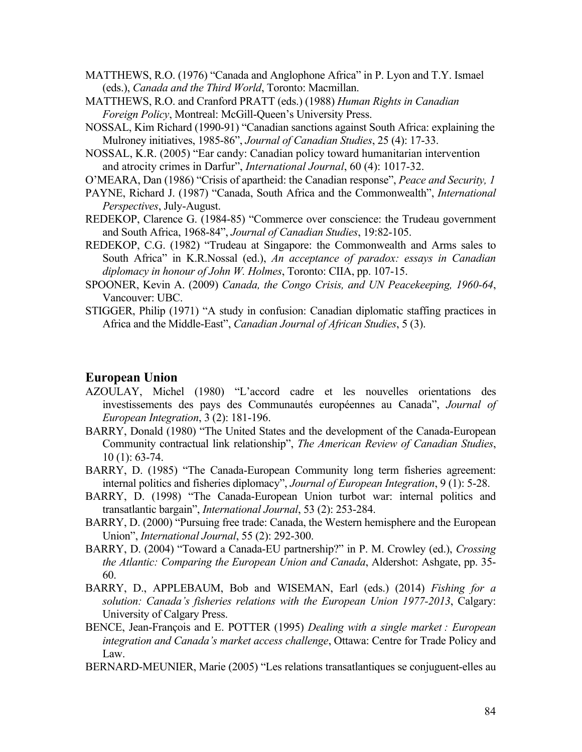MATTHEWS, R.O. (1976) "Canada and Anglophone Africa" in P. Lyon and T.Y. Ismael (eds.), *Canada and the Third World*, Toronto: Macmillan.

MATTHEWS, R.O. and Cranford PRATT (eds.) (1988) *Human Rights in Canadian Foreign Policy*, Montreal: McGill-Queen's University Press.

NOSSAL, Kim Richard (1990-91) "Canadian sanctions against South Africa: explaining the Mulroney initiatives, 1985-86", *Journal of Canadian Studies*, 25 (4): 17-33.

NOSSAL, K.R. (2005) "Ear candy: Canadian policy toward humanitarian intervention and atrocity crimes in Darfur", *International Journal*, 60 (4): 1017-32.

O'MEARA, Dan (1986) "Crisis of apartheid: the Canadian response", *Peace and Security, 1*

PAYNE, Richard J. (1987) "Canada, South Africa and the Commonwealth", *International Perspectives*, July-August.

REDEKOP, Clarence G. (1984-85) "Commerce over conscience: the Trudeau government and South Africa, 1968-84", *Journal of Canadian Studies*, 19:82-105.

REDEKOP, C.G. (1982) "Trudeau at Singapore: the Commonwealth and Arms sales to South Africa" in K.R.Nossal (ed.), *An acceptance of paradox: essays in Canadian diplomacy in honour of John W. Holmes*, Toronto: CIIA, pp. 107-15.

SPOONER, Kevin A. (2009) *Canada, the Congo Crisis, and UN Peacekeeping, 1960-64*, Vancouver: UBC.

STIGGER, Philip (1971) "A study in confusion: Canadian diplomatic staffing practices in Africa and the Middle-East", *Canadian Journal of African Studies*, 5 (3).

## European Union

AZOULAY, Michel (1980) "L'accord cadre et les nouvelles orientations des investissements des pays des Communautés européennes au Canada", *Journal of European Integration*, 3 (2): 181-196.

BARRY, Donald (1980) "The United States and the development of the Canada-European Community contractual link relationship", *The American Review of Canadian Studies*, 10 (1): 63-74.

BARRY, D. (1985) "The Canada-European Community long term fisheries agreement: internal politics and fisheries diplomacy", *Journal of European Integration*, 9 (1): 5-28.

BARRY, D. (1998) "The Canada-European Union turbot war: internal politics and transatlantic bargain", *International Journal*, 53 (2): 253-284.

BARRY, D. (2000) "Pursuing free trade: Canada, the Western hemisphere and the European Union", *International Journal*, 55 (2): 292-300.

BARRY, D. (2004) "Toward a Canada-EU partnership?" in P. M. Crowley (ed.), *Crossing the Atlantic: Comparing the European Union and Canada*, Aldershot: Ashgate, pp. 35-60.

BARRY, D., APPLEBAUM, Bob and WISEMAN, Earl (eds.) (2014) *Fishing for a solution: Canada's fisheries relations with the European Union 1977-2013*, Calgary: University of Calgary Press.

BENCE, Jean-François and E. POTTER (1995) *Dealing with a single market : European integration and Canada's market access challenge*, Ottawa: Centre for Trade Policy and Law.

BERNARD-MEUNIER, Marie (2005) "Les relations transatlantiques se conjuguent-elles au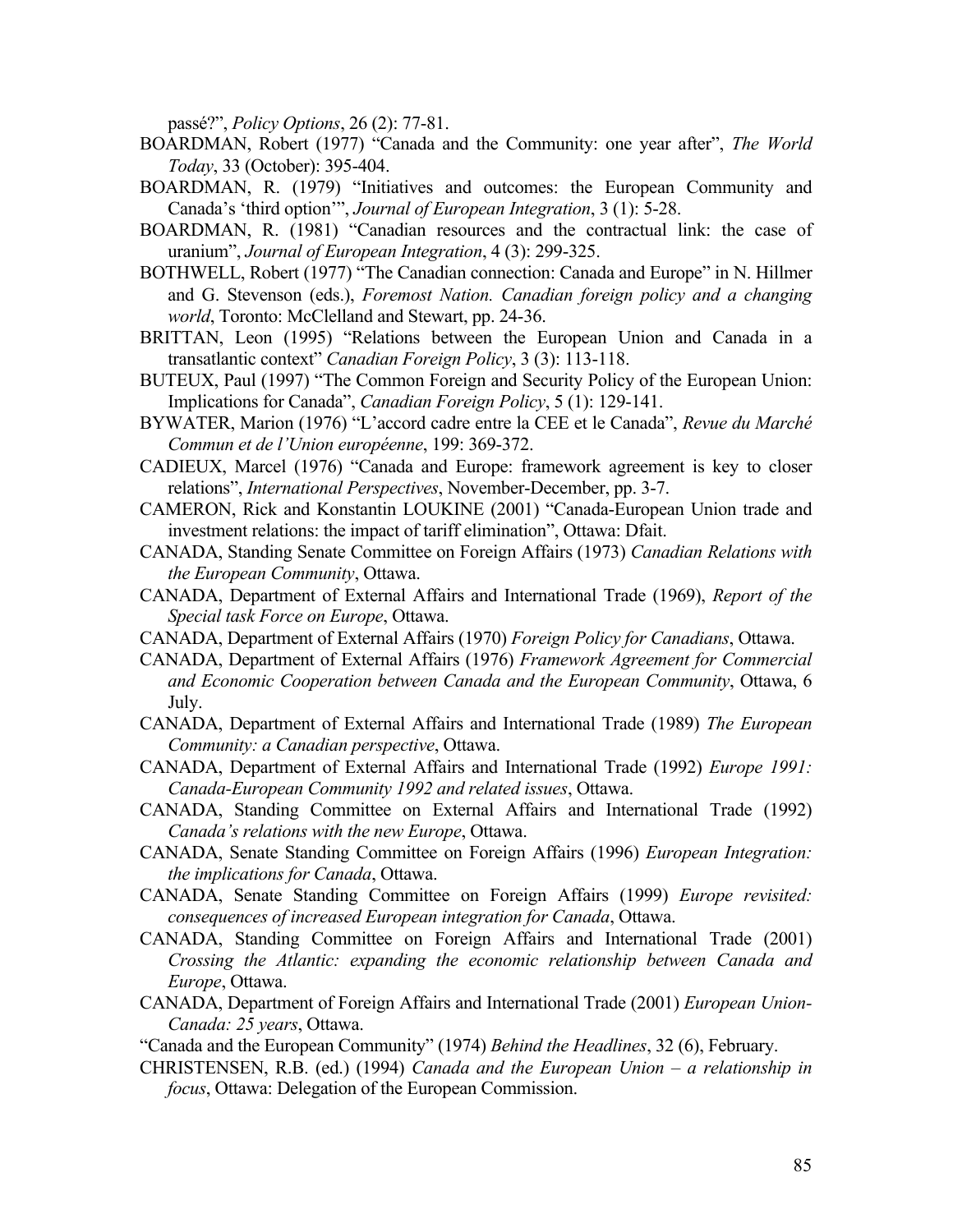passé?", *Policy Options*, 26 (2): 77-81.

BOARDMAN, Robert (1977) "Canada and the Community: one year after", *The World Today*, 33 (October): 395-404.

BOARDMAN, R. (1979) "Initiatives and outcomes: the European Community and Canada's 'third option'", *Journal of European Integration*, 3 (1): 5-28.

BOARDMAN, R. (1981) "Canadian resources and the contractual link: the case of uranium", *Journal of European Integration*, 4 (3): 299-325.

BOTHWELL, Robert (1977) "The Canadian connection: Canada and Europe" in N. Hillmer and G. Stevenson (eds.), *Foremost Nation. Canadian foreign policy and a changing world*, Toronto: McClelland and Stewart, pp. 24-36.

BRITTAN, Leon (1995) "Relations between the European Union and Canada in a transatlantic context" *Canadian Foreign Policy*, 3 (3): 113-118.

BUTEUX, Paul (1997) "The Common Foreign and Security Policy of the European Union: Implications for Canada", *Canadian Foreign Policy*, 5 (1): 129-141.

BYWATER, Marion (1976) "L'accord cadre entre la CEE et le Canada", *Revue du Marché Commun et de l'Union européenne*, 199: 369-372.

CADIEUX, Marcel (1976) "Canada and Europe: framework agreement is key to closer relations", *International Perspectives*, November-December, pp. 3-7.

CAMERON, Rick and Konstantin LOUKINE (2001) "Canada-European Union trade and investment relations: the impact of tariff elimination", Ottawa: Dfait.

CANADA, Standing Senate Committee on Foreign Affairs (1973) *Canadian Relations with the European Community*, Ottawa.

CANADA, Department of External Affairs and International Trade (1969), *Report of the Special task Force on Europe*, Ottawa.

CANADA, Department of External Affairs (1970) *Foreign Policy for Canadians*, Ottawa.

CANADA, Department of External Affairs (1976) *Framework Agreement for Commercial and Economic Cooperation between Canada and the European Community*, Ottawa, 6 July.

CANADA, Department of External Affairs and International Trade (1989) *The European Community: a Canadian perspective*, Ottawa.

CANADA, Department of External Affairs and International Trade (1992) *Europe 1991: Canada-European Community 1992 and related issues*, Ottawa.

CANADA, Standing Committee on External Affairs and International Trade (1992) *Canada's relations with the new Europe*, Ottawa.

CANADA, Senate Standing Committee on Foreign Affairs (1996) *European Integration: the implications for Canada*, Ottawa.

CANADA, Senate Standing Committee on Foreign Affairs (1999) *Europe revisited: consequences of increased European integration for Canada*, Ottawa.

CANADA, Standing Committee on Foreign Affairs and International Trade (2001) *Crossing the Atlantic: expanding the economic relationship between Canada and Europe*, Ottawa.

CANADA, Department of Foreign Affairs and International Trade (2001) *European Union-Canada: 25 years*, Ottawa.

"Canada and the European Community" (1974) *Behind the Headlines*, 32 (6), February.

CHRISTENSEN, R.B. (ed.) (1994) *Canada and the European Union – a relationship in focus*, Ottawa: Delegation of the European Commission.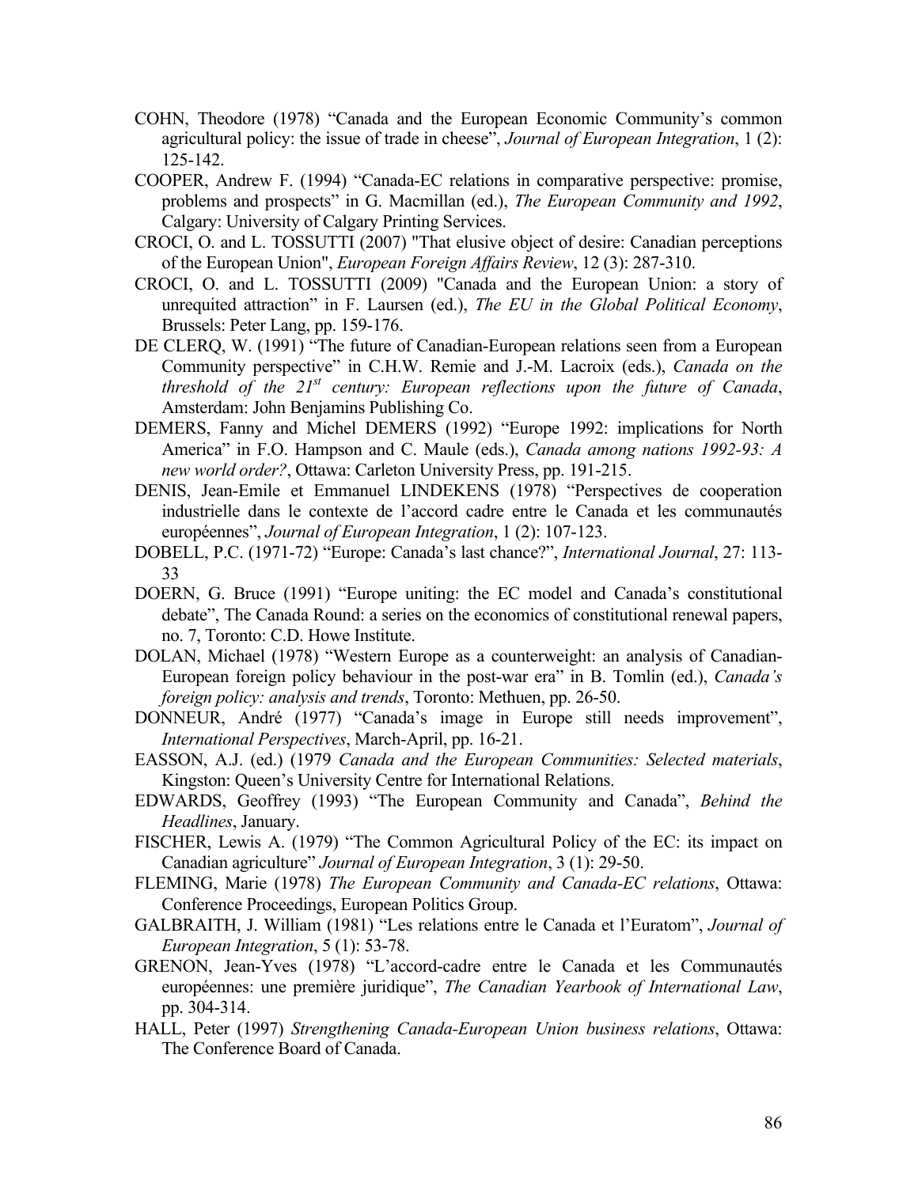COHN, Theodore (1978) “Canada and the European Economic Community’s common agricultural policy: the issue of trade in cheese”, *Journal of European Integration*, 1 (2): 125-142.

COOPER, Andrew F. (1994) “Canada-EC relations in comparative perspective: promise, problems and prospects” in G. Macmillan (ed.), *The European Community and 1992*, Calgary: University of Calgary Printing Services.

CROCI, O. and L. TOSSUTTI (2007) "That elusive object of desire: Canadian perceptions of the European Union", *European Foreign Affairs Review*, 12 (3): 287-310.

CROCI, O. and L. TOSSUTTI (2009) "Canada and the European Union: a story of unrequited attraction” in F. Laursen (ed.), *The EU in the Global Political Economy*, Brussels: Peter Lang, pp. 159-176.

DE CLERQ, W. (1991) “The future of Canadian-European relations seen from a European Community perspective” in C.H.W. Remie and J.-M. Lacroix (eds.), *Canada on the threshold of the 21st century: European reflections upon the future of Canada*, Amsterdam: John Benjamins Publishing Co.

DEMERS, Fanny and Michel DEMERS (1992) “Europe 1992: implications for North America” in F.O. Hampson and C. Maule (eds.), *Canada among nations 1992-93: A new world order?*, Ottawa: Carleton University Press, pp. 191-215.

DENIS, Jean-Emile et Emmanuel LINDEKENS (1978) “Perspectives de cooperation industrielle dans le contexte de l’accord cadre entre le Canada et les communautés européennes”, *Journal of European Integration*, 1 (2): 107-123.

DOBELL, P.C. (1971-72) “Europe: Canada’s last chance?”, *International Journal*, 27: 113-33

DOERN, G. Bruce (1991) “Europe uniting: the EC model and Canada’s constitutional debate”, The Canada Round: a series on the economics of constitutional renewal papers, no. 7, Toronto: C.D. Howe Institute.

DOLAN, Michael (1978) “Western Europe as a counterweight: an analysis of Canadian-European foreign policy behaviour in the post-war era” in B. Tomlin (ed.), *Canada’s foreign policy: analysis and trends*, Toronto: Methuen, pp. 26-50.

DONNEUR, André (1977) “Canada’s image in Europe still needs improvement”, *International Perspectives*, March-April, pp. 16-21.

EASSON, A.J. (ed.) (1979 *Canada and the European Communities: Selected materials*, Kingston: Queen’s University Centre for International Relations.

EDWARDS, Geoffrey (1993) “The European Community and Canada”, *Behind the Headlines*, January.

FISCHER, Lewis A. (1979) “The Common Agricultural Policy of the EC: its impact on Canadian agriculture” *Journal of European Integration*, 3 (1): 29-50.

FLEMING, Marie (1978) *The European Community and Canada-EC relations*, Ottawa: Conference Proceedings, European Politics Group.

GALBRAITH, J. William (1981) “Les relations entre le Canada et l’Euratom”, *Journal of European Integration*, 5 (1): 53-78.

GRENON, Jean-Yves (1978) “L’accord-cadre entre le Canada et les Communautés européennes: une première juridique”, *The Canadian Yearbook of International Law*, pp. 304-314.

HALL, Peter (1997) *Strengthening Canada-European Union business relations*, Ottawa: The Conference Board of Canada.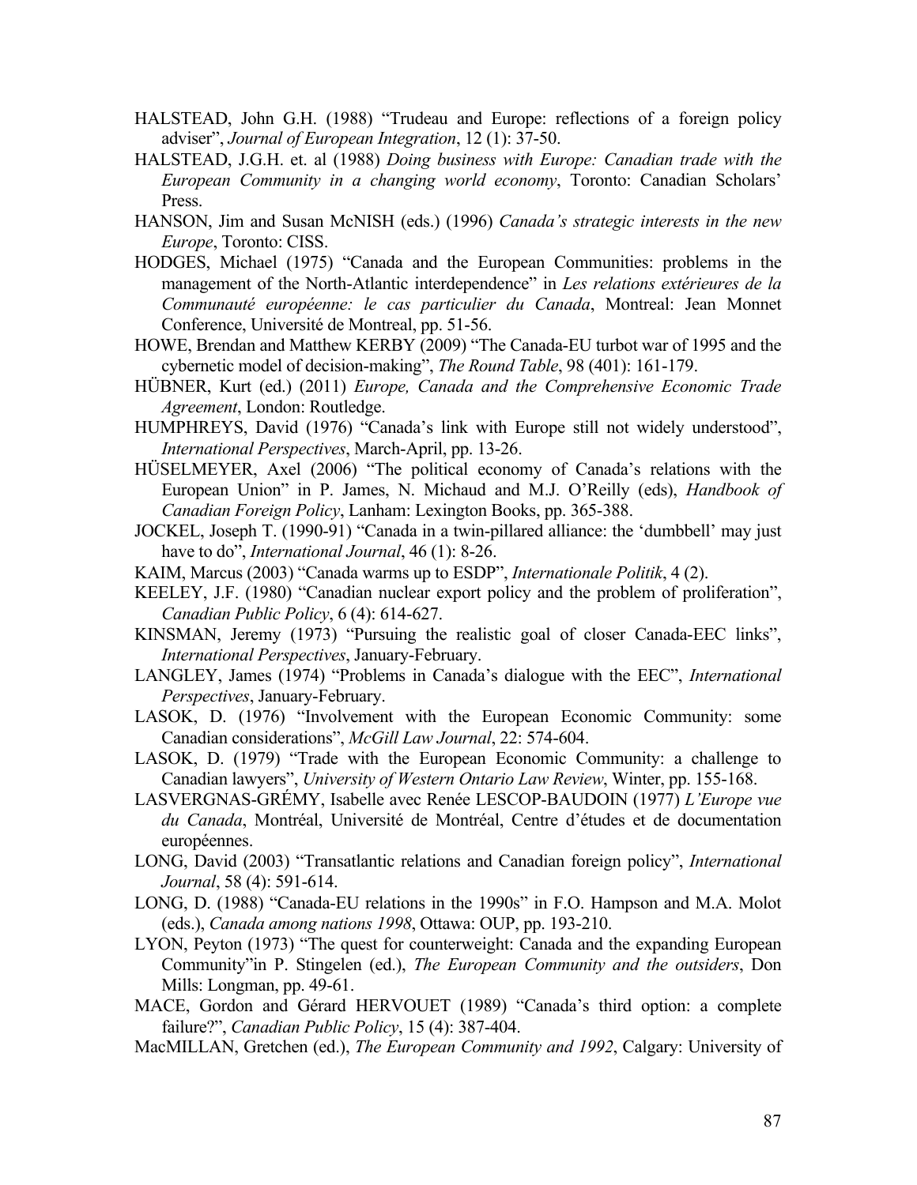HALSTEAD, John G.H. (1988) "Trudeau and Europe: reflections of a foreign policy adviser", *Journal of European Integration*, 12 (1): 37-50.

HALSTEAD, J.G.H. et. al (1988) *Doing business with Europe: Canadian trade with the European Community in a changing world economy*, Toronto: Canadian Scholars' Press.

HANSON, Jim and Susan McNISH (eds.) (1996) *Canada's strategic interests in the new Europe*, Toronto: CISS.

HODGES, Michael (1975) "Canada and the European Communities: problems in the management of the North-Atlantic interdependence" in *Les relations extérieures de la Communauté européenne: le cas particulier du Canada*, Montreal: Jean Monnet Conference, Université de Montreal, pp. 51-56.

HOWE, Brendan and Matthew KERBY (2009) "The Canada-EU turbot war of 1995 and the cybernetic model of decision-making", *The Round Table*, 98 (401): 161-179.

HÜBNER, Kurt (ed.) (2011) *Europe, Canada and the Comprehensive Economic Trade Agreement*, London: Routledge.

HUMPHREYS, David (1976) "Canada's link with Europe still not widely understood", *International Perspectives*, March-April, pp. 13-26.

HÜSELMEYER, Axel (2006) "The political economy of Canada's relations with the European Union" in P. James, N. Michaud and M.J. O'Reilly (eds), *Handbook of Canadian Foreign Policy*, Lanham: Lexington Books, pp. 365-388.

JOCKEL, Joseph T. (1990-91) "Canada in a twin-pillared alliance: the 'dumbbell' may just have to do", *International Journal*, 46 (1): 8-26.

KAIM, Marcus (2003) "Canada warms up to ESDP", *Internationale Politik*, 4 (2).

KEELEY, J.F. (1980) "Canadian nuclear export policy and the problem of proliferation", *Canadian Public Policy*, 6 (4): 614-627.

KINSMAN, Jeremy (1973) "Pursuing the realistic goal of closer Canada-EEC links", *International Perspectives*, January-February.

LANGLEY, James (1974) "Problems in Canada's dialogue with the EEC", *International Perspectives*, January-February.

LASOK, D. (1976) "Involvement with the European Economic Community: some Canadian considerations", *McGill Law Journal*, 22: 574-604.

LASOK, D. (1979) "Trade with the European Economic Community: a challenge to Canadian lawyers", *University of Western Ontario Law Review*, Winter, pp. 155-168.

LASVERGNAS-GRÉMY, Isabelle avec Renée LESCOP-BAUDOIN (1977) *L'Europe vue du Canada*, Montréal, Université de Montréal, Centre d'études et de documentation européennes.

LONG, David (2003) "Transatlantic relations and Canadian foreign policy", *International Journal*, 58 (4): 591-614.

LONG, D. (1988) "Canada-EU relations in the 1990s" in F.O. Hampson and M.A. Molot (eds.), *Canada among nations 1998*, Ottawa: OUP, pp. 193-210.

LYON, Peyton (1973) "The quest for counterweight: Canada and the expanding European Community"in P. Stingelen (ed.), *The European Community and the outsiders*, Don Mills: Longman, pp. 49-61.

MACE, Gordon and Gérard HERVOUET (1989) "Canada's third option: a complete failure?", *Canadian Public Policy*, 15 (4): 387-404.

MacMILLAN, Gretchen (ed.), *The European Community and 1992*, Calgary: University of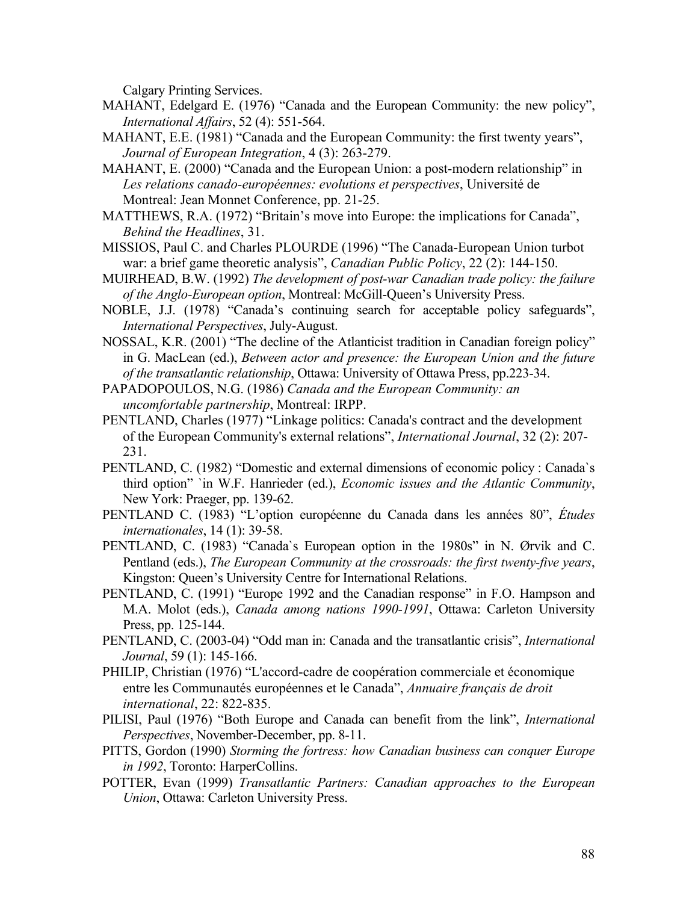Calgary Printing Services.

MAHANT, Edelgard E. (1976) "Canada and the European Community: the new policy", *International Affairs*, 52 (4): 551-564.

MAHANT, E.E. (1981) "Canada and the European Community: the first twenty years", *Journal of European Integration*, 4 (3): 263-279.

MAHANT, E. (2000) "Canada and the European Union: a post-modern relationship" in *Les relations canado-européennes: evolutions et perspectives*, Université de Montreal: Jean Monnet Conference, pp. 21-25.

MATTHEWS, R.A. (1972) "Britain's move into Europe: the implications for Canada", *Behind the Headlines*, 31.

MISSIOS, Paul C. and Charles PLOURDE (1996) "The Canada-European Union turbot war: a brief game theoretic analysis", *Canadian Public Policy*, 22 (2): 144-150.

MUIRHEAD, B.W. (1992) *The development of post-war Canadian trade policy: the failure of the Anglo-European option*, Montreal: McGill-Queen's University Press.

NOBLE, J.J. (1978) "Canada's continuing search for acceptable policy safeguards", *International Perspectives*, July-August.

NOSSAL, K.R. (2001) "The decline of the Atlanticist tradition in Canadian foreign policy" in G. MacLean (ed.), *Between actor and presence: the European Union and the future of the transatlantic relationship*, Ottawa: University of Ottawa Press, pp.223-34.

PAPADOPOULOS, N.G. (1986) *Canada and the European Community: an uncomfortable partnership*, Montreal: IRPP.

PENTLAND, Charles (1977) "Linkage politics: Canada's contract and the development of the European Community's external relations", *International Journal*, 32 (2): 207-231.

PENTLAND, C. (1982) "Domestic and external dimensions of economic policy : Canada`s third option" `in W.F. Hanrieder (ed.), *Economic issues and the Atlantic Community*, New York: Praeger, pp. 139-62.

PENTLAND C. (1983) "L'option européenne du Canada dans les années 80", *Études internationales*, 14 (1): 39-58.

PENTLAND, C. (1983) "Canada`s European option in the 1980s" in N. Ørvik and C. Pentland (eds.), *The European Community at the crossroads: the first twenty-five years*, Kingston: Queen's University Centre for International Relations.

PENTLAND, C. (1991) "Europe 1992 and the Canadian response" in F.O. Hampson and M.A. Molot (eds.), *Canada among nations 1990-1991*, Ottawa: Carleton University Press, pp. 125-144.

PENTLAND, C. (2003-04) "Odd man in: Canada and the transatlantic crisis", *International Journal*, 59 (1): 145-166.

PHILIP, Christian (1976) "L'accord-cadre de coopération commerciale et économique entre les Communautés européennes et le Canada", *Annuaire français de droit international*, 22: 822-835.

PILISI, Paul (1976) "Both Europe and Canada can benefit from the link", *International Perspectives*, November-December, pp. 8-11.

PITTS, Gordon (1990) *Storming the fortress: how Canadian business can conquer Europe in 1992*, Toronto: HarperCollins.

POTTER, Evan (1999) *Transatlantic Partners: Canadian approaches to the European Union*, Ottawa: Carleton University Press.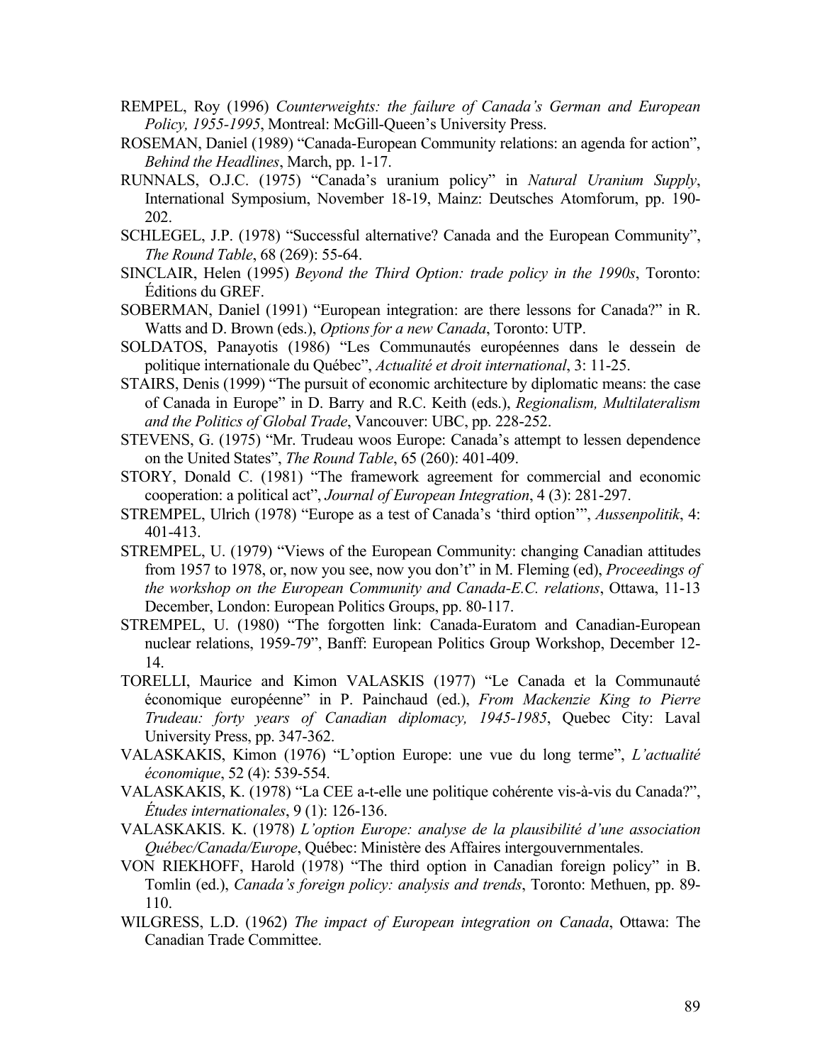REMPEL, Roy (1996) *Counterweights: the failure of Canada's German and European Policy, 1955-1995*, Montreal: McGill-Queen's University Press.

ROSEMAN, Daniel (1989) "Canada-European Community relations: an agenda for action", *Behind the Headlines*, March, pp. 1-17.

RUNNALS, O.J.C. (1975) "Canada's uranium policy" in *Natural Uranium Supply*, International Symposium, November 18-19, Mainz: Deutsches Atomforum, pp. 190-202.

SCHLEGEL, J.P. (1978) "Successful alternative? Canada and the European Community", *The Round Table*, 68 (269): 55-64.

SINCLAIR, Helen (1995) *Beyond the Third Option: trade policy in the 1990s*, Toronto: Éditions du GREF.

SOBERMAN, Daniel (1991) "European integration: are there lessons for Canada?" in R. Watts and D. Brown (eds.), *Options for a new Canada*, Toronto: UTP.

SOLDATOS, Panayotis (1986) "Les Communautés européennes dans le dessein de politique internationale du Québec", *Actualité et droit international*, 3: 11-25.

STAIRS, Denis (1999) "The pursuit of economic architecture by diplomatic means: the case of Canada in Europe" in D. Barry and R.C. Keith (eds.), *Regionalism, Multilateralism and the Politics of Global Trade*, Vancouver: UBC, pp. 228-252.

STEVENS, G. (1975) "Mr. Trudeau woos Europe: Canada's attempt to lessen dependence on the United States", *The Round Table*, 65 (260): 401-409.

STORY, Donald C. (1981) "The framework agreement for commercial and economic cooperation: a political act", *Journal of European Integration*, 4 (3): 281-297.

STREMPEL, Ulrich (1978) "Europe as a test of Canada's 'third option'", *Aussenpolitik*, 4: 401-413.

STREMPEL, U. (1979) "Views of the European Community: changing Canadian attitudes from 1957 to 1978, or, now you see, now you don't" in M. Fleming (ed), *Proceedings of the workshop on the European Community and Canada-E.C. relations*, Ottawa, 11-13 December, London: European Politics Groups, pp. 80-117.

STREMPEL, U. (1980) "The forgotten link: Canada-Euratom and Canadian-European nuclear relations, 1959-79", Banff: European Politics Group Workshop, December 12-14.

TORELLI, Maurice and Kimon VALASKIS (1977) "Le Canada et la Communauté économique européenne" in P. Painchaud (ed.), *From Mackenzie King to Pierre Trudeau: forty years of Canadian diplomacy, 1945-1985*, Quebec City: Laval University Press, pp. 347-362.

VALASKAKIS, Kimon (1976) "L'option Europe: une vue du long terme", *L'actualité économique*, 52 (4): 539-554.

VALASKAKIS, K. (1978) "La CEE a-t-elle une politique cohérente vis-à-vis du Canada?", *Études internationales*, 9 (1): 126-136.

VALASKAKIS. K. (1978) *L'option Europe: analyse de la plausibilité d'une association Québec/Canada/Europe*, Québec: Ministère des Affaires intergouvernmentales.

VON RIEKHOFF, Harold (1978) "The third option in Canadian foreign policy" in B. Tomlin (ed.), *Canada's foreign policy: analysis and trends*, Toronto: Methuen, pp. 89-110.

WILGRESS, L.D. (1962) *The impact of European integration on Canada*, Ottawa: The Canadian Trade Committee.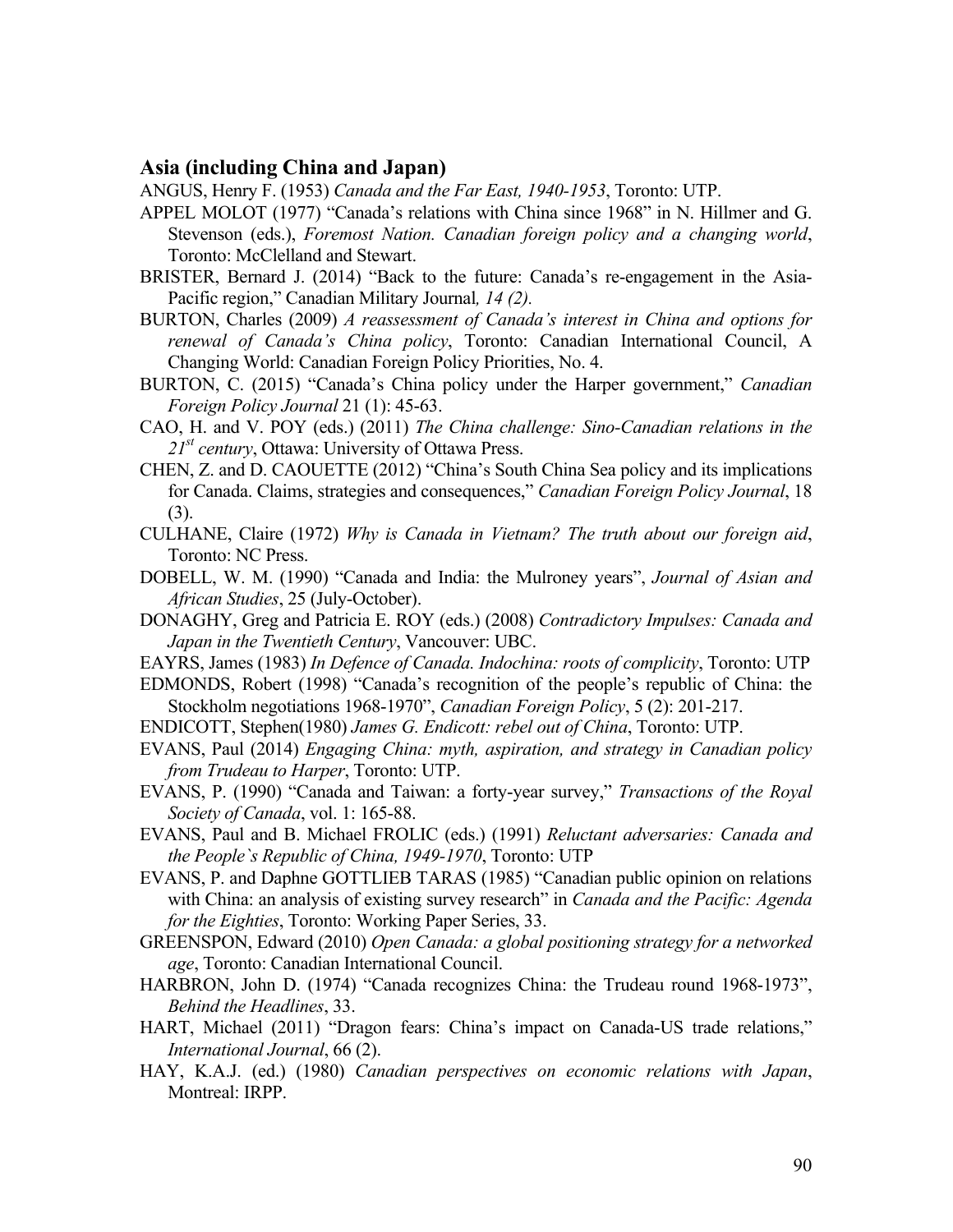## Asia (including China and Japan)

ANGUS, Henry F. (1953) *Canada and the Far East, 1940-1953*, Toronto: UTP.

APPEL MOLOT (1977) "Canada's relations with China since 1968" in N. Hillmer and G. Stevenson (eds.), *Foremost Nation. Canadian foreign policy and a changing world*, Toronto: McClelland and Stewart.

BRISTER, Bernard J. (2014) "Back to the future: Canada's re-engagement in the Asia-Pacific region," Canadian Military Journal*, 14 (2).*

BURTON, Charles (2009) *A reassessment of Canada's interest in China and options for renewal of Canada's China policy*, Toronto: Canadian International Council, A Changing World: Canadian Foreign Policy Priorities, No. 4.

BURTON, C. (2015) "Canada's China policy under the Harper government," *Canadian Foreign Policy Journal* 21 (1): 45-63.

CAO, H. and V. POY (eds.) (2011) *The China challenge: Sino-Canadian relations in the 21st century*, Ottawa: University of Ottawa Press.

CHEN, Z. and D. CAOUETTE (2012) "China's South China Sea policy and its implications for Canada. Claims, strategies and consequences," *Canadian Foreign Policy Journal*, 18 (3).

CULHANE, Claire (1972) *Why is Canada in Vietnam? The truth about our foreign aid*, Toronto: NC Press.

DOBELL, W. M. (1990) "Canada and India: the Mulroney years", *Journal of Asian and African Studies*, 25 (July-October).

DONAGHY, Greg and Patricia E. ROY (eds.) (2008) *Contradictory Impulses: Canada and Japan in the Twentieth Century*, Vancouver: UBC.

EAYRS, James (1983) *In Defence of Canada. Indochina: roots of complicity*, Toronto: UTP

EDMONDS, Robert (1998) "Canada's recognition of the people's republic of China: the Stockholm negotiations 1968-1970", *Canadian Foreign Policy*, 5 (2): 201-217.

ENDICOTT, Stephen(1980) *James G. Endicott: rebel out of China*, Toronto: UTP.

EVANS, Paul (2014) *Engaging China: myth, aspiration, and strategy in Canadian policy from Trudeau to Harper*, Toronto: UTP.

EVANS, P. (1990) "Canada and Taiwan: a forty-year survey," *Transactions of the Royal Society of Canada*, vol. 1: 165-88.

EVANS, Paul and B. Michael FROLIC (eds.) (1991) *Reluctant adversaries: Canada and the People`s Republic of China, 1949-1970*, Toronto: UTP

EVANS, P. and Daphne GOTTLIEB TARAS (1985) "Canadian public opinion on relations with China: an analysis of existing survey research" in *Canada and the Pacific: Agenda for the Eighties*, Toronto: Working Paper Series, 33.

GREENSPON, Edward (2010) *Open Canada: a global positioning strategy for a networked age*, Toronto: Canadian International Council.

HARBRON, John D. (1974) "Canada recognizes China: the Trudeau round 1968-1973", *Behind the Headlines*, 33.

HART, Michael (2011) "Dragon fears: China's impact on Canada-US trade relations," *International Journal*, 66 (2).

HAY, K.A.J. (ed.) (1980) *Canadian perspectives on economic relations with Japan*, Montreal: IRPP.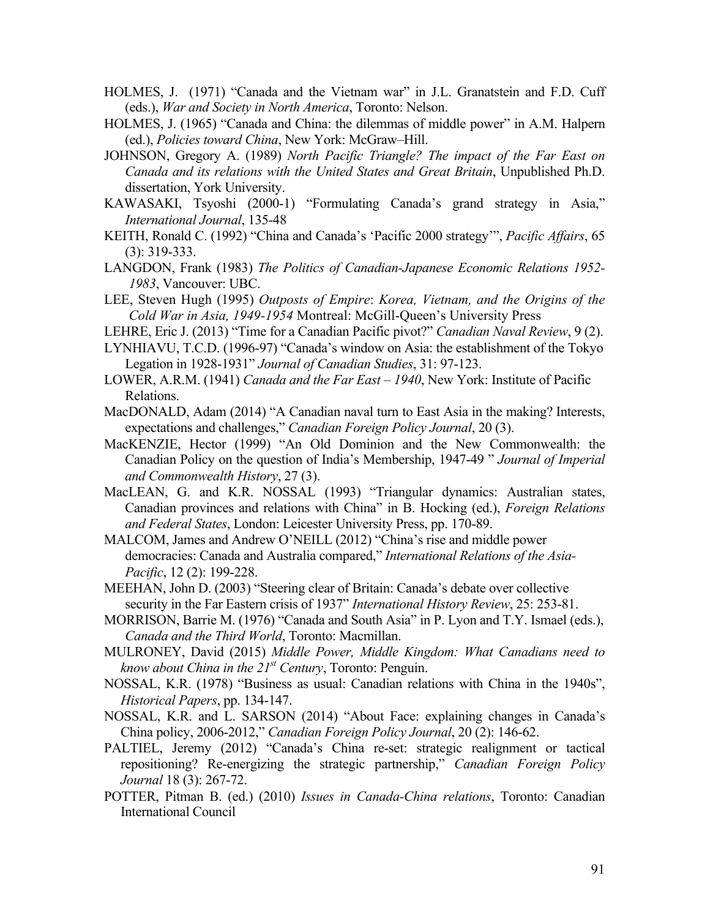HOLMES, J. (1971) "Canada and the Vietnam war" in J.L. Granatstein and F.D. Cuff (eds.), *War and Society in North America*, Toronto: Nelson.

HOLMES, J. (1965) "Canada and China: the dilemmas of middle power" in A.M. Halpern (ed.), *Policies toward China*, New York: McGraw–Hill.

JOHNSON, Gregory A. (1989) *North Pacific Triangle? The impact of the Far East on Canada and its relations with the United States and Great Britain*, Unpublished Ph.D. dissertation, York University.

KAWASAKI, Tsyoshi (2000-1) "Formulating Canada's grand strategy in Asia," *International Journal*, 135-48

KEITH, Ronald C. (1992) "China and Canada's 'Pacific 2000 strategy'", *Pacific Affairs*, 65 (3): 319-333.

LANGDON, Frank (1983) *The Politics of Canadian-Japanese Economic Relations 1952-1983*, Vancouver: UBC.

LEE, Steven Hugh (1995) *Outposts of Empire*: *Korea, Vietnam, and the Origins of the Cold War in Asia, 1949-1954* Montreal: McGill-Queen's University Press

LEHRE, Eric J. (2013) "Time for a Canadian Pacific pivot?" *Canadian Naval Review*, 9 (2).

LYNHIAVU, T.C.D. (1996-97) "Canada's window on Asia: the establishment of the Tokyo Legation in 1928-1931" *Journal of Canadian Studies*, 31: 97-123.

LOWER, A.R.M. (1941) *Canada and the Far East – 1940*, New York: Institute of Pacific Relations.

MacDONALD, Adam (2014) "A Canadian naval turn to East Asia in the making? Interests, expectations and challenges," *Canadian Foreign Policy Journal*, 20 (3).

MacKENZIE, Hector (1999) "An Old Dominion and the New Commonwealth: the Canadian Policy on the question of India's Membership, 1947-49 " *Journal of Imperial and Commonwealth History*, 27 (3).

MacLEAN, G. and K.R. NOSSAL (1993) "Triangular dynamics: Australian states, Canadian provinces and relations with China" in B. Hocking (ed.), *Foreign Relations and Federal States*, London: Leicester University Press, pp. 170-89.

MALCOM, James and Andrew O'NEILL (2012) "China's rise and middle power democracies: Canada and Australia compared," *International Relations of the Asia-Pacific*, 12 (2): 199-228.

MEEHAN, John D. (2003) "Steering clear of Britain: Canada's debate over collective security in the Far Eastern crisis of 1937" *International History Review*, 25: 253-81.

MORRISON, Barrie M. (1976) "Canada and South Asia" in P. Lyon and T.Y. Ismael (eds.), *Canada and the Third World*, Toronto: Macmillan.

MULRONEY, David (2015) *Middle Power, Middle Kingdom: What Canadians need to know about China in the 21st Century*, Toronto: Penguin.

NOSSAL, K.R. (1978) "Business as usual: Canadian relations with China in the 1940s", *Historical Papers*, pp. 134-147.

NOSSAL, K.R. and L. SARSON (2014) "About Face: explaining changes in Canada's China policy, 2006-2012," *Canadian Foreign Policy Journal*, 20 (2): 146-62.

PALTIEL, Jeremy (2012) "Canada's China re-set: strategic realignment or tactical repositioning? Re-energizing the strategic partnership," *Canadian Foreign Policy Journal* 18 (3): 267-72.

POTTER, Pitman B. (ed.) (2010) *Issues in Canada-China relations*, Toronto: Canadian International Council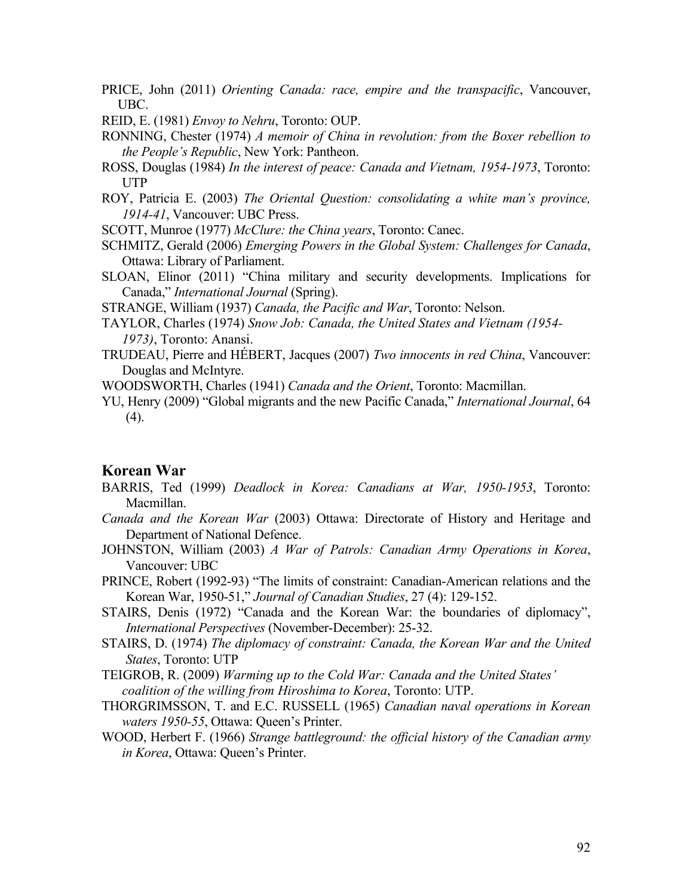PRICE, John (2011) *Orienting Canada: race, empire and the transpacific*, Vancouver, UBC.

REID, E. (1981) *Envoy to Nehru*, Toronto: OUP.

RONNING, Chester (1974) *A memoir of China in revolution: from the Boxer rebellion to the People's Republic*, New York: Pantheon.

ROSS, Douglas (1984) *In the interest of peace: Canada and Vietnam, 1954-1973*, Toronto: UTP

ROY, Patricia E. (2003) *The Oriental Question: consolidating a white man's province, 1914-41*, Vancouver: UBC Press.

SCOTT, Munroe (1977) *McClure: the China years*, Toronto: Canec.

SCHMITZ, Gerald (2006) *Emerging Powers in the Global System: Challenges for Canada*, Ottawa: Library of Parliament.

SLOAN, Elinor (2011) "China military and security developments. Implications for Canada," *International Journal* (Spring).

STRANGE, William (1937) *Canada, the Pacific and War*, Toronto: Nelson.

TAYLOR, Charles (1974) *Snow Job: Canada, the United States and Vietnam (1954-1973)*, Toronto: Anansi.

TRUDEAU, Pierre and HÉBERT, Jacques (2007) *Two innocents in red China*, Vancouver: Douglas and McIntyre.

WOODSWORTH, Charles (1941) *Canada and the Orient*, Toronto: Macmillan.

YU, Henry (2009) "Global migrants and the new Pacific Canada," *International Journal*, 64 (4).

## Korean War

BARRIS, Ted (1999) *Deadlock in Korea: Canadians at War, 1950-1953*, Toronto: Macmillan.

*Canada and the Korean War* (2003) Ottawa: Directorate of History and Heritage and Department of National Defence.

JOHNSTON, William (2003) *A War of Patrols: Canadian Army Operations in Korea*, Vancouver: UBC

PRINCE, Robert (1992-93) "The limits of constraint: Canadian-American relations and the Korean War, 1950-51," *Journal of Canadian Studies*, 27 (4): 129-152.

STAIRS, Denis (1972) "Canada and the Korean War: the boundaries of diplomacy", *International Perspectives* (November-December): 25-32.

STAIRS, D. (1974) *The diplomacy of constraint: Canada, the Korean War and the United States*, Toronto: UTP

TEIGROB, R. (2009) *Warming up to the Cold War: Canada and the United States' coalition of the willing from Hiroshima to Korea*, Toronto: UTP.

THORGRIMSSON, T. and E.C. RUSSELL (1965) *Canadian naval operations in Korean waters 1950-55*, Ottawa: Queen's Printer.

WOOD, Herbert F. (1966) *Strange battleground: the official history of the Canadian army in Korea*, Ottawa: Queen's Printer.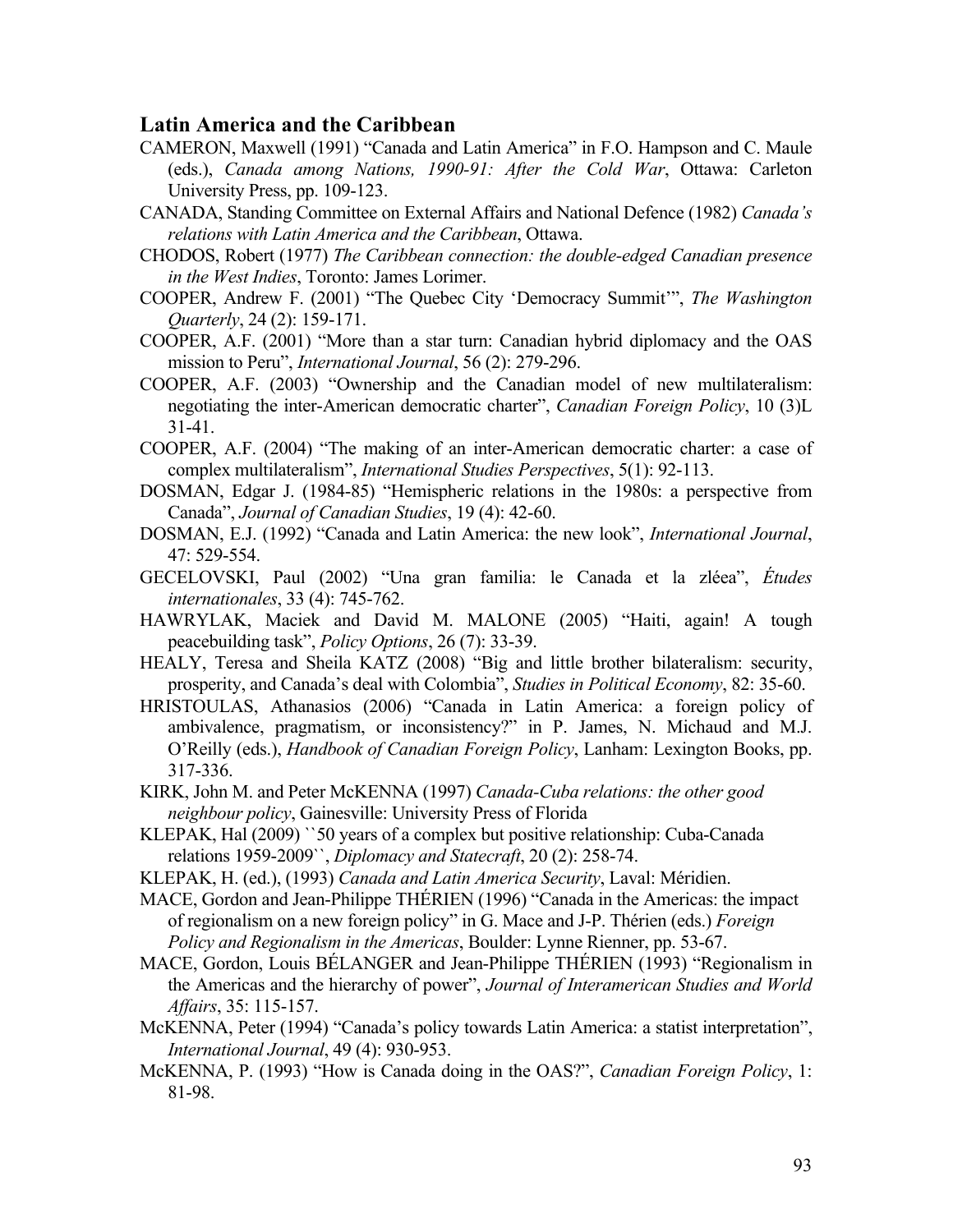## Latin America and the Caribbean

CAMERON, Maxwell (1991) "Canada and Latin America" in F.O. Hampson and C. Maule (eds.), *Canada among Nations, 1990-91: After the Cold War*, Ottawa: Carleton University Press, pp. 109-123.

CANADA, Standing Committee on External Affairs and National Defence (1982) *Canada's relations with Latin America and the Caribbean*, Ottawa.

CHODOS, Robert (1977) *The Caribbean connection: the double-edged Canadian presence in the West Indies*, Toronto: James Lorimer.

COOPER, Andrew F. (2001) "The Quebec City 'Democracy Summit'", *The Washington Quarterly*, 24 (2): 159-171.

COOPER, A.F. (2001) "More than a star turn: Canadian hybrid diplomacy and the OAS mission to Peru", *International Journal*, 56 (2): 279-296.

COOPER, A.F. (2003) "Ownership and the Canadian model of new multilateralism: negotiating the inter-American democratic charter", *Canadian Foreign Policy*, 10 (3)L 31-41.

COOPER, A.F. (2004) "The making of an inter-American democratic charter: a case of complex multilateralism", *International Studies Perspectives*, 5(1): 92-113.

DOSMAN, Edgar J. (1984-85) "Hemispheric relations in the 1980s: a perspective from Canada", *Journal of Canadian Studies*, 19 (4): 42-60.

DOSMAN, E.J. (1992) "Canada and Latin America: the new look", *International Journal*, 47: 529-554.

GECELOVSKI, Paul (2002) "Una gran familia: le Canada et la zléea", *Études internationales*, 33 (4): 745-762.

HAWRYLAK, Maciek and David M. MALONE (2005) "Haiti, again! A tough peacebuilding task", *Policy Options*, 26 (7): 33-39.

HEALY, Teresa and Sheila KATZ (2008) "Big and little brother bilateralism: security, prosperity, and Canada's deal with Colombia", *Studies in Political Economy*, 82: 35-60.

HRISTOULAS, Athanasios (2006) "Canada in Latin America: a foreign policy of ambivalence, pragmatism, or inconsistency?" in P. James, N. Michaud and M.J. O'Reilly (eds.), *Handbook of Canadian Foreign Policy*, Lanham: Lexington Books, pp. 317-336.

KIRK, John M. and Peter McKENNA (1997) *Canada-Cuba relations: the other good neighbour policy*, Gainesville: University Press of Florida

KLEPAK, Hal (2009) ``50 years of a complex but positive relationship: Cuba-Canada relations 1959-2009``, *Diplomacy and Statecraft*, 20 (2): 258-74.

KLEPAK, H. (ed.), (1993) *Canada and Latin America Security*, Laval: Méridien.

MACE, Gordon and Jean-Philippe THÉRIEN (1996) "Canada in the Americas: the impact of regionalism on a new foreign policy" in G. Mace and J-P. Thérien (eds.) *Foreign Policy and Regionalism in the Americas*, Boulder: Lynne Rienner, pp. 53-67.

MACE, Gordon, Louis BÉLANGER and Jean-Philippe THÉRIEN (1993) "Regionalism in the Americas and the hierarchy of power", *Journal of Interamerican Studies and World Affairs*, 35: 115-157.

McKENNA, Peter (1994) "Canada's policy towards Latin America: a statist interpretation", *International Journal*, 49 (4): 930-953.

McKENNA, P. (1993) "How is Canada doing in the OAS?", *Canadian Foreign Policy*, 1: 81-98.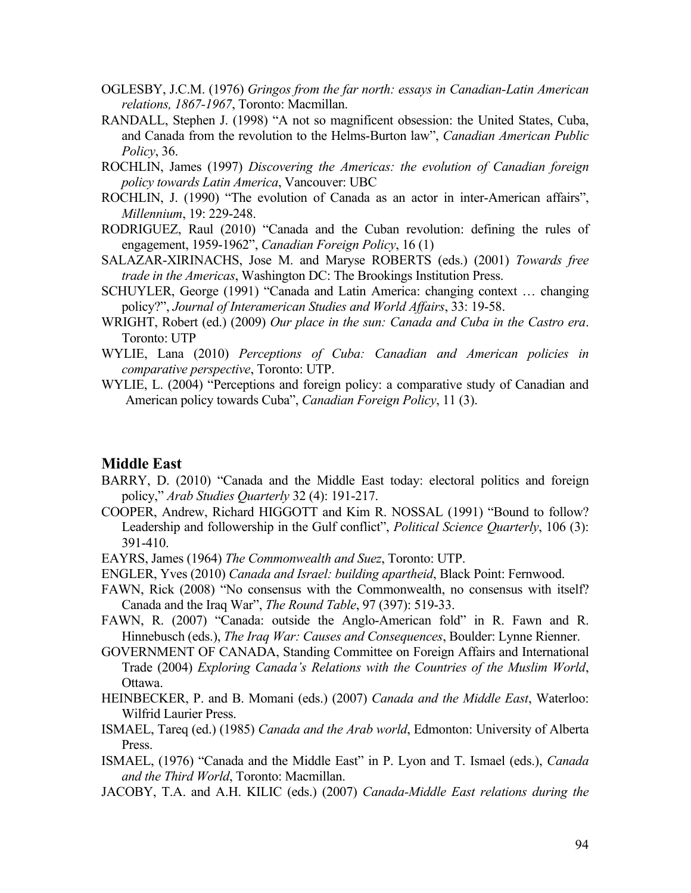OGLESBY, J.C.M. (1976) *Gringos from the far north: essays in Canadian-Latin American relations, 1867-1967*, Toronto: Macmillan.

RANDALL, Stephen J. (1998) "A not so magnificent obsession: the United States, Cuba, and Canada from the revolution to the Helms-Burton law", *Canadian American Public Policy*, 36.

ROCHLIN, James (1997) *Discovering the Americas: the evolution of Canadian foreign policy towards Latin America*, Vancouver: UBC

ROCHLIN, J. (1990) "The evolution of Canada as an actor in inter-American affairs", *Millennium*, 19: 229-248.

RODRIGUEZ, Raul (2010) "Canada and the Cuban revolution: defining the rules of engagement, 1959-1962", *Canadian Foreign Policy*, 16 (1)

SALAZAR-XIRINACHS, Jose M. and Maryse ROBERTS (eds.) (2001) *Towards free trade in the Americas*, Washington DC: The Brookings Institution Press.

SCHUYLER, George (1991) "Canada and Latin America: changing context … changing policy?", *Journal of Interamerican Studies and World Affairs*, 33: 19-58.

WRIGHT, Robert (ed.) (2009) *Our place in the sun: Canada and Cuba in the Castro era*. Toronto: UTP

WYLIE, Lana (2010) *Perceptions of Cuba: Canadian and American policies in comparative perspective*, Toronto: UTP.

WYLIE, L. (2004) "Perceptions and foreign policy: a comparative study of Canadian and American policy towards Cuba", *Canadian Foreign Policy*, 11 (3).

## Middle East

BARRY, D. (2010) "Canada and the Middle East today: electoral politics and foreign policy," *Arab Studies Quarterly* 32 (4): 191-217.

COOPER, Andrew, Richard HIGGOTT and Kim R. NOSSAL (1991) "Bound to follow? Leadership and followership in the Gulf conflict", *Political Science Quarterly*, 106 (3): 391-410.

EAYRS, James (1964) *The Commonwealth and Suez*, Toronto: UTP.

ENGLER, Yves (2010) *Canada and Israel: building apartheid*, Black Point: Fernwood.

FAWN, Rick (2008) "No consensus with the Commonwealth, no consensus with itself? Canada and the Iraq War", *The Round Table*, 97 (397): 519-33.

FAWN, R. (2007) "Canada: outside the Anglo-American fold" in R. Fawn and R. Hinnebusch (eds.), *The Iraq War: Causes and Consequences*, Boulder: Lynne Rienner.

GOVERNMENT OF CANADA, Standing Committee on Foreign Affairs and International Trade (2004) *Exploring Canada's Relations with the Countries of the Muslim World*, Ottawa.

HEINBECKER, P. and B. Momani (eds.) (2007) *Canada and the Middle East*, Waterloo: Wilfrid Laurier Press.

ISMAEL, Tareq (ed.) (1985) *Canada and the Arab world*, Edmonton: University of Alberta Press.

ISMAEL, (1976) "Canada and the Middle East" in P. Lyon and T. Ismael (eds.), *Canada and the Third World*, Toronto: Macmillan.

JACOBY, T.A. and A.H. KILIC (eds.) (2007) *Canada-Middle East relations during the*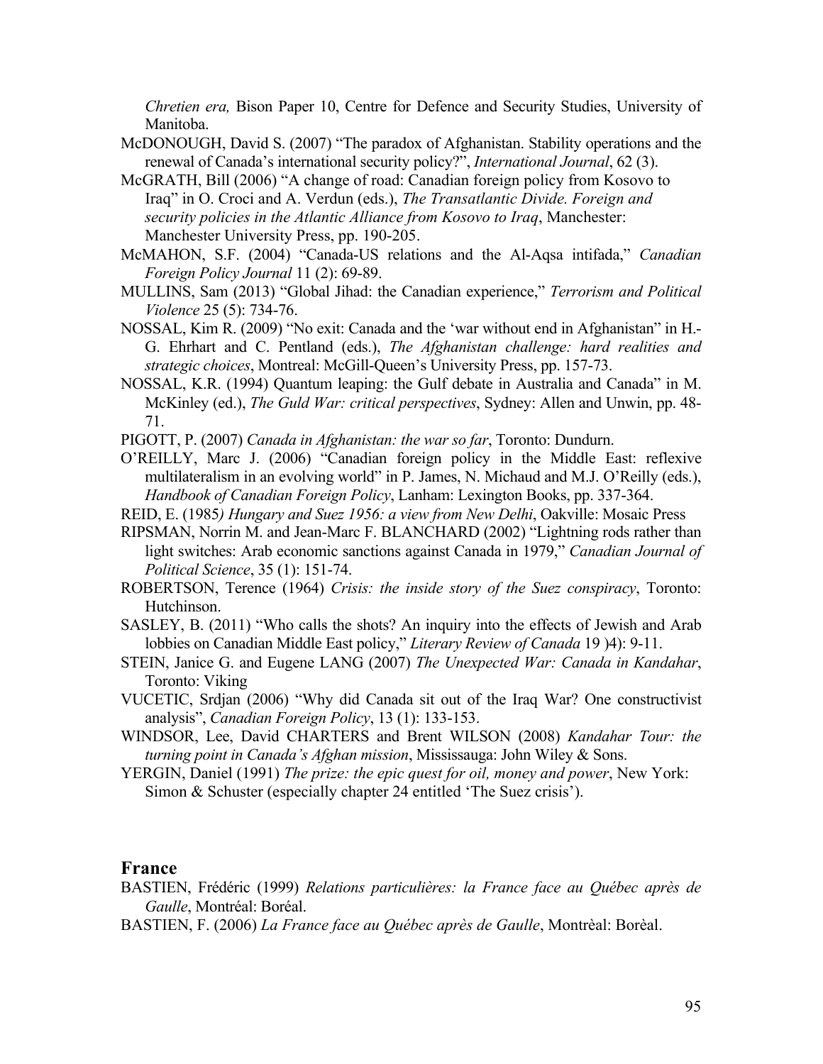*Chretien era,* Bison Paper 10, Centre for Defence and Security Studies, University of Manitoba.

McDONOUGH, David S. (2007) "The paradox of Afghanistan. Stability operations and the renewal of Canada's international security policy?", *International Journal*, 62 (3).

McGRATH, Bill (2006) "A change of road: Canadian foreign policy from Kosovo to Iraq" in O. Croci and A. Verdun (eds.), *The Transatlantic Divide. Foreign and security policies in the Atlantic Alliance from Kosovo to Iraq*, Manchester: Manchester University Press, pp. 190-205.

McMAHON, S.F. (2004) "Canada-US relations and the Al-Aqsa intifada," *Canadian Foreign Policy Journal* 11 (2): 69-89.

MULLINS, Sam (2013) "Global Jihad: the Canadian experience," *Terrorism and Political Violence* 25 (5): 734-76.

NOSSAL, Kim R. (2009) "No exit: Canada and the 'war without end in Afghanistan" in H.-G. Ehrhart and C. Pentland (eds.), *The Afghanistan challenge: hard realities and strategic choices*, Montreal: McGill-Queen's University Press, pp. 157-73.

NOSSAL, K.R. (1994) Quantum leaping: the Gulf debate in Australia and Canada" in M. McKinley (ed.), *The Guld War: critical perspectives*, Sydney: Allen and Unwin, pp. 48-71.

PIGOTT, P. (2007) *Canada in Afghanistan: the war so far*, Toronto: Dundurn.

O'REILLY, Marc J. (2006) "Canadian foreign policy in the Middle East: reflexive multilateralism in an evolving world" in P. James, N. Michaud and M.J. O'Reilly (eds.), *Handbook of Canadian Foreign Policy*, Lanham: Lexington Books, pp. 337-364.

REID, E. (1985*) Hungary and Suez 1956: a view from New Delhi*, Oakville: Mosaic Press

RIPSMAN, Norrin M. and Jean-Marc F. BLANCHARD (2002) "Lightning rods rather than light switches: Arab economic sanctions against Canada in 1979," *Canadian Journal of Political Science*, 35 (1): 151-74.

ROBERTSON, Terence (1964) *Crisis: the inside story of the Suez conspiracy*, Toronto: Hutchinson.

SASLEY, B. (2011) "Who calls the shots? An inquiry into the effects of Jewish and Arab lobbies on Canadian Middle East policy," *Literary Review of Canada* 19 )4): 9-11.

STEIN, Janice G. and Eugene LANG (2007) *The Unexpected War: Canada in Kandahar*, Toronto: Viking

VUCETIC, Srdjan (2006) "Why did Canada sit out of the Iraq War? One constructivist analysis", *Canadian Foreign Policy*, 13 (1): 133-153.

WINDSOR, Lee, David CHARTERS and Brent WILSON (2008) *Kandahar Tour: the turning point in Canada's Afghan mission*, Mississauga: John Wiley & Sons.

YERGIN, Daniel (1991) *The prize: the epic quest for oil, money and power*, New York: Simon & Schuster (especially chapter 24 entitled 'The Suez crisis').

## France

BASTIEN, Frédéric (1999) *Relations particulières: la France face au Québec après de Gaulle*, Montréal: Boréal.

BASTIEN, F. (2006) *La France face au Québec après de Gaulle*, Montrèal: Borèal.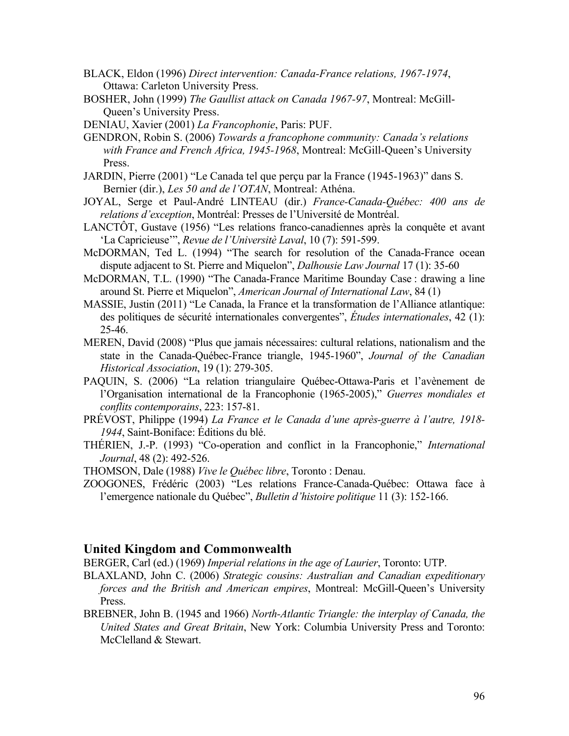BLACK, Eldon (1996) *Direct intervention: Canada-France relations, 1967-1974*, Ottawa: Carleton University Press.

BOSHER, John (1999) *The Gaullist attack on Canada 1967-97*, Montreal: McGill-Queen's University Press.

DENIAU, Xavier (2001) *La Francophonie*, Paris: PUF.

GENDRON, Robin S. (2006) *Towards a francophone community: Canada's relations with France and French Africa, 1945-1968*, Montreal: McGill-Queen's University Press.

JARDIN, Pierre (2001) "Le Canada tel que perçu par la France (1945-1963)" dans S. Bernier (dir.), *Les 50 and de l'OTAN*, Montreal: Athéna.

JOYAL, Serge et Paul-André LINTEAU (dir.) *France-Canada-Québec: 400 ans de relations d'exception*, Montréal: Presses de l'Université de Montréal.

LANCTÔT, Gustave (1956) "Les relations franco-canadiennes après la conquête et avant 'La Capricieuse'", *Revue de l'Universitè Laval*, 10 (7): 591-599.

McDORMAN, Ted L. (1994) "The search for resolution of the Canada-France ocean dispute adjacent to St. Pierre and Miquelon", *Dalhousie Law Journal* 17 (1): 35-60

McDORMAN, T.L. (1990) "The Canada-France Maritime Bounday Case : drawing a line around St. Pierre et Miquelon", *American Journal of International Law*, 84 (1)

MASSIE, Justin (2011) "Le Canada, la France et la transformation de l'Alliance atlantique: des politiques de sécurité internationales convergentes", *Études internationales*, 42 (1): 25-46.

MEREN, David (2008) "Plus que jamais nécessaires: cultural relations, nationalism and the state in the Canada-Québec-France triangle, 1945-1960", *Journal of the Canadian Historical Association*, 19 (1): 279-305.

PAQUIN, S. (2006) "La relation triangulaire Québec-Ottawa-Paris et l'avènement de l'Organisation international de la Francophonie (1965-2005)," *Guerres mondiales et conflits contemporains*, 223: 157-81.

PRÉVOST, Philippe (1994) *La France et le Canada d'une après-guerre à l'autre, 1918-1944*, Saint-Boniface: Éditions du blé.

THÉRIEN, J.-P. (1993) "Co-operation and conflict in la Francophonie," *International Journal*, 48 (2): 492-526.

THOMSON, Dale (1988) *Vive le Québec libre*, Toronto : Denau.

ZOOGONES, Frédéric (2003) "Les relations France-Canada-Québec: Ottawa face à l'emergence nationale du Québec", *Bulletin d'histoire politique* 11 (3): 152-166.

## United Kingdom and Commonwealth

BERGER, Carl (ed.) (1969) *Imperial relations in the age of Laurier*, Toronto: UTP.

BLAXLAND, John C. (2006) *Strategic cousins: Australian and Canadian expeditionary forces and the British and American empires*, Montreal: McGill-Queen's University Press.

BREBNER, John B. (1945 and 1966) *North-Atlantic Triangle: the interplay of Canada, the United States and Great Britain*, New York: Columbia University Press and Toronto: McClelland & Stewart.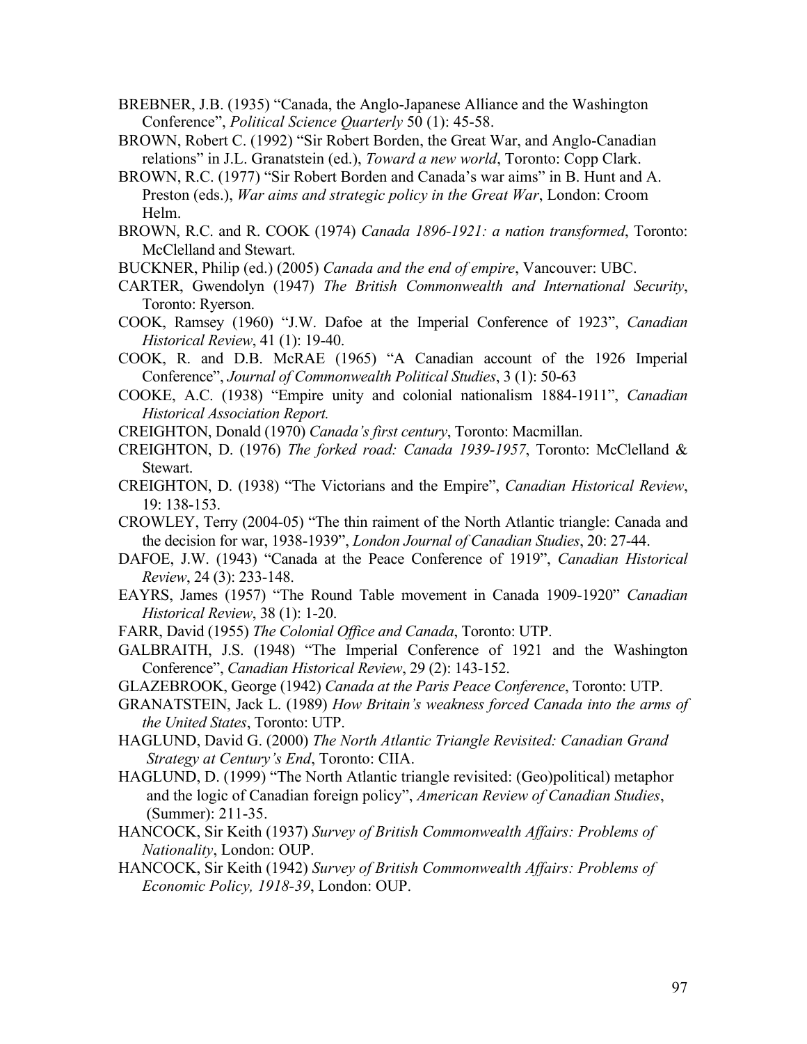BREBNER, J.B. (1935) "Canada, the Anglo-Japanese Alliance and the Washington Conference", *Political Science Quarterly* 50 (1): 45-58.

BROWN, Robert C. (1992) "Sir Robert Borden, the Great War, and Anglo-Canadian relations" in J.L. Granatstein (ed.), *Toward a new world*, Toronto: Copp Clark.

BROWN, R.C. (1977) "Sir Robert Borden and Canada's war aims" in B. Hunt and A. Preston (eds.), *War aims and strategic policy in the Great War*, London: Croom Helm.

BROWN, R.C. and R. COOK (1974) *Canada 1896-1921: a nation transformed*, Toronto: McClelland and Stewart.

BUCKNER, Philip (ed.) (2005) *Canada and the end of empire*, Vancouver: UBC.

CARTER, Gwendolyn (1947) *The British Commonwealth and International Security*, Toronto: Ryerson.

COOK, Ramsey (1960) "J.W. Dafoe at the Imperial Conference of 1923", *Canadian Historical Review*, 41 (1): 19-40.

COOK, R. and D.B. McRAE (1965) "A Canadian account of the 1926 Imperial Conference", *Journal of Commonwealth Political Studies*, 3 (1): 50-63

COOKE, A.C. (1938) "Empire unity and colonial nationalism 1884-1911", *Canadian Historical Association Report.*

CREIGHTON, Donald (1970) *Canada's first century*, Toronto: Macmillan.

CREIGHTON, D. (1976) *The forked road: Canada 1939-1957*, Toronto: McClelland & Stewart.

CREIGHTON, D. (1938) "The Victorians and the Empire", *Canadian Historical Review*, 19: 138-153.

CROWLEY, Terry (2004-05) "The thin raiment of the North Atlantic triangle: Canada and the decision for war, 1938-1939", *London Journal of Canadian Studies*, 20: 27-44.

DAFOE, J.W. (1943) "Canada at the Peace Conference of 1919", *Canadian Historical Review*, 24 (3): 233-148.

EAYRS, James (1957) "The Round Table movement in Canada 1909-1920" *Canadian Historical Review*, 38 (1): 1-20.

FARR, David (1955) *The Colonial Office and Canada*, Toronto: UTP.

GALBRAITH, J.S. (1948) "The Imperial Conference of 1921 and the Washington Conference", *Canadian Historical Review*, 29 (2): 143-152.

GLAZEBROOK, George (1942) *Canada at the Paris Peace Conference*, Toronto: UTP.

GRANATSTEIN, Jack L. (1989) *How Britain's weakness forced Canada into the arms of the United States*, Toronto: UTP.

HAGLUND, David G. (2000) *The North Atlantic Triangle Revisited: Canadian Grand Strategy at Century's End*, Toronto: CIIA.

HAGLUND, D. (1999) "The North Atlantic triangle revisited: (Geo)political) metaphor and the logic of Canadian foreign policy", *American Review of Canadian Studies*, (Summer): 211-35.

HANCOCK, Sir Keith (1937) *Survey of British Commonwealth Affairs: Problems of Nationality*, London: OUP.

HANCOCK, Sir Keith (1942) *Survey of British Commonwealth Affairs: Problems of Economic Policy, 1918-39*, London: OUP.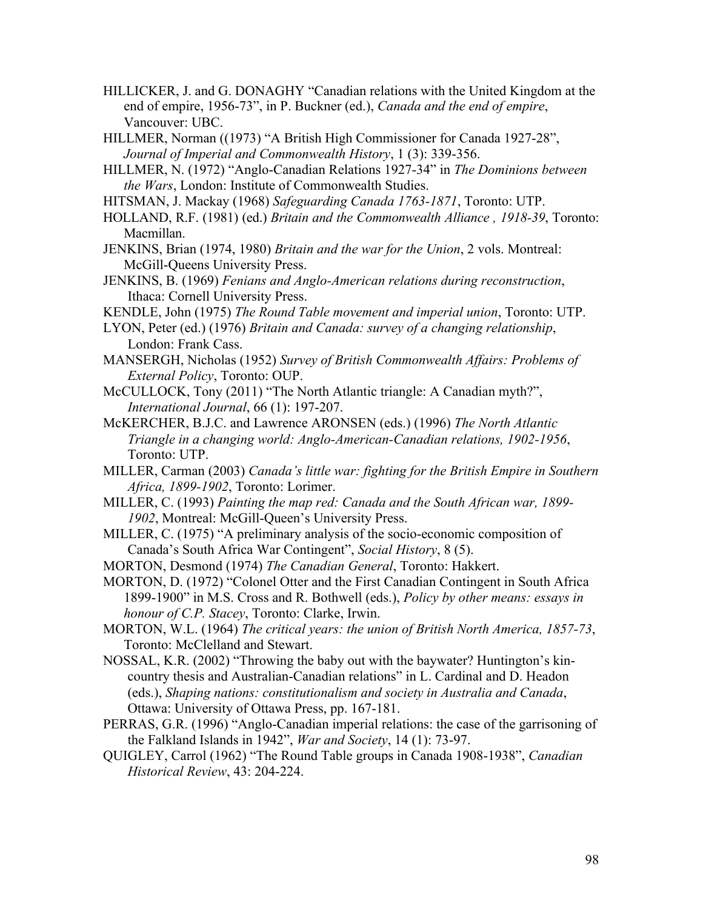HILLICKER, J. and G. DONAGHY "Canadian relations with the United Kingdom at the end of empire, 1956-73", in P. Buckner (ed.), *Canada and the end of empire*, Vancouver: UBC.

HILLMER, Norman ((1973) "A British High Commissioner for Canada 1927-28", *Journal of Imperial and Commonwealth History*, 1 (3): 339-356.

HILLMER, N. (1972) "Anglo-Canadian Relations 1927-34" in *The Dominions between the Wars*, London: Institute of Commonwealth Studies.

HITSMAN, J. Mackay (1968) *Safeguarding Canada 1763-1871*, Toronto: UTP.

HOLLAND, R.F. (1981) (ed.) *Britain and the Commonwealth Alliance , 1918-39*, Toronto: Macmillan.

JENKINS, Brian (1974, 1980) *Britain and the war for the Union*, 2 vols. Montreal: McGill-Queens University Press.

JENKINS, B. (1969) *Fenians and Anglo-American relations during reconstruction*, Ithaca: Cornell University Press.

KENDLE, John (1975) *The Round Table movement and imperial union*, Toronto: UTP.

LYON, Peter (ed.) (1976) *Britain and Canada: survey of a changing relationship*, London: Frank Cass.

MANSERGH, Nicholas (1952) *Survey of British Commonwealth Affairs: Problems of External Policy*, Toronto: OUP.

McCULLOCK, Tony (2011) "The North Atlantic triangle: A Canadian myth?", *International Journal*, 66 (1): 197-207.

McKERCHER, B.J.C. and Lawrence ARONSEN (eds.) (1996) *The North Atlantic Triangle in a changing world: Anglo-American-Canadian relations, 1902-1956*, Toronto: UTP.

MILLER, Carman (2003) *Canada's little war: fighting for the British Empire in Southern Africa, 1899-1902*, Toronto: Lorimer.

MILLER, C. (1993) *Painting the map red: Canada and the South African war, 1899-1902*, Montreal: McGill-Queen's University Press.

MILLER, C. (1975) "A preliminary analysis of the socio-economic composition of Canada's South Africa War Contingent", *Social History*, 8 (5).

MORTON, Desmond (1974) *The Canadian General*, Toronto: Hakkert.

MORTON, D. (1972) "Colonel Otter and the First Canadian Contingent in South Africa 1899-1900" in M.S. Cross and R. Bothwell (eds.), *Policy by other means: essays in honour of C.P. Stacey*, Toronto: Clarke, Irwin.

MORTON, W.L. (1964) *The critical years: the union of British North America, 1857-73*, Toronto: McClelland and Stewart.

NOSSAL, K.R. (2002) "Throwing the baby out with the baywater? Huntington's kin-country thesis and Australian-Canadian relations" in L. Cardinal and D. Headon (eds.), *Shaping nations: constitutionalism and society in Australia and Canada*, Ottawa: University of Ottawa Press, pp. 167-181.

PERRAS, G.R. (1996) "Anglo-Canadian imperial relations: the case of the garrisoning of the Falkland Islands in 1942", *War and Society*, 14 (1): 73-97.

QUIGLEY, Carrol (1962) "The Round Table groups in Canada 1908-1938", *Canadian Historical Review*, 43: 204-224.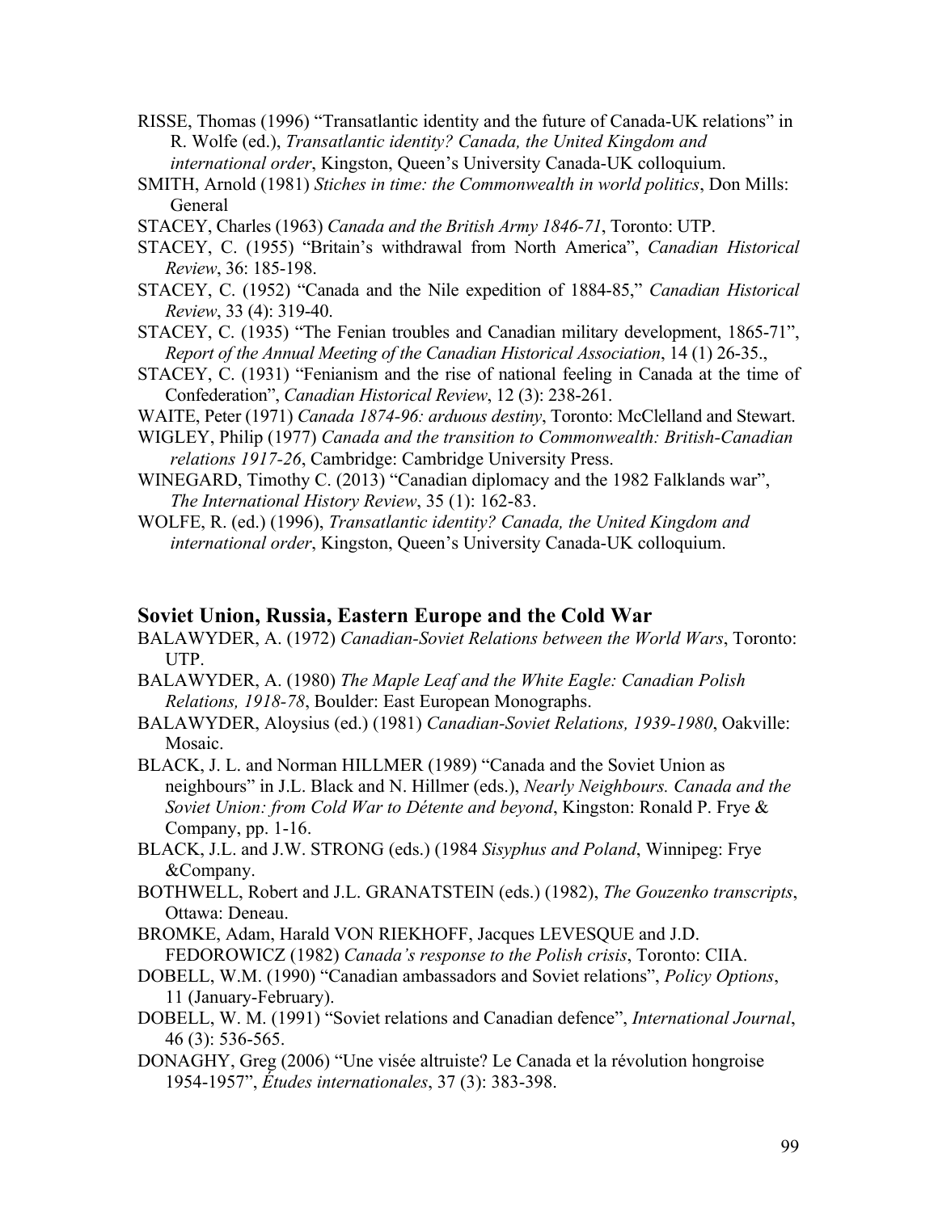RISSE, Thomas (1996) "Transatlantic identity and the future of Canada-UK relations" in R. Wolfe (ed.), *Transatlantic identity? Canada, the United Kingdom and international order*, Kingston, Queen's University Canada-UK colloquium.

SMITH, Arnold (1981) *Stiches in time: the Commonwealth in world politics*, Don Mills: General

STACEY, Charles (1963) *Canada and the British Army 1846-71*, Toronto: UTP.

STACEY, C. (1955) "Britain's withdrawal from North America", *Canadian Historical Review*, 36: 185-198.

STACEY, C. (1952) "Canada and the Nile expedition of 1884-85," *Canadian Historical Review*, 33 (4): 319-40.

STACEY, C. (1935) "The Fenian troubles and Canadian military development, 1865-71", *Report of the Annual Meeting of the Canadian Historical Association*, 14 (1) 26-35.,

STACEY, C. (1931) "Fenianism and the rise of national feeling in Canada at the time of Confederation", *Canadian Historical Review*, 12 (3): 238-261.

WAITE, Peter (1971) *Canada 1874-96: arduous destiny*, Toronto: McClelland and Stewart.

WIGLEY, Philip (1977) *Canada and the transition to Commonwealth: British-Canadian relations 1917-26*, Cambridge: Cambridge University Press.

WINEGARD, Timothy C. (2013) "Canadian diplomacy and the 1982 Falklands war", *The International History Review*, 35 (1): 162-83.

WOLFE, R. (ed.) (1996), *Transatlantic identity? Canada, the United Kingdom and international order*, Kingston, Queen's University Canada-UK colloquium.

## Soviet Union, Russia, Eastern Europe and the Cold War

BALAWYDER, A. (1972) *Canadian-Soviet Relations between the World Wars*, Toronto: UTP.

BALAWYDER, A. (1980) *The Maple Leaf and the White Eagle: Canadian Polish Relations, 1918-78*, Boulder: East European Monographs.

BALAWYDER, Aloysius (ed.) (1981) *Canadian-Soviet Relations, 1939-1980*, Oakville: Mosaic.

BLACK, J. L. and Norman HILLMER (1989) "Canada and the Soviet Union as neighbours" in J.L. Black and N. Hillmer (eds.), *Nearly Neighbours. Canada and the Soviet Union: from Cold War to Détente and beyond*, Kingston: Ronald P. Frye & Company, pp. 1-16.

BLACK, J.L. and J.W. STRONG (eds.) (1984 *Sisyphus and Poland*, Winnipeg: Frye &Company.

BOTHWELL, Robert and J.L. GRANATSTEIN (eds.) (1982), *The Gouzenko transcripts*, Ottawa: Deneau.

BROMKE, Adam, Harald VON RIEKHOFF, Jacques LEVESQUE and J.D. FEDOROWICZ (1982) *Canada's response to the Polish crisis*, Toronto: CIIA.

DOBELL, W.M. (1990) "Canadian ambassadors and Soviet relations", *Policy Options*, 11 (January-February).

DOBELL, W. M. (1991) "Soviet relations and Canadian defence", *International Journal*, 46 (3): 536-565.

DONAGHY, Greg (2006) "Une visée altruiste? Le Canada et la révolution hongroise 1954-1957", *Études internationales*, 37 (3): 383-398.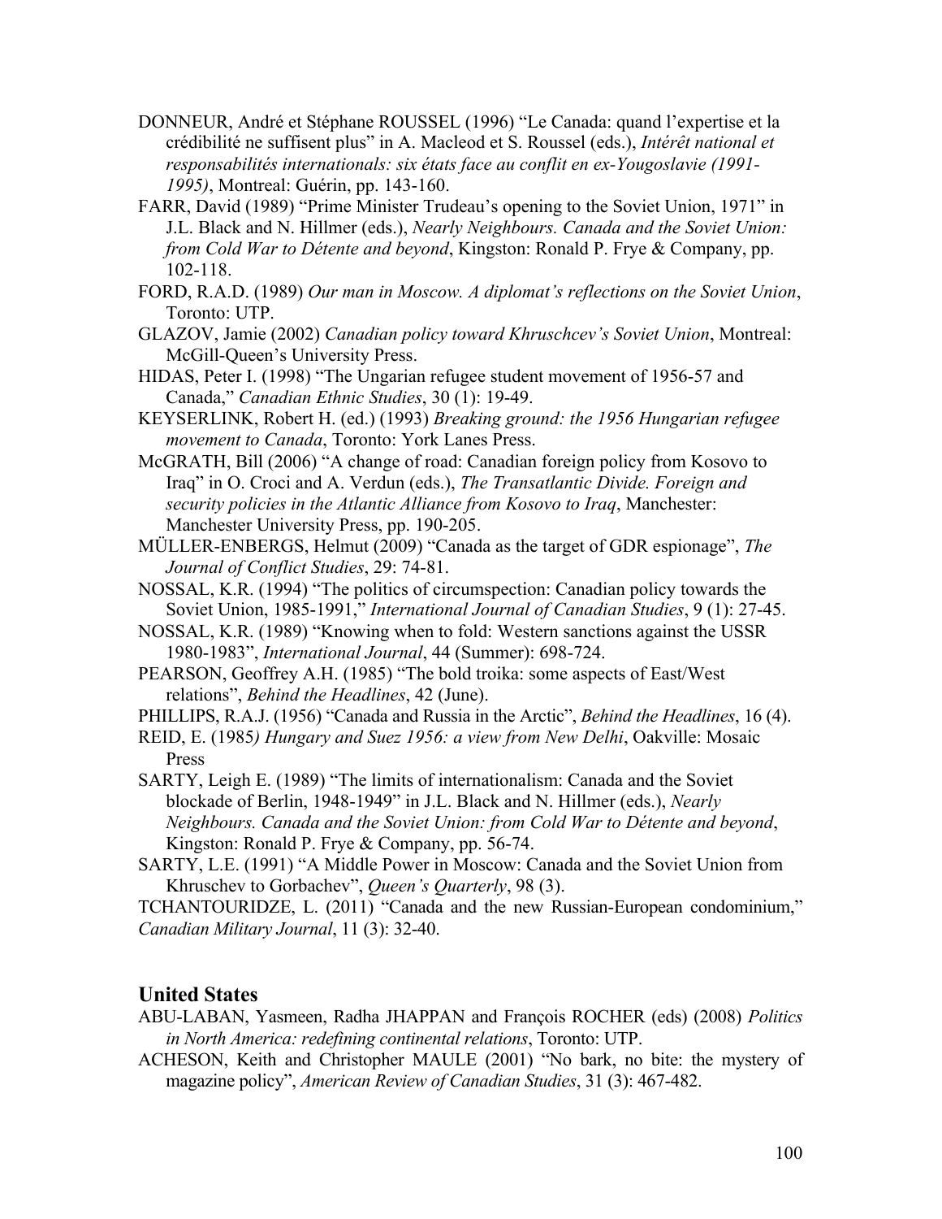DONNEUR, André et Stéphane ROUSSEL (1996) "Le Canada: quand l'expertise et la crédibilité ne suffisent plus" in A. Macleod et S. Roussel (eds.), *Intérêt national et responsabilités internationals: six états face au conflit en ex-Yougoslavie (1991-1995)*, Montreal: Guérin, pp. 143-160.

FARR, David (1989) "Prime Minister Trudeau's opening to the Soviet Union, 1971" in J.L. Black and N. Hillmer (eds.), *Nearly Neighbours. Canada and the Soviet Union: from Cold War to Détente and beyond*, Kingston: Ronald P. Frye & Company, pp. 102-118.

FORD, R.A.D. (1989) *Our man in Moscow. A diplomat's reflections on the Soviet Union*, Toronto: UTP.

GLAZOV, Jamie (2002) *Canadian policy toward Khruschcev's Soviet Union*, Montreal: McGill-Queen's University Press.

HIDAS, Peter I. (1998) "The Ungarian refugee student movement of 1956-57 and Canada," *Canadian Ethnic Studies*, 30 (1): 19-49.

KEYSERLINK, Robert H. (ed.) (1993) *Breaking ground: the 1956 Hungarian refugee movement to Canada*, Toronto: York Lanes Press.

McGRATH, Bill (2006) "A change of road: Canadian foreign policy from Kosovo to Iraq" in O. Croci and A. Verdun (eds.), *The Transatlantic Divide. Foreign and security policies in the Atlantic Alliance from Kosovo to Iraq*, Manchester: Manchester University Press, pp. 190-205.

MÜLLER-ENBERGS, Helmut (2009) "Canada as the target of GDR espionage", *The Journal of Conflict Studies*, 29: 74-81.

NOSSAL, K.R. (1994) "The politics of circumspection: Canadian policy towards the Soviet Union, 1985-1991," *International Journal of Canadian Studies*, 9 (1): 27-45.

NOSSAL, K.R. (1989) "Knowing when to fold: Western sanctions against the USSR 1980-1983", *International Journal*, 44 (Summer): 698-724.

PEARSON, Geoffrey A.H. (1985) "The bold troika: some aspects of East/West relations", *Behind the Headlines*, 42 (June).

PHILLIPS, R.A.J. (1956) "Canada and Russia in the Arctic", *Behind the Headlines*, 16 (4).

REID, E. (1985*) Hungary and Suez 1956: a view from New Delhi*, Oakville: Mosaic Press

SARTY, Leigh E. (1989) "The limits of internationalism: Canada and the Soviet blockade of Berlin, 1948-1949" in J.L. Black and N. Hillmer (eds.), *Nearly Neighbours. Canada and the Soviet Union: from Cold War to Détente and beyond*, Kingston: Ronald P. Frye & Company, pp. 56-74.

SARTY, L.E. (1991) "A Middle Power in Moscow: Canada and the Soviet Union from Khruschev to Gorbachev", *Queen's Quarterly*, 98 (3).

TCHANTOURIDZE, L. (2011) "Canada and the new Russian-European condominium," *Canadian Military Journal*, 11 (3): 32-40.

## United States

ABU-LABAN, Yasmeen, Radha JHAPPAN and François ROCHER (eds) (2008) *Politics in North America: redefining continental relations*, Toronto: UTP.

ACHESON, Keith and Christopher MAULE (2001) "No bark, no bite: the mystery of magazine policy", *American Review of Canadian Studies*, 31 (3): 467-482.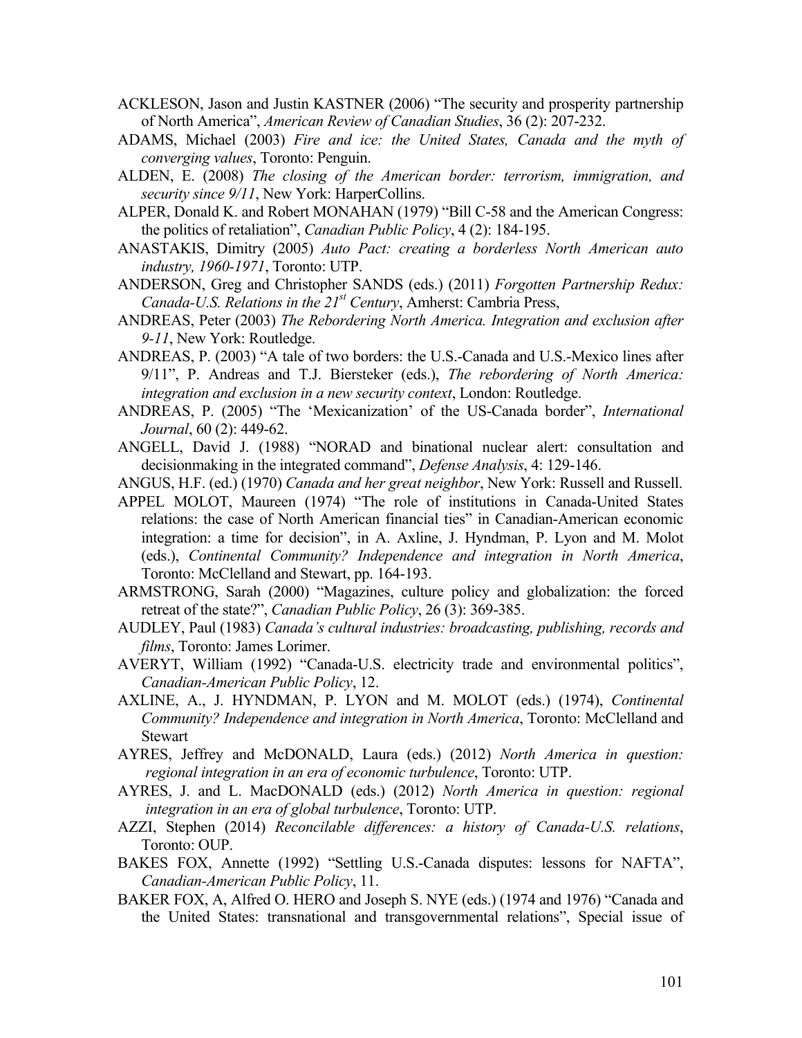ACKLESON, Jason and Justin KASTNER (2006) "The security and prosperity partnership of North America", *American Review of Canadian Studies*, 36 (2): 207-232.

ADAMS, Michael (2003) *Fire and ice: the United States, Canada and the myth of converging values*, Toronto: Penguin.

ALDEN, E. (2008) *The closing of the American border: terrorism, immigration, and security since 9/11*, New York: HarperCollins.

ALPER, Donald K. and Robert MONAHAN (1979) "Bill C-58 and the American Congress: the politics of retaliation", *Canadian Public Policy*, 4 (2): 184-195.

ANASTAKIS, Dimitry (2005) *Auto Pact: creating a borderless North American auto industry, 1960-1971*, Toronto: UTP.

ANDERSON, Greg and Christopher SANDS (eds.) (2011) *Forgotten Partnership Redux: Canada-U.S. Relations in the 21st Century*, Amherst: Cambria Press,

ANDREAS, Peter (2003) *The Rebordering North America. Integration and exclusion after 9-11*, New York: Routledge.

ANDREAS, P. (2003) "A tale of two borders: the U.S.-Canada and U.S.-Mexico lines after 9/11", P. Andreas and T.J. Biersteker (eds.), *The rebordering of North America: integration and exclusion in a new security context*, London: Routledge.

ANDREAS, P. (2005) "The 'Mexicanization' of the US-Canada border", *International Journal*, 60 (2): 449-62.

ANGELL, David J. (1988) "NORAD and binational nuclear alert: consultation and decisionmaking in the integrated command", *Defense Analysis*, 4: 129-146.

ANGUS, H.F. (ed.) (1970) *Canada and her great neighbor*, New York: Russell and Russell.

APPEL MOLOT, Maureen (1974) "The role of institutions in Canada-United States relations: the case of North American financial ties" in Canadian-American economic integration: a time for decision", in A. Axline, J. Hyndman, P. Lyon and M. Molot (eds.), *Continental Community? Independence and integration in North America*, Toronto: McClelland and Stewart, pp. 164-193.

ARMSTRONG, Sarah (2000) "Magazines, culture policy and globalization: the forced retreat of the state?", *Canadian Public Policy*, 26 (3): 369-385.

AUDLEY, Paul (1983) *Canada's cultural industries: broadcasting, publishing, records and films*, Toronto: James Lorimer.

AVERYT, William (1992) "Canada-U.S. electricity trade and environmental politics", *Canadian-American Public Policy*, 12.

AXLINE, A., J. HYNDMAN, P. LYON and M. MOLOT (eds.) (1974), *Continental Community? Independence and integration in North America*, Toronto: McClelland and Stewart

AYRES, Jeffrey and McDONALD, Laura (eds.) (2012) *North America in question: regional integration in an era of economic turbulence*, Toronto: UTP.

AYRES, J. and L. MacDONALD (eds.) (2012) *North America in question: regional integration in an era of global turbulence*, Toronto: UTP.

AZZI, Stephen (2014) *Reconcilable differences: a history of Canada-U.S. relations*, Toronto: OUP.

BAKES FOX, Annette (1992) "Settling U.S.-Canada disputes: lessons for NAFTA", *Canadian-American Public Policy*, 11.

BAKER FOX, A, Alfred O. HERO and Joseph S. NYE (eds.) (1974 and 1976) "Canada and the United States: transnational and transgovernmental relations", Special issue of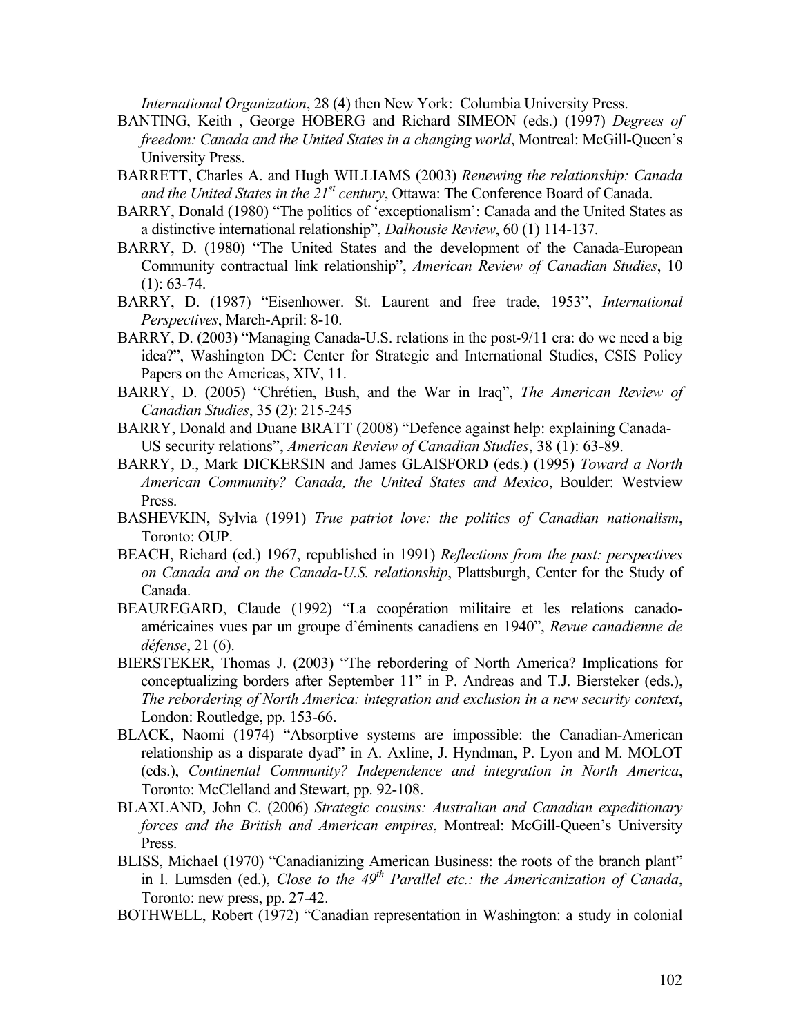*International Organization*, 28 (4) then New York: Columbia University Press.

BANTING, Keith , George HOBERG and Richard SIMEON (eds.) (1997) *Degrees of freedom: Canada and the United States in a changing world*, Montreal: McGill-Queen's University Press.

BARRETT, Charles A. and Hugh WILLIAMS (2003) *Renewing the relationship: Canada and the United States in the 21st century*, Ottawa: The Conference Board of Canada.

BARRY, Donald (1980) "The politics of 'exceptionalism': Canada and the United States as a distinctive international relationship", *Dalhousie Review*, 60 (1) 114-137.

BARRY, D. (1980) "The United States and the development of the Canada-European Community contractual link relationship", *American Review of Canadian Studies*, 10 (1): 63-74.

BARRY, D. (1987) "Eisenhower. St. Laurent and free trade, 1953", *International Perspectives*, March-April: 8-10.

BARRY, D. (2003) "Managing Canada-U.S. relations in the post-9/11 era: do we need a big idea?", Washington DC: Center for Strategic and International Studies, CSIS Policy Papers on the Americas, XIV, 11.

BARRY, D. (2005) "Chrétien, Bush, and the War in Iraq", *The American Review of Canadian Studies*, 35 (2): 215-245

BARRY, Donald and Duane BRATT (2008) "Defence against help: explaining Canada-US security relations", *American Review of Canadian Studies*, 38 (1): 63-89.

BARRY, D., Mark DICKERSIN and James GLAISFORD (eds.) (1995) *Toward a North American Community? Canada, the United States and Mexico*, Boulder: Westview Press.

BASHEVKIN, Sylvia (1991) *True patriot love: the politics of Canadian nationalism*, Toronto: OUP.

BEACH, Richard (ed.) 1967, republished in 1991) *Reflections from the past: perspectives on Canada and on the Canada-U.S. relationship*, Plattsburgh, Center for the Study of Canada.

BEAUREGARD, Claude (1992) "La coopération militaire et les relations canado-américaines vues par un groupe d'éminents canadiens en 1940", *Revue canadienne de défense*, 21 (6).

BIERSTEKER, Thomas J. (2003) "The rebordering of North America? Implications for conceptualizing borders after September 11" in P. Andreas and T.J. Biersteker (eds.), *The rebordering of North America: integration and exclusion in a new security context*, London: Routledge, pp. 153-66.

BLACK, Naomi (1974) "Absorptive systems are impossible: the Canadian-American relationship as a disparate dyad" in A. Axline, J. Hyndman, P. Lyon and M. MOLOT (eds.), *Continental Community? Independence and integration in North America*, Toronto: McClelland and Stewart, pp. 92-108.

BLAXLAND, John C. (2006) *Strategic cousins: Australian and Canadian expeditionary forces and the British and American empires*, Montreal: McGill-Queen's University Press.

BLISS, Michael (1970) "Canadianizing American Business: the roots of the branch plant" in I. Lumsden (ed.), *Close to the 49th Parallel etc.: the Americanization of Canada*, Toronto: new press, pp. 27-42.

BOTHWELL, Robert (1972) "Canadian representation in Washington: a study in colonial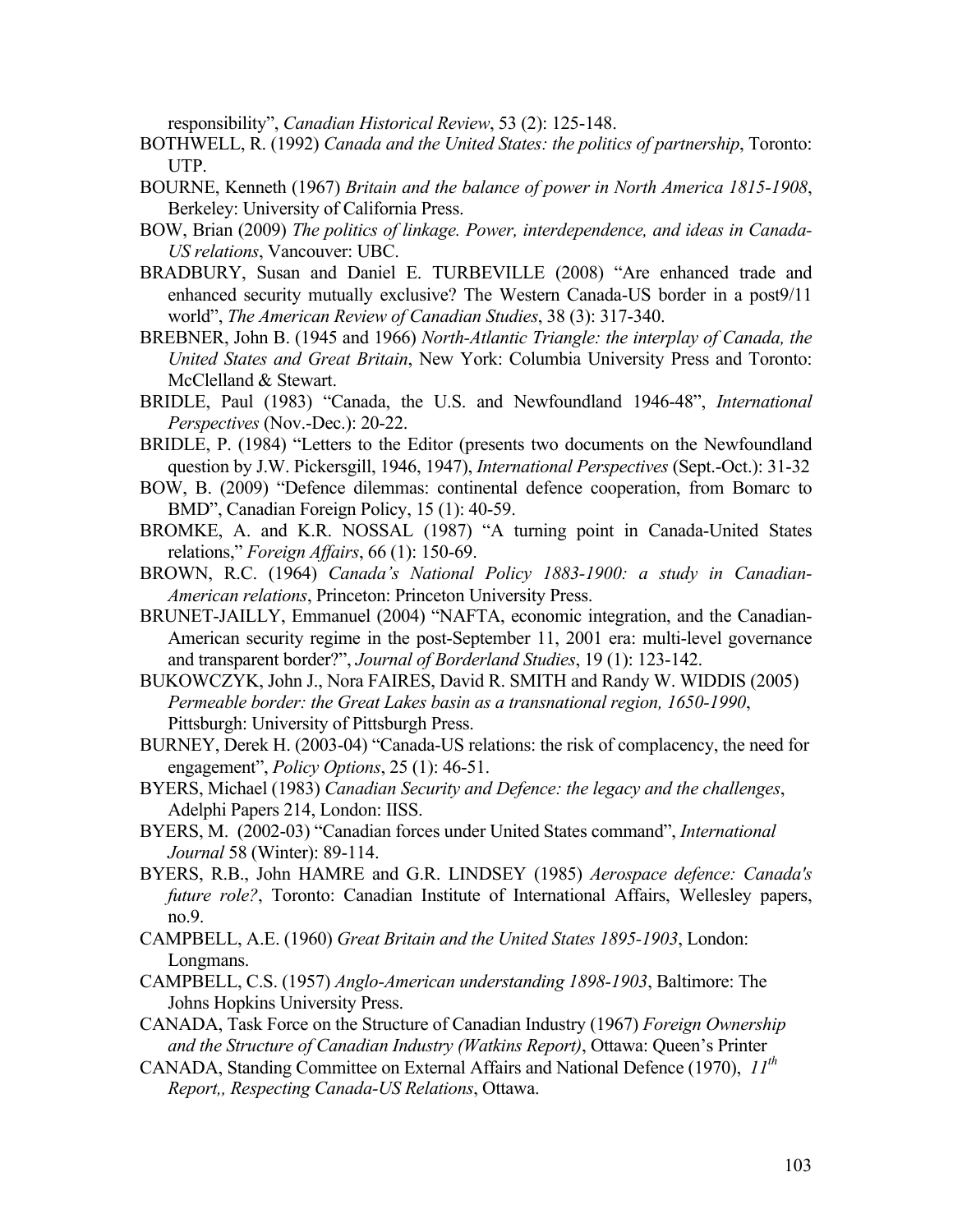responsibility", *Canadian Historical Review*, 53 (2): 125-148.

BOTHWELL, R. (1992) *Canada and the United States: the politics of partnership*, Toronto: UTP.

BOURNE, Kenneth (1967) *Britain and the balance of power in North America 1815-1908*, Berkeley: University of California Press.

BOW, Brian (2009) *The politics of linkage. Power, interdependence, and ideas in Canada-US relations*, Vancouver: UBC.

BRADBURY, Susan and Daniel E. TURBEVILLE (2008) "Are enhanced trade and enhanced security mutually exclusive? The Western Canada-US border in a post9/11 world", *The American Review of Canadian Studies*, 38 (3): 317-340.

BREBNER, John B. (1945 and 1966) *North-Atlantic Triangle: the interplay of Canada, the United States and Great Britain*, New York: Columbia University Press and Toronto: McClelland & Stewart.

BRIDLE, Paul (1983) "Canada, the U.S. and Newfoundland 1946-48", *International Perspectives* (Nov.-Dec.): 20-22.

BRIDLE, P. (1984) "Letters to the Editor (presents two documents on the Newfoundland question by J.W. Pickersgill, 1946, 1947), *International Perspectives* (Sept.-Oct.): 31-32

BOW, B. (2009) "Defence dilemmas: continental defence cooperation, from Bomarc to BMD", Canadian Foreign Policy, 15 (1): 40-59.

BROMKE, A. and K.R. NOSSAL (1987) "A turning point in Canada-United States relations," *Foreign Affairs*, 66 (1): 150-69.

BROWN, R.C. (1964) *Canada's National Policy 1883-1900: a study in Canadian-American relations*, Princeton: Princeton University Press.

BRUNET-JAILLY, Emmanuel (2004) "NAFTA, economic integration, and the Canadian-American security regime in the post-September 11, 2001 era: multi-level governance and transparent border?", *Journal of Borderland Studies*, 19 (1): 123-142.

BUKOWCZYK, John J., Nora FAIRES, David R. SMITH and Randy W. WIDDIS (2005) *Permeable border: the Great Lakes basin as a transnational region, 1650-1990*, Pittsburgh: University of Pittsburgh Press.

BURNEY, Derek H. (2003-04) "Canada-US relations: the risk of complacency, the need for engagement", *Policy Options*, 25 (1): 46-51.

BYERS, Michael (1983) *Canadian Security and Defence: the legacy and the challenges*, Adelphi Papers 214, London: IISS.

BYERS, M. (2002-03) "Canadian forces under United States command", *International Journal* 58 (Winter): 89-114.

BYERS, R.B., John HAMRE and G.R. LINDSEY (1985) *Aerospace defence: Canada's future role?*, Toronto: Canadian Institute of International Affairs, Wellesley papers, no.9.

CAMPBELL, A.E. (1960) *Great Britain and the United States 1895-1903*, London: Longmans.

CAMPBELL, C.S. (1957) *Anglo-American understanding 1898-1903*, Baltimore: The Johns Hopkins University Press.

CANADA, Task Force on the Structure of Canadian Industry (1967) *Foreign Ownership and the Structure of Canadian Industry (Watkins Report)*, Ottawa: Queen's Printer

CANADA, Standing Committee on External Affairs and National Defence (1970), *11th Report,, Respecting Canada-US Relations*, Ottawa.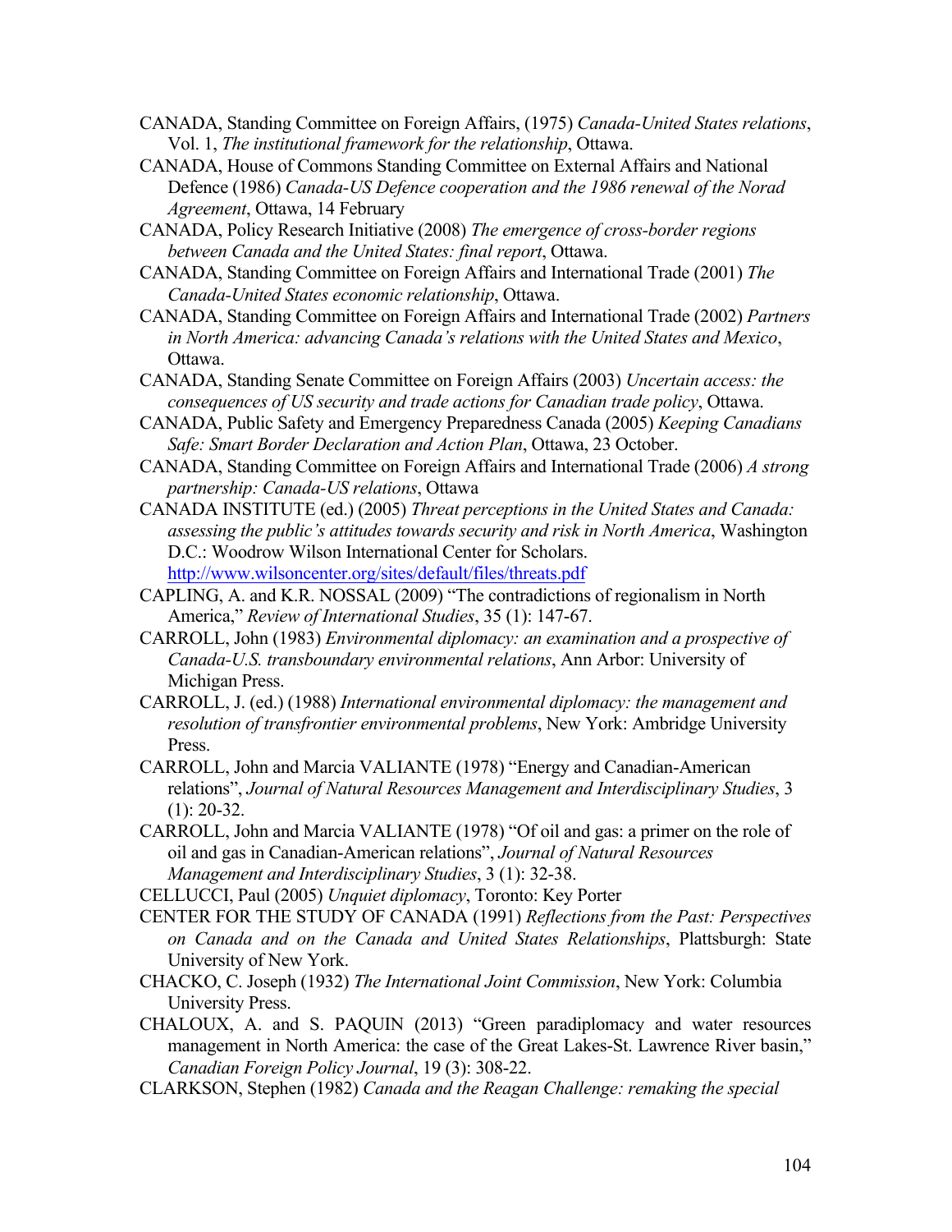CANADA, Standing Committee on Foreign Affairs, (1975) *Canada-United States relations*, Vol. 1, *The institutional framework for the relationship*, Ottawa.

CANADA, House of Commons Standing Committee on External Affairs and National Defence (1986) *Canada-US Defence cooperation and the 1986 renewal of the Norad Agreement*, Ottawa, 14 February

CANADA, Policy Research Initiative (2008) *The emergence of cross-border regions between Canada and the United States: final report*, Ottawa.

CANADA, Standing Committee on Foreign Affairs and International Trade (2001) *The Canada-United States economic relationship*, Ottawa.

CANADA, Standing Committee on Foreign Affairs and International Trade (2002) *Partners in North America: advancing Canada's relations with the United States and Mexico*, Ottawa.

CANADA, Standing Senate Committee on Foreign Affairs (2003) *Uncertain access: the consequences of US security and trade actions for Canadian trade policy*, Ottawa.

CANADA, Public Safety and Emergency Preparedness Canada (2005) *Keeping Canadians Safe: Smart Border Declaration and Action Plan*, Ottawa, 23 October.

CANADA, Standing Committee on Foreign Affairs and International Trade (2006) *A strong partnership: Canada-US relations*, Ottawa

CANADA INSTITUTE (ed.) (2005) *Threat perceptions in the United States and Canada: assessing the public's attitudes towards security and risk in North America*, Washington D.C.: Woodrow Wilson International Center for Scholars. http://www.wilsoncenter.org/sites/default/files/threats.pdf

CAPLING, A. and K.R. NOSSAL (2009) "The contradictions of regionalism in North America," *Review of International Studies*, 35 (1): 147-67.

CARROLL, John (1983) *Environmental diplomacy: an examination and a prospective of Canada-U.S. transboundary environmental relations*, Ann Arbor: University of Michigan Press.

CARROLL, J. (ed.) (1988) *International environmental diplomacy: the management and resolution of transfrontier environmental problems*, New York: Ambridge University Press.

CARROLL, John and Marcia VALIANTE (1978) "Energy and Canadian-American relations", *Journal of Natural Resources Management and Interdisciplinary Studies*, 3 (1): 20-32.

CARROLL, John and Marcia VALIANTE (1978) "Of oil and gas: a primer on the role of oil and gas in Canadian-American relations", *Journal of Natural Resources Management and Interdisciplinary Studies*, 3 (1): 32-38.

CELLUCCI, Paul (2005) *Unquiet diplomacy*, Toronto: Key Porter

CENTER FOR THE STUDY OF CANADA (1991) *Reflections from the Past: Perspectives on Canada and on the Canada and United States Relationships*, Plattsburgh: State University of New York.

CHACKO, C. Joseph (1932) *The International Joint Commission*, New York: Columbia University Press.

CHALOUX, A. and S. PAQUIN (2013) "Green paradiplomacy and water resources management in North America: the case of the Great Lakes-St. Lawrence River basin," *Canadian Foreign Policy Journal*, 19 (3): 308-22.

CLARKSON, Stephen (1982) *Canada and the Reagan Challenge: remaking the special*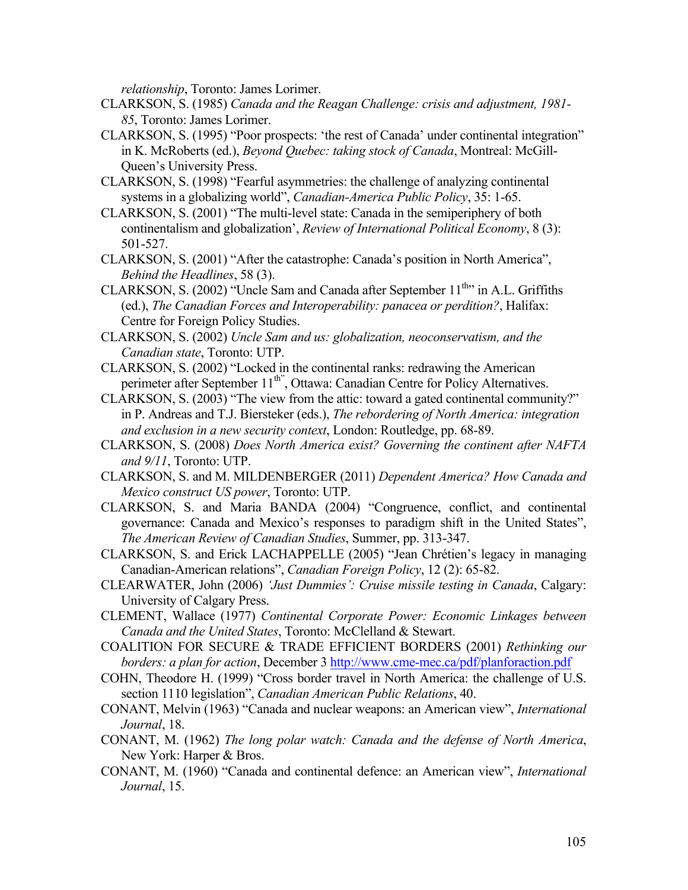*relationship*, Toronto: James Lorimer.

CLARKSON, S. (1985) *Canada and the Reagan Challenge: crisis and adjustment, 1981-85*, Toronto: James Lorimer.

CLARKSON, S. (1995) "Poor prospects: 'the rest of Canada' under continental integration" in K. McRoberts (ed.), *Beyond Quebec: taking stock of Canada*, Montreal: McGill-Queen's University Press.

CLARKSON, S. (1998) "Fearful asymmetries: the challenge of analyzing continental systems in a globalizing world", *Canadian-America Public Policy*, 35: 1-65.

CLARKSON, S. (2001) "The multi-level state: Canada in the semiperiphery of both continentalism and globalization', *Review of International Political Economy*, 8 (3): 501-527.

CLARKSON, S. (2001) "After the catastrophe: Canada's position in North America", *Behind the Headlines*, 58 (3).

CLARKSON, S. (2002) "Uncle Sam and Canada after September 11th" in A.L. Griffiths (ed.), *The Canadian Forces and Interoperability: panacea or perdition?*, Halifax: Centre for Foreign Policy Studies.

CLARKSON, S. (2002) *Uncle Sam and us: globalization, neoconservatism, and the Canadian state*, Toronto: UTP.

CLARKSON, S. (2002) "Locked in the continental ranks: redrawing the American perimeter after September 11th", Ottawa: Canadian Centre for Policy Alternatives.

CLARKSON, S. (2003) "The view from the attic: toward a gated continental community?" in P. Andreas and T.J. Biersteker (eds.), *The rebordering of North America: integration and exclusion in a new security context*, London: Routledge, pp. 68-89.

CLARKSON, S. (2008) *Does North America exist? Governing the continent after NAFTA and 9/11*, Toronto: UTP.

CLARKSON, S. and M. MILDENBERGER (2011) *Dependent America? How Canada and Mexico construct US power*, Toronto: UTP.

CLARKSON, S. and Maria BANDA (2004) "Congruence, conflict, and continental governance: Canada and Mexico's responses to paradigm shift in the United States", *The American Review of Canadian Studies*, Summer, pp. 313-347.

CLARKSON, S. and Erick LACHAPPELLE (2005) "Jean Chrétien's legacy in managing Canadian-American relations", *Canadian Foreign Policy*, 12 (2): 65-82.

CLEARWATER, John (2006) *'Just Dummies': Cruise missile testing in Canada*, Calgary: University of Calgary Press.

CLEMENT, Wallace (1977) *Continental Corporate Power: Economic Linkages between Canada and the United States*, Toronto: McClelland & Stewart.

COALITION FOR SECURE & TRADE EFFICIENT BORDERS (2001) *Rethinking our borders: a plan for action*, December 3 http://www.cme-mec.ca/pdf/planforaction.pdf

COHN, Theodore H. (1999) "Cross border travel in North America: the challenge of U.S. section 1110 legislation", *Canadian American Public Relations*, 40.

CONANT, Melvin (1963) "Canada and nuclear weapons: an American view", *International Journal*, 18.

CONANT, M. (1962) *The long polar watch: Canada and the defense of North America*, New York: Harper & Bros.

CONANT, M. (1960) "Canada and continental defence: an American view", *International Journal*, 15.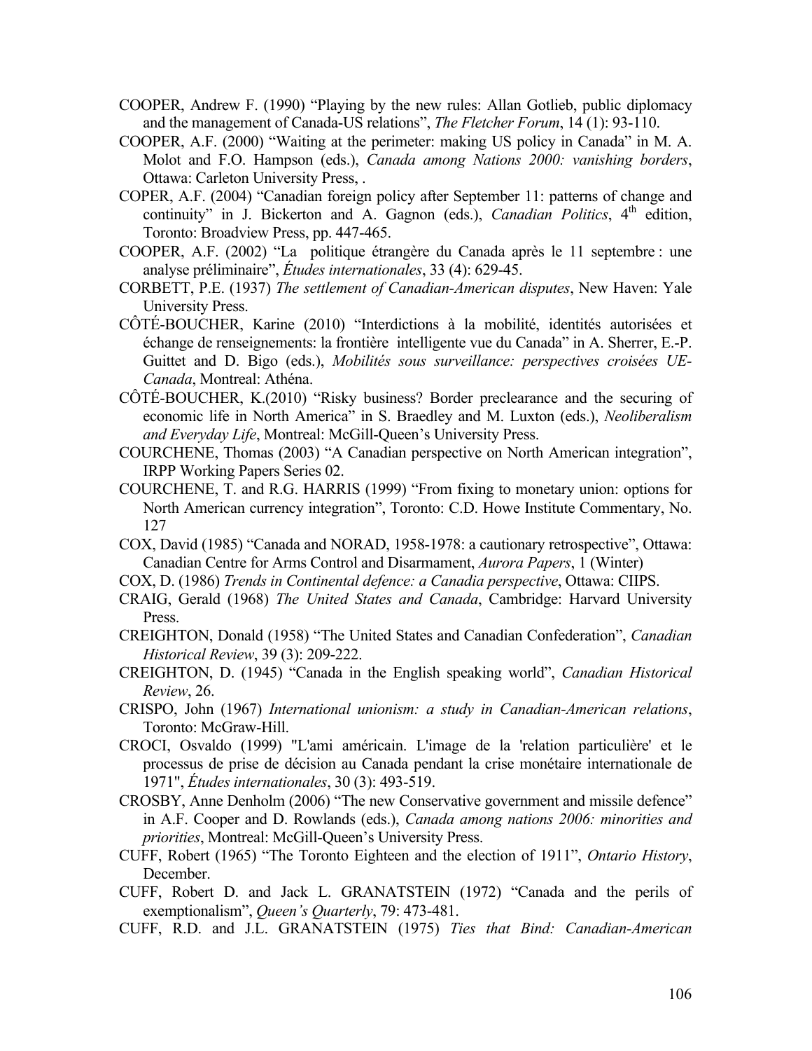COOPER, Andrew F. (1990) "Playing by the new rules: Allan Gotlieb, public diplomacy and the management of Canada-US relations", *The Fletcher Forum*, 14 (1): 93-110.

COOPER, A.F. (2000) "Waiting at the perimeter: making US policy in Canada" in M. A. Molot and F.O. Hampson (eds.), *Canada among Nations 2000: vanishing borders*, Ottawa: Carleton University Press, .

COPER, A.F. (2004) "Canadian foreign policy after September 11: patterns of change and continuity" in J. Bickerton and A. Gagnon (eds.), *Canadian Politics*, 4th edition, Toronto: Broadview Press, pp. 447-465.

COOPER, A.F. (2002) "La politique étrangère du Canada après le 11 septembre : une analyse préliminaire", *Études internationales*, 33 (4): 629-45.

CORBETT, P.E. (1937) *The settlement of Canadian-American disputes*, New Haven: Yale University Press.

CÔTÉ-BOUCHER, Karine (2010) "Interdictions à la mobilité, identités autorisées et échange de renseignements: la frontière intelligente vue du Canada" in A. Sherrer, E.-P. Guittet and D. Bigo (eds.), *Mobilités sous surveillance: perspectives croisées UE-Canada*, Montreal: Athéna.

CÔTÉ-BOUCHER, K.(2010) "Risky business? Border preclearance and the securing of economic life in North America" in S. Braedley and M. Luxton (eds.), *Neoliberalism and Everyday Life*, Montreal: McGill-Queen's University Press.

COURCHENE, Thomas (2003) "A Canadian perspective on North American integration", IRPP Working Papers Series 02.

COURCHENE, T. and R.G. HARRIS (1999) "From fixing to monetary union: options for North American currency integration", Toronto: C.D. Howe Institute Commentary, No. 127

COX, David (1985) "Canada and NORAD, 1958-1978: a cautionary retrospective", Ottawa: Canadian Centre for Arms Control and Disarmament, *Aurora Papers*, 1 (Winter)

COX, D. (1986) *Trends in Continental defence: a Canadia perspective*, Ottawa: CIIPS.

CRAIG, Gerald (1968) *The United States and Canada*, Cambridge: Harvard University Press.

CREIGHTON, Donald (1958) "The United States and Canadian Confederation", *Canadian Historical Review*, 39 (3): 209-222.

CREIGHTON, D. (1945) "Canada in the English speaking world", *Canadian Historical Review*, 26.

CRISPO, John (1967) *International unionism: a study in Canadian-American relations*, Toronto: McGraw-Hill.

CROCI, Osvaldo (1999) "L'ami américain. L'image de la 'relation particulière' et le processus de prise de décision au Canada pendant la crise monétaire internationale de 1971", *Études internationales*, 30 (3): 493-519.

CROSBY, Anne Denholm (2006) "The new Conservative government and missile defence" in A.F. Cooper and D. Rowlands (eds.), *Canada among nations 2006: minorities and priorities*, Montreal: McGill-Queen's University Press.

CUFF, Robert (1965) "The Toronto Eighteen and the election of 1911", *Ontario History*, December.

CUFF, Robert D. and Jack L. GRANATSTEIN (1972) "Canada and the perils of exemptionalism", *Queen's Quarterly*, 79: 473-481.

CUFF, R.D. and J.L. GRANATSTEIN (1975) *Ties that Bind: Canadian-American*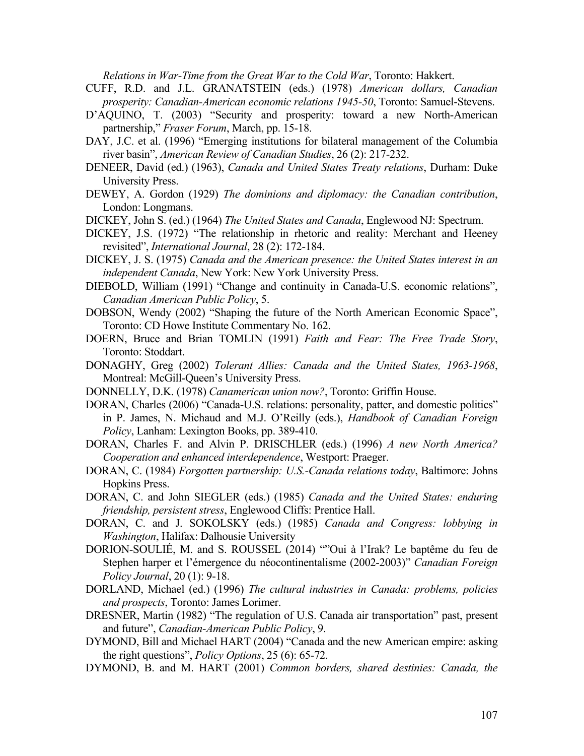*Relations in War-Time from the Great War to the Cold War*, Toronto: Hakkert.

CUFF, R.D. and J.L. GRANATSTEIN (eds.) (1978) *American dollars, Canadian prosperity: Canadian-American economic relations 1945-50*, Toronto: Samuel-Stevens.

D'AQUINO, T. (2003) "Security and prosperity: toward a new North-American partnership," *Fraser Forum*, March, pp. 15-18.

DAY, J.C. et al. (1996) "Emerging institutions for bilateral management of the Columbia river basin", *American Review of Canadian Studies*, 26 (2): 217-232.

DENEER, David (ed.) (1963), *Canada and United States Treaty relations*, Durham: Duke University Press.

DEWEY, A. Gordon (1929) *The dominions and diplomacy: the Canadian contribution*, London: Longmans.

DICKEY, John S. (ed.) (1964) *The United States and Canada*, Englewood NJ: Spectrum.

DICKEY, J.S. (1972) "The relationship in rhetoric and reality: Merchant and Heeney revisited", *International Journal*, 28 (2): 172-184.

DICKEY, J. S. (1975) *Canada and the American presence: the United States interest in an independent Canada*, New York: New York University Press.

DIEBOLD, William (1991) "Change and continuity in Canada-U.S. economic relations", *Canadian American Public Policy*, 5.

DOBSON, Wendy (2002) "Shaping the future of the North American Economic Space", Toronto: CD Howe Institute Commentary No. 162.

DOERN, Bruce and Brian TOMLIN (1991) *Faith and Fear: The Free Trade Story*, Toronto: Stoddart.

DONAGHY, Greg (2002) *Tolerant Allies: Canada and the United States, 1963-1968*, Montreal: McGill-Queen's University Press.

DONNELLY, D.K. (1978) *Canamerican union now?*, Toronto: Griffin House.

DORAN, Charles (2006) "Canada-U.S. relations: personality, patter, and domestic politics" in P. James, N. Michaud and M.J. O'Reilly (eds.), *Handbook of Canadian Foreign Policy*, Lanham: Lexington Books, pp. 389-410.

DORAN, Charles F. and Alvin P. DRISCHLER (eds.) (1996) *A new North America? Cooperation and enhanced interdependence*, Westport: Praeger.

DORAN, C. (1984) *Forgotten partnership: U.S.-Canada relations today*, Baltimore: Johns Hopkins Press.

DORAN, C. and John SIEGLER (eds.) (1985) *Canada and the United States: enduring friendship, persistent stress*, Englewood Cliffs: Prentice Hall.

DORAN, C. and J. SOKOLSKY (eds.) (1985) *Canada and Congress: lobbying in Washington*, Halifax: Dalhousie University

DORION-SOULIÉ, M. and S. ROUSSEL (2014) ""Oui à l'Irak? Le baptême du feu de Stephen harper et l'émergence du néocontinentalisme (2002-2003)" *Canadian Foreign Policy Journal*, 20 (1): 9-18.

DORLAND, Michael (ed.) (1996) *The cultural industries in Canada: problems, policies and prospects*, Toronto: James Lorimer.

DRESNER, Martin (1982) "The regulation of U.S. Canada air transportation" past, present and future", *Canadian-American Public Policy*, 9.

DYMOND, Bill and Michael HART (2004) "Canada and the new American empire: asking the right questions", *Policy Options*, 25 (6): 65-72.

DYMOND, B. and M. HART (2001) *Common borders, shared destinies: Canada, the*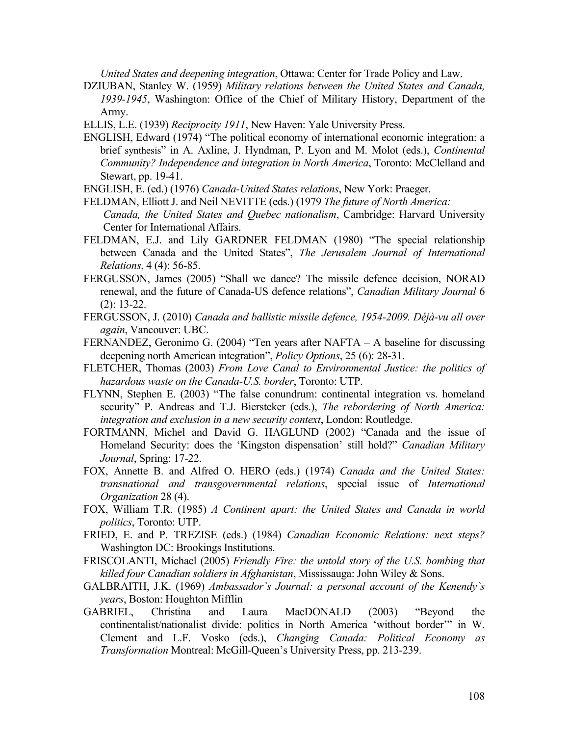*United States and deepening integration*, Ottawa: Center for Trade Policy and Law.

DZIUBAN, Stanley W. (1959) *Military relations between the United States and Canada, 1939-1945*, Washington: Office of the Chief of Military History, Department of the Army.

ELLIS, L.E. (1939) *Reciprocity 1911*, New Haven: Yale University Press.

ENGLISH, Edward (1974) "The political economy of international economic integration: a brief synthesis" in A. Axline, J. Hyndman, P. Lyon and M. Molot (eds.), *Continental Community? Independence and integration in North America*, Toronto: McClelland and Stewart, pp. 19-41.

ENGLISH, E. (ed.) (1976) *Canada-United States relations*, New York: Praeger.

FELDMAN, Elliott J. and Neil NEVITTE (eds.) (1979 *The future of North America: Canada, the United States and Quebec nationalism*, Cambridge: Harvard University Center for International Affairs.

FELDMAN, E.J. and Lily GARDNER FELDMAN (1980) "The special relationship between Canada and the United States", *The Jerusalem Journal of International Relations*, 4 (4): 56-85.

FERGUSSON, James (2005) "Shall we dance? The missile defence decision, NORAD renewal, and the future of Canada-US defence relations", *Canadian Military Journal* 6 (2): 13-22.

FERGUSSON, J. (2010) *Canada and ballistic missile defence, 1954-2009. Déjà-vu all over again*, Vancouver: UBC.

FERNANDEZ, Geronimo G. (2004) "Ten years after NAFTA – A baseline for discussing deepening north American integration", *Policy Options*, 25 (6): 28-31.

FLETCHER, Thomas (2003) *From Love Canal to Environmental Justice: the politics of hazardous waste on the Canada-U.S. border*, Toronto: UTP.

FLYNN, Stephen E. (2003) "The false conundrum: continental integration vs. homeland security" P. Andreas and T.J. Biersteker (eds.), *The rebordering of North America: integration and exclusion in a new security context*, London: Routledge.

FORTMANN, Michel and David G. HAGLUND (2002) "Canada and the issue of Homeland Security: does the 'Kingston dispensation' still hold?" *Canadian Military Journal*, Spring: 17-22.

FOX, Annette B. and Alfred O. HERO (eds.) (1974) *Canada and the United States: transnational and transgovernmental relations*, special issue of *International Organization* 28 (4).

FOX, William T.R. (1985) *A Continent apart: the United States and Canada in world politics*, Toronto: UTP.

FRIED, E. and P. TREZISE (eds.) (1984) *Canadian Economic Relations: next steps?* Washington DC: Brookings Institutions.

FRISCOLANTI, Michael (2005) *Friendly Fire: the untold story of the U.S. bombing that killed four Canadian soldiers in Afghanistan*, Mississauga: John Wiley & Sons.

GALBRAITH, J.K. (1969) *Ambassador`s Journal: a personal account of the Kenendy`s years*, Boston: Houghton Mifflin

GABRIEL, Christina and Laura MacDONALD (2003) "Beyond the continentalist/nationalist divide: politics in North America 'without border'" in W. Clement and L.F. Vosko (eds.), *Changing Canada: Political Economy as Transformation* Montreal: McGill-Queen's University Press, pp. 213-239.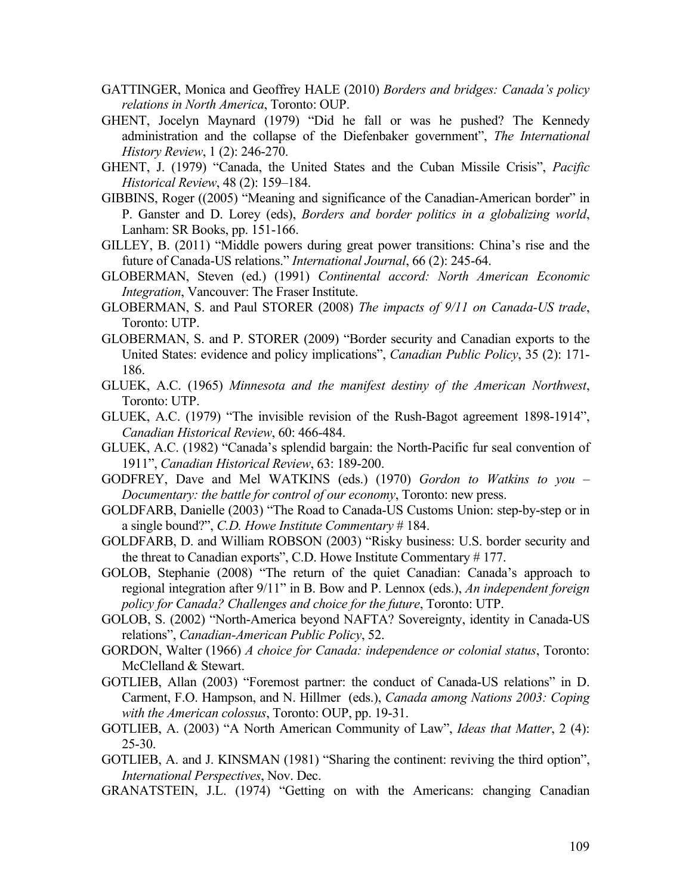GATTINGER, Monica and Geoffrey HALE (2010) *Borders and bridges: Canada's policy relations in North America*, Toronto: OUP.

GHENT, Jocelyn Maynard (1979) "Did he fall or was he pushed? The Kennedy administration and the collapse of the Diefenbaker government", *The International History Review*, 1 (2): 246-270.

GHENT, J. (1979) "Canada, the United States and the Cuban Missile Crisis", *Pacific Historical Review*, 48 (2): 159–184.

GIBBINS, Roger ((2005) "Meaning and significance of the Canadian-American border" in P. Ganster and D. Lorey (eds), *Borders and border politics in a globalizing world*, Lanham: SR Books, pp. 151-166.

GILLEY, B. (2011) "Middle powers during great power transitions: China's rise and the future of Canada-US relations." *International Journal*, 66 (2): 245-64.

GLOBERMAN, Steven (ed.) (1991) *Continental accord: North American Economic Integration*, Vancouver: The Fraser Institute.

GLOBERMAN, S. and Paul STORER (2008) *The impacts of 9/11 on Canada-US trade*, Toronto: UTP.

GLOBERMAN, S. and P. STORER (2009) "Border security and Canadian exports to the United States: evidence and policy implications", *Canadian Public Policy*, 35 (2): 171-186.

GLUEK, A.C. (1965) *Minnesota and the manifest destiny of the American Northwest*, Toronto: UTP.

GLUEK, A.C. (1979) "The invisible revision of the Rush-Bagot agreement 1898-1914", *Canadian Historical Review*, 60: 466-484.

GLUEK, A.C. (1982) "Canada's splendid bargain: the North-Pacific fur seal convention of 1911", *Canadian Historical Review*, 63: 189-200.

GODFREY, Dave and Mel WATKINS (eds.) (1970) *Gordon to Watkins to you – Documentary: the battle for control of our economy*, Toronto: new press.

GOLDFARB, Danielle (2003) "The Road to Canada-US Customs Union: step-by-step or in a single bound?", *C.D. Howe Institute Commentary* # 184.

GOLDFARB, D. and William ROBSON (2003) "Risky business: U.S. border security and the threat to Canadian exports", C.D. Howe Institute Commentary # 177.

GOLOB, Stephanie (2008) "The return of the quiet Canadian: Canada's approach to regional integration after 9/11" in B. Bow and P. Lennox (eds.), *An independent foreign policy for Canada? Challenges and choice for the future*, Toronto: UTP.

GOLOB, S. (2002) "North-America beyond NAFTA? Sovereignty, identity in Canada-US relations", *Canadian-American Public Policy*, 52.

GORDON, Walter (1966) *A choice for Canada: independence or colonial status*, Toronto: McClelland & Stewart.

GOTLIEB, Allan (2003) "Foremost partner: the conduct of Canada-US relations" in D. Carment, F.O. Hampson, and N. Hillmer (eds.), *Canada among Nations 2003: Coping with the American colossus*, Toronto: OUP, pp. 19-31.

GOTLIEB, A. (2003) "A North American Community of Law", *Ideas that Matter*, 2 (4): 25-30.

GOTLIEB, A. and J. KINSMAN (1981) "Sharing the continent: reviving the third option", *International Perspectives*, Nov. Dec.

GRANATSTEIN, J.L. (1974) "Getting on with the Americans: changing Canadian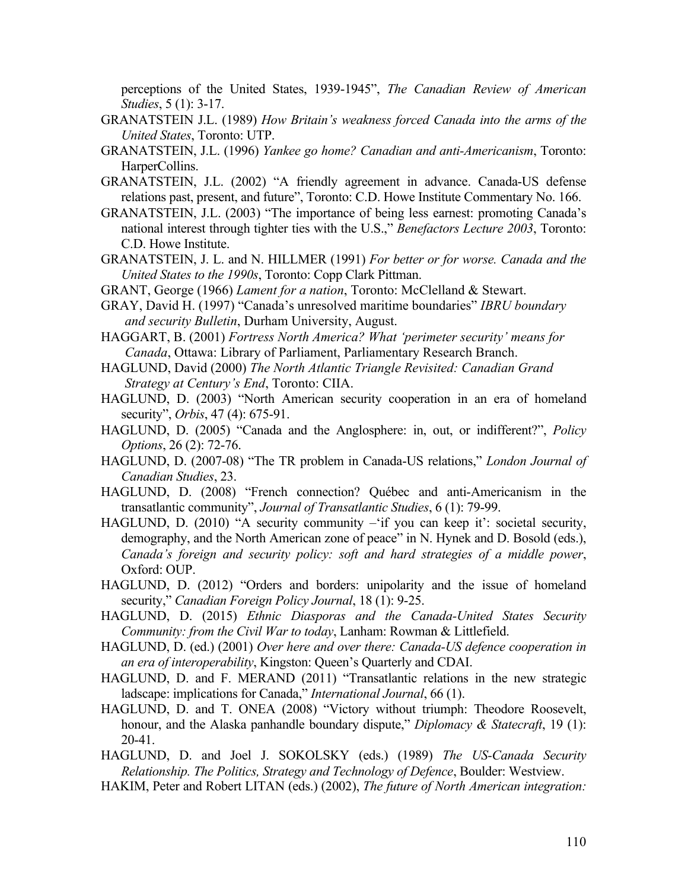perceptions of the United States, 1939-1945", *The Canadian Review of American Studies*, 5 (1): 3-17.

GRANATSTEIN J.L. (1989) *How Britain's weakness forced Canada into the arms of the United States*, Toronto: UTP.

GRANATSTEIN, J.L. (1996) *Yankee go home? Canadian and anti-Americanism*, Toronto: HarperCollins.

GRANATSTEIN, J.L. (2002) "A friendly agreement in advance. Canada-US defense relations past, present, and future", Toronto: C.D. Howe Institute Commentary No. 166.

GRANATSTEIN, J.L. (2003) "The importance of being less earnest: promoting Canada's national interest through tighter ties with the U.S.," *Benefactors Lecture 2003*, Toronto: C.D. Howe Institute.

GRANATSTEIN, J. L. and N. HILLMER (1991) *For better or for worse. Canada and the United States to the 1990s*, Toronto: Copp Clark Pittman.

GRANT, George (1966) *Lament for a nation*, Toronto: McClelland & Stewart.

GRAY, David H. (1997) "Canada's unresolved maritime boundaries" *IBRU boundary and security Bulletin*, Durham University, August.

HAGGART, B. (2001) *Fortress North America? What 'perimeter security' means for Canada*, Ottawa: Library of Parliament, Parliamentary Research Branch.

HAGLUND, David (2000) *The North Atlantic Triangle Revisited: Canadian Grand Strategy at Century's End*, Toronto: CIIA.

HAGLUND, D. (2003) "North American security cooperation in an era of homeland security", *Orbis*, 47 (4): 675-91.

HAGLUND, D. (2005) "Canada and the Anglosphere: in, out, or indifferent?", *Policy Options*, 26 (2): 72-76.

HAGLUND, D. (2007-08) "The TR problem in Canada-US relations," *London Journal of Canadian Studies*, 23.

HAGLUND, D. (2008) "French connection? Québec and anti-Americanism in the transatlantic community", *Journal of Transatlantic Studies*, 6 (1): 79-99.

HAGLUND, D. (2010) "A security community –'if you can keep it': societal security, demography, and the North American zone of peace" in N. Hynek and D. Bosold (eds.), *Canada's foreign and security policy: soft and hard strategies of a middle power*, Oxford: OUP.

HAGLUND, D. (2012) "Orders and borders: unipolarity and the issue of homeland security," *Canadian Foreign Policy Journal*, 18 (1): 9-25.

HAGLUND, D. (2015) *Ethnic Diasporas and the Canada-United States Security Community: from the Civil War to today*, Lanham: Rowman & Littlefield.

HAGLUND, D. (ed.) (2001) *Over here and over there: Canada-US defence cooperation in an era of interoperability*, Kingston: Queen's Quarterly and CDAI.

HAGLUND, D. and F. MERAND (2011) "Transatlantic relations in the new strategic ladscape: implications for Canada," *International Journal*, 66 (1).

HAGLUND, D. and T. ONEA (2008) "Victory without triumph: Theodore Roosevelt, honour, and the Alaska panhandle boundary dispute," *Diplomacy & Statecraft*, 19 (1): 20-41.

HAGLUND, D. and Joel J. SOKOLSKY (eds.) (1989) *The US-Canada Security Relationship. The Politics, Strategy and Technology of Defence*, Boulder: Westview.

HAKIM, Peter and Robert LITAN (eds.) (2002), *The future of North American integration:*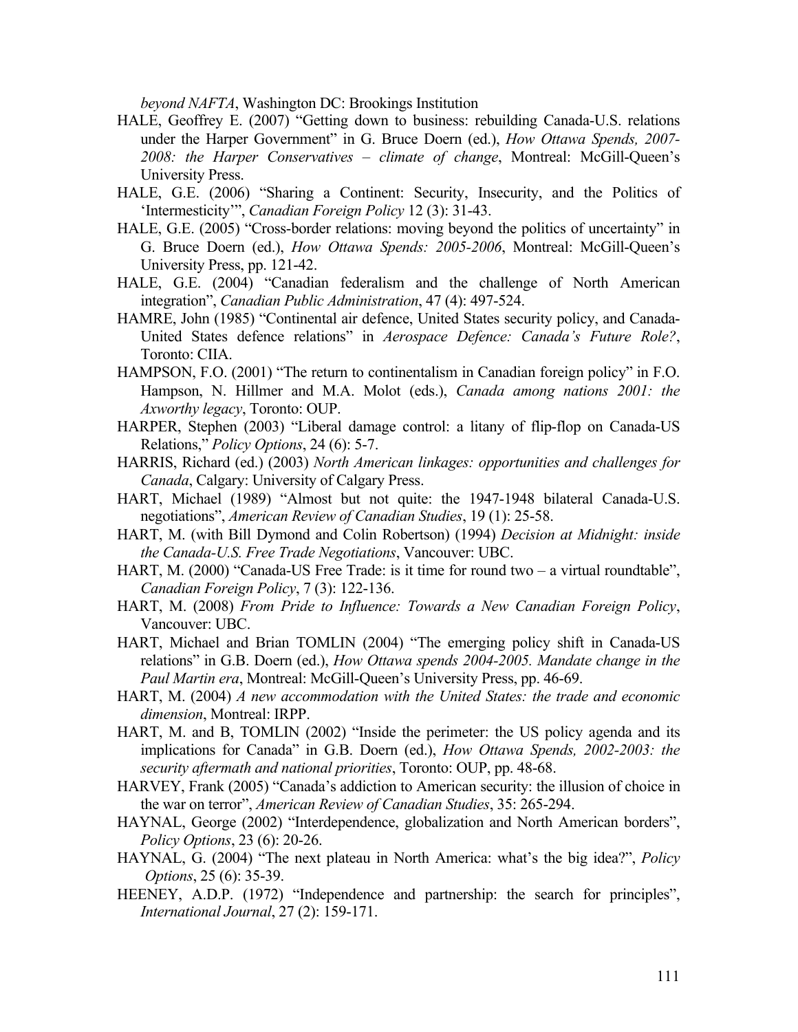*beyond NAFTA*, Washington DC: Brookings Institution

HALE, Geoffrey E. (2007) "Getting down to business: rebuilding Canada-U.S. relations under the Harper Government" in G. Bruce Doern (ed.), *How Ottawa Spends, 2007-2008: the Harper Conservatives – climate of change*, Montreal: McGill-Queen's University Press.

HALE, G.E. (2006) "Sharing a Continent: Security, Insecurity, and the Politics of 'Intermesticity'", *Canadian Foreign Policy* 12 (3): 31-43.

HALE, G.E. (2005) "Cross-border relations: moving beyond the politics of uncertainty" in G. Bruce Doern (ed.), *How Ottawa Spends: 2005-2006*, Montreal: McGill-Queen's University Press, pp. 121-42.

HALE, G.E. (2004) "Canadian federalism and the challenge of North American integration", *Canadian Public Administration*, 47 (4): 497-524.

HAMRE, John (1985) "Continental air defence, United States security policy, and Canada-United States defence relations" in *Aerospace Defence: Canada's Future Role?*, Toronto: CIIA.

HAMPSON, F.O. (2001) "The return to continentalism in Canadian foreign policy" in F.O. Hampson, N. Hillmer and M.A. Molot (eds.), *Canada among nations 2001: the Axworthy legacy*, Toronto: OUP.

HARPER, Stephen (2003) "Liberal damage control: a litany of flip-flop on Canada-US Relations," *Policy Options*, 24 (6): 5-7.

HARRIS, Richard (ed.) (2003) *North American linkages: opportunities and challenges for Canada*, Calgary: University of Calgary Press.

HART, Michael (1989) "Almost but not quite: the 1947-1948 bilateral Canada-U.S. negotiations", *American Review of Canadian Studies*, 19 (1): 25-58.

HART, M. (with Bill Dymond and Colin Robertson) (1994) *Decision at Midnight: inside the Canada-U.S. Free Trade Negotiations*, Vancouver: UBC.

HART, M. (2000) "Canada-US Free Trade: is it time for round two – a virtual roundtable", *Canadian Foreign Policy*, 7 (3): 122-136.

HART, M. (2008) *From Pride to Influence: Towards a New Canadian Foreign Policy*, Vancouver: UBC.

HART, Michael and Brian TOMLIN (2004) "The emerging policy shift in Canada-US relations" in G.B. Doern (ed.), *How Ottawa spends 2004-2005. Mandate change in the Paul Martin era*, Montreal: McGill-Queen's University Press, pp. 46-69.

HART, M. (2004) *A new accommodation with the United States: the trade and economic dimension*, Montreal: IRPP.

HART, M. and B, TOMLIN (2002) "Inside the perimeter: the US policy agenda and its implications for Canada" in G.B. Doern (ed.), *How Ottawa Spends, 2002-2003: the security aftermath and national priorities*, Toronto: OUP, pp. 48-68.

HARVEY, Frank (2005) "Canada's addiction to American security: the illusion of choice in the war on terror", *American Review of Canadian Studies*, 35: 265-294.

HAYNAL, George (2002) "Interdependence, globalization and North American borders", *Policy Options*, 23 (6): 20-26.

HAYNAL, G. (2004) "The next plateau in North America: what's the big idea?", *Policy Options*, 25 (6): 35-39.

HEENEY, A.D.P. (1972) "Independence and partnership: the search for principles", *International Journal*, 27 (2): 159-171.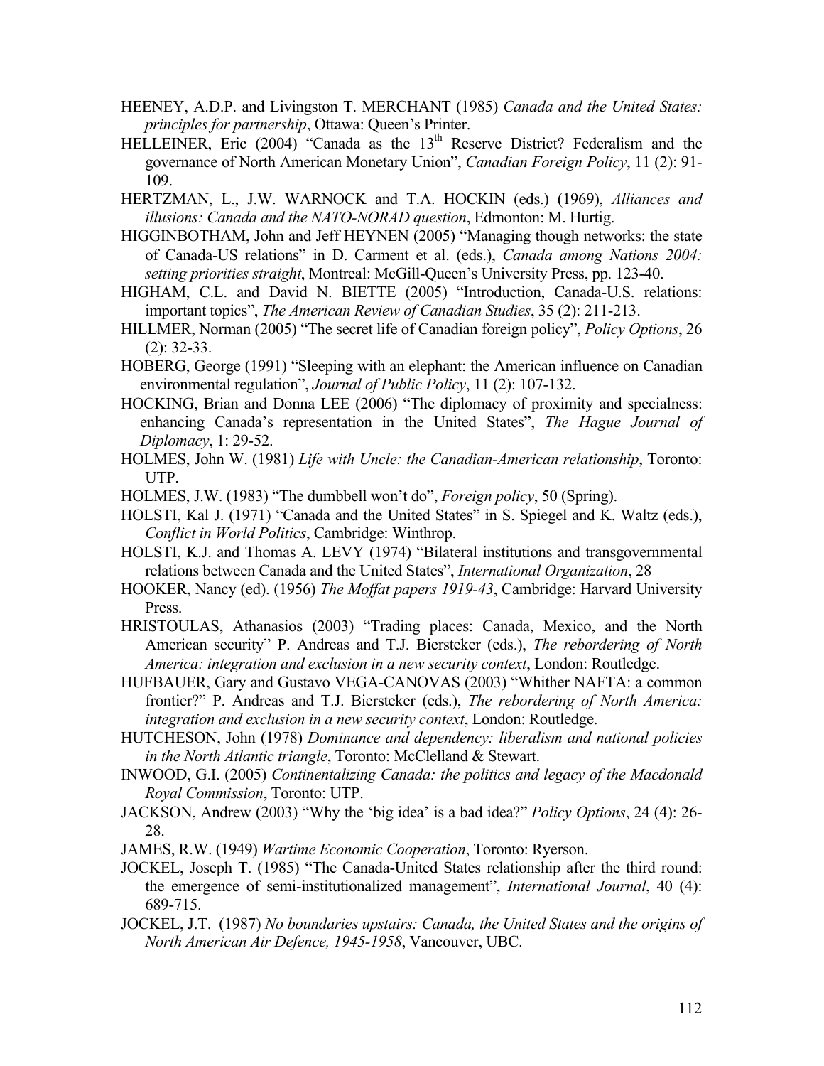HEENEY, A.D.P. and Livingston T. MERCHANT (1985) *Canada and the United States: principles for partnership*, Ottawa: Queen's Printer.

HELLEINER, Eric (2004) "Canada as the 13th Reserve District? Federalism and the governance of North American Monetary Union", *Canadian Foreign Policy*, 11 (2): 91-109.

HERTZMAN, L., J.W. WARNOCK and T.A. HOCKIN (eds.) (1969), *Alliances and illusions: Canada and the NATO-NORAD question*, Edmonton: M. Hurtig.

HIGGINBOTHAM, John and Jeff HEYNEN (2005) "Managing though networks: the state of Canada-US relations" in D. Carment et al. (eds.), *Canada among Nations 2004: setting priorities straight*, Montreal: McGill-Queen's University Press, pp. 123-40.

HIGHAM, C.L. and David N. BIETTE (2005) "Introduction, Canada-U.S. relations: important topics", *The American Review of Canadian Studies*, 35 (2): 211-213.

HILLMER, Norman (2005) "The secret life of Canadian foreign policy", *Policy Options*, 26 (2): 32-33.

HOBERG, George (1991) "Sleeping with an elephant: the American influence on Canadian environmental regulation", *Journal of Public Policy*, 11 (2): 107-132.

HOCKING, Brian and Donna LEE (2006) "The diplomacy of proximity and specialness: enhancing Canada's representation in the United States", *The Hague Journal of Diplomacy*, 1: 29-52.

HOLMES, John W. (1981) *Life with Uncle: the Canadian-American relationship*, Toronto: UTP.

HOLMES, J.W. (1983) "The dumbbell won't do", *Foreign policy*, 50 (Spring).

HOLSTI, Kal J. (1971) "Canada and the United States" in S. Spiegel and K. Waltz (eds.), *Conflict in World Politics*, Cambridge: Winthrop.

HOLSTI, K.J. and Thomas A. LEVY (1974) "Bilateral institutions and transgovernmental relations between Canada and the United States", *International Organization*, 28

HOOKER, Nancy (ed). (1956) *The Moffat papers 1919-43*, Cambridge: Harvard University Press.

HRISTOULAS, Athanasios (2003) "Trading places: Canada, Mexico, and the North American security" P. Andreas and T.J. Biersteker (eds.), *The rebordering of North America: integration and exclusion in a new security context*, London: Routledge.

HUFBAUER, Gary and Gustavo VEGA-CANOVAS (2003) "Whither NAFTA: a common frontier?" P. Andreas and T.J. Biersteker (eds.), *The rebordering of North America: integration and exclusion in a new security context*, London: Routledge.

HUTCHESON, John (1978) *Dominance and dependency: liberalism and national policies in the North Atlantic triangle*, Toronto: McClelland & Stewart.

INWOOD, G.I. (2005) *Continentalizing Canada: the politics and legacy of the Macdonald Royal Commission*, Toronto: UTP.

JACKSON, Andrew (2003) "Why the 'big idea' is a bad idea?" *Policy Options*, 24 (4): 26-28.

JAMES, R.W. (1949) *Wartime Economic Cooperation*, Toronto: Ryerson.

JOCKEL, Joseph T. (1985) "The Canada-United States relationship after the third round: the emergence of semi-institutionalized management", *International Journal*, 40 (4): 689-715.

JOCKEL, J.T. (1987) *No boundaries upstairs: Canada, the United States and the origins of North American Air Defence, 1945-1958*, Vancouver, UBC.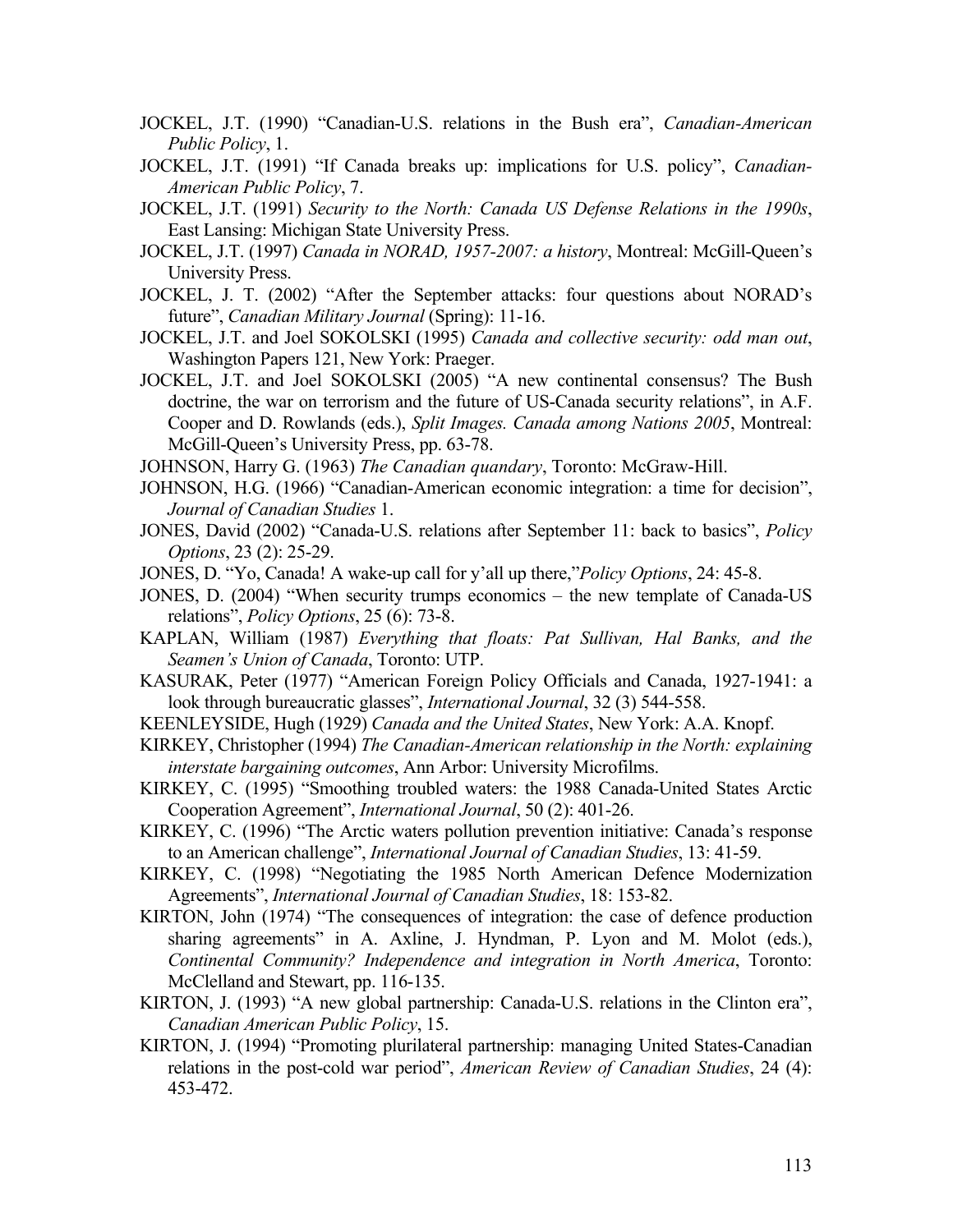JOCKEL, J.T. (1990) “Canadian-U.S. relations in the Bush era”, *Canadian-American Public Policy*, 1.

JOCKEL, J.T. (1991) “If Canada breaks up: implications for U.S. policy”, *Canadian-American Public Policy*, 7.

JOCKEL, J.T. (1991) *Security to the North: Canada US Defense Relations in the 1990s*, East Lansing: Michigan State University Press.

JOCKEL, J.T. (1997) *Canada in NORAD, 1957-2007: a history*, Montreal: McGill-Queen’s University Press.

JOCKEL, J. T. (2002) “After the September attacks: four questions about NORAD’s future”, *Canadian Military Journal* (Spring): 11-16.

JOCKEL, J.T. and Joel SOKOLSKI (1995) *Canada and collective security: odd man out*, Washington Papers 121, New York: Praeger.

JOCKEL, J.T. and Joel SOKOLSKI (2005) “A new continental consensus? The Bush doctrine, the war on terrorism and the future of US-Canada security relations”, in A.F. Cooper and D. Rowlands (eds.), *Split Images. Canada among Nations 2005*, Montreal: McGill-Queen’s University Press, pp. 63-78.

JOHNSON, Harry G. (1963) *The Canadian quandary*, Toronto: McGraw-Hill.

JOHNSON, H.G. (1966) “Canadian-American economic integration: a time for decision”, *Journal of Canadian Studies* 1.

JONES, David (2002) “Canada-U.S. relations after September 11: back to basics”, *Policy Options*, 23 (2): 25-29.

JONES, D. “Yo, Canada! A wake-up call for y’all up there,”*Policy Options*, 24: 45-8.

JONES, D. (2004) “When security trumps economics – the new template of Canada-US relations”, *Policy Options*, 25 (6): 73-8.

KAPLAN, William (1987) *Everything that floats: Pat Sullivan, Hal Banks, and the Seamen’s Union of Canada*, Toronto: UTP.

KASURAK, Peter (1977) “American Foreign Policy Officials and Canada, 1927-1941: a look through bureaucratic glasses”, *International Journal*, 32 (3) 544-558.

KEENLEYSIDE, Hugh (1929) *Canada and the United States*, New York: A.A. Knopf.

KIRKEY, Christopher (1994) *The Canadian-American relationship in the North: explaining interstate bargaining outcomes*, Ann Arbor: University Microfilms.

KIRKEY, C. (1995) “Smoothing troubled waters: the 1988 Canada-United States Arctic Cooperation Agreement”, *International Journal*, 50 (2): 401-26.

KIRKEY, C. (1996) “The Arctic waters pollution prevention initiative: Canada’s response to an American challenge”, *International Journal of Canadian Studies*, 13: 41-59.

KIRKEY, C. (1998) “Negotiating the 1985 North American Defence Modernization Agreements”, *International Journal of Canadian Studies*, 18: 153-82.

KIRTON, John (1974) “The consequences of integration: the case of defence production sharing agreements” in A. Axline, J. Hyndman, P. Lyon and M. Molot (eds.), *Continental Community? Independence and integration in North America*, Toronto: McClelland and Stewart, pp. 116-135.

KIRTON, J. (1993) “A new global partnership: Canada-U.S. relations in the Clinton era”, *Canadian American Public Policy*, 15.

KIRTON, J. (1994) “Promoting plurilateral partnership: managing United States-Canadian relations in the post-cold war period”, *American Review of Canadian Studies*, 24 (4): 453-472.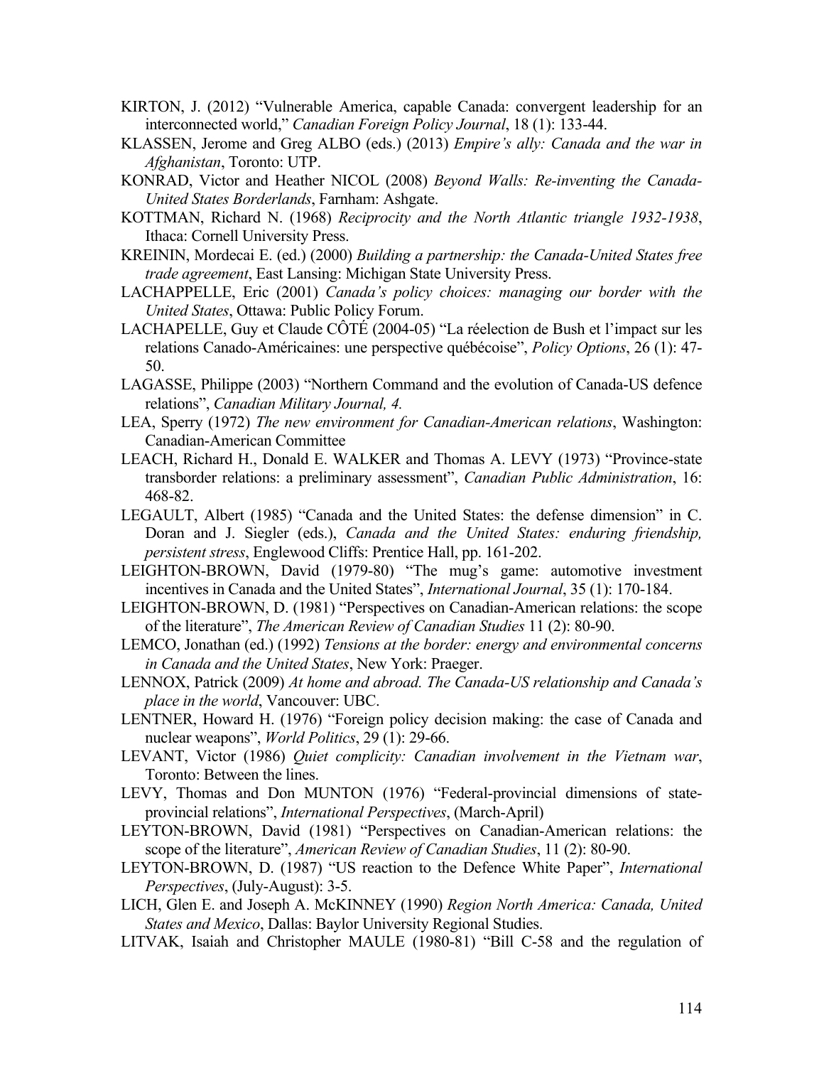KIRTON, J. (2012) "Vulnerable America, capable Canada: convergent leadership for an interconnected world," *Canadian Foreign Policy Journal*, 18 (1): 133-44.

KLASSEN, Jerome and Greg ALBO (eds.) (2013) *Empire's ally: Canada and the war in Afghanistan*, Toronto: UTP.

KONRAD, Victor and Heather NICOL (2008) *Beyond Walls: Re-inventing the Canada-United States Borderlands*, Farnham: Ashgate.

KOTTMAN, Richard N. (1968) *Reciprocity and the North Atlantic triangle 1932-1938*, Ithaca: Cornell University Press.

KREININ, Mordecai E. (ed.) (2000) *Building a partnership: the Canada-United States free trade agreement*, East Lansing: Michigan State University Press.

LACHAPPELLE, Eric (2001) *Canada's policy choices: managing our border with the United States*, Ottawa: Public Policy Forum.

LACHAPELLE, Guy et Claude CÔTÉ (2004-05) "La réelection de Bush et l'impact sur les relations Canado-Américaines: une perspective québécoise", *Policy Options*, 26 (1): 47-50.

LAGASSE, Philippe (2003) "Northern Command and the evolution of Canada-US defence relations", *Canadian Military Journal, 4.*

LEA, Sperry (1972) *The new environment for Canadian-American relations*, Washington: Canadian-American Committee

LEACH, Richard H., Donald E. WALKER and Thomas A. LEVY (1973) "Province-state transborder relations: a preliminary assessment", *Canadian Public Administration*, 16: 468-82.

LEGAULT, Albert (1985) "Canada and the United States: the defense dimension" in C. Doran and J. Siegler (eds.), *Canada and the United States: enduring friendship, persistent stress*, Englewood Cliffs: Prentice Hall, pp. 161-202.

LEIGHTON-BROWN, David (1979-80) "The mug's game: automotive investment incentives in Canada and the United States", *International Journal*, 35 (1): 170-184.

LEIGHTON-BROWN, D. (1981) "Perspectives on Canadian-American relations: the scope of the literature", *The American Review of Canadian Studies* 11 (2): 80-90.

LEMCO, Jonathan (ed.) (1992) *Tensions at the border: energy and environmental concerns in Canada and the United States*, New York: Praeger.

LENNOX, Patrick (2009) *At home and abroad. The Canada-US relationship and Canada's place in the world*, Vancouver: UBC.

LENTNER, Howard H. (1976) "Foreign policy decision making: the case of Canada and nuclear weapons", *World Politics*, 29 (1): 29-66.

LEVANT, Victor (1986) *Quiet complicity: Canadian involvement in the Vietnam war*, Toronto: Between the lines.

LEVY, Thomas and Don MUNTON (1976) "Federal-provincial dimensions of state-provincial relations", *International Perspectives*, (March-April)

LEYTON-BROWN, David (1981) "Perspectives on Canadian-American relations: the scope of the literature", *American Review of Canadian Studies*, 11 (2): 80-90.

LEYTON-BROWN, D. (1987) "US reaction to the Defence White Paper", *International Perspectives*, (July-August): 3-5.

LICH, Glen E. and Joseph A. McKINNEY (1990) *Region North America: Canada, United States and Mexico*, Dallas: Baylor University Regional Studies.

LITVAK, Isaiah and Christopher MAULE (1980-81) "Bill C-58 and the regulation of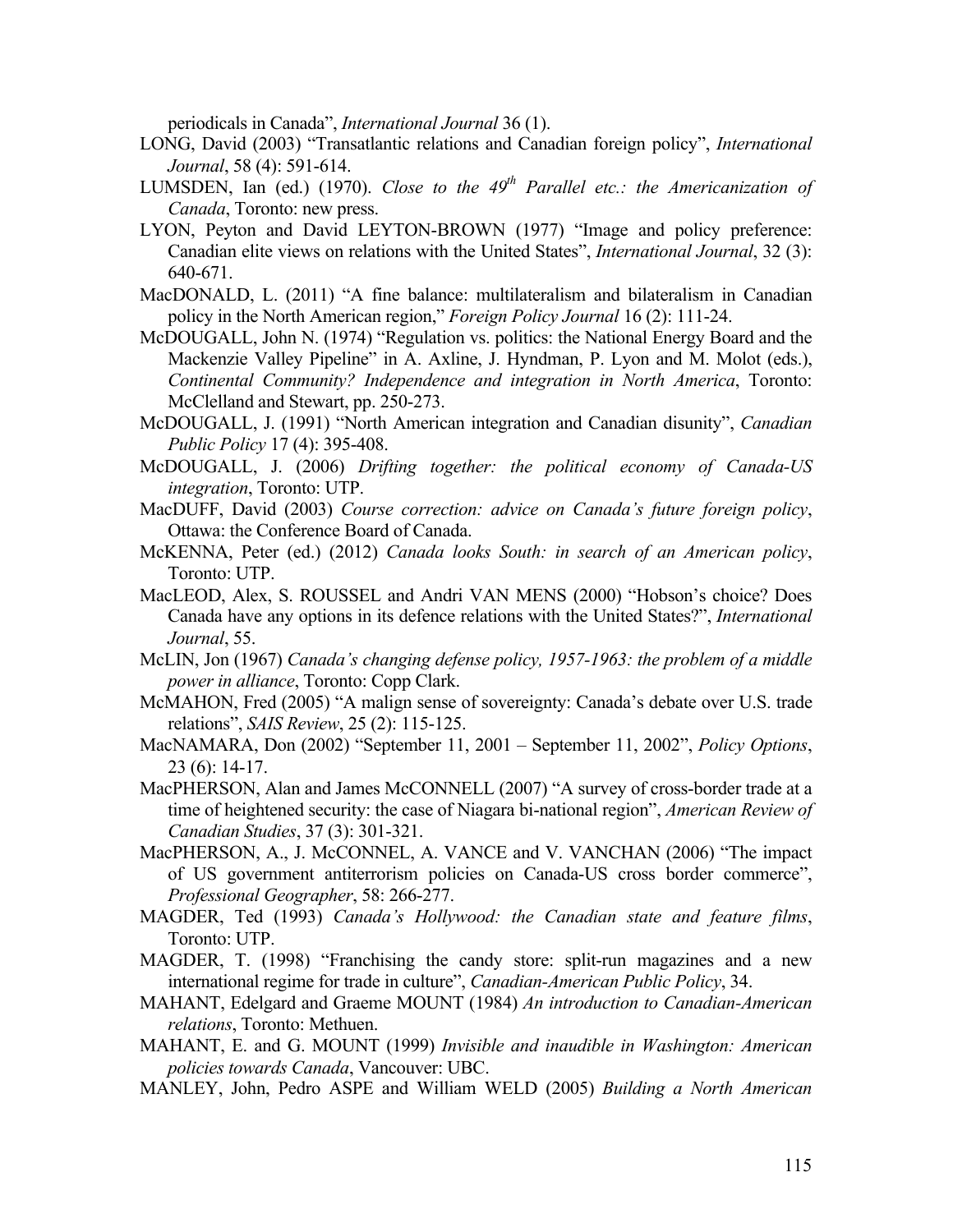periodicals in Canada", *International Journal* 36 (1).

LONG, David (2003) "Transatlantic relations and Canadian foreign policy", *International Journal*, 58 (4): 591-614.

LUMSDEN, Ian (ed.) (1970). *Close to the 49th Parallel etc.: the Americanization of Canada*, Toronto: new press.

LYON, Peyton and David LEYTON-BROWN (1977) "Image and policy preference: Canadian elite views on relations with the United States", *International Journal*, 32 (3): 640-671.

MacDONALD, L. (2011) "A fine balance: multilateralism and bilateralism in Canadian policy in the North American region," *Foreign Policy Journal* 16 (2): 111-24.

McDOUGALL, John N. (1974) "Regulation vs. politics: the National Energy Board and the Mackenzie Valley Pipeline" in A. Axline, J. Hyndman, P. Lyon and M. Molot (eds.), *Continental Community? Independence and integration in North America*, Toronto: McClelland and Stewart, pp. 250-273.

McDOUGALL, J. (1991) "North American integration and Canadian disunity", *Canadian Public Policy* 17 (4): 395-408.

McDOUGALL, J. (2006) *Drifting together: the political economy of Canada-US integration*, Toronto: UTP.

MacDUFF, David (2003) *Course correction: advice on Canada's future foreign policy*, Ottawa: the Conference Board of Canada.

McKENNA, Peter (ed.) (2012) *Canada looks South: in search of an American policy*, Toronto: UTP.

MacLEOD, Alex, S. ROUSSEL and Andri VAN MENS (2000) "Hobson's choice? Does Canada have any options in its defence relations with the United States?", *International Journal*, 55.

McLIN, Jon (1967) *Canada's changing defense policy, 1957-1963: the problem of a middle power in alliance*, Toronto: Copp Clark.

McMAHON, Fred (2005) "A malign sense of sovereignty: Canada's debate over U.S. trade relations", *SAIS Review*, 25 (2): 115-125.

MacNAMARA, Don (2002) "September 11, 2001 – September 11, 2002", *Policy Options*, 23 (6): 14-17.

MacPHERSON, Alan and James McCONNELL (2007) "A survey of cross-border trade at a time of heightened security: the case of Niagara bi-national region", *American Review of Canadian Studies*, 37 (3): 301-321.

MacPHERSON, A., J. McCONNEL, A. VANCE and V. VANCHAN (2006) "The impact of US government antiterrorism policies on Canada-US cross border commerce", *Professional Geographer*, 58: 266-277.

MAGDER, Ted (1993) *Canada's Hollywood: the Canadian state and feature films*, Toronto: UTP.

MAGDER, T. (1998) "Franchising the candy store: split-run magazines and a new international regime for trade in culture", *Canadian-American Public Policy*, 34.

MAHANT, Edelgard and Graeme MOUNT (1984) *An introduction to Canadian-American relations*, Toronto: Methuen.

MAHANT, E. and G. MOUNT (1999) *Invisible and inaudible in Washington: American policies towards Canada*, Vancouver: UBC.

MANLEY, John, Pedro ASPE and William WELD (2005) *Building a North American*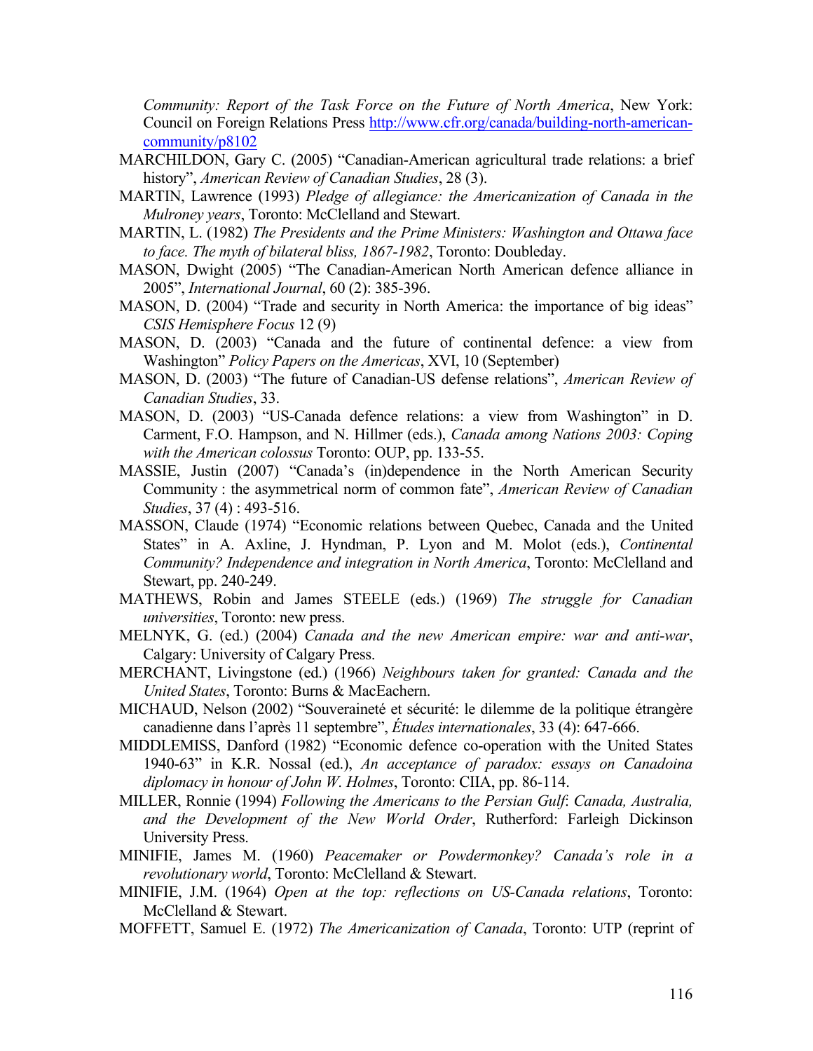*Community: Report of the Task Force on the Future of North America*, New York: Council on Foreign Relations Press http://www.cfr.org/canada/building-north-american-community/p8102

MARCHILDON, Gary C. (2005) "Canadian-American agricultural trade relations: a brief history", *American Review of Canadian Studies*, 28 (3).

MARTIN, Lawrence (1993) *Pledge of allegiance: the Americanization of Canada in the Mulroney years*, Toronto: McClelland and Stewart.

MARTIN, L. (1982) *The Presidents and the Prime Ministers: Washington and Ottawa face to face. The myth of bilateral bliss, 1867-1982*, Toronto: Doubleday.

MASON, Dwight (2005) "The Canadian-American North American defence alliance in 2005", *International Journal*, 60 (2): 385-396.

MASON, D. (2004) "Trade and security in North America: the importance of big ideas" *CSIS Hemisphere Focus* 12 (9)

MASON, D. (2003) "Canada and the future of continental defence: a view from Washington" *Policy Papers on the Americas*, XVI, 10 (September)

MASON, D. (2003) "The future of Canadian-US defense relations", *American Review of Canadian Studies*, 33.

MASON, D. (2003) "US-Canada defence relations: a view from Washington" in D. Carment, F.O. Hampson, and N. Hillmer (eds.), *Canada among Nations 2003: Coping with the American colossus* Toronto: OUP, pp. 133-55.

MASSIE, Justin (2007) "Canada's (in)dependence in the North American Security Community : the asymmetrical norm of common fate", *American Review of Canadian Studies*, 37 (4) : 493-516.

MASSON, Claude (1974) "Economic relations between Quebec, Canada and the United States" in A. Axline, J. Hyndman, P. Lyon and M. Molot (eds.), *Continental Community? Independence and integration in North America*, Toronto: McClelland and Stewart, pp. 240-249.

MATHEWS, Robin and James STEELE (eds.) (1969) *The struggle for Canadian universities*, Toronto: new press.

MELNYK, G. (ed.) (2004) *Canada and the new American empire: war and anti-war*, Calgary: University of Calgary Press.

MERCHANT, Livingstone (ed.) (1966) *Neighbours taken for granted: Canada and the United States*, Toronto: Burns & MacEachern.

MICHAUD, Nelson (2002) "Souveraineté et sécurité: le dilemme de la politique étrangère canadienne dans l'après 11 septembre", *Études internationales*, 33 (4): 647-666.

MIDDLEMISS, Danford (1982) "Economic defence co-operation with the United States 1940-63" in K.R. Nossal (ed.), *An acceptance of paradox: essays on Canadoina diplomacy in honour of John W. Holmes*, Toronto: CIIA, pp. 86-114.

MILLER, Ronnie (1994) *Following the Americans to the Persian Gulf: Canada, Australia, and the Development of the New World Order*, Rutherford: Farleigh Dickinson University Press.

MINIFIE, James M. (1960) *Peacemaker or Powdermonkey? Canada's role in a revolutionary world*, Toronto: McClelland & Stewart.

MINIFIE, J.M. (1964) *Open at the top: reflections on US-Canada relations*, Toronto: McClelland & Stewart.

MOFFETT, Samuel E. (1972) *The Americanization of Canada*, Toronto: UTP (reprint of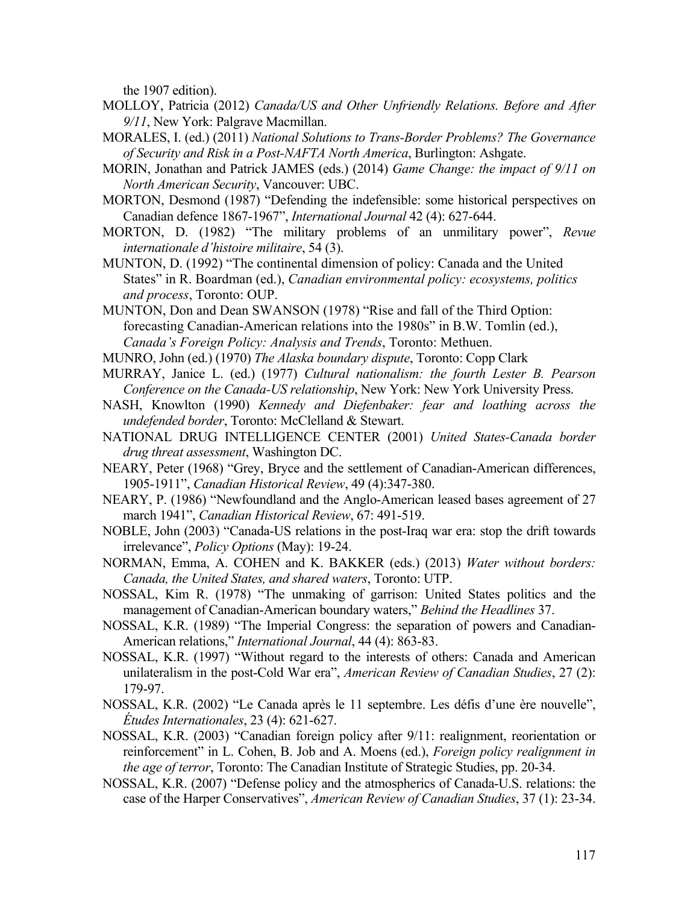the 1907 edition).

MOLLOY, Patricia (2012) *Canada/US and Other Unfriendly Relations. Before and After 9/11*, New York: Palgrave Macmillan.

MORALES, I. (ed.) (2011) *National Solutions to Trans-Border Problems? The Governance of Security and Risk in a Post-NAFTA North America*, Burlington: Ashgate.

MORIN, Jonathan and Patrick JAMES (eds.) (2014) *Game Change: the impact of 9/11 on North American Security*, Vancouver: UBC.

MORTON, Desmond (1987) "Defending the indefensible: some historical perspectives on Canadian defence 1867-1967", *International Journal* 42 (4): 627-644.

MORTON, D. (1982) "The military problems of an unmilitary power", *Revue internationale d'histoire militaire*, 54 (3).

MUNTON, D. (1992) "The continental dimension of policy: Canada and the United States" in R. Boardman (ed.), *Canadian environmental policy: ecosystems, politics and process*, Toronto: OUP.

MUNTON, Don and Dean SWANSON (1978) "Rise and fall of the Third Option: forecasting Canadian-American relations into the 1980s" in B.W. Tomlin (ed.), *Canada's Foreign Policy: Analysis and Trends*, Toronto: Methuen.

MUNRO, John (ed.) (1970) *The Alaska boundary dispute*, Toronto: Copp Clark

MURRAY, Janice L. (ed.) (1977) *Cultural nationalism: the fourth Lester B. Pearson Conference on the Canada-US relationship*, New York: New York University Press.

NASH, Knowlton (1990) *Kennedy and Diefenbaker: fear and loathing across the undefended border*, Toronto: McClelland & Stewart.

NATIONAL DRUG INTELLIGENCE CENTER (2001) *United States-Canada border drug threat assessment*, Washington DC.

NEARY, Peter (1968) "Grey, Bryce and the settlement of Canadian-American differences, 1905-1911", *Canadian Historical Review*, 49 (4):347-380.

NEARY, P. (1986) "Newfoundland and the Anglo-American leased bases agreement of 27 march 1941", *Canadian Historical Review*, 67: 491-519.

NOBLE, John (2003) "Canada-US relations in the post-Iraq war era: stop the drift towards irrelevance", *Policy Options* (May): 19-24.

NORMAN, Emma, A. COHEN and K. BAKKER (eds.) (2013) *Water without borders: Canada, the United States, and shared waters*, Toronto: UTP.

NOSSAL, Kim R. (1978) "The unmaking of garrison: United States politics and the management of Canadian-American boundary waters," *Behind the Headlines* 37.

NOSSAL, K.R. (1989) "The Imperial Congress: the separation of powers and Canadian-American relations," *International Journal*, 44 (4): 863-83.

NOSSAL, K.R. (1997) "Without regard to the interests of others: Canada and American unilateralism in the post-Cold War era", *American Review of Canadian Studies*, 27 (2): 179-97.

NOSSAL, K.R. (2002) "Le Canada après le 11 septembre. Les défis d'une ère nouvelle", *Études Internationales*, 23 (4): 621-627.

NOSSAL, K.R. (2003) "Canadian foreign policy after 9/11: realignment, reorientation or reinforcement" in L. Cohen, B. Job and A. Moens (ed.), *Foreign policy realignment in the age of terror*, Toronto: The Canadian Institute of Strategic Studies, pp. 20-34.

NOSSAL, K.R. (2007) "Defense policy and the atmospherics of Canada-U.S. relations: the case of the Harper Conservatives", *American Review of Canadian Studies*, 37 (1): 23-34.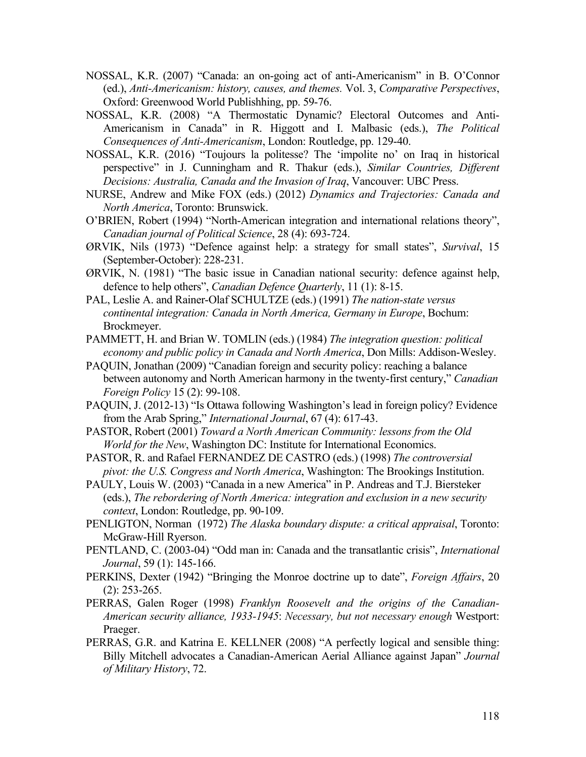NOSSAL, K.R. (2007) "Canada: an on-going act of anti-Americanism" in B. O'Connor (ed.), *Anti-Americanism: history, causes, and themes.* Vol. 3, *Comparative Perspectives*, Oxford: Greenwood World Publishhing, pp. 59-76.

NOSSAL, K.R. (2008) "A Thermostatic Dynamic? Electoral Outcomes and Anti-Americanism in Canada" in R. Higgott and I. Malbasic (eds.), *The Political Consequences of Anti-Americanism*, London: Routledge, pp. 129-40.

NOSSAL, K.R. (2016) "Toujours la politesse? The 'impolite no' on Iraq in historical perspective" in J. Cunningham and R. Thakur (eds.), *Similar Countries, Different Decisions: Australia, Canada and the Invasion of Iraq*, Vancouver: UBC Press.

NURSE, Andrew and Mike FOX (eds.) (2012) *Dynamics and Trajectories: Canada and North America*, Toronto: Brunswick.

O'BRIEN, Robert (1994) "North-American integration and international relations theory", *Canadian journal of Political Science*, 28 (4): 693-724.

ØRVIK, Nils (1973) "Defence against help: a strategy for small states", *Survival*, 15 (September-October): 228-231.

ØRVIK, N. (1981) "The basic issue in Canadian national security: defence against help, defence to help others", *Canadian Defence Quarterly*, 11 (1): 8-15.

PAL, Leslie A. and Rainer-Olaf SCHULTZE (eds.) (1991) *The nation-state versus continental integration: Canada in North America, Germany in Europe*, Bochum: Brockmeyer.

PAMMETT, H. and Brian W. TOMLIN (eds.) (1984) *The integration question: political economy and public policy in Canada and North America*, Don Mills: Addison-Wesley.

PAQUIN, Jonathan (2009) "Canadian foreign and security policy: reaching a balance between autonomy and North American harmony in the twenty-first century," *Canadian Foreign Policy* 15 (2): 99-108.

PAQUIN, J. (2012-13) "Is Ottawa following Washington's lead in foreign policy? Evidence from the Arab Spring," *International Journal*, 67 (4): 617-43.

PASTOR, Robert (2001) *Toward a North American Community: lessons from the Old World for the New*, Washington DC: Institute for International Economics.

PASTOR, R. and Rafael FERNANDEZ DE CASTRO (eds.) (1998) *The controversial pivot: the U.S. Congress and North America*, Washington: The Brookings Institution.

PAULY, Louis W. (2003) "Canada in a new America" in P. Andreas and T.J. Biersteker (eds.), *The rebordering of North America: integration and exclusion in a new security context*, London: Routledge, pp. 90-109.

PENLIGTON, Norman (1972) *The Alaska boundary dispute: a critical appraisal*, Toronto: McGraw-Hill Ryerson.

PENTLAND, C. (2003-04) "Odd man in: Canada and the transatlantic crisis", *International Journal*, 59 (1): 145-166.

PERKINS, Dexter (1942) "Bringing the Monroe doctrine up to date", *Foreign Affairs*, 20 (2): 253-265.

PERRAS, Galen Roger (1998) *Franklyn Roosevelt and the origins of the Canadian-American security alliance, 1933-1945*: *Necessary, but not necessary enough* Westport: Praeger.

PERRAS, G.R. and Katrina E. KELLNER (2008) "A perfectly logical and sensible thing: Billy Mitchell advocates a Canadian-American Aerial Alliance against Japan" *Journal of Military History*, 72.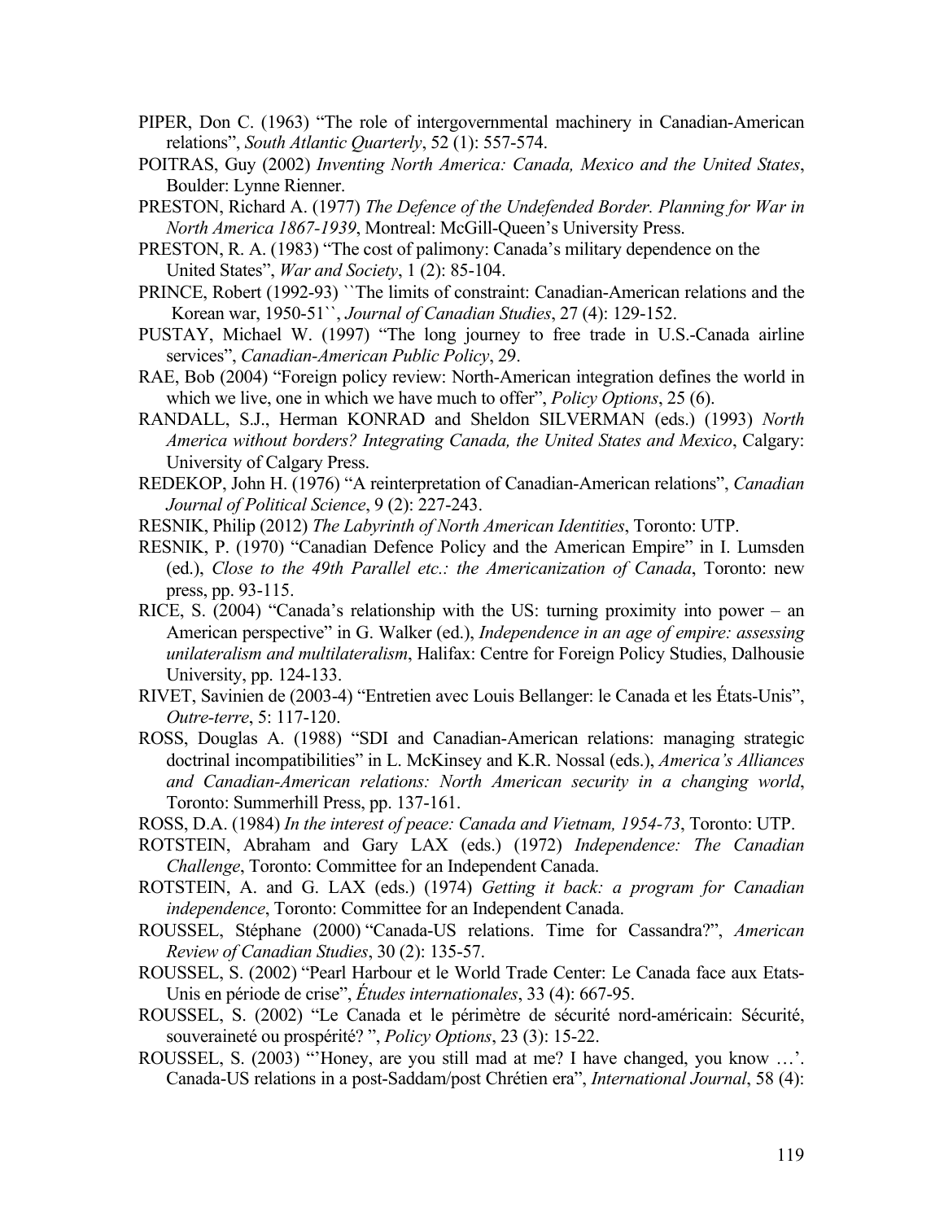PIPER, Don C. (1963) "The role of intergovernmental machinery in Canadian-American relations", *South Atlantic Quarterly*, 52 (1): 557-574.

POITRAS, Guy (2002) *Inventing North America: Canada, Mexico and the United States*, Boulder: Lynne Rienner.

PRESTON, Richard A. (1977) *The Defence of the Undefended Border. Planning for War in North America 1867-1939*, Montreal: McGill-Queen's University Press.

PRESTON, R. A. (1983) "The cost of palimony: Canada's military dependence on the United States", *War and Society*, 1 (2): 85-104.

PRINCE, Robert (1992-93) ``The limits of constraint: Canadian-American relations and the Korean war, 1950-51``, *Journal of Canadian Studies*, 27 (4): 129-152.

PUSTAY, Michael W. (1997) "The long journey to free trade in U.S.-Canada airline services", *Canadian-American Public Policy*, 29.

RAE, Bob (2004) "Foreign policy review: North-American integration defines the world in which we live, one in which we have much to offer", *Policy Options*, 25 (6).

RANDALL, S.J., Herman KONRAD and Sheldon SILVERMAN (eds.) (1993) *North America without borders? Integrating Canada, the United States and Mexico*, Calgary: University of Calgary Press.

REDEKOP, John H. (1976) "A reinterpretation of Canadian-American relations", *Canadian Journal of Political Science*, 9 (2): 227-243.

RESNIK, Philip (2012) *The Labyrinth of North American Identities*, Toronto: UTP.

RESNIK, P. (1970) "Canadian Defence Policy and the American Empire" in I. Lumsden (ed.), *Close to the 49th Parallel etc.: the Americanization of Canada*, Toronto: new press, pp. 93-115.

RICE, S. (2004) "Canada's relationship with the US: turning proximity into power – an American perspective" in G. Walker (ed.), *Independence in an age of empire: assessing unilateralism and multilateralism*, Halifax: Centre for Foreign Policy Studies, Dalhousie University, pp. 124-133.

RIVET, Savinien de (2003-4) "Entretien avec Louis Bellanger: le Canada et les États-Unis", *Outre-terre*, 5: 117-120.

ROSS, Douglas A. (1988) "SDI and Canadian-American relations: managing strategic doctrinal incompatibilities" in L. McKinsey and K.R. Nossal (eds.), *America's Alliances and Canadian-American relations: North American security in a changing world*, Toronto: Summerhill Press, pp. 137-161.

ROSS, D.A. (1984) *In the interest of peace: Canada and Vietnam, 1954-73*, Toronto: UTP.

ROTSTEIN, Abraham and Gary LAX (eds.) (1972) *Independence: The Canadian Challenge*, Toronto: Committee for an Independent Canada.

ROTSTEIN, A. and G. LAX (eds.) (1974) *Getting it back: a program for Canadian independence*, Toronto: Committee for an Independent Canada.

ROUSSEL, Stéphane (2000) "Canada-US relations. Time for Cassandra?", *American Review of Canadian Studies*, 30 (2): 135-57.

ROUSSEL, S. (2002) "Pearl Harbour et le World Trade Center: Le Canada face aux Etats-Unis en période de crise", *Études internationales*, 33 (4): 667-95.

ROUSSEL, S. (2002) "Le Canada et le périmètre de sécurité nord-américain: Sécurité, souveraineté ou prospérité? ", *Policy Options*, 23 (3): 15-22.

ROUSSEL, S. (2003) "'Honey, are you still mad at me? I have changed, you know …'. Canada-US relations in a post-Saddam/post Chrétien era", *International Journal*, 58 (4):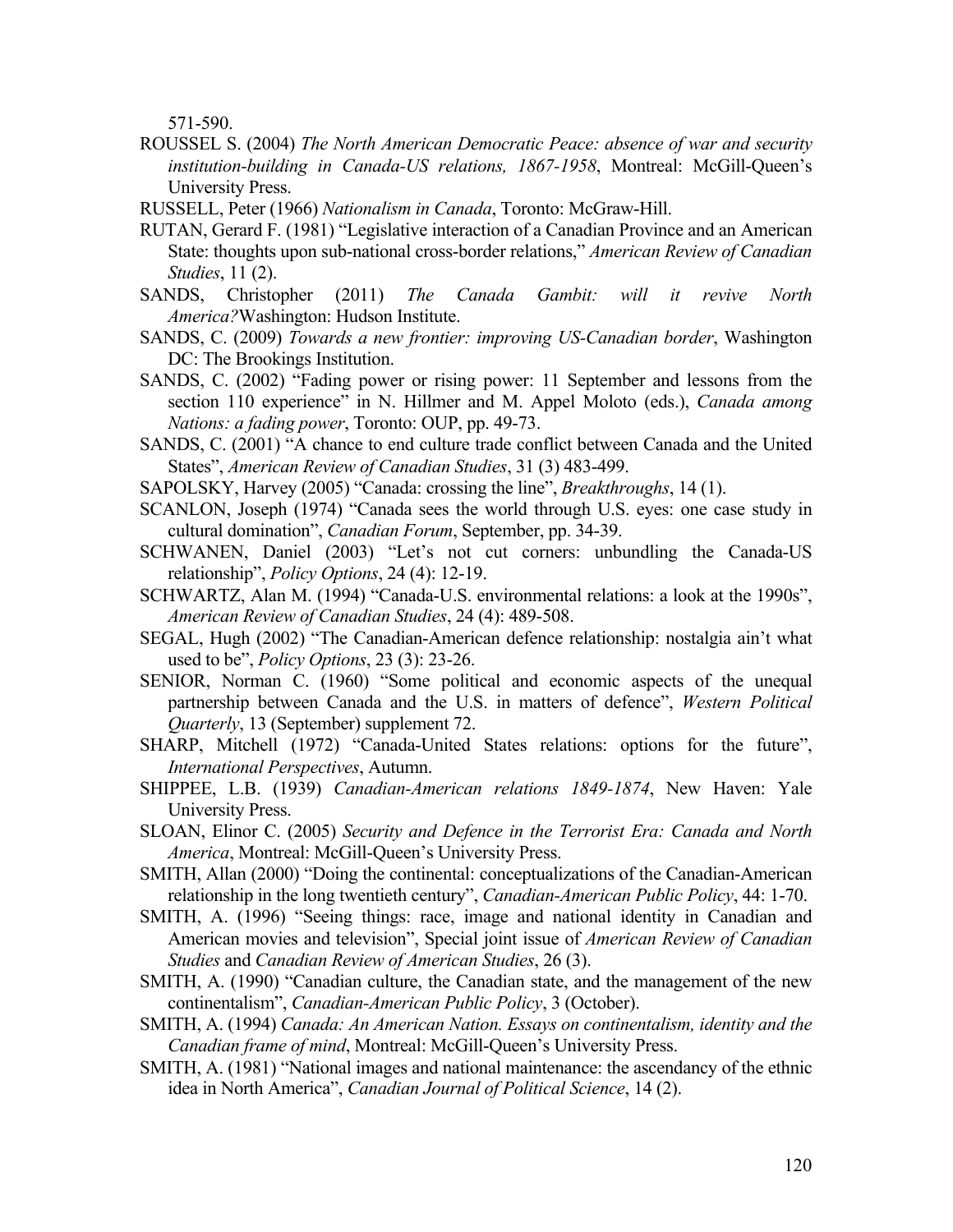571-590.

ROUSSEL S. (2004) *The North American Democratic Peace: absence of war and security institution-building in Canada-US relations, 1867-1958*, Montreal: McGill-Queen's University Press.

RUSSELL, Peter (1966) *Nationalism in Canada*, Toronto: McGraw-Hill.

RUTAN, Gerard F. (1981) "Legislative interaction of a Canadian Province and an American State: thoughts upon sub-national cross-border relations," *American Review of Canadian Studies*, 11 (2).

SANDS, Christopher (2011) *The Canada Gambit: will it revive North America?* Washington: Hudson Institute.

SANDS, C. (2009) *Towards a new frontier: improving US-Canadian border*, Washington DC: The Brookings Institution.

SANDS, C. (2002) "Fading power or rising power: 11 September and lessons from the section 110 experience" in N. Hillmer and M. Appel Moloto (eds.), *Canada among Nations: a fading power*, Toronto: OUP, pp. 49-73.

SANDS, C. (2001) "A chance to end culture trade conflict between Canada and the United States", *American Review of Canadian Studies*, 31 (3) 483-499.

SAPOLSKY, Harvey (2005) "Canada: crossing the line", *Breakthroughs*, 14 (1).

SCANLON, Joseph (1974) "Canada sees the world through U.S. eyes: one case study in cultural domination", *Canadian Forum*, September, pp. 34-39.

SCHWANEN, Daniel (2003) "Let's not cut corners: unbundling the Canada-US relationship", *Policy Options*, 24 (4): 12-19.

SCHWARTZ, Alan M. (1994) "Canada-U.S. environmental relations: a look at the 1990s", *American Review of Canadian Studies*, 24 (4): 489-508.

SEGAL, Hugh (2002) "The Canadian-American defence relationship: nostalgia ain't what used to be", *Policy Options*, 23 (3): 23-26.

SENIOR, Norman C. (1960) "Some political and economic aspects of the unequal partnership between Canada and the U.S. in matters of defence", *Western Political Quarterly*, 13 (September) supplement 72.

SHARP, Mitchell (1972) "Canada-United States relations: options for the future", *International Perspectives*, Autumn.

SHIPPEE, L.B. (1939) *Canadian-American relations 1849-1874*, New Haven: Yale University Press.

SLOAN, Elinor C. (2005) *Security and Defence in the Terrorist Era: Canada and North America*, Montreal: McGill-Queen's University Press.

SMITH, Allan (2000) "Doing the continental: conceptualizations of the Canadian-American relationship in the long twentieth century", *Canadian-American Public Policy*, 44: 1-70.

SMITH, A. (1996) "Seeing things: race, image and national identity in Canadian and American movies and television", Special joint issue of *American Review of Canadian Studies* and *Canadian Review of American Studies*, 26 (3).

SMITH, A. (1990) "Canadian culture, the Canadian state, and the management of the new continentalism", *Canadian-American Public Policy*, 3 (October).

SMITH, A. (1994) *Canada: An American Nation. Essays on continentalism, identity and the Canadian frame of mind*, Montreal: McGill-Queen's University Press.

SMITH, A. (1981) "National images and national maintenance: the ascendancy of the ethnic idea in North America", *Canadian Journal of Political Science*, 14 (2).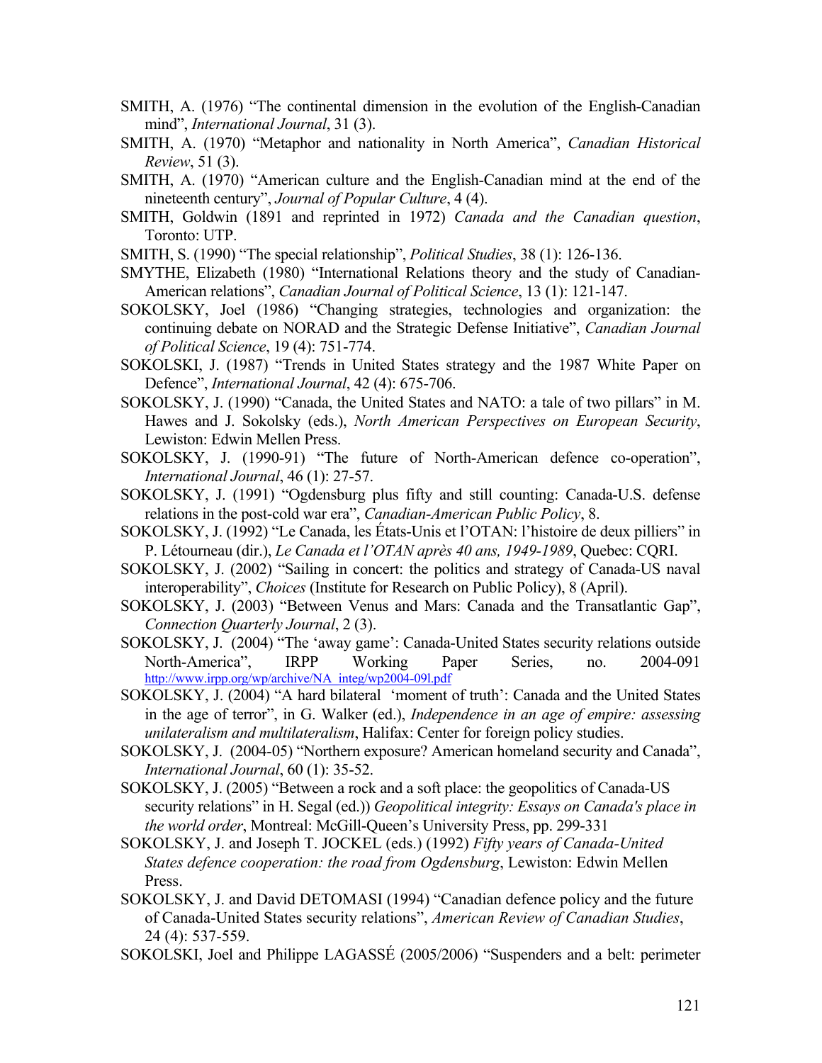SMITH, A. (1976) "The continental dimension in the evolution of the English-Canadian mind", *International Journal*, 31 (3).

SMITH, A. (1970) "Metaphor and nationality in North America", *Canadian Historical Review*, 51 (3).

SMITH, A. (1970) "American culture and the English-Canadian mind at the end of the nineteenth century", *Journal of Popular Culture*, 4 (4).

SMITH, Goldwin (1891 and reprinted in 1972) *Canada and the Canadian question*, Toronto: UTP.

SMITH, S. (1990) "The special relationship", *Political Studies*, 38 (1): 126-136.

SMYTHE, Elizabeth (1980) "International Relations theory and the study of Canadian-American relations", *Canadian Journal of Political Science*, 13 (1): 121-147.

SOKOLSKY, Joel (1986) "Changing strategies, technologies and organization: the continuing debate on NORAD and the Strategic Defense Initiative", *Canadian Journal of Political Science*, 19 (4): 751-774.

SOKOLSKI, J. (1987) "Trends in United States strategy and the 1987 White Paper on Defence", *International Journal*, 42 (4): 675-706.

SOKOLSKY, J. (1990) "Canada, the United States and NATO: a tale of two pillars" in M. Hawes and J. Sokolsky (eds.), *North American Perspectives on European Security*, Lewiston: Edwin Mellen Press.

SOKOLSKY, J. (1990-91) "The future of North-American defence co-operation", *International Journal*, 46 (1): 27-57.

SOKOLSKY, J. (1991) "Ogdensburg plus fifty and still counting: Canada-U.S. defense relations in the post-cold war era", *Canadian-American Public Policy*, 8.

SOKOLSKY, J. (1992) "Le Canada, les États-Unis et l'OTAN: l'histoire de deux pilliers" in P. Létourneau (dir.), *Le Canada et l'OTAN après 40 ans, 1949-1989*, Quebec: CQRI.

SOKOLSKY, J. (2002) "Sailing in concert: the politics and strategy of Canada-US naval interoperability", *Choices* (Institute for Research on Public Policy), 8 (April).

SOKOLSKY, J. (2003) "Between Venus and Mars: Canada and the Transatlantic Gap", *Connection Quarterly Journal*, 2 (3).

SOKOLSKY, J. (2004) "The 'away game': Canada-United States security relations outside North-America", IRPP Working Paper Series, no. 2004-091 http://www.irpp.org/wp/archive/NA_integ/wp2004-09l.pdf

SOKOLSKY, J. (2004) "A hard bilateral 'moment of truth': Canada and the United States in the age of terror", in G. Walker (ed.), *Independence in an age of empire: assessing unilateralism and multilateralism*, Halifax: Center for foreign policy studies.

SOKOLSKY, J. (2004-05) "Northern exposure? American homeland security and Canada", *International Journal*, 60 (1): 35-52.

SOKOLSKY, J. (2005) "Between a rock and a soft place: the geopolitics of Canada-US security relations" in H. Segal (ed.)) *Geopolitical integrity: Essays on Canada's place in the world order*, Montreal: McGill-Queen's University Press, pp. 299-331

SOKOLSKY, J. and Joseph T. JOCKEL (eds.) (1992) *Fifty years of Canada-United States defence cooperation: the road from Ogdensburg*, Lewiston: Edwin Mellen Press.

SOKOLSKY, J. and David DETOMASI (1994) "Canadian defence policy and the future of Canada-United States security relations", *American Review of Canadian Studies*, 24 (4): 537-559.

SOKOLSKI, Joel and Philippe LAGASSÉ (2005/2006) "Suspenders and a belt: perimeter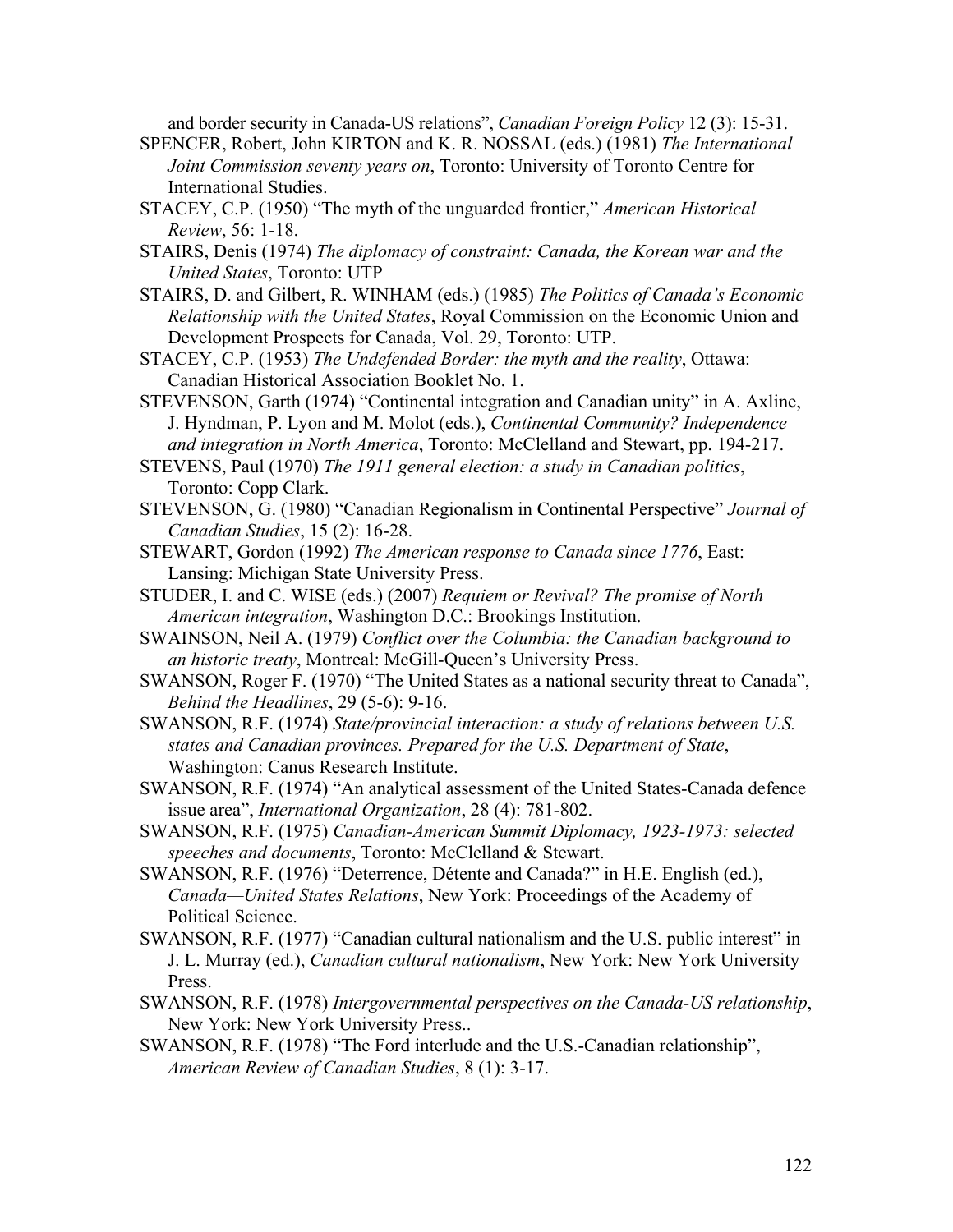and border security in Canada-US relations", *Canadian Foreign Policy* 12 (3): 15-31.

SPENCER, Robert, John KIRTON and K. R. NOSSAL (eds.) (1981) *The International Joint Commission seventy years on*, Toronto: University of Toronto Centre for International Studies.

STACEY, C.P. (1950) "The myth of the unguarded frontier," *American Historical Review*, 56: 1-18.

STAIRS, Denis (1974) *The diplomacy of constraint: Canada, the Korean war and the United States*, Toronto: UTP

STAIRS, D. and Gilbert, R. WINHAM (eds.) (1985) *The Politics of Canada's Economic Relationship with the United States*, Royal Commission on the Economic Union and Development Prospects for Canada, Vol. 29, Toronto: UTP.

STACEY, C.P. (1953) *The Undefended Border: the myth and the reality*, Ottawa: Canadian Historical Association Booklet No. 1.

STEVENSON, Garth (1974) "Continental integration and Canadian unity" in A. Axline, J. Hyndman, P. Lyon and M. Molot (eds.), *Continental Community? Independence and integration in North America*, Toronto: McClelland and Stewart, pp. 194-217.

STEVENS, Paul (1970) *The 1911 general election: a study in Canadian politics*, Toronto: Copp Clark.

STEVENSON, G. (1980) "Canadian Regionalism in Continental Perspective" *Journal of Canadian Studies*, 15 (2): 16-28.

STEWART, Gordon (1992) *The American response to Canada since 1776*, East: Lansing: Michigan State University Press.

STUDER, I. and C. WISE (eds.) (2007) *Requiem or Revival? The promise of North American integration*, Washington D.C.: Brookings Institution.

SWAINSON, Neil A. (1979) *Conflict over the Columbia: the Canadian background to an historic treaty*, Montreal: McGill-Queen's University Press.

SWANSON, Roger F. (1970) "The United States as a national security threat to Canada", *Behind the Headlines*, 29 (5-6): 9-16.

SWANSON, R.F. (1974) *State/provincial interaction: a study of relations between U.S. states and Canadian provinces. Prepared for the U.S. Department of State*, Washington: Canus Research Institute.

SWANSON, R.F. (1974) "An analytical assessment of the United States-Canada defence issue area", *International Organization*, 28 (4): 781-802.

SWANSON, R.F. (1975) *Canadian-American Summit Diplomacy, 1923-1973: selected speeches and documents*, Toronto: McClelland & Stewart.

SWANSON, R.F. (1976) "Deterrence, Détente and Canada?" in H.E. English (ed.), *Canada—United States Relations*, New York: Proceedings of the Academy of Political Science.

SWANSON, R.F. (1977) "Canadian cultural nationalism and the U.S. public interest" in J. L. Murray (ed.), *Canadian cultural nationalism*, New York: New York University Press.

SWANSON, R.F. (1978) *Intergovernmental perspectives on the Canada-US relationship*, New York: New York University Press..

SWANSON, R.F. (1978) "The Ford interlude and the U.S.-Canadian relationship", *American Review of Canadian Studies*, 8 (1): 3-17.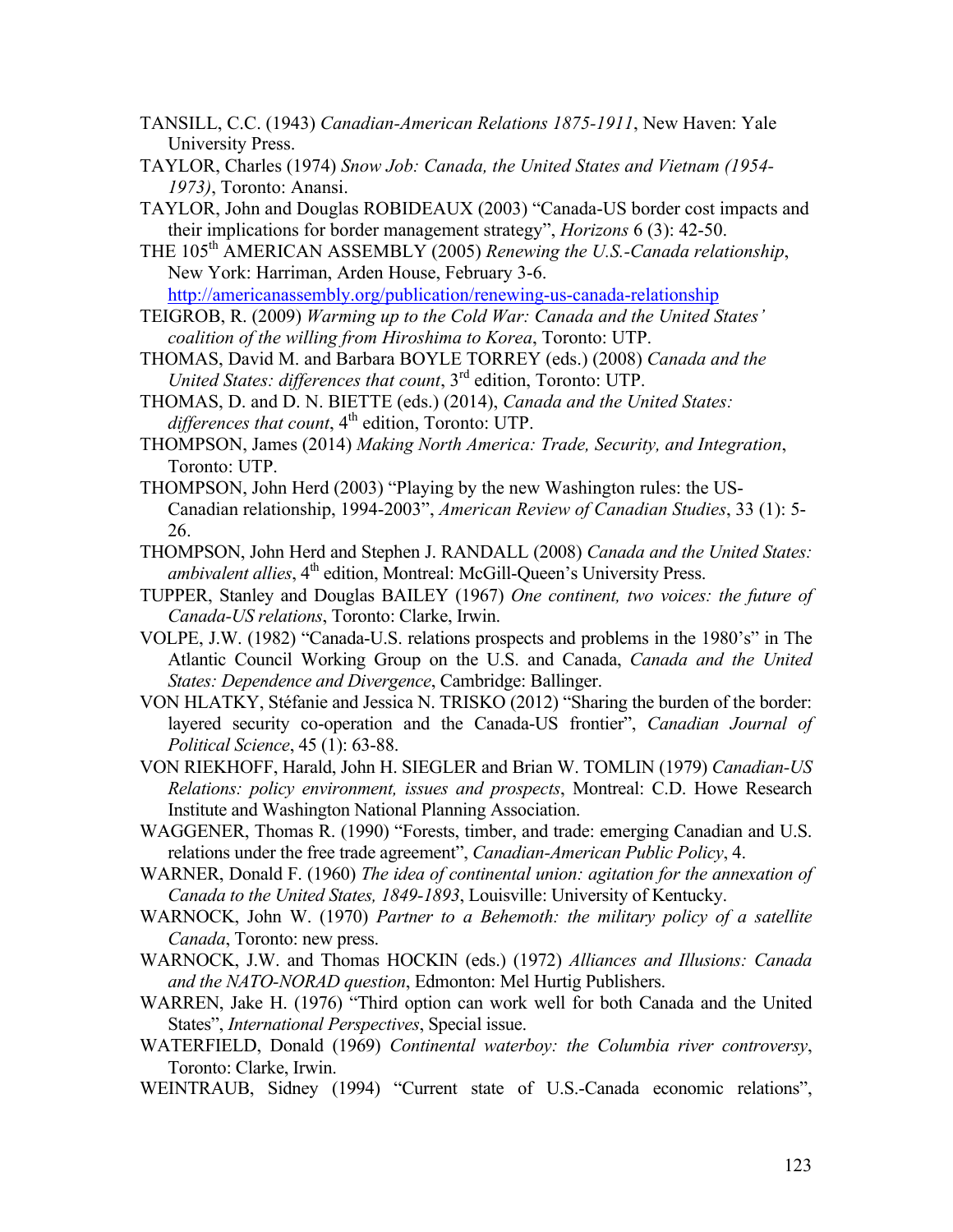TANSILL, C.C. (1943) *Canadian-American Relations 1875-1911*, New Haven: Yale University Press.

TAYLOR, Charles (1974) *Snow Job: Canada, the United States and Vietnam (1954-1973)*, Toronto: Anansi.

TAYLOR, John and Douglas ROBIDEAUX (2003) "Canada-US border cost impacts and their implications for border management strategy", *Horizons* 6 (3): 42-50.

THE 105th AMERICAN ASSEMBLY (2005) *Renewing the U.S.-Canada relationship*, New York: Harriman, Arden House, February 3-6. http://americanassembly.org/publication/renewing-us-canada-relationship

TEIGROB, R. (2009) *Warming up to the Cold War: Canada and the United States' coalition of the willing from Hiroshima to Korea*, Toronto: UTP.

THOMAS, David M. and Barbara BOYLE TORREY (eds.) (2008) *Canada and the United States: differences that count*, 3rd edition, Toronto: UTP.

THOMAS, D. and D. N. BIETTE (eds.) (2014), *Canada and the United States: differences that count*, 4th edition, Toronto: UTP.

THOMPSON, James (2014) *Making North America: Trade, Security, and Integration*, Toronto: UTP.

THOMPSON, John Herd (2003) "Playing by the new Washington rules: the US-Canadian relationship, 1994-2003", *American Review of Canadian Studies*, 33 (1): 5-26.

THOMPSON, John Herd and Stephen J. RANDALL (2008) *Canada and the United States: ambivalent allies*, 4th edition, Montreal: McGill-Queen's University Press.

TUPPER, Stanley and Douglas BAILEY (1967) *One continent, two voices: the future of Canada-US relations*, Toronto: Clarke, Irwin.

VOLPE, J.W. (1982) "Canada-U.S. relations prospects and problems in the 1980's" in The Atlantic Council Working Group on the U.S. and Canada, *Canada and the United States: Dependence and Divergence*, Cambridge: Ballinger.

VON HLATKY, Stéfanie and Jessica N. TRISKO (2012) "Sharing the burden of the border: layered security co-operation and the Canada-US frontier", *Canadian Journal of Political Science*, 45 (1): 63-88.

VON RIEKHOFF, Harald, John H. SIEGLER and Brian W. TOMLIN (1979) *Canadian-US Relations: policy environment, issues and prospects*, Montreal: C.D. Howe Research Institute and Washington National Planning Association.

WAGGENER, Thomas R. (1990) "Forests, timber, and trade: emerging Canadian and U.S. relations under the free trade agreement", *Canadian-American Public Policy*, 4.

WARNER, Donald F. (1960) *The idea of continental union: agitation for the annexation of Canada to the United States, 1849-1893*, Louisville: University of Kentucky.

WARNOCK, John W. (1970) *Partner to a Behemoth: the military policy of a satellite Canada*, Toronto: new press.

WARNOCK, J.W. and Thomas HOCKIN (eds.) (1972) *Alliances and Illusions: Canada and the NATO-NORAD question*, Edmonton: Mel Hurtig Publishers.

WARREN, Jake H. (1976) "Third option can work well for both Canada and the United States", *International Perspectives*, Special issue.

WATERFIELD, Donald (1969) *Continental waterboy: the Columbia river controversy*, Toronto: Clarke, Irwin.

WEINTRAUB, Sidney (1994) "Current state of U.S.-Canada economic relations",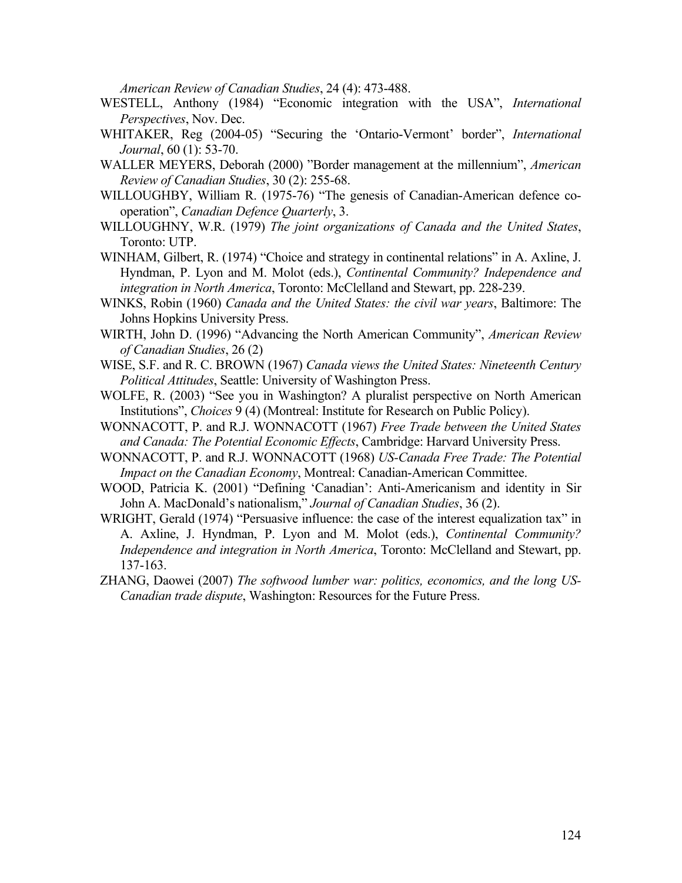*American Review of Canadian Studies*, 24 (4): 473-488.

WESTELL, Anthony (1984) "Economic integration with the USA", *International Perspectives*, Nov. Dec.

WHITAKER, Reg (2004-05) "Securing the 'Ontario-Vermont' border", *International Journal*, 60 (1): 53-70.

WALLER MEYERS, Deborah (2000) "Border management at the millennium", *American Review of Canadian Studies*, 30 (2): 255-68.

WILLOUGHBY, William R. (1975-76) "The genesis of Canadian-American defence co-operation", *Canadian Defence Quarterly*, 3.

WILLOUGHNY, W.R. (1979) *The joint organizations of Canada and the United States*, Toronto: UTP.

WINHAM, Gilbert, R. (1974) "Choice and strategy in continental relations" in A. Axline, J. Hyndman, P. Lyon and M. Molot (eds.), *Continental Community? Independence and integration in North America*, Toronto: McClelland and Stewart, pp. 228-239.

WINKS, Robin (1960) *Canada and the United States: the civil war years*, Baltimore: The Johns Hopkins University Press.

WIRTH, John D. (1996) "Advancing the North American Community", *American Review of Canadian Studies*, 26 (2)

WISE, S.F. and R. C. BROWN (1967) *Canada views the United States: Nineteenth Century Political Attitudes*, Seattle: University of Washington Press.

WOLFE, R. (2003) "See you in Washington? A pluralist perspective on North American Institutions", *Choices* 9 (4) (Montreal: Institute for Research on Public Policy).

WONNACOTT, P. and R.J. WONNACOTT (1967) *Free Trade between the United States and Canada: The Potential Economic Effects*, Cambridge: Harvard University Press.

WONNACOTT, P. and R.J. WONNACOTT (1968) *US-Canada Free Trade: The Potential Impact on the Canadian Economy*, Montreal: Canadian-American Committee.

WOOD, Patricia K. (2001) "Defining 'Canadian': Anti-Americanism and identity in Sir John A. MacDonald's nationalism," *Journal of Canadian Studies*, 36 (2).

WRIGHT, Gerald (1974) "Persuasive influence: the case of the interest equalization tax" in A. Axline, J. Hyndman, P. Lyon and M. Molot (eds.), *Continental Community? Independence and integration in North America*, Toronto: McClelland and Stewart, pp. 137-163.

ZHANG, Daowei (2007) *The softwood lumber war: politics, economics, and the long US-Canadian trade dispute*, Washington: Resources for the Future Press.